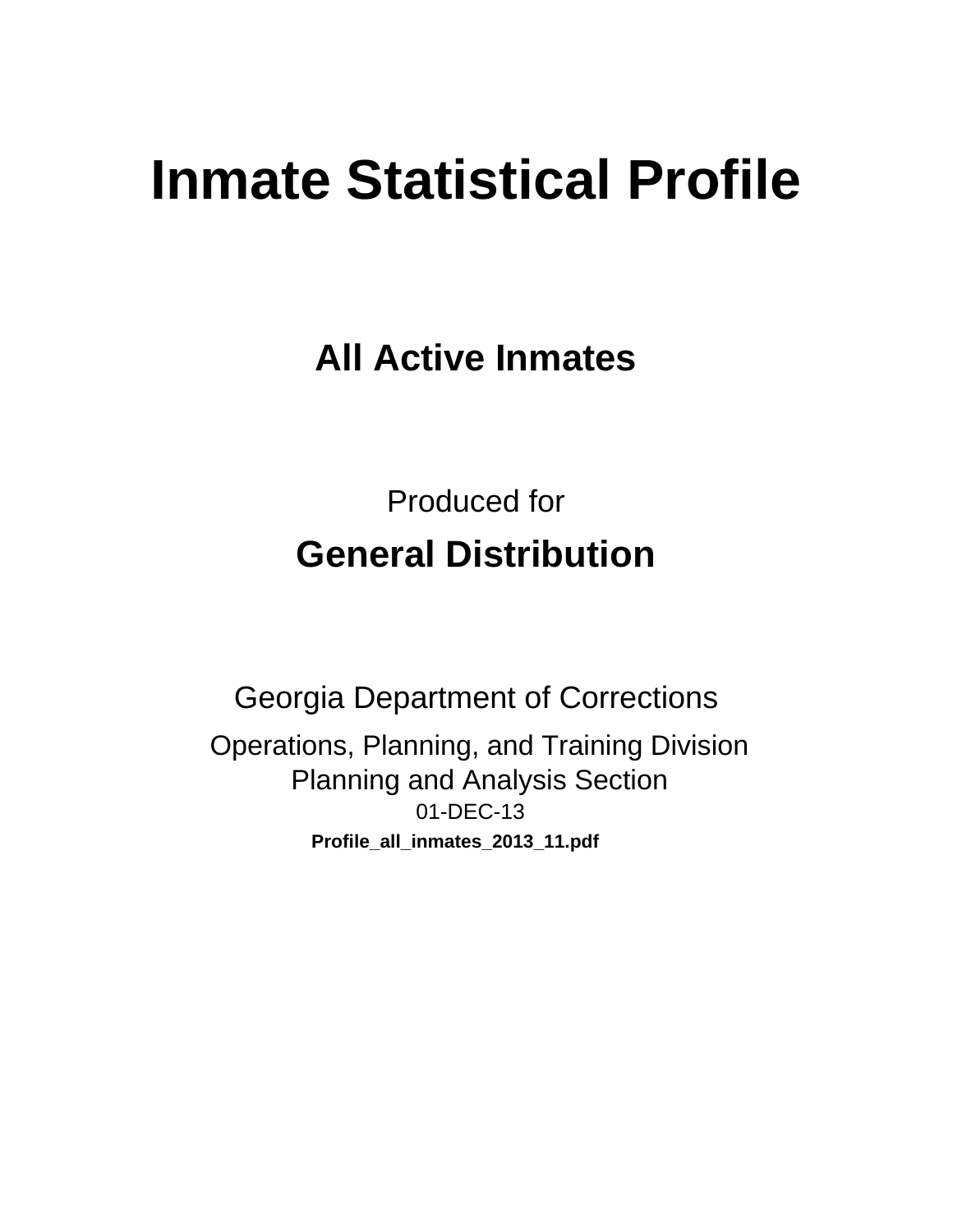# Inmate Statistical Profile

## All Active Inmates

Produced for

## General Distribution

Georgia Department of Corrections

Operations, Planning, and Training Division
Planning and Analysis Section
01-DEC-13

**Profile_all_inmates_2013_11.pdf**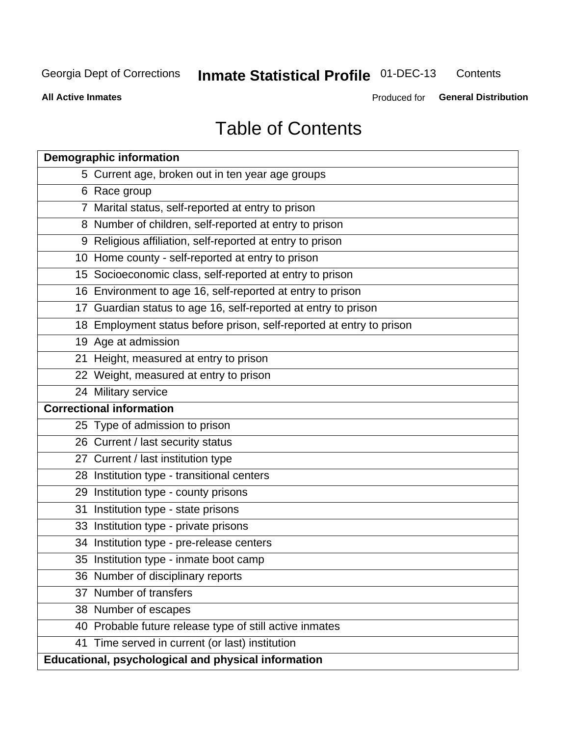# Table of Contents

| Demographic information | |
|---|---|
| 5 | Current age, broken out in ten year age groups |
| 6 | Race group |
| 7 | Marital status, self-reported at entry to prison |
| 8 | Number of children, self-reported at entry to prison |
| 9 | Religious affiliation, self-reported at entry to prison |
| 10 | Home county - self-reported at entry to prison |
| 15 | Socioeconomic class, self-reported at entry to prison |
| 16 | Environment to age 16, self-reported at entry to prison |
| 17 | Guardian status to age 16, self-reported at entry to prison |
| 18 | Employment status before prison, self-reported at entry to prison |
| 19 | Age at admission |
| 21 | Height, measured at entry to prison |
| 22 | Weight, measured at entry to prison |
| 24 | Military service |
| **Correctional information** | |
| 25 | Type of admission to prison |
| 26 | Current / last security status |
| 27 | Current / last institution type |
| 28 | Institution type - transitional centers |
| 29 | Institution type - county prisons |
| 31 | Institution type - state prisons |
| 33 | Institution type - private prisons |
| 34 | Institution type - pre-release centers |
| 35 | Institution type - inmate boot camp |
| 36 | Number of disciplinary reports |
| 37 | Number of transfers |
| 38 | Number of escapes |
| 40 | Probable future release type of still active inmates |
| 41 | Time served in current (or last) institution |
| **Educational, psychological and physical information** | |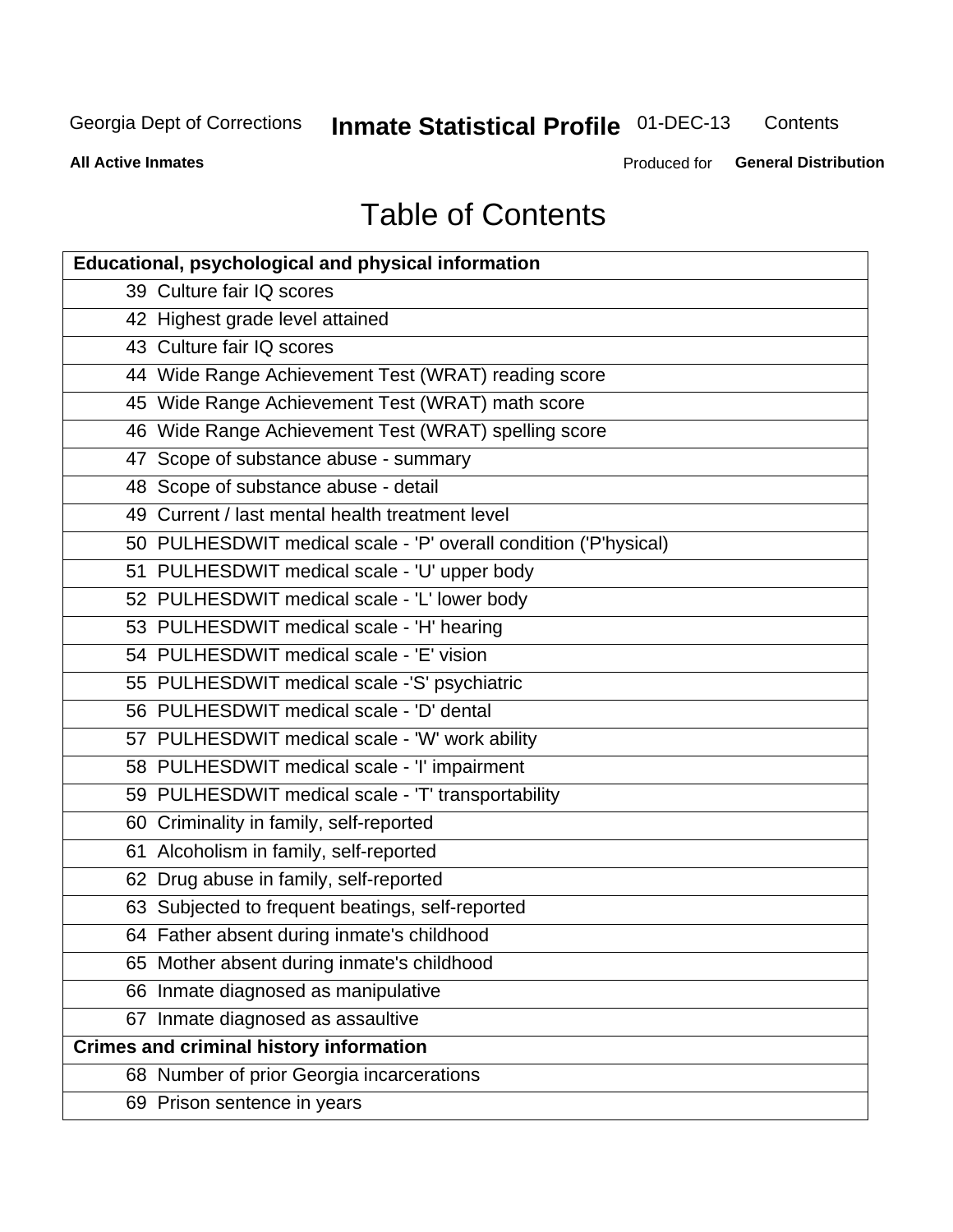# Table of Contents

| Educational, psychological and physical information | |
|---|---|
| 39 | Culture fair IQ scores |
| 42 | Highest grade level attained |
| 43 | Culture fair IQ scores |
| 44 | Wide Range Achievement Test (WRAT) reading score |
| 45 | Wide Range Achievement Test (WRAT) math score |
| 46 | Wide Range Achievement Test (WRAT) spelling score |
| 47 | Scope of substance abuse - summary |
| 48 | Scope of substance abuse - detail |
| 49 | Current / last mental health treatment level |
| 50 | PULHESDWIT medical scale - 'P' overall condition ('P'hysical) |
| 51 | PULHESDWIT medical scale - 'U' upper body |
| 52 | PULHESDWIT medical scale - 'L' lower body |
| 53 | PULHESDWIT medical scale - 'H' hearing |
| 54 | PULHESDWIT medical scale - 'E' vision |
| 55 | PULHESDWIT medical scale -'S' psychiatric |
| 56 | PULHESDWIT medical scale - 'D' dental |
| 57 | PULHESDWIT medical scale - 'W' work ability |
| 58 | PULHESDWIT medical scale - 'I' impairment |
| 59 | PULHESDWIT medical scale - 'T' transportability |
| 60 | Criminality in family, self-reported |
| 61 | Alcoholism in family, self-reported |
| 62 | Drug abuse in family, self-reported |
| 63 | Subjected to frequent beatings, self-reported |
| 64 | Father absent during inmate's childhood |
| 65 | Mother absent during inmate's childhood |
| 66 | Inmate diagnosed as manipulative |
| 67 | Inmate diagnosed as assaultive |
| **Crimes and criminal history information** | |
| 68 | Number of prior Georgia incarcerations |
| 69 | Prison sentence in years |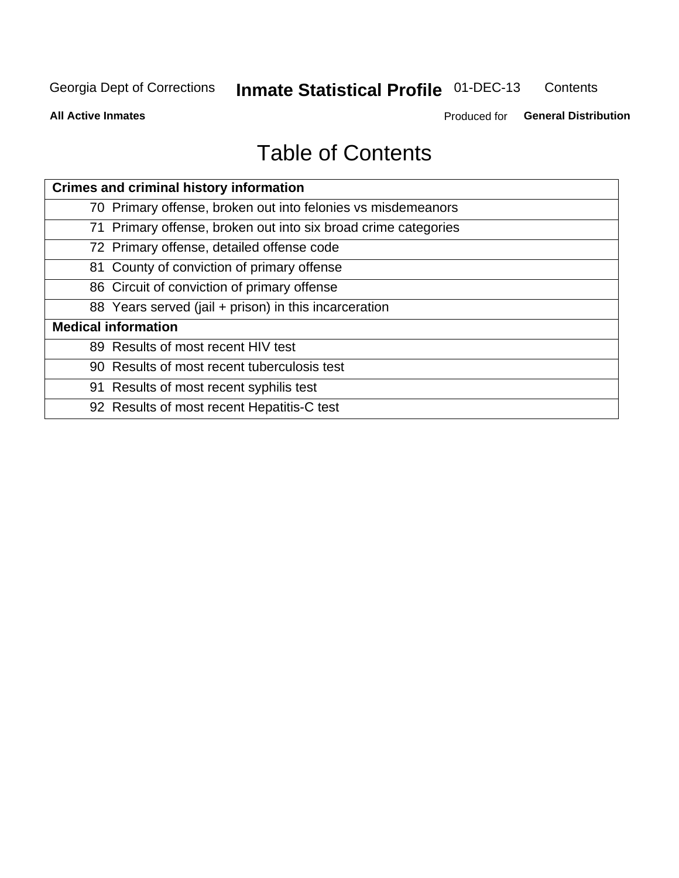# Table of Contents

| Crimes and criminal history information | |
|---|---|
| 70 | Primary offense, broken out into felonies vs misdemeanors |
| 71 | Primary offense, broken out into six broad crime categories |
| 72 | Primary offense, detailed offense code |
| 81 | County of conviction of primary offense |
| 86 | Circuit of conviction of primary offense |
| 88 | Years served (jail + prison) in this incarceration |
| **Medical information** | |
| 89 | Results of most recent HIV test |
| 90 | Results of most recent tuberculosis test |
| 91 | Results of most recent syphilis test |
| 92 | Results of most recent Hepatitis-C test |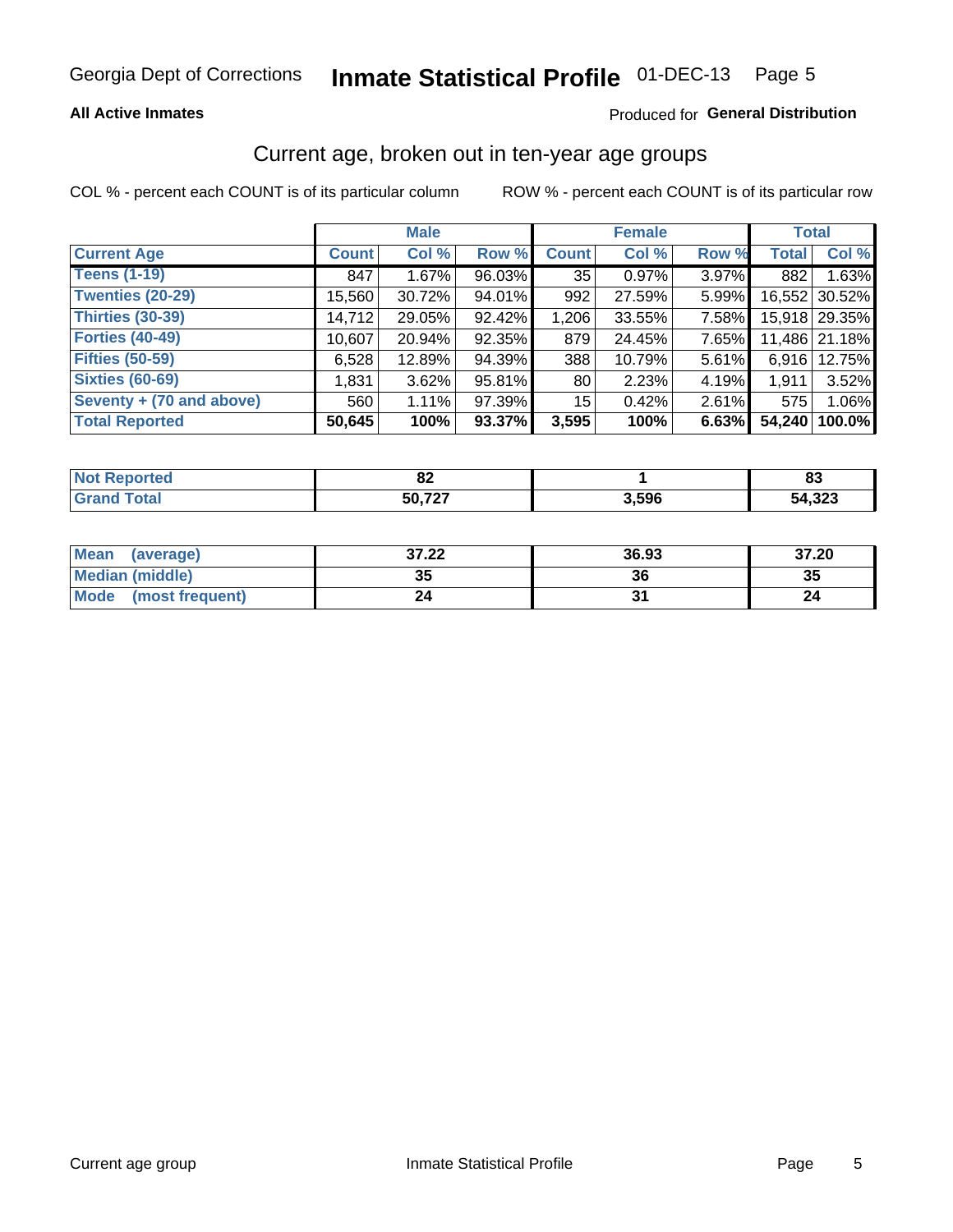Georgia Dept of Corrections **Inmate Statistical Profile** 01-DEC-13

**All Active Inmates**

Produced for **General Distribution**

## Current age, broken out in ten-year age groups

COL % - percent each COUNT is of its particular column    ROW % - percent each COUNT is of its particular row

| | Male | | | Female | | | Total | |
|---|---|---|---|---|---|---|---|---|
| **Current Age** | **Count** | **Col %** | **Row %** | **Count** | **Col %** | **Row %** | **Total** | **Col %** |
| **Teens (1-19)** | 847 | 1.67% | 96.03% | 35 | 0.97% | 3.97% | 882 | 1.63% |
| **Twenties (20-29)** | 15,560 | 30.72% | 94.01% | 992 | 27.59% | 5.99% | 16,552 | 30.52% |
| **Thirties (30-39)** | 14,712 | 29.05% | 92.42% | 1,206 | 33.55% | 7.58% | 15,918 | 29.35% |
| **Forties (40-49)** | 10,607 | 20.94% | 92.35% | 879 | 24.45% | 7.65% | 11,486 | 21.18% |
| **Fifties (50-59)** | 6,528 | 12.89% | 94.39% | 388 | 10.79% | 5.61% | 6,916 | 12.75% |
| **Sixties (60-69)** | 1,831 | 3.62% | 95.81% | 80 | 2.23% | 4.19% | 1,911 | 3.52% |
| **Seventy + (70 and above)** | 560 | 1.11% | 97.39% | 15 | 0.42% | 2.61% | 575 | 1.06% |
| **Total Reported** | **50,645** | **100%** | **93.37%** | **3,595** | **100%** | **6.63%** | **54,240** | **100.0%** |

| | Male | Female | Total |
|---|---|---|---|
| **Not Reported** | **82** | **1** | **83** |
| **Grand Total** | **50,727** | **3,596** | **54,323** |

| | Male | Female | Total |
|---|---|---|---|
| **Mean (average)** | **37.22** | **36.93** | **37.20** |
| **Median (middle)** | **35** | **36** | **35** |
| **Mode (most frequent)** | **24** | **31** | **24** |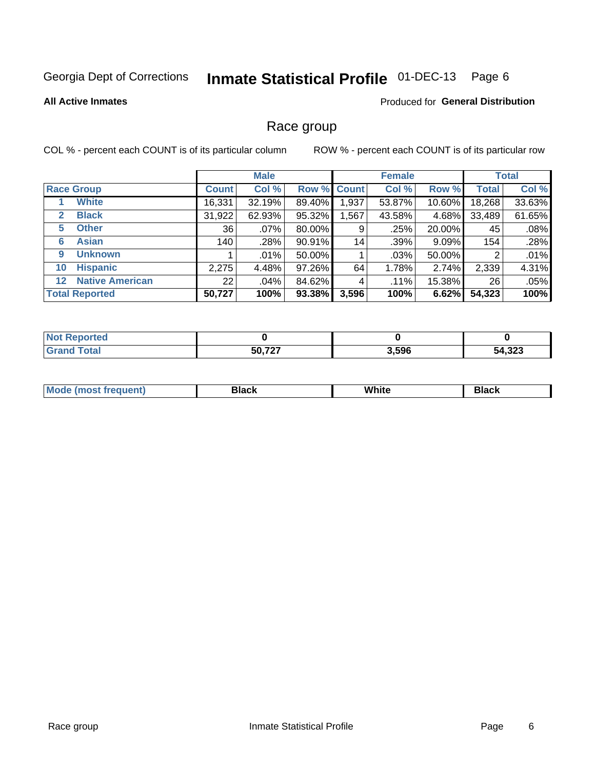Georgia Dept of Corrections **Inmate Statistical Profile** 01-DEC-13

**All Active Inmates**

Produced for **General Distribution**

## Race group

COL % - percent each COUNT is of its particular column

ROW % - percent each COUNT is of its particular row

| | | Male | | | Female | | | Total | |
|---|---|---|---|---|---|---|---|---|---|
| **Race Group** | | **Count** | **Col %** | **Row %** | **Count** | **Col %** | **Row %** | **Total** | **Col %** |
| 1 | **White** | 16,331 | 32.19% | 89.40% | 1,937 | 53.87% | 10.60% | 18,268 | 33.63% |
| 2 | **Black** | 31,922 | 62.93% | 95.32% | 1,567 | 43.58% | 4.68% | 33,489 | 61.65% |
| 5 | **Other** | 36 | .07% | 80.00% | 9 | .25% | 20.00% | 45 | .08% |
| 6 | **Asian** | 140 | .28% | 90.91% | 14 | .39% | 9.09% | 154 | .28% |
| 9 | **Unknown** | 1 | .01% | 50.00% | 1 | .03% | 50.00% | 2 | .01% |
| 10 | **Hispanic** | 2,275 | 4.48% | 97.26% | 64 | 1.78% | 2.74% | 2,339 | 4.31% |
| 12 | **Native American** | 22 | .04% | 84.62% | 4 | .11% | 15.38% | 26 | .05% |
| **Total Reported** | | **50,727** | **100%** | **93.38%** | **3,596** | **100%** | **6.62%** | **54,323** | **100%** |

| | Male | Female | Total |
|---|---|---|---|
| **Not Reported** | **0** | **0** | **0** |
| **Grand Total** | **50,727** | **3,596** | **54,323** |

| | Male | Female | Total |
|---|---|---|---|
| **Mode (most frequent)** | **Black** | **White** | **Black** |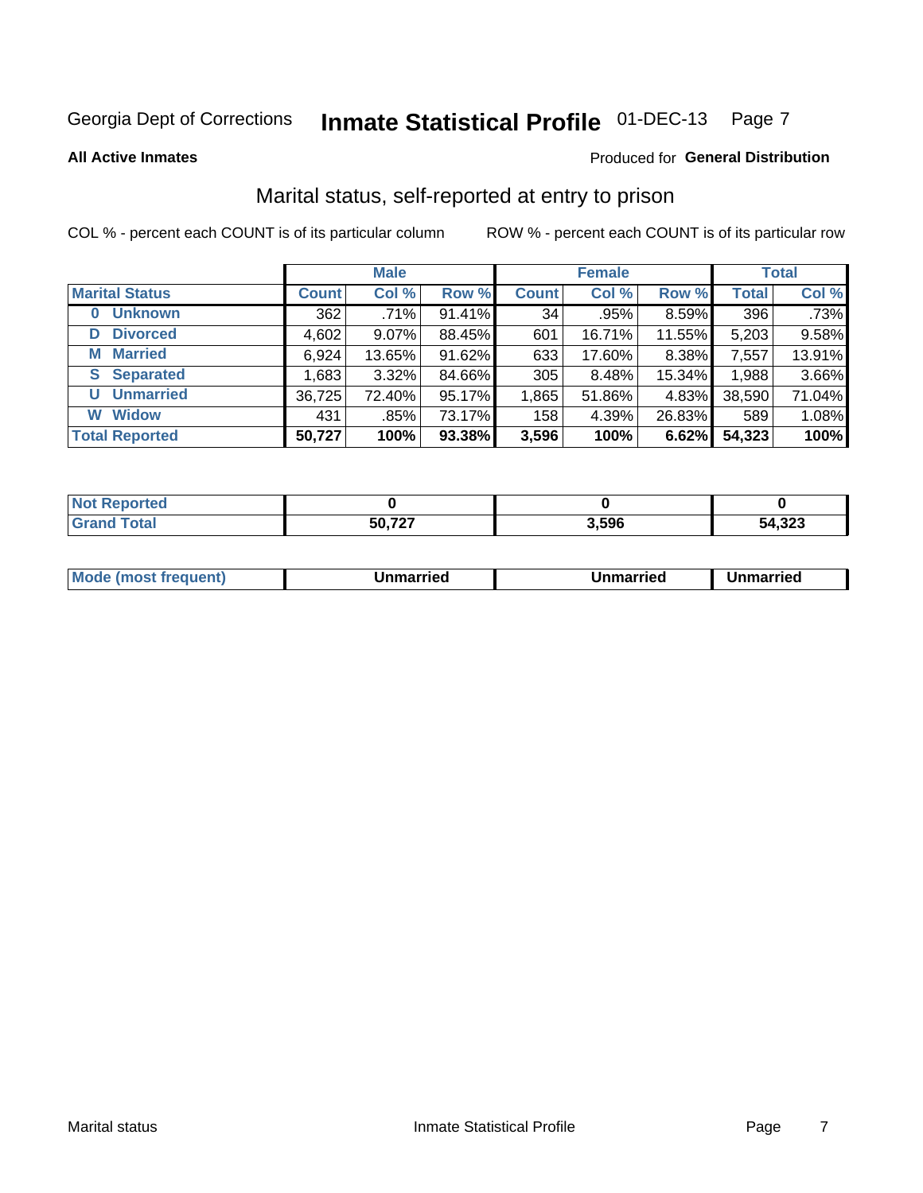Georgia Dept of Corrections **Inmate Statistical Profile** 01-DEC-13

**All Active Inmates**

Produced for **General Distribution**

## Marital status, self-reported at entry to prison

COL % - percent each COUNT is of its particular column ROW % - percent each COUNT is of its particular row

| | Male | | | Female | | | Total | |
|---|---|---|---|---|---|---|---|---|
| **Marital Status** | **Count** | **Col %** | **Row %** | **Count** | **Col %** | **Row %** | **Total** | **Col %** |
| **0 Unknown** | 362 | .71% | 91.41% | 34 | .95% | 8.59% | 396 | .73% |
| **D Divorced** | 4,602 | 9.07% | 88.45% | 601 | 16.71% | 11.55% | 5,203 | 9.58% |
| **M Married** | 6,924 | 13.65% | 91.62% | 633 | 17.60% | 8.38% | 7,557 | 13.91% |
| **S Separated** | 1,683 | 3.32% | 84.66% | 305 | 8.48% | 15.34% | 1,988 | 3.66% |
| **U Unmarried** | 36,725 | 72.40% | 95.17% | 1,865 | 51.86% | 4.83% | 38,590 | 71.04% |
| **W Widow** | 431 | .85% | 73.17% | 158 | 4.39% | 26.83% | 589 | 1.08% |
| **Total Reported** | **50,727** | **100%** | **93.38%** | **3,596** | **100%** | **6.62%** | **54,323** | **100%** |

| | Male | Female | Total |
|---|---|---|---|
| **Not Reported** | **0** | **0** | **0** |
| **Grand Total** | **50,727** | **3,596** | **54,323** |

| | Male | Female | Total |
|---|---|---|---|
| **Mode (most frequent)** | **Unmarried** | **Unmarried** | **Unmarried** |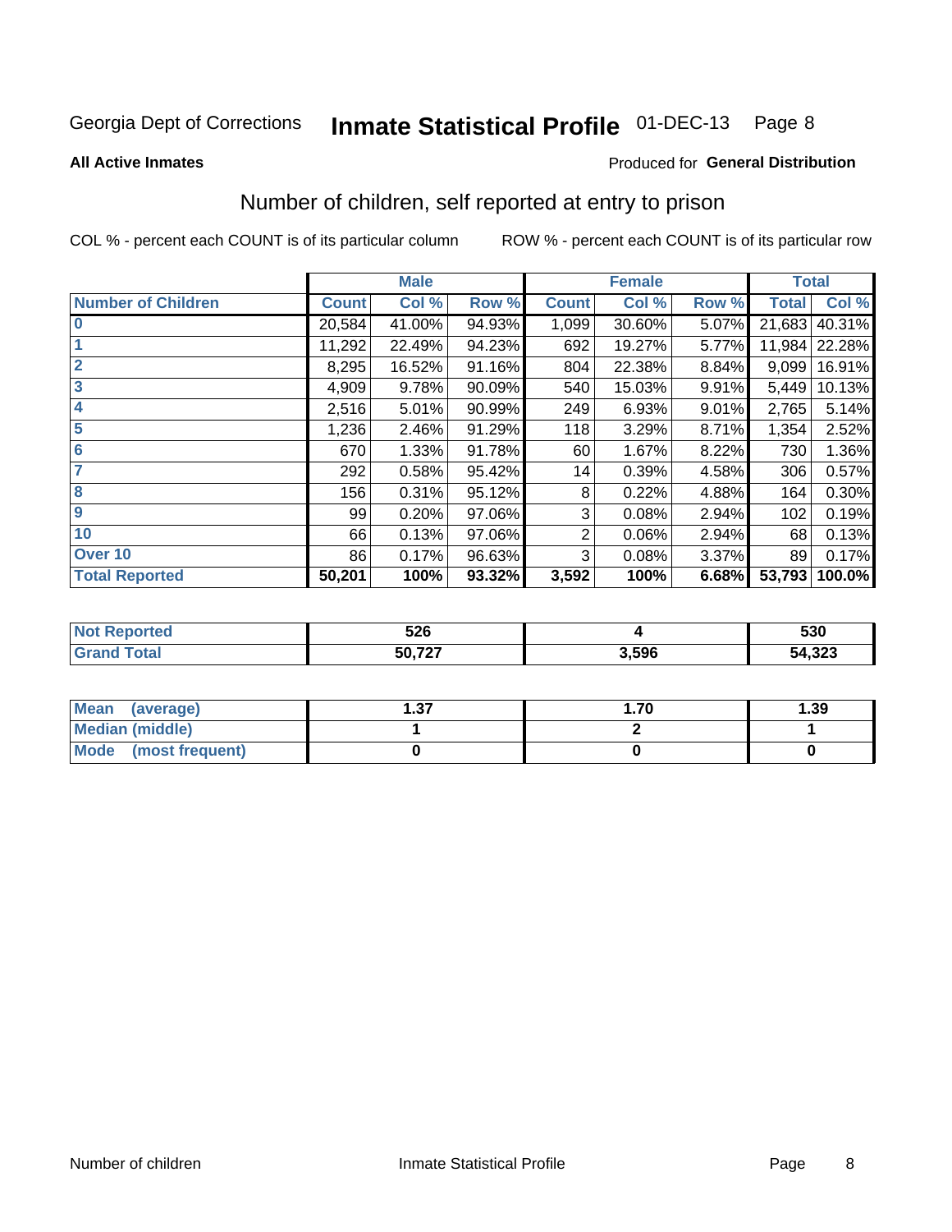Georgia Dept of Corrections **Inmate Statistical Profile** 01-DEC-13

**All Active Inmates**

Produced for **General Distribution**

## Number of children, self reported at entry to prison

COL % - percent each COUNT is of its particular column ROW % - percent each COUNT is of its particular row

| | Male | | | Female | | | Total | |
|---|---|---|---|---|---|---|---|---|
| **Number of Children** | **Count** | **Col %** | **Row %** | **Count** | **Col %** | **Row %** | **Total** | **Col %** |
| **0** | 20,584 | 41.00% | 94.93% | 1,099 | 30.60% | 5.07% | 21,683 | 40.31% |
| **1** | 11,292 | 22.49% | 94.23% | 692 | 19.27% | 5.77% | 11,984 | 22.28% |
| **2** | 8,295 | 16.52% | 91.16% | 804 | 22.38% | 8.84% | 9,099 | 16.91% |
| **3** | 4,909 | 9.78% | 90.09% | 540 | 15.03% | 9.91% | 5,449 | 10.13% |
| **4** | 2,516 | 5.01% | 90.99% | 249 | 6.93% | 9.01% | 2,765 | 5.14% |
| **5** | 1,236 | 2.46% | 91.29% | 118 | 3.29% | 8.71% | 1,354 | 2.52% |
| **6** | 670 | 1.33% | 91.78% | 60 | 1.67% | 8.22% | 730 | 1.36% |
| **7** | 292 | 0.58% | 95.42% | 14 | 0.39% | 4.58% | 306 | 0.57% |
| **8** | 156 | 0.31% | 95.12% | 8 | 0.22% | 4.88% | 164 | 0.30% |
| **9** | 99 | 0.20% | 97.06% | 3 | 0.08% | 2.94% | 102 | 0.19% |
| **10** | 66 | 0.13% | 97.06% | 2 | 0.06% | 2.94% | 68 | 0.13% |
| **Over 10** | 86 | 0.17% | 96.63% | 3 | 0.08% | 3.37% | 89 | 0.17% |
| **Total Reported** | **50,201** | **100%** | **93.32%** | **3,592** | **100%** | **6.68%** | **53,793** | **100.0%** |

| | Male | Female | Total |
|---|---|---|---|
| **Not Reported** | **526** | **4** | **530** |
| **Grand Total** | **50,727** | **3,596** | **54,323** |

| | Male | Female | Total |
|---|---|---|---|
| **Mean (average)** | **1.37** | **1.70** | **1.39** |
| **Median (middle)** | **1** | **2** | **1** |
| **Mode (most frequent)** | **0** | **0** | **0** |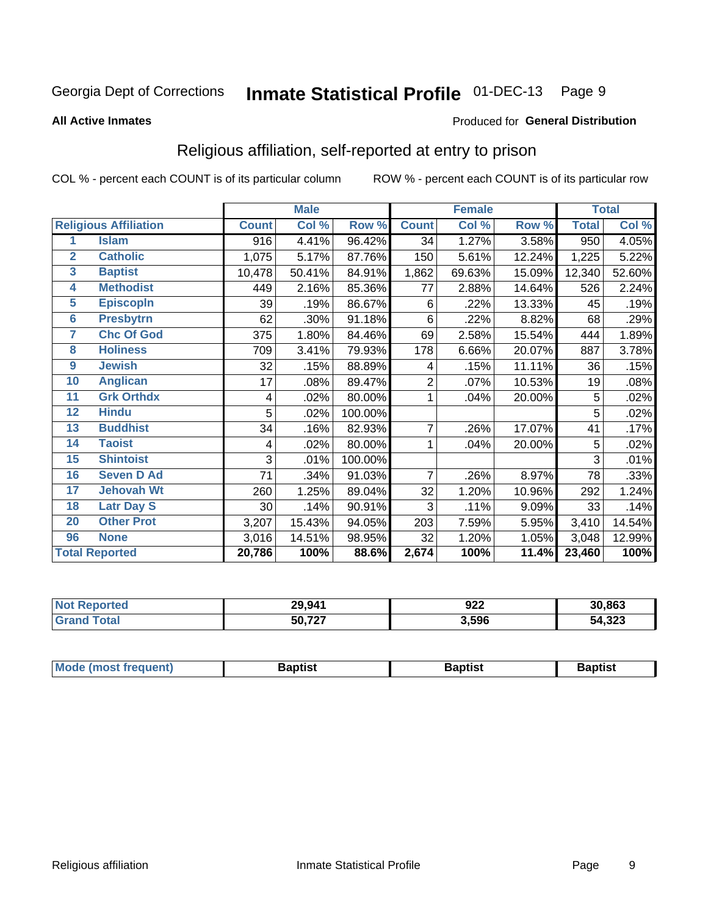Georgia Dept of Corrections **Inmate Statistical Profile** 01-DEC-13

**All Active Inmates**

Produced for **General Distribution**

## Religious affiliation, self-reported at entry to prison

COL % - percent each COUNT is of its particular column ROW % - percent each COUNT is of its particular row

| | | Male | | | Female | | | Total | |
|---|---|---|---|---|---|---|---|---|---|
| **Religious Affiliation** | | **Count** | **Col %** | **Row %** | **Count** | **Col %** | **Row %** | **Total** | **Col %** |
| 1 | Islam | 916 | 4.41% | 96.42% | 34 | 1.27% | 3.58% | 950 | 4.05% |
| 2 | Catholic | 1,075 | 5.17% | 87.76% | 150 | 5.61% | 12.24% | 1,225 | 5.22% |
| 3 | Baptist | 10,478 | 50.41% | 84.91% | 1,862 | 69.63% | 15.09% | 12,340 | 52.60% |
| 4 | Methodist | 449 | 2.16% | 85.36% | 77 | 2.88% | 14.64% | 526 | 2.24% |
| 5 | Episcopln | 39 | .19% | 86.67% | 6 | .22% | 13.33% | 45 | .19% |
| 6 | Presbytrn | 62 | .30% | 91.18% | 6 | .22% | 8.82% | 68 | .29% |
| 7 | Chc Of God | 375 | 1.80% | 84.46% | 69 | 2.58% | 15.54% | 444 | 1.89% |
| 8 | Holiness | 709 | 3.41% | 79.93% | 178 | 6.66% | 20.07% | 887 | 3.78% |
| 9 | Jewish | 32 | .15% | 88.89% | 4 | .15% | 11.11% | 36 | .15% |
| 10 | Anglican | 17 | .08% | 89.47% | 2 | .07% | 10.53% | 19 | .08% |
| 11 | Grk Orthdx | 4 | .02% | 80.00% | 1 | .04% | 20.00% | 5 | .02% |
| 12 | Hindu | 5 | .02% | 100.00% | | | | 5 | .02% |
| 13 | Buddhist | 34 | .16% | 82.93% | 7 | .26% | 17.07% | 41 | .17% |
| 14 | Taoist | 4 | .02% | 80.00% | 1 | .04% | 20.00% | 5 | .02% |
| 15 | Shintoist | 3 | .01% | 100.00% | | | | 3 | .01% |
| 16 | Seven D Ad | 71 | .34% | 91.03% | 7 | .26% | 8.97% | 78 | .33% |
| 17 | Jehovah Wt | 260 | 1.25% | 89.04% | 32 | 1.20% | 10.96% | 292 | 1.24% |
| 18 | Latr Day S | 30 | .14% | 90.91% | 3 | .11% | 9.09% | 33 | .14% |
| 20 | Other Prot | 3,207 | 15.43% | 94.05% | 203 | 7.59% | 5.95% | 3,410 | 14.54% |
| 96 | None | 3,016 | 14.51% | 98.95% | 32 | 1.20% | 1.05% | 3,048 | 12.99% |
| **Total Reported** | | **20,786** | **100%** | **88.6%** | **2,674** | **100%** | **11.4%** | **23,460** | **100%** |

| | Male | Female | Total |
|---|---|---|---|
| Not Reported | 29,941 | 922 | 30,863 |
| Grand Total | 50,727 | 3,596 | 54,323 |

| | Male | Female | Total |
|---|---|---|---|
| Mode (most frequent) | Baptist | Baptist | Baptist |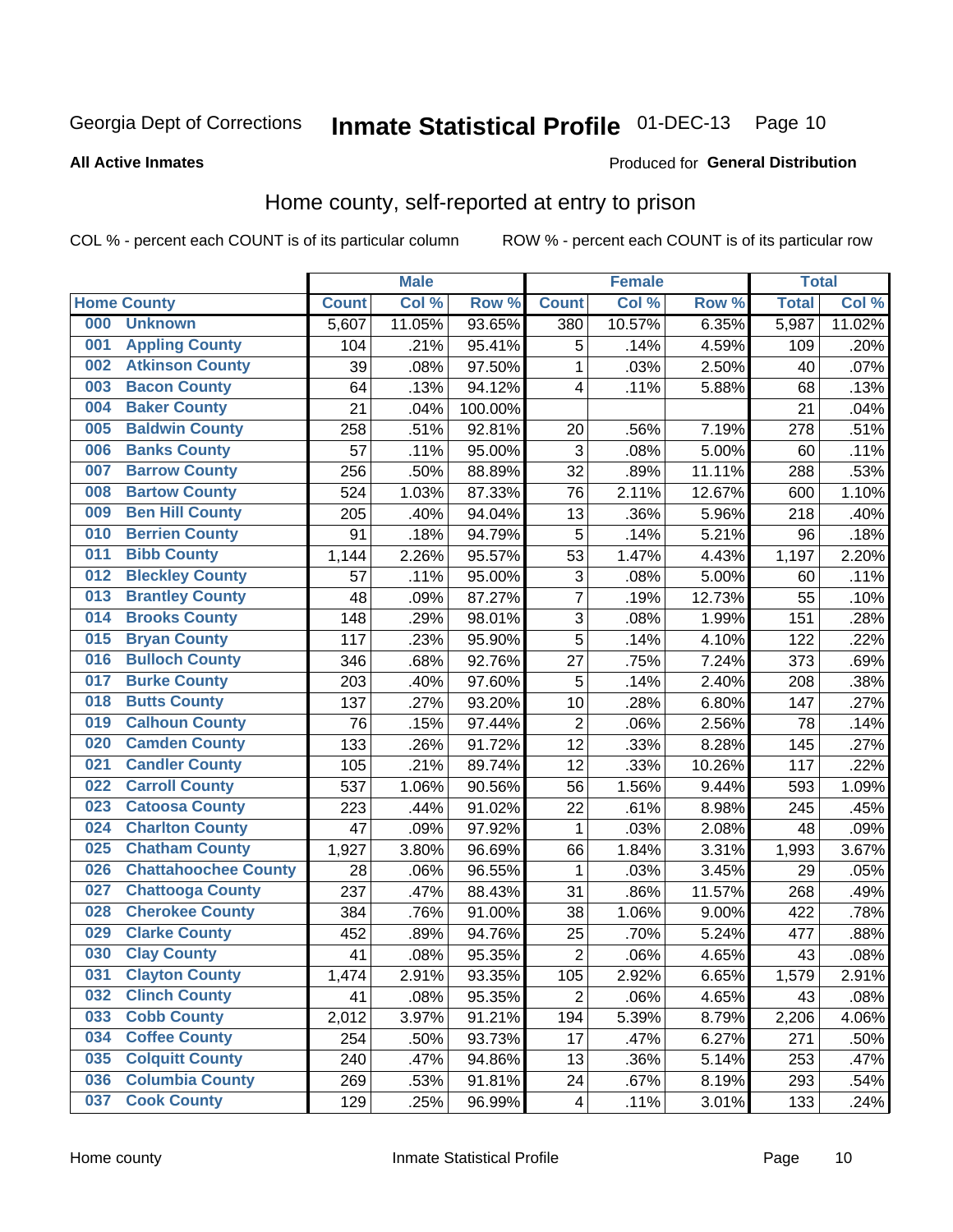Georgia Dept of Corrections **Inmate Statistical Profile** 01-DEC-13

**All Active Inmates**

Produced for **General Distribution**

## Home county, self-reported at entry to prison

COL % - percent each COUNT is of its particular column    ROW % - percent each COUNT is of its particular row

| Home County | | Male | | | Female | | | Total | |
|---|---|---|---|---|---|---|---|---|---|
| | | Count | Col % | Row % | Count | Col % | Row % | Total | Col % |
| 000 | Unknown | 5,607 | 11.05% | 93.65% | 380 | 10.57% | 6.35% | 5,987 | 11.02% |
| 001 | Appling County | 104 | .21% | 95.41% | 5 | .14% | 4.59% | 109 | .20% |
| 002 | Atkinson County | 39 | .08% | 97.50% | 1 | .03% | 2.50% | 40 | .07% |
| 003 | Bacon County | 64 | .13% | 94.12% | 4 | .11% | 5.88% | 68 | .13% |
| 004 | Baker County | 21 | .04% | 100.00% | | | | 21 | .04% |
| 005 | Baldwin County | 258 | .51% | 92.81% | 20 | .56% | 7.19% | 278 | .51% |
| 006 | Banks County | 57 | .11% | 95.00% | 3 | .08% | 5.00% | 60 | .11% |
| 007 | Barrow County | 256 | .50% | 88.89% | 32 | .89% | 11.11% | 288 | .53% |
| 008 | Bartow County | 524 | 1.03% | 87.33% | 76 | 2.11% | 12.67% | 600 | 1.10% |
| 009 | Ben Hill County | 205 | .40% | 94.04% | 13 | .36% | 5.96% | 218 | .40% |
| 010 | Berrien County | 91 | .18% | 94.79% | 5 | .14% | 5.21% | 96 | .18% |
| 011 | Bibb County | 1,144 | 2.26% | 95.57% | 53 | 1.47% | 4.43% | 1,197 | 2.20% |
| 012 | Bleckley County | 57 | .11% | 95.00% | 3 | .08% | 5.00% | 60 | .11% |
| 013 | Brantley County | 48 | .09% | 87.27% | 7 | .19% | 12.73% | 55 | .10% |
| 014 | Brooks County | 148 | .29% | 98.01% | 3 | .08% | 1.99% | 151 | .28% |
| 015 | Bryan County | 117 | .23% | 95.90% | 5 | .14% | 4.10% | 122 | .22% |
| 016 | Bulloch County | 346 | .68% | 92.76% | 27 | .75% | 7.24% | 373 | .69% |
| 017 | Burke County | 203 | .40% | 97.60% | 5 | .14% | 2.40% | 208 | .38% |
| 018 | Butts County | 137 | .27% | 93.20% | 10 | .28% | 6.80% | 147 | .27% |
| 019 | Calhoun County | 76 | .15% | 97.44% | 2 | .06% | 2.56% | 78 | .14% |
| 020 | Camden County | 133 | .26% | 91.72% | 12 | .33% | 8.28% | 145 | .27% |
| 021 | Candler County | 105 | .21% | 89.74% | 12 | .33% | 10.26% | 117 | .22% |
| 022 | Carroll County | 537 | 1.06% | 90.56% | 56 | 1.56% | 9.44% | 593 | 1.09% |
| 023 | Catoosa County | 223 | .44% | 91.02% | 22 | .61% | 8.98% | 245 | .45% |
| 024 | Charlton County | 47 | .09% | 97.92% | 1 | .03% | 2.08% | 48 | .09% |
| 025 | Chatham County | 1,927 | 3.80% | 96.69% | 66 | 1.84% | 3.31% | 1,993 | 3.67% |
| 026 | Chattahoochee County | 28 | .06% | 96.55% | 1 | .03% | 3.45% | 29 | .05% |
| 027 | Chattooga County | 237 | .47% | 88.43% | 31 | .86% | 11.57% | 268 | .49% |
| 028 | Cherokee County | 384 | .76% | 91.00% | 38 | 1.06% | 9.00% | 422 | .78% |
| 029 | Clarke County | 452 | .89% | 94.76% | 25 | .70% | 5.24% | 477 | .88% |
| 030 | Clay County | 41 | .08% | 95.35% | 2 | .06% | 4.65% | 43 | .08% |
| 031 | Clayton County | 1,474 | 2.91% | 93.35% | 105 | 2.92% | 6.65% | 1,579 | 2.91% |
| 032 | Clinch County | 41 | .08% | 95.35% | 2 | .06% | 4.65% | 43 | .08% |
| 033 | Cobb County | 2,012 | 3.97% | 91.21% | 194 | 5.39% | 8.79% | 2,206 | 4.06% |
| 034 | Coffee County | 254 | .50% | 93.73% | 17 | .47% | 6.27% | 271 | .50% |
| 035 | Colquitt County | 240 | .47% | 94.86% | 13 | .36% | 5.14% | 253 | .47% |
| 036 | Columbia County | 269 | .53% | 91.81% | 24 | .67% | 8.19% | 293 | .54% |
| 037 | Cook County | 129 | .25% | 96.99% | 4 | .11% | 3.01% | 133 | .24% |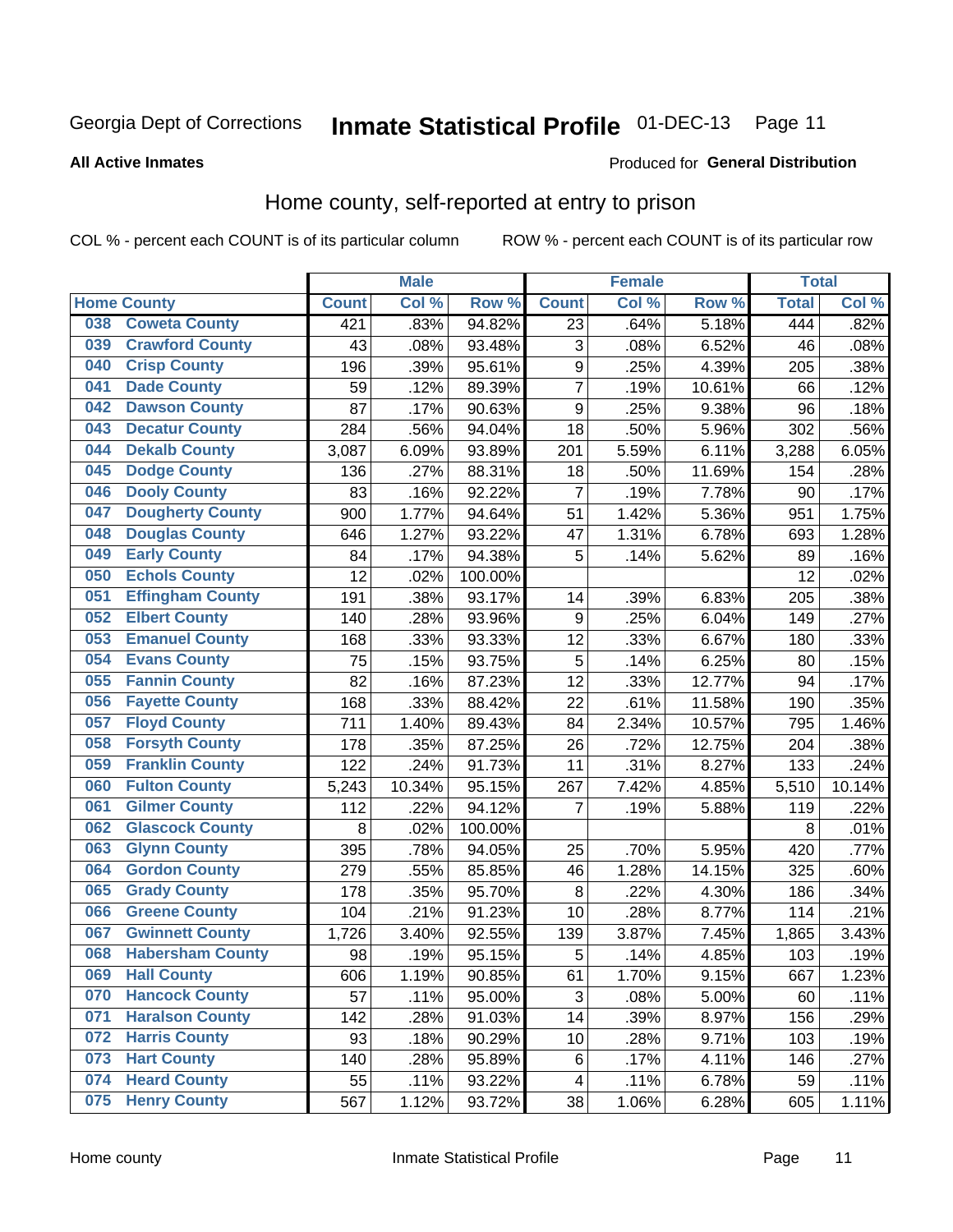Georgia Dept of Corrections **Inmate Statistical Profile** 01-DEC-13

**All Active Inmates**

Produced for **General Distribution**

## Home county, self-reported at entry to prison

COL % - percent each COUNT is of its particular column ROW % - percent each COUNT is of its particular row

| Home County | | Male | | | Female | | | Total | |
|---|---|---|---|---|---|---|---|---|---|
| | | Count | Col % | Row % | Count | Col % | Row % | Total | Col % |
| 038 | Coweta County | 421 | .83% | 94.82% | 23 | .64% | 5.18% | 444 | .82% |
| 039 | Crawford County | 43 | .08% | 93.48% | 3 | .08% | 6.52% | 46 | .08% |
| 040 | Crisp County | 196 | .39% | 95.61% | 9 | .25% | 4.39% | 205 | .38% |
| 041 | Dade County | 59 | .12% | 89.39% | 7 | .19% | 10.61% | 66 | .12% |
| 042 | Dawson County | 87 | .17% | 90.63% | 9 | .25% | 9.38% | 96 | .18% |
| 043 | Decatur County | 284 | .56% | 94.04% | 18 | .50% | 5.96% | 302 | .56% |
| 044 | Dekalb County | 3,087 | 6.09% | 93.89% | 201 | 5.59% | 6.11% | 3,288 | 6.05% |
| 045 | Dodge County | 136 | .27% | 88.31% | 18 | .50% | 11.69% | 154 | .28% |
| 046 | Dooly County | 83 | .16% | 92.22% | 7 | .19% | 7.78% | 90 | .17% |
| 047 | Dougherty County | 900 | 1.77% | 94.64% | 51 | 1.42% | 5.36% | 951 | 1.75% |
| 048 | Douglas County | 646 | 1.27% | 93.22% | 47 | 1.31% | 6.78% | 693 | 1.28% |
| 049 | Early County | 84 | .17% | 94.38% | 5 | .14% | 5.62% | 89 | .16% |
| 050 | Echols County | 12 | .02% | 100.00% | | | | 12 | .02% |
| 051 | Effingham County | 191 | .38% | 93.17% | 14 | .39% | 6.83% | 205 | .38% |
| 052 | Elbert County | 140 | .28% | 93.96% | 9 | .25% | 6.04% | 149 | .27% |
| 053 | Emanuel County | 168 | .33% | 93.33% | 12 | .33% | 6.67% | 180 | .33% |
| 054 | Evans County | 75 | .15% | 93.75% | 5 | .14% | 6.25% | 80 | .15% |
| 055 | Fannin County | 82 | .16% | 87.23% | 12 | .33% | 12.77% | 94 | .17% |
| 056 | Fayette County | 168 | .33% | 88.42% | 22 | .61% | 11.58% | 190 | .35% |
| 057 | Floyd County | 711 | 1.40% | 89.43% | 84 | 2.34% | 10.57% | 795 | 1.46% |
| 058 | Forsyth County | 178 | .35% | 87.25% | 26 | .72% | 12.75% | 204 | .38% |
| 059 | Franklin County | 122 | .24% | 91.73% | 11 | .31% | 8.27% | 133 | .24% |
| 060 | Fulton County | 5,243 | 10.34% | 95.15% | 267 | 7.42% | 4.85% | 5,510 | 10.14% |
| 061 | Gilmer County | 112 | .22% | 94.12% | 7 | .19% | 5.88% | 119 | .22% |
| 062 | Glascock County | 8 | .02% | 100.00% | | | | 8 | .01% |
| 063 | Glynn County | 395 | .78% | 94.05% | 25 | .70% | 5.95% | 420 | .77% |
| 064 | Gordon County | 279 | .55% | 85.85% | 46 | 1.28% | 14.15% | 325 | .60% |
| 065 | Grady County | 178 | .35% | 95.70% | 8 | .22% | 4.30% | 186 | .34% |
| 066 | Greene County | 104 | .21% | 91.23% | 10 | .28% | 8.77% | 114 | .21% |
| 067 | Gwinnett County | 1,726 | 3.40% | 92.55% | 139 | 3.87% | 7.45% | 1,865 | 3.43% |
| 068 | Habersham County | 98 | .19% | 95.15% | 5 | .14% | 4.85% | 103 | .19% |
| 069 | Hall County | 606 | 1.19% | 90.85% | 61 | 1.70% | 9.15% | 667 | 1.23% |
| 070 | Hancock County | 57 | .11% | 95.00% | 3 | .08% | 5.00% | 60 | .11% |
| 071 | Haralson County | 142 | .28% | 91.03% | 14 | .39% | 8.97% | 156 | .29% |
| 072 | Harris County | 93 | .18% | 90.29% | 10 | .28% | 9.71% | 103 | .19% |
| 073 | Hart County | 140 | .28% | 95.89% | 6 | .17% | 4.11% | 146 | .27% |
| 074 | Heard County | 55 | .11% | 93.22% | 4 | .11% | 6.78% | 59 | .11% |
| 075 | Henry County | 567 | 1.12% | 93.72% | 38 | 1.06% | 6.28% | 605 | 1.11% |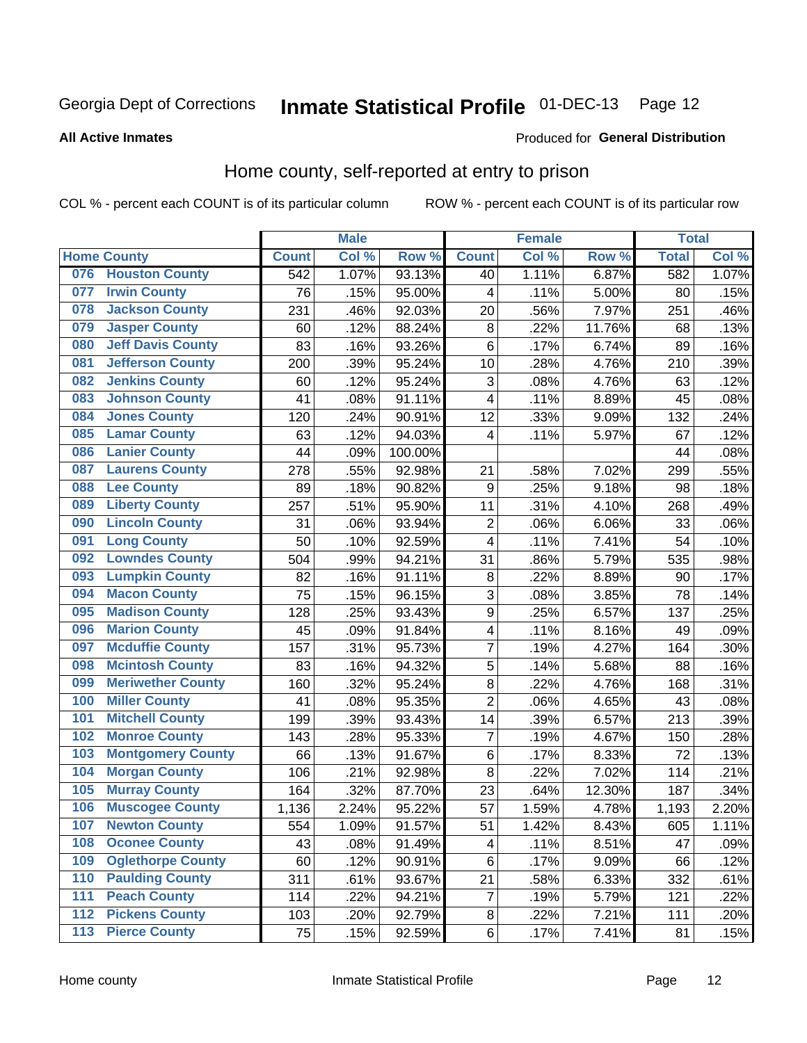Georgia Dept of Corrections **Inmate Statistical Profile** 01-DEC-13

**All Active Inmates**

Produced for **General Distribution**

## Home county, self-reported at entry to prison

COL % - percent each COUNT is of its particular column     ROW % - percent each COUNT is of its particular row

| Home County | | Male | | | Female | | | Total | |
|---|---|---|---|---|---|---|---|---|---|
| | | Count | Col % | Row % | Count | Col % | Row % | Total | Col % |
| 076 | Houston County | 542 | 1.07% | 93.13% | 40 | 1.11% | 6.87% | 582 | 1.07% |
| 077 | Irwin County | 76 | .15% | 95.00% | 4 | .11% | 5.00% | 80 | .15% |
| 078 | Jackson County | 231 | .46% | 92.03% | 20 | .56% | 7.97% | 251 | .46% |
| 079 | Jasper County | 60 | .12% | 88.24% | 8 | .22% | 11.76% | 68 | .13% |
| 080 | Jeff Davis County | 83 | .16% | 93.26% | 6 | .17% | 6.74% | 89 | .16% |
| 081 | Jefferson County | 200 | .39% | 95.24% | 10 | .28% | 4.76% | 210 | .39% |
| 082 | Jenkins County | 60 | .12% | 95.24% | 3 | .08% | 4.76% | 63 | .12% |
| 083 | Johnson County | 41 | .08% | 91.11% | 4 | .11% | 8.89% | 45 | .08% |
| 084 | Jones County | 120 | .24% | 90.91% | 12 | .33% | 9.09% | 132 | .24% |
| 085 | Lamar County | 63 | .12% | 94.03% | 4 | .11% | 5.97% | 67 | .12% |
| 086 | Lanier County | 44 | .09% | 100.00% | | | | 44 | .08% |
| 087 | Laurens County | 278 | .55% | 92.98% | 21 | .58% | 7.02% | 299 | .55% |
| 088 | Lee County | 89 | .18% | 90.82% | 9 | .25% | 9.18% | 98 | .18% |
| 089 | Liberty County | 257 | .51% | 95.90% | 11 | .31% | 4.10% | 268 | .49% |
| 090 | Lincoln County | 31 | .06% | 93.94% | 2 | .06% | 6.06% | 33 | .06% |
| 091 | Long County | 50 | .10% | 92.59% | 4 | .11% | 7.41% | 54 | .10% |
| 092 | Lowndes County | 504 | .99% | 94.21% | 31 | .86% | 5.79% | 535 | .98% |
| 093 | Lumpkin County | 82 | .16% | 91.11% | 8 | .22% | 8.89% | 90 | .17% |
| 094 | Macon County | 75 | .15% | 96.15% | 3 | .08% | 3.85% | 78 | .14% |
| 095 | Madison County | 128 | .25% | 93.43% | 9 | .25% | 6.57% | 137 | .25% |
| 096 | Marion County | 45 | .09% | 91.84% | 4 | .11% | 8.16% | 49 | .09% |
| 097 | Mcduffie County | 157 | .31% | 95.73% | 7 | .19% | 4.27% | 164 | .30% |
| 098 | Mcintosh County | 83 | .16% | 94.32% | 5 | .14% | 5.68% | 88 | .16% |
| 099 | Meriwether County | 160 | .32% | 95.24% | 8 | .22% | 4.76% | 168 | .31% |
| 100 | Miller County | 41 | .08% | 95.35% | 2 | .06% | 4.65% | 43 | .08% |
| 101 | Mitchell County | 199 | .39% | 93.43% | 14 | .39% | 6.57% | 213 | .39% |
| 102 | Monroe County | 143 | .28% | 95.33% | 7 | .19% | 4.67% | 150 | .28% |
| 103 | Montgomery County | 66 | .13% | 91.67% | 6 | .17% | 8.33% | 72 | .13% |
| 104 | Morgan County | 106 | .21% | 92.98% | 8 | .22% | 7.02% | 114 | .21% |
| 105 | Murray County | 164 | .32% | 87.70% | 23 | .64% | 12.30% | 187 | .34% |
| 106 | Muscogee County | 1,136 | 2.24% | 95.22% | 57 | 1.59% | 4.78% | 1,193 | 2.20% |
| 107 | Newton County | 554 | 1.09% | 91.57% | 51 | 1.42% | 8.43% | 605 | 1.11% |
| 108 | Oconee County | 43 | .08% | 91.49% | 4 | .11% | 8.51% | 47 | .09% |
| 109 | Oglethorpe County | 60 | .12% | 90.91% | 6 | .17% | 9.09% | 66 | .12% |
| 110 | Paulding County | 311 | .61% | 93.67% | 21 | .58% | 6.33% | 332 | .61% |
| 111 | Peach County | 114 | .22% | 94.21% | 7 | .19% | 5.79% | 121 | .22% |
| 112 | Pickens County | 103 | .20% | 92.79% | 8 | .22% | 7.21% | 111 | .20% |
| 113 | Pierce County | 75 | .15% | 92.59% | 6 | .17% | 7.41% | 81 | .15% |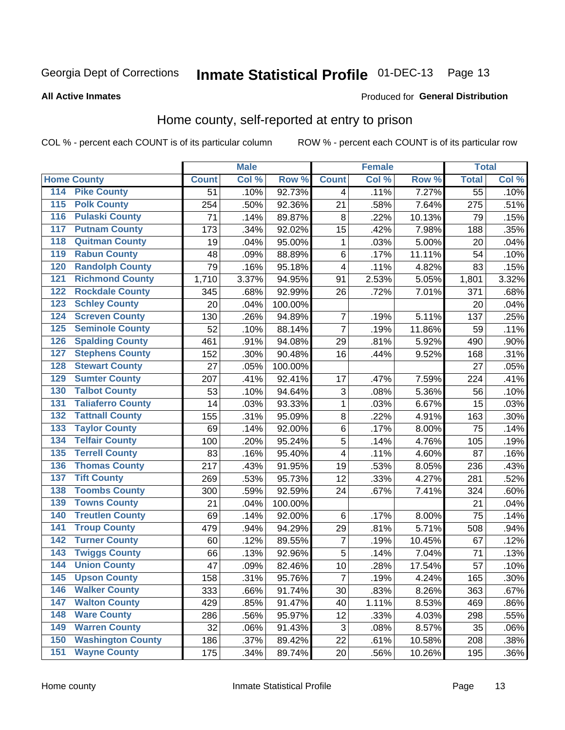Georgia Dept of Corrections **Inmate Statistical Profile** 01-DEC-13

**All Active Inmates**

Produced for **General Distribution**

## Home county, self-reported at entry to prison

COL % - percent each COUNT is of its particular column ROW % - percent each COUNT is of its particular row

| Home County | | Male | | | Female | | | Total | |
|---|---|---|---|---|---|---|---|---|---|
| | | Count | Col % | Row % | Count | Col % | Row % | Total | Col % |
| 114 | Pike County | 51 | .10% | 92.73% | 4 | .11% | 7.27% | 55 | .10% |
| 115 | Polk County | 254 | .50% | 92.36% | 21 | .58% | 7.64% | 275 | .51% |
| 116 | Pulaski County | 71 | .14% | 89.87% | 8 | .22% | 10.13% | 79 | .15% |
| 117 | Putnam County | 173 | .34% | 92.02% | 15 | .42% | 7.98% | 188 | .35% |
| 118 | Quitman County | 19 | .04% | 95.00% | 1 | .03% | 5.00% | 20 | .04% |
| 119 | Rabun County | 48 | .09% | 88.89% | 6 | .17% | 11.11% | 54 | .10% |
| 120 | Randolph County | 79 | .16% | 95.18% | 4 | .11% | 4.82% | 83 | .15% |
| 121 | Richmond County | 1,710 | 3.37% | 94.95% | 91 | 2.53% | 5.05% | 1,801 | 3.32% |
| 122 | Rockdale County | 345 | .68% | 92.99% | 26 | .72% | 7.01% | 371 | .68% |
| 123 | Schley County | 20 | .04% | 100.00% | | | | 20 | .04% |
| 124 | Screven County | 130 | .26% | 94.89% | 7 | .19% | 5.11% | 137 | .25% |
| 125 | Seminole County | 52 | .10% | 88.14% | 7 | .19% | 11.86% | 59 | .11% |
| 126 | Spalding County | 461 | .91% | 94.08% | 29 | .81% | 5.92% | 490 | .90% |
| 127 | Stephens County | 152 | .30% | 90.48% | 16 | .44% | 9.52% | 168 | .31% |
| 128 | Stewart County | 27 | .05% | 100.00% | | | | 27 | .05% |
| 129 | Sumter County | 207 | .41% | 92.41% | 17 | .47% | 7.59% | 224 | .41% |
| 130 | Talbot County | 53 | .10% | 94.64% | 3 | .08% | 5.36% | 56 | .10% |
| 131 | Taliaferro County | 14 | .03% | 93.33% | 1 | .03% | 6.67% | 15 | .03% |
| 132 | Tattnall County | 155 | .31% | 95.09% | 8 | .22% | 4.91% | 163 | .30% |
| 133 | Taylor County | 69 | .14% | 92.00% | 6 | .17% | 8.00% | 75 | .14% |
| 134 | Telfair County | 100 | .20% | 95.24% | 5 | .14% | 4.76% | 105 | .19% |
| 135 | Terrell County | 83 | .16% | 95.40% | 4 | .11% | 4.60% | 87 | .16% |
| 136 | Thomas County | 217 | .43% | 91.95% | 19 | .53% | 8.05% | 236 | .43% |
| 137 | Tift County | 269 | .53% | 95.73% | 12 | .33% | 4.27% | 281 | .52% |
| 138 | Toombs County | 300 | .59% | 92.59% | 24 | .67% | 7.41% | 324 | .60% |
| 139 | Towns County | 21 | .04% | 100.00% | | | | 21 | .04% |
| 140 | Treutlen County | 69 | .14% | 92.00% | 6 | .17% | 8.00% | 75 | .14% |
| 141 | Troup County | 479 | .94% | 94.29% | 29 | .81% | 5.71% | 508 | .94% |
| 142 | Turner County | 60 | .12% | 89.55% | 7 | .19% | 10.45% | 67 | .12% |
| 143 | Twiggs County | 66 | .13% | 92.96% | 5 | .14% | 7.04% | 71 | .13% |
| 144 | Union County | 47 | .09% | 82.46% | 10 | .28% | 17.54% | 57 | .10% |
| 145 | Upson County | 158 | .31% | 95.76% | 7 | .19% | 4.24% | 165 | .30% |
| 146 | Walker County | 333 | .66% | 91.74% | 30 | .83% | 8.26% | 363 | .67% |
| 147 | Walton County | 429 | .85% | 91.47% | 40 | 1.11% | 8.53% | 469 | .86% |
| 148 | Ware County | 286 | .56% | 95.97% | 12 | .33% | 4.03% | 298 | .55% |
| 149 | Warren County | 32 | .06% | 91.43% | 3 | .08% | 8.57% | 35 | .06% |
| 150 | Washington County | 186 | .37% | 89.42% | 22 | .61% | 10.58% | 208 | .38% |
| 151 | Wayne County | 175 | .34% | 89.74% | 20 | .56% | 10.26% | 195 | .36% |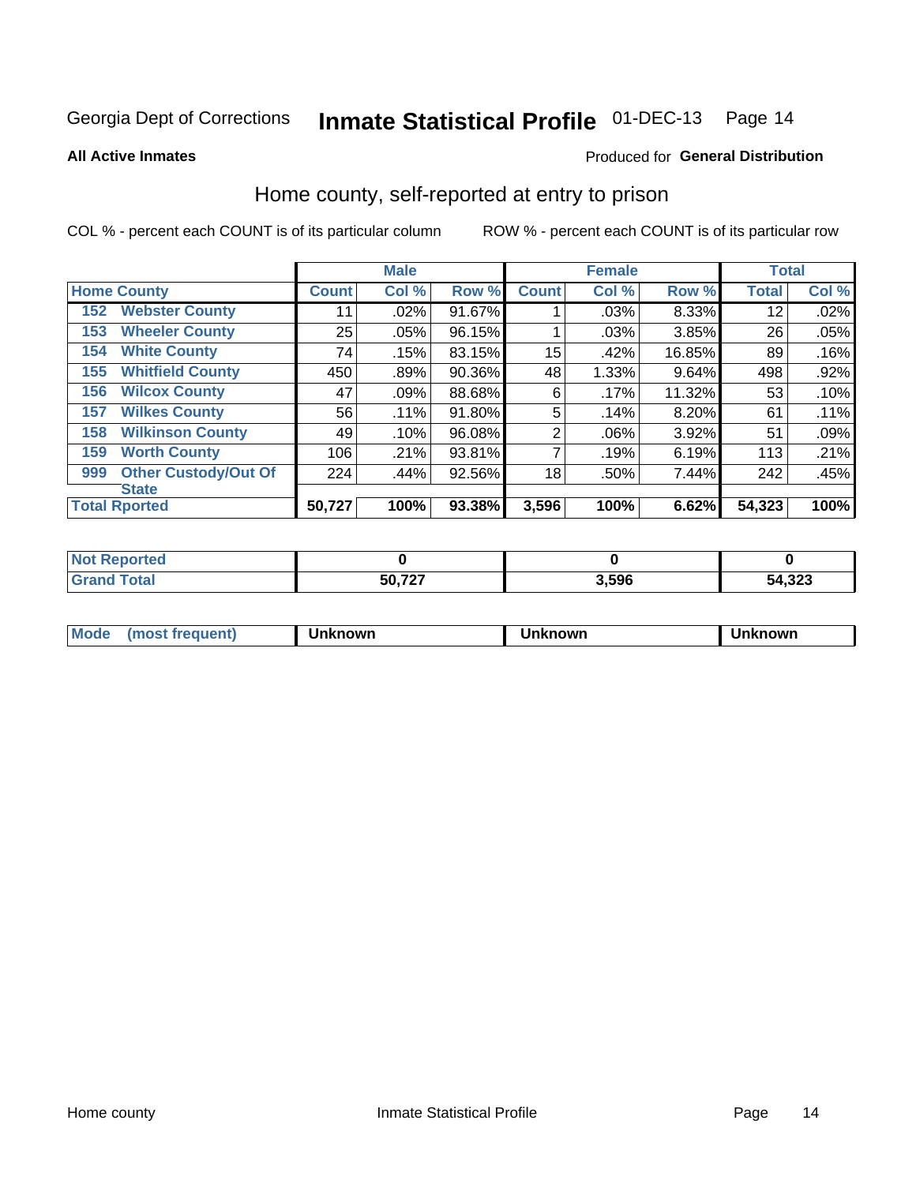Georgia Dept of Corrections **Inmate Statistical Profile** 01-DEC-13

**All Active Inmates**

Produced for **General Distribution**

## Home county, self-reported at entry to prison

COL % - percent each COUNT is of its particular column

ROW % - percent each COUNT is of its particular row

| | | Male | | | Female | | | Total | |
|---|---|---|---|---|---|---|---|---|---|
| **Home County** | | **Count** | **Col %** | **Row %** | **Count** | **Col %** | **Row %** | **Total** | **Col %** |
| 152 | Webster County | 11 | .02% | 91.67% | 1 | .03% | 8.33% | 12 | .02% |
| 153 | Wheeler County | 25 | .05% | 96.15% | 1 | .03% | 3.85% | 26 | .05% |
| 154 | White County | 74 | .15% | 83.15% | 15 | .42% | 16.85% | 89 | .16% |
| 155 | Whitfield County | 450 | .89% | 90.36% | 48 | 1.33% | 9.64% | 498 | .92% |
| 156 | Wilcox County | 47 | .09% | 88.68% | 6 | .17% | 11.32% | 53 | .10% |
| 157 | Wilkes County | 56 | .11% | 91.80% | 5 | .14% | 8.20% | 61 | .11% |
| 158 | Wilkinson County | 49 | .10% | 96.08% | 2 | .06% | 3.92% | 51 | .09% |
| 159 | Worth County | 106 | .21% | 93.81% | 7 | .19% | 6.19% | 113 | .21% |
| 999 | Other Custody/Out Of State | 224 | .44% | 92.56% | 18 | .50% | 7.44% | 242 | .45% |
| **Total Rported** | | **50,727** | **100%** | **93.38%** | **3,596** | **100%** | **6.62%** | **54,323** | **100%** |

| | Male | Female | Total |
|---|---|---|---|
| **Not Reported** | **0** | **0** | **0** |
| **Grand Total** | **50,727** | **3,596** | **54,323** |

| | Male | Female | Total |
|---|---|---|---|
| **Mode (most frequent)** | **Unknown** | **Unknown** | **Unknown** |

Home county Inmate Statistical Profile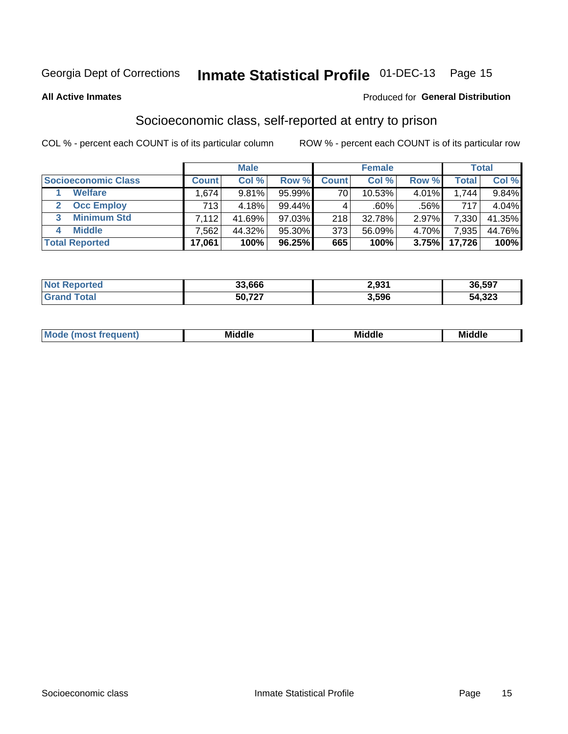Georgia Dept of Corrections **Inmate Statistical Profile** 01-DEC-13 Page 15

**All Active Inmates**

Produced for **General Distribution**

## Socioeconomic class, self-reported at entry to prison

COL % - percent each COUNT is of its particular column

ROW % - percent each COUNT is of its particular row

| | Male | | | Female | | | Total | |
|---|---|---|---|---|---|---|---|---|
| **Socioeconomic Class** | **Count** | **Col %** | **Row %** | **Count** | **Col %** | **Row %** | **Total** | **Col %** |
| 1 **Welfare** | 1,674 | 9.81% | 95.99% | 70 | 10.53% | 4.01% | 1,744 | 9.84% |
| 2 **Occ Employ** | 713 | 4.18% | 99.44% | 4 | .60% | .56% | 717 | 4.04% |
| 3 **Minimum Std** | 7,112 | 41.69% | 97.03% | 218 | 32.78% | 2.97% | 7,330 | 41.35% |
| 4 **Middle** | 7,562 | 44.32% | 95.30% | 373 | 56.09% | 4.70% | 7,935 | 44.76% |
| **Total Reported** | **17,061** | **100%** | **96.25%** | **665** | **100%** | **3.75%** | **17,726** | **100%** |

| | Male | Female | Total |
|---|---|---|---|
| **Not Reported** | **33,666** | **2,931** | **36,597** |
| **Grand Total** | **50,727** | **3,596** | **54,323** |

| | Male | Female | Total |
|---|---|---|---|
| **Mode (most frequent)** | **Middle** | **Middle** | **Middle** |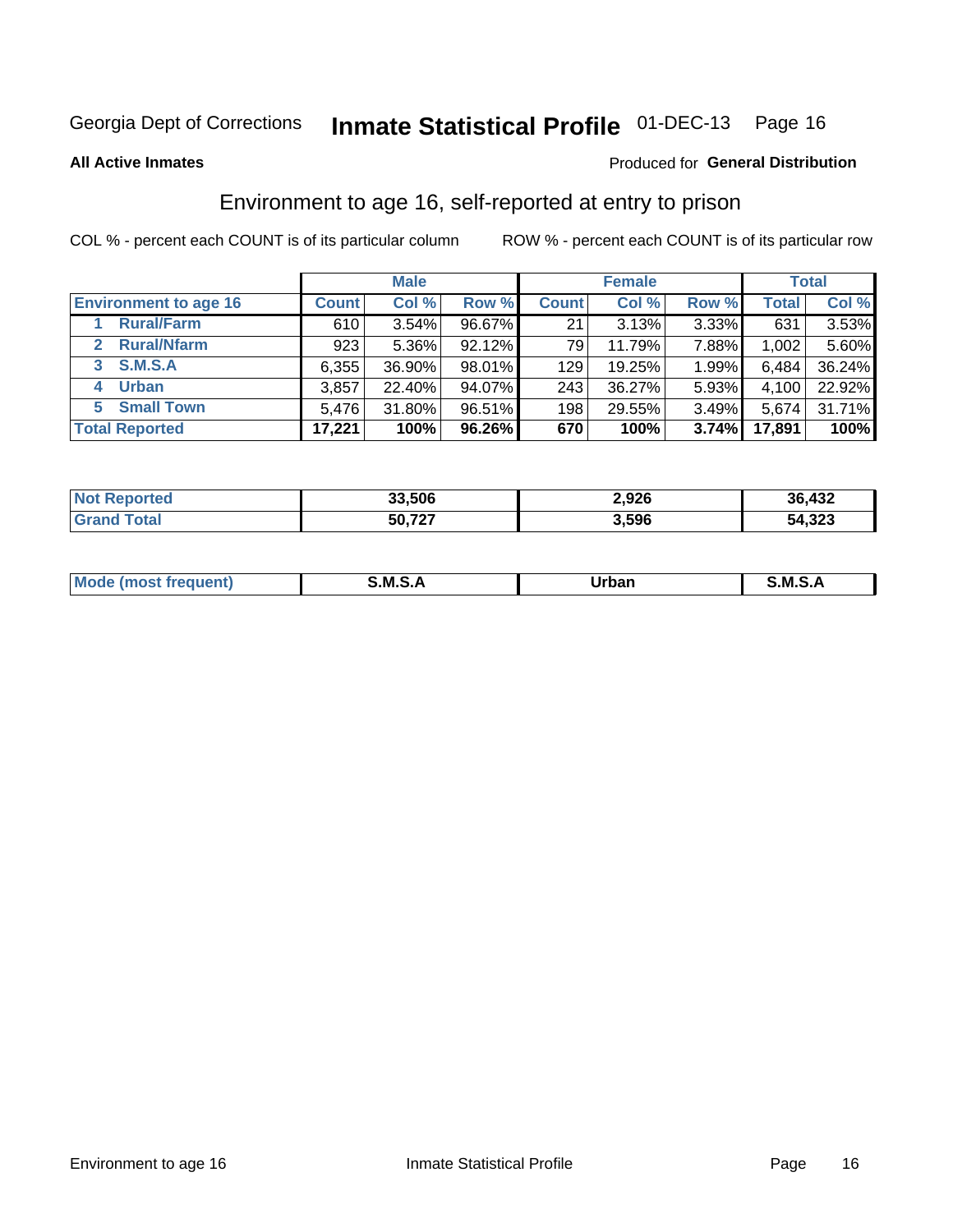Georgia Dept of Corrections **Inmate Statistical Profile** 01-DEC-13

**All Active Inmates**

Produced for **General Distribution**

## Environment to age 16, self-reported at entry to prison

COL % - percent each COUNT is of its particular column

ROW % - percent each COUNT is of its particular row

| | Male | | | Female | | | Total | |
|---|---|---|---|---|---|---|---|---|
| **Environment to age 16** | **Count** | **Col %** | **Row %** | **Count** | **Col %** | **Row %** | **Total** | **Col %** |
| 1 Rural/Farm | 610 | 3.54% | 96.67% | 21 | 3.13% | 3.33% | 631 | 3.53% |
| 2 Rural/Nfarm | 923 | 5.36% | 92.12% | 79 | 11.79% | 7.88% | 1,002 | 5.60% |
| 3 S.M.S.A | 6,355 | 36.90% | 98.01% | 129 | 19.25% | 1.99% | 6,484 | 36.24% |
| 4 Urban | 3,857 | 22.40% | 94.07% | 243 | 36.27% | 5.93% | 4,100 | 22.92% |
| 5 Small Town | 5,476 | 31.80% | 96.51% | 198 | 29.55% | 3.49% | 5,674 | 31.71% |
| **Total Reported** | **17,221** | **100%** | **96.26%** | **670** | **100%** | **3.74%** | **17,891** | **100%** |

| | Male | Female | Total |
|---|---|---|---|
| **Not Reported** | **33,506** | **2,926** | **36,432** |
| **Grand Total** | **50,727** | **3,596** | **54,323** |

| | Male | Female | Total |
|---|---|---|---|
| **Mode (most frequent)** | **S.M.S.A** | **Urban** | **S.M.S.A** |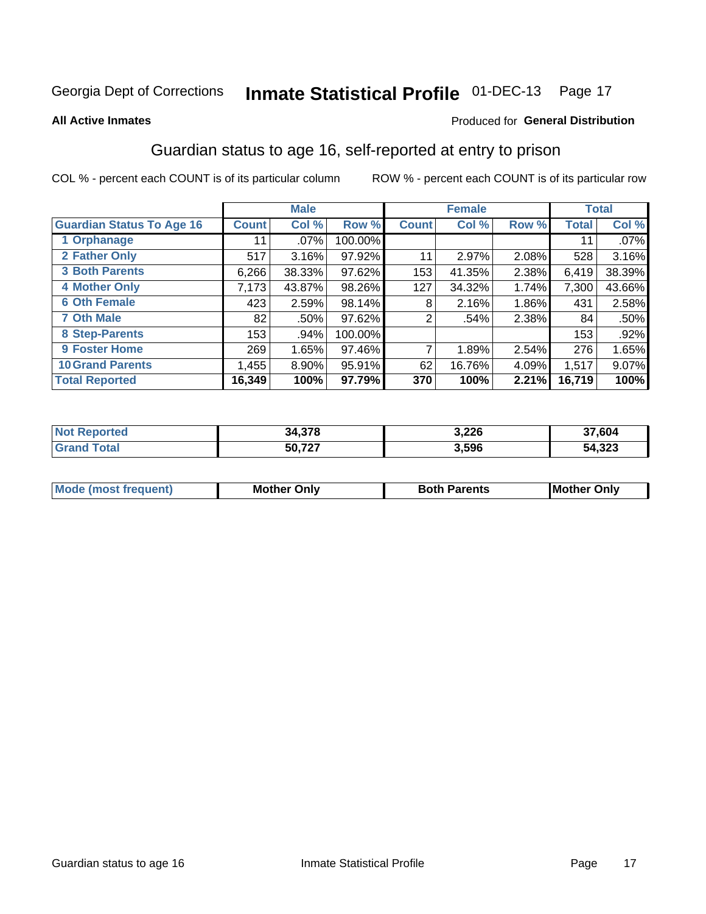Georgia Dept of Corrections **Inmate Statistical Profile** 01-DEC-13

**All Active Inmates**

Produced for **General Distribution**

## Guardian status to age 16, self-reported at entry to prison

COL % - percent each COUNT is of its particular column ROW % - percent each COUNT is of its particular row

| | Male | | | Female | | | Total | |
|---|---|---|---|---|---|---|---|---|
| **Guardian Status To Age 16** | **Count** | **Col %** | **Row %** | **Count** | **Col %** | **Row %** | **Total** | **Col %** |
| 1 Orphanage | 11 | .07% | 100.00% | | | | 11 | .07% |
| 2 Father Only | 517 | 3.16% | 97.92% | 11 | 2.97% | 2.08% | 528 | 3.16% |
| 3 Both Parents | 6,266 | 38.33% | 97.62% | 153 | 41.35% | 2.38% | 6,419 | 38.39% |
| 4 Mother Only | 7,173 | 43.87% | 98.26% | 127 | 34.32% | 1.74% | 7,300 | 43.66% |
| 6 Oth Female | 423 | 2.59% | 98.14% | 8 | 2.16% | 1.86% | 431 | 2.58% |
| 7 Oth Male | 82 | .50% | 97.62% | 2 | .54% | 2.38% | 84 | .50% |
| 8 Step-Parents | 153 | .94% | 100.00% | | | | 153 | .92% |
| 9 Foster Home | 269 | 1.65% | 97.46% | 7 | 1.89% | 2.54% | 276 | 1.65% |
| 10 Grand Parents | 1,455 | 8.90% | 95.91% | 62 | 16.76% | 4.09% | 1,517 | 9.07% |
| **Total Reported** | **16,349** | **100%** | **97.79%** | **370** | **100%** | **2.21%** | **16,719** | **100%** |

| | Male | Female | Total |
|---|---|---|---|
| Not Reported | **34,378** | **3,226** | **37,604** |
| Grand Total | **50,727** | **3,596** | **54,323** |

| | Male | Female | Total |
|---|---|---|---|
| Mode (most frequent) | **Mother Only** | **Both Parents** | **Mother Only** |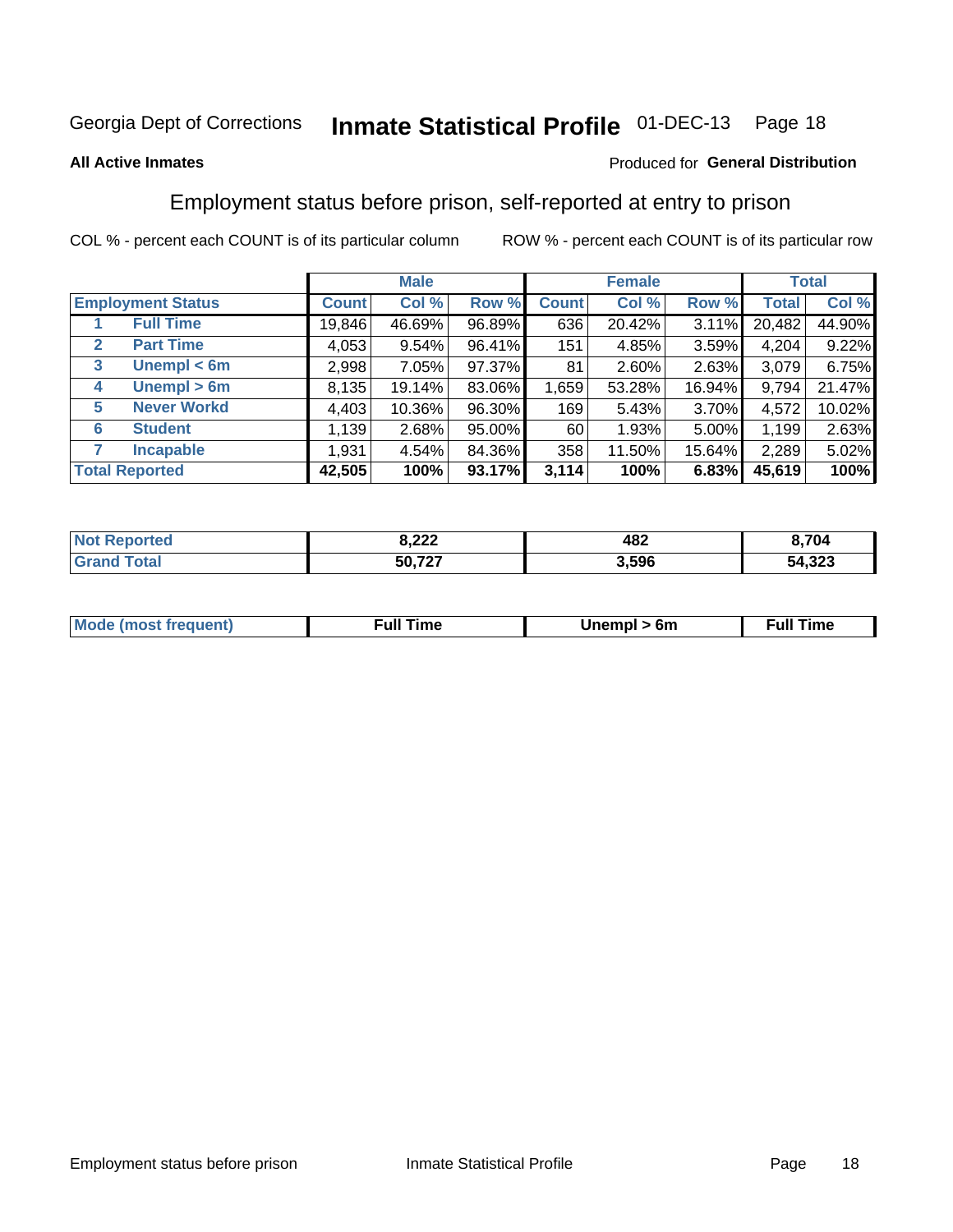Georgia Dept of Corrections **Inmate Statistical Profile** 01-DEC-13

**All Active Inmates**

Produced for **General Distribution**

## Employment status before prison, self-reported at entry to prison

COL % - percent each COUNT is of its particular column ROW % - percent each COUNT is of its particular row

| Employment Status | | Male | | | Female | | | Total | |
|---|---|---|---|---|---|---|---|---|---|
| | | Count | Col % | Row % | Count | Col % | Row % | Total | Col % |
| 1 | Full Time | 19,846 | 46.69% | 96.89% | 636 | 20.42% | 3.11% | 20,482 | 44.90% |
| 2 | Part Time | 4,053 | 9.54% | 96.41% | 151 | 4.85% | 3.59% | 4,204 | 9.22% |
| 3 | Unempl < 6m | 2,998 | 7.05% | 97.37% | 81 | 2.60% | 2.63% | 3,079 | 6.75% |
| 4 | Unempl > 6m | 8,135 | 19.14% | 83.06% | 1,659 | 53.28% | 16.94% | 9,794 | 21.47% |
| 5 | Never Workd | 4,403 | 10.36% | 96.30% | 169 | 5.43% | 3.70% | 4,572 | 10.02% |
| 6 | Student | 1,139 | 2.68% | 95.00% | 60 | 1.93% | 5.00% | 1,199 | 2.63% |
| 7 | Incapable | 1,931 | 4.54% | 84.36% | 358 | 11.50% | 15.64% | 2,289 | 5.02% |
| **Total Reported** | | **42,505** | **100%** | **93.17%** | **3,114** | **100%** | **6.83%** | **45,619** | **100%** |

| | Male | Female | Total |
|---|---|---|---|
| Not Reported | 8,222 | 482 | 8,704 |
| Grand Total | 50,727 | 3,596 | 54,323 |

| | Male | Female | Total |
|---|---|---|---|
| Mode (most frequent) | Full Time | Unempl > 6m | Full Time |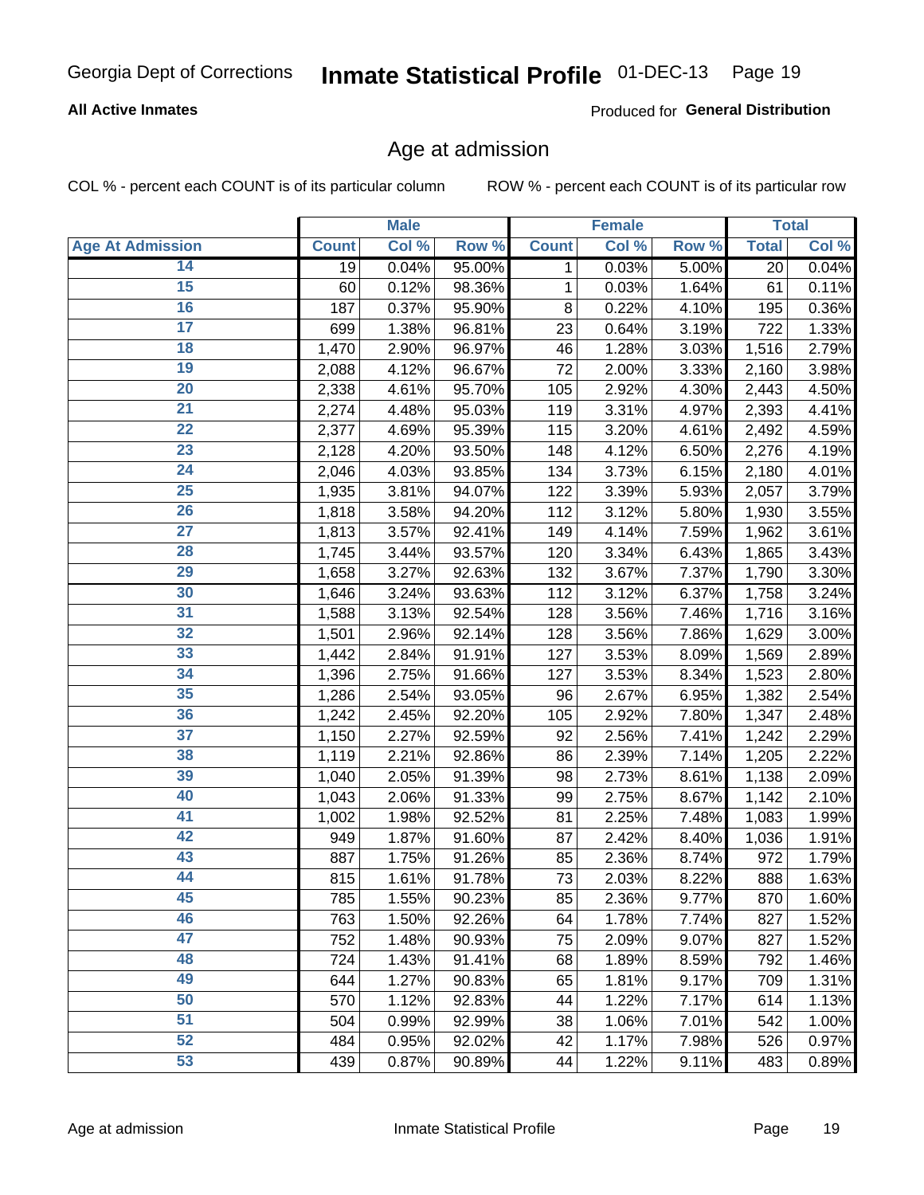Georgia Dept of Corrections **Inmate Statistical Profile** 01-DEC-13

**All Active Inmates** Produced for **General Distribution**

## Age at admission

COL % - percent each COUNT is of its particular column    ROW % - percent each COUNT is of its particular row

| | Male | | | Female | | | Total | |
|---|---|---|---|---|---|---|---|---|
| **Age At Admission** | **Count** | **Col %** | **Row %** | **Count** | **Col %** | **Row %** | **Total** | **Col %** |
| 14 | 19 | 0.04% | 95.00% | 1 | 0.03% | 5.00% | 20 | 0.04% |
| 15 | 60 | 0.12% | 98.36% | 1 | 0.03% | 1.64% | 61 | 0.11% |
| 16 | 187 | 0.37% | 95.90% | 8 | 0.22% | 4.10% | 195 | 0.36% |
| 17 | 699 | 1.38% | 96.81% | 23 | 0.64% | 3.19% | 722 | 1.33% |
| 18 | 1,470 | 2.90% | 96.97% | 46 | 1.28% | 3.03% | 1,516 | 2.79% |
| 19 | 2,088 | 4.12% | 96.67% | 72 | 2.00% | 3.33% | 2,160 | 3.98% |
| 20 | 2,338 | 4.61% | 95.70% | 105 | 2.92% | 4.30% | 2,443 | 4.50% |
| 21 | 2,274 | 4.48% | 95.03% | 119 | 3.31% | 4.97% | 2,393 | 4.41% |
| 22 | 2,377 | 4.69% | 95.39% | 115 | 3.20% | 4.61% | 2,492 | 4.59% |
| 23 | 2,128 | 4.20% | 93.50% | 148 | 4.12% | 6.50% | 2,276 | 4.19% |
| 24 | 2,046 | 4.03% | 93.85% | 134 | 3.73% | 6.15% | 2,180 | 4.01% |
| 25 | 1,935 | 3.81% | 94.07% | 122 | 3.39% | 5.93% | 2,057 | 3.79% |
| 26 | 1,818 | 3.58% | 94.20% | 112 | 3.12% | 5.80% | 1,930 | 3.55% |
| 27 | 1,813 | 3.57% | 92.41% | 149 | 4.14% | 7.59% | 1,962 | 3.61% |
| 28 | 1,745 | 3.44% | 93.57% | 120 | 3.34% | 6.43% | 1,865 | 3.43% |
| 29 | 1,658 | 3.27% | 92.63% | 132 | 3.67% | 7.37% | 1,790 | 3.30% |
| 30 | 1,646 | 3.24% | 93.63% | 112 | 3.12% | 6.37% | 1,758 | 3.24% |
| 31 | 1,588 | 3.13% | 92.54% | 128 | 3.56% | 7.46% | 1,716 | 3.16% |
| 32 | 1,501 | 2.96% | 92.14% | 128 | 3.56% | 7.86% | 1,629 | 3.00% |
| 33 | 1,442 | 2.84% | 91.91% | 127 | 3.53% | 8.09% | 1,569 | 2.89% |
| 34 | 1,396 | 2.75% | 91.66% | 127 | 3.53% | 8.34% | 1,523 | 2.80% |
| 35 | 1,286 | 2.54% | 93.05% | 96 | 2.67% | 6.95% | 1,382 | 2.54% |
| 36 | 1,242 | 2.45% | 92.20% | 105 | 2.92% | 7.80% | 1,347 | 2.48% |
| 37 | 1,150 | 2.27% | 92.59% | 92 | 2.56% | 7.41% | 1,242 | 2.29% |
| 38 | 1,119 | 2.21% | 92.86% | 86 | 2.39% | 7.14% | 1,205 | 2.22% |
| 39 | 1,040 | 2.05% | 91.39% | 98 | 2.73% | 8.61% | 1,138 | 2.09% |
| 40 | 1,043 | 2.06% | 91.33% | 99 | 2.75% | 8.67% | 1,142 | 2.10% |
| 41 | 1,002 | 1.98% | 92.52% | 81 | 2.25% | 7.48% | 1,083 | 1.99% |
| 42 | 949 | 1.87% | 91.60% | 87 | 2.42% | 8.40% | 1,036 | 1.91% |
| 43 | 887 | 1.75% | 91.26% | 85 | 2.36% | 8.74% | 972 | 1.79% |
| 44 | 815 | 1.61% | 91.78% | 73 | 2.03% | 8.22% | 888 | 1.63% |
| 45 | 785 | 1.55% | 90.23% | 85 | 2.36% | 9.77% | 870 | 1.60% |
| 46 | 763 | 1.50% | 92.26% | 64 | 1.78% | 7.74% | 827 | 1.52% |
| 47 | 752 | 1.48% | 90.93% | 75 | 2.09% | 9.07% | 827 | 1.52% |
| 48 | 724 | 1.43% | 91.41% | 68 | 1.89% | 8.59% | 792 | 1.46% |
| 49 | 644 | 1.27% | 90.83% | 65 | 1.81% | 9.17% | 709 | 1.31% |
| 50 | 570 | 1.12% | 92.83% | 44 | 1.22% | 7.17% | 614 | 1.13% |
| 51 | 504 | 0.99% | 92.99% | 38 | 1.06% | 7.01% | 542 | 1.00% |
| 52 | 484 | 0.95% | 92.02% | 42 | 1.17% | 7.98% | 526 | 0.97% |
| 53 | 439 | 0.87% | 90.89% | 44 | 1.22% | 9.11% | 483 | 0.89% |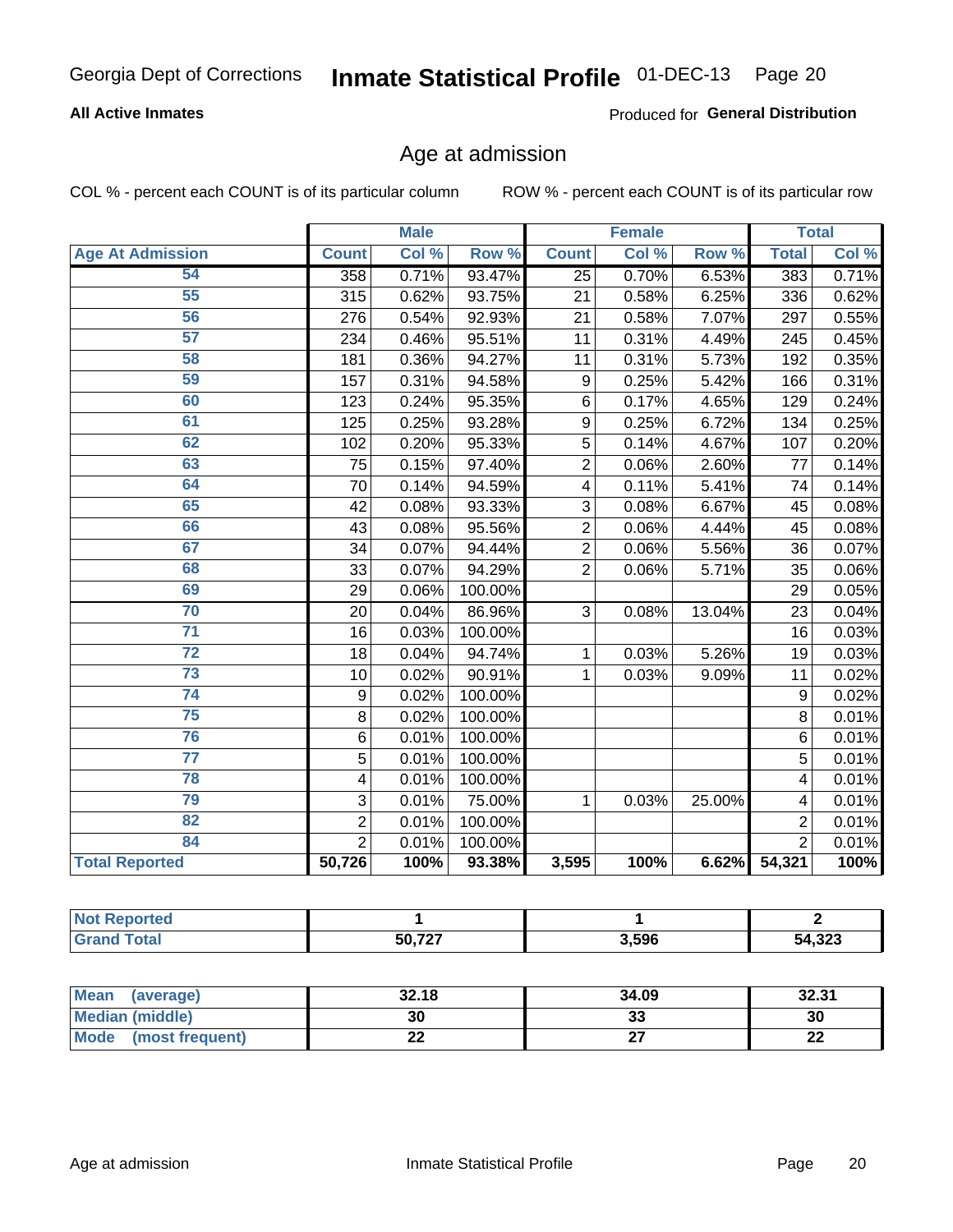Georgia Dept of Corrections **Inmate Statistical Profile** 01-DEC-13

**All Active Inmates**

Produced for **General Distribution**

## Age at admission

COL % - percent each COUNT is of its particular column ROW % - percent each COUNT is of its particular row

| | Male | | | Female | | | Total | |
|---|---|---|---|---|---|---|---|---|
| **Age At Admission** | **Count** | **Col %** | **Row %** | **Count** | **Col %** | **Row %** | **Total** | **Col %** |
| 54 | 358 | 0.71% | 93.47% | 25 | 0.70% | 6.53% | 383 | 0.71% |
| 55 | 315 | 0.62% | 93.75% | 21 | 0.58% | 6.25% | 336 | 0.62% |
| 56 | 276 | 0.54% | 92.93% | 21 | 0.58% | 7.07% | 297 | 0.55% |
| 57 | 234 | 0.46% | 95.51% | 11 | 0.31% | 4.49% | 245 | 0.45% |
| 58 | 181 | 0.36% | 94.27% | 11 | 0.31% | 5.73% | 192 | 0.35% |
| 59 | 157 | 0.31% | 94.58% | 9 | 0.25% | 5.42% | 166 | 0.31% |
| 60 | 123 | 0.24% | 95.35% | 6 | 0.17% | 4.65% | 129 | 0.24% |
| 61 | 125 | 0.25% | 93.28% | 9 | 0.25% | 6.72% | 134 | 0.25% |
| 62 | 102 | 0.20% | 95.33% | 5 | 0.14% | 4.67% | 107 | 0.20% |
| 63 | 75 | 0.15% | 97.40% | 2 | 0.06% | 2.60% | 77 | 0.14% |
| 64 | 70 | 0.14% | 94.59% | 4 | 0.11% | 5.41% | 74 | 0.14% |
| 65 | 42 | 0.08% | 93.33% | 3 | 0.08% | 6.67% | 45 | 0.08% |
| 66 | 43 | 0.08% | 95.56% | 2 | 0.06% | 4.44% | 45 | 0.08% |
| 67 | 34 | 0.07% | 94.44% | 2 | 0.06% | 5.56% | 36 | 0.07% |
| 68 | 33 | 0.07% | 94.29% | 2 | 0.06% | 5.71% | 35 | 0.06% |
| 69 | 29 | 0.06% | 100.00% | | | | 29 | 0.05% |
| 70 | 20 | 0.04% | 86.96% | 3 | 0.08% | 13.04% | 23 | 0.04% |
| 71 | 16 | 0.03% | 100.00% | | | | 16 | 0.03% |
| 72 | 18 | 0.04% | 94.74% | 1 | 0.03% | 5.26% | 19 | 0.03% |
| 73 | 10 | 0.02% | 90.91% | 1 | 0.03% | 9.09% | 11 | 0.02% |
| 74 | 9 | 0.02% | 100.00% | | | | 9 | 0.02% |
| 75 | 8 | 0.02% | 100.00% | | | | 8 | 0.01% |
| 76 | 6 | 0.01% | 100.00% | | | | 6 | 0.01% |
| 77 | 5 | 0.01% | 100.00% | | | | 5 | 0.01% |
| 78 | 4 | 0.01% | 100.00% | | | | 4 | 0.01% |
| 79 | 3 | 0.01% | 75.00% | 1 | 0.03% | 25.00% | 4 | 0.01% |
| 82 | 2 | 0.01% | 100.00% | | | | 2 | 0.01% |
| 84 | 2 | 0.01% | 100.00% | | | | 2 | 0.01% |
| **Total Reported** | **50,726** | **100%** | **93.38%** | **3,595** | **100%** | **6.62%** | **54,321** | **100%** |

| | Male | Female | Total |
|---|---|---|---|
| **Not Reported** | **1** | **1** | **2** |
| **Grand Total** | **50,727** | **3,596** | **54,323** |

| | Male | Female | Total |
|---|---|---|---|
| **Mean (average)** | **32.18** | **34.09** | **32.31** |
| **Median (middle)** | **30** | **33** | **30** |
| **Mode (most frequent)** | **22** | **27** | **22** |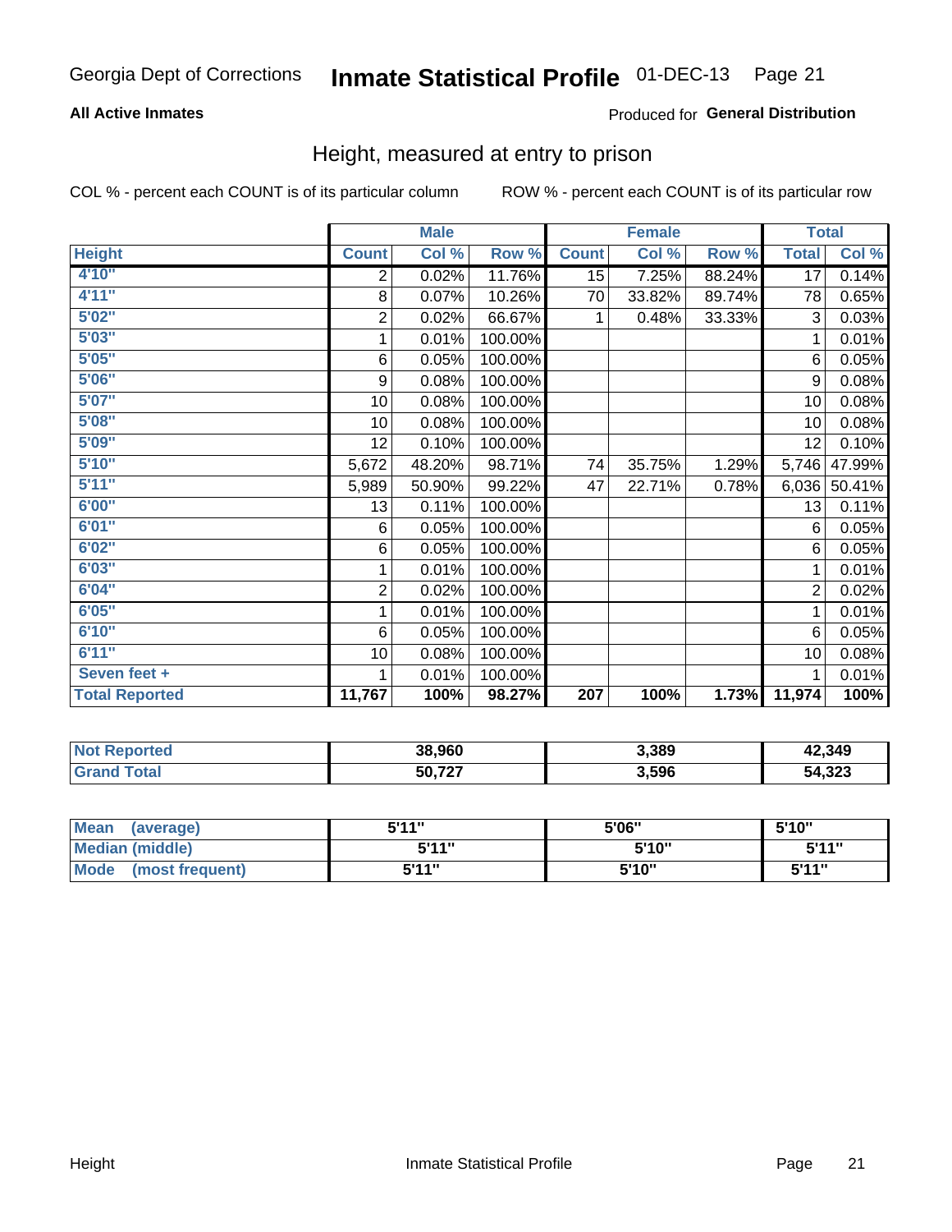Georgia Dept of Corrections **Inmate Statistical Profile** 01-DEC-13

**All Active Inmates**

Produced for **General Distribution**

## Height, measured at entry to prison

COL % - percent each COUNT is of its particular column ROW % - percent each COUNT is of its particular row

| | Male | | | Female | | | Total | |
|---|---|---|---|---|---|---|---|---|
| **Height** | **Count** | **Col %** | **Row %** | **Count** | **Col %** | **Row %** | **Total** | **Col %** |
| 4'10" | 2 | 0.02% | 11.76% | 15 | 7.25% | 88.24% | 17 | 0.14% |
| 4'11" | 8 | 0.07% | 10.26% | 70 | 33.82% | 89.74% | 78 | 0.65% |
| 5'02" | 2 | 0.02% | 66.67% | 1 | 0.48% | 33.33% | 3 | 0.03% |
| 5'03" | 1 | 0.01% | 100.00% | | | | 1 | 0.01% |
| 5'05" | 6 | 0.05% | 100.00% | | | | 6 | 0.05% |
| 5'06" | 9 | 0.08% | 100.00% | | | | 9 | 0.08% |
| 5'07" | 10 | 0.08% | 100.00% | | | | 10 | 0.08% |
| 5'08" | 10 | 0.08% | 100.00% | | | | 10 | 0.08% |
| 5'09" | 12 | 0.10% | 100.00% | | | | 12 | 0.10% |
| 5'10" | 5,672 | 48.20% | 98.71% | 74 | 35.75% | 1.29% | 5,746 | 47.99% |
| 5'11" | 5,989 | 50.90% | 99.22% | 47 | 22.71% | 0.78% | 6,036 | 50.41% |
| 6'00" | 13 | 0.11% | 100.00% | | | | 13 | 0.11% |
| 6'01" | 6 | 0.05% | 100.00% | | | | 6 | 0.05% |
| 6'02" | 6 | 0.05% | 100.00% | | | | 6 | 0.05% |
| 6'03" | 1 | 0.01% | 100.00% | | | | 1 | 0.01% |
| 6'04" | 2 | 0.02% | 100.00% | | | | 2 | 0.02% |
| 6'05" | 1 | 0.01% | 100.00% | | | | 1 | 0.01% |
| 6'10" | 6 | 0.05% | 100.00% | | | | 6 | 0.05% |
| 6'11" | 10 | 0.08% | 100.00% | | | | 10 | 0.08% |
| Seven feet + | 1 | 0.01% | 100.00% | | | | 1 | 0.01% |
| **Total Reported** | **11,767** | **100%** | **98.27%** | **207** | **100%** | **1.73%** | **11,974** | **100%** |

| | Male | Female | Total |
|---|---|---|---|
| Not Reported | 38,960 | 3,389 | 42,349 |
| Grand Total | 50,727 | 3,596 | 54,323 |

| | Male | Female | Total |
|---|---|---|---|
| Mean (average) | 5'11" | 5'06" | 5'10" |
| Median (middle) | 5'11" | 5'10" | 5'11" |
| Mode (most frequent) | 5'11" | 5'10" | 5'11" |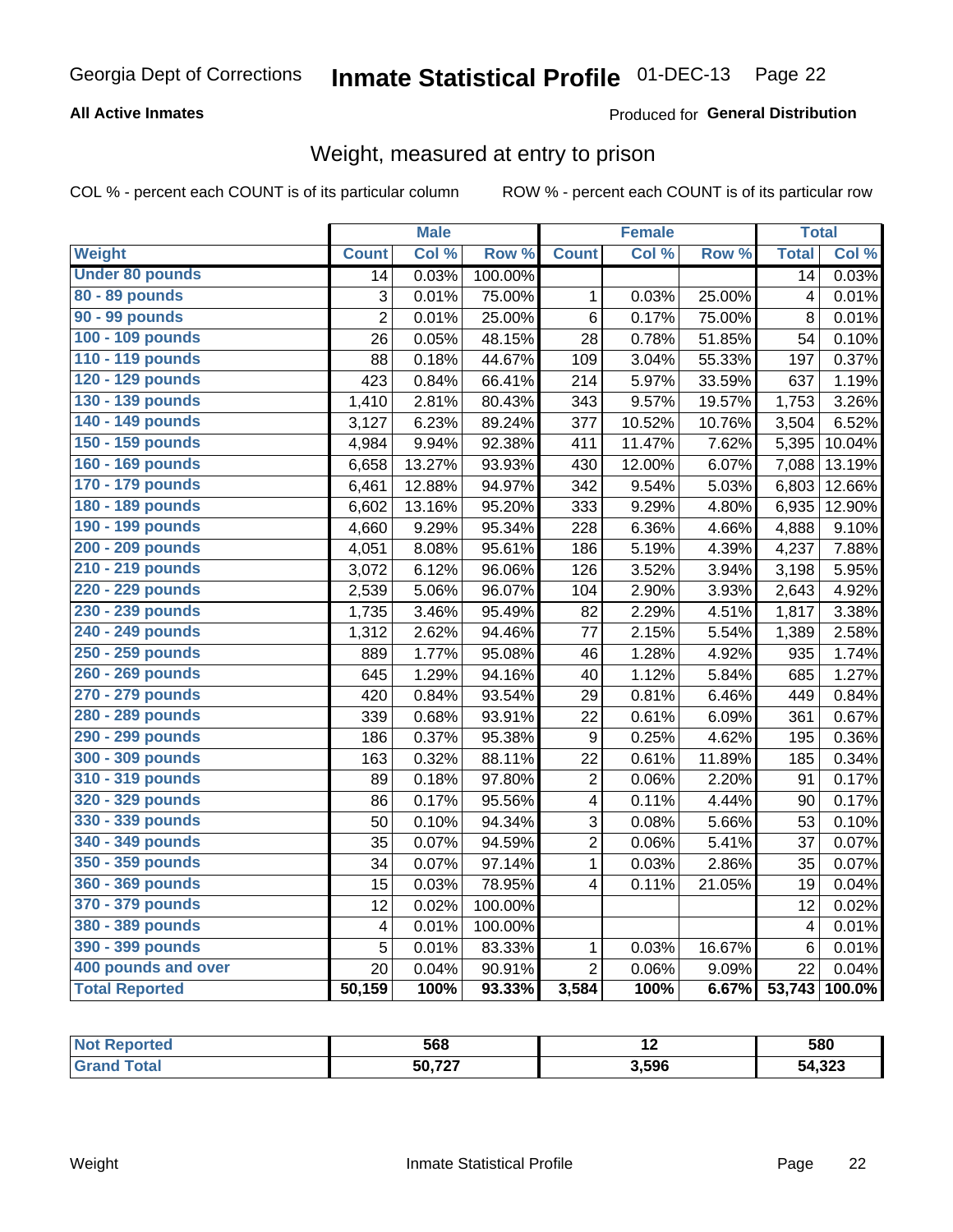# Georgia Dept of Corrections — Inmate Statistical Profile 01-DEC-13

**All Active Inmates** — Produced for **General Distribution**

## Weight, measured at entry to prison

COL % - percent each COUNT is of its particular column          ROW % - percent each COUNT is of its particular row

| Weight | Male | | | Female | | | Total | |
|---|---|---|---|---|---|---|---|---|
| | Count | Col % | Row % | Count | Col % | Row % | Total | Col % |
| Under 80 pounds | 14 | 0.03% | 100.00% | | | | 14 | 0.03% |
| 80 - 89 pounds | 3 | 0.01% | 75.00% | 1 | 0.03% | 25.00% | 4 | 0.01% |
| 90 - 99 pounds | 2 | 0.01% | 25.00% | 6 | 0.17% | 75.00% | 8 | 0.01% |
| 100 - 109 pounds | 26 | 0.05% | 48.15% | 28 | 0.78% | 51.85% | 54 | 0.10% |
| 110 - 119 pounds | 88 | 0.18% | 44.67% | 109 | 3.04% | 55.33% | 197 | 0.37% |
| 120 - 129 pounds | 423 | 0.84% | 66.41% | 214 | 5.97% | 33.59% | 637 | 1.19% |
| 130 - 139 pounds | 1,410 | 2.81% | 80.43% | 343 | 9.57% | 19.57% | 1,753 | 3.26% |
| 140 - 149 pounds | 3,127 | 6.23% | 89.24% | 377 | 10.52% | 10.76% | 3,504 | 6.52% |
| 150 - 159 pounds | 4,984 | 9.94% | 92.38% | 411 | 11.47% | 7.62% | 5,395 | 10.04% |
| 160 - 169 pounds | 6,658 | 13.27% | 93.93% | 430 | 12.00% | 6.07% | 7,088 | 13.19% |
| 170 - 179 pounds | 6,461 | 12.88% | 94.97% | 342 | 9.54% | 5.03% | 6,803 | 12.66% |
| 180 - 189 pounds | 6,602 | 13.16% | 95.20% | 333 | 9.29% | 4.80% | 6,935 | 12.90% |
| 190 - 199 pounds | 4,660 | 9.29% | 95.34% | 228 | 6.36% | 4.66% | 4,888 | 9.10% |
| 200 - 209 pounds | 4,051 | 8.08% | 95.61% | 186 | 5.19% | 4.39% | 4,237 | 7.88% |
| 210 - 219 pounds | 3,072 | 6.12% | 96.06% | 126 | 3.52% | 3.94% | 3,198 | 5.95% |
| 220 - 229 pounds | 2,539 | 5.06% | 96.07% | 104 | 2.90% | 3.93% | 2,643 | 4.92% |
| 230 - 239 pounds | 1,735 | 3.46% | 95.49% | 82 | 2.29% | 4.51% | 1,817 | 3.38% |
| 240 - 249 pounds | 1,312 | 2.62% | 94.46% | 77 | 2.15% | 5.54% | 1,389 | 2.58% |
| 250 - 259 pounds | 889 | 1.77% | 95.08% | 46 | 1.28% | 4.92% | 935 | 1.74% |
| 260 - 269 pounds | 645 | 1.29% | 94.16% | 40 | 1.12% | 5.84% | 685 | 1.27% |
| 270 - 279 pounds | 420 | 0.84% | 93.54% | 29 | 0.81% | 6.46% | 449 | 0.84% |
| 280 - 289 pounds | 339 | 0.68% | 93.91% | 22 | 0.61% | 6.09% | 361 | 0.67% |
| 290 - 299 pounds | 186 | 0.37% | 95.38% | 9 | 0.25% | 4.62% | 195 | 0.36% |
| 300 - 309 pounds | 163 | 0.32% | 88.11% | 22 | 0.61% | 11.89% | 185 | 0.34% |
| 310 - 319 pounds | 89 | 0.18% | 97.80% | 2 | 0.06% | 2.20% | 91 | 0.17% |
| 320 - 329 pounds | 86 | 0.17% | 95.56% | 4 | 0.11% | 4.44% | 90 | 0.17% |
| 330 - 339 pounds | 50 | 0.10% | 94.34% | 3 | 0.08% | 5.66% | 53 | 0.10% |
| 340 - 349 pounds | 35 | 0.07% | 94.59% | 2 | 0.06% | 5.41% | 37 | 0.07% |
| 350 - 359 pounds | 34 | 0.07% | 97.14% | 1 | 0.03% | 2.86% | 35 | 0.07% |
| 360 - 369 pounds | 15 | 0.03% | 78.95% | 4 | 0.11% | 21.05% | 19 | 0.04% |
| 370 - 379 pounds | 12 | 0.02% | 100.00% | | | | 12 | 0.02% |
| 380 - 389 pounds | 4 | 0.01% | 100.00% | | | | 4 | 0.01% |
| 390 - 399 pounds | 5 | 0.01% | 83.33% | 1 | 0.03% | 16.67% | 6 | 0.01% |
| 400 pounds and over | 20 | 0.04% | 90.91% | 2 | 0.06% | 9.09% | 22 | 0.04% |
| **Total Reported** | **50,159** | **100%** | **93.33%** | **3,584** | **100%** | **6.67%** | **53,743** | **100.0%** |

| | Male | Female | Total |
|---|---|---|---|
| Not Reported | 568 | 12 | 580 |
| Grand Total | 50,727 | 3,596 | 54,323 |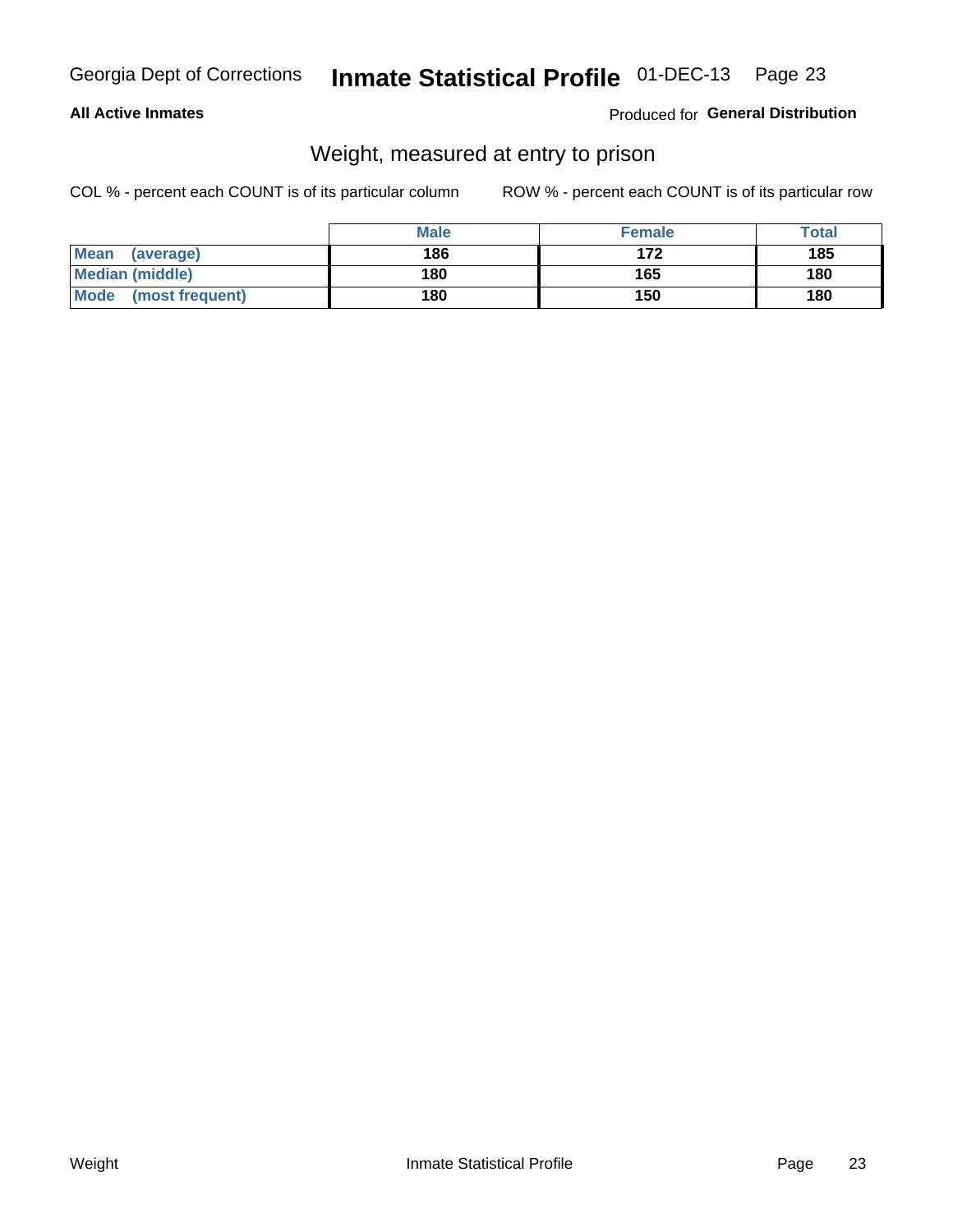**All Active Inmates**

Produced for **General Distribution**

## Weight, measured at entry to prison

COL % - percent each COUNT is of its particular column

ROW % - percent each COUNT is of its particular row

| | Male | Female | Total |
|---|---|---|---|
| **Mean (average)** | 186 | 172 | 185 |
| **Median (middle)** | 180 | 165 | 180 |
| **Mode (most frequent)** | 180 | 150 | 180 |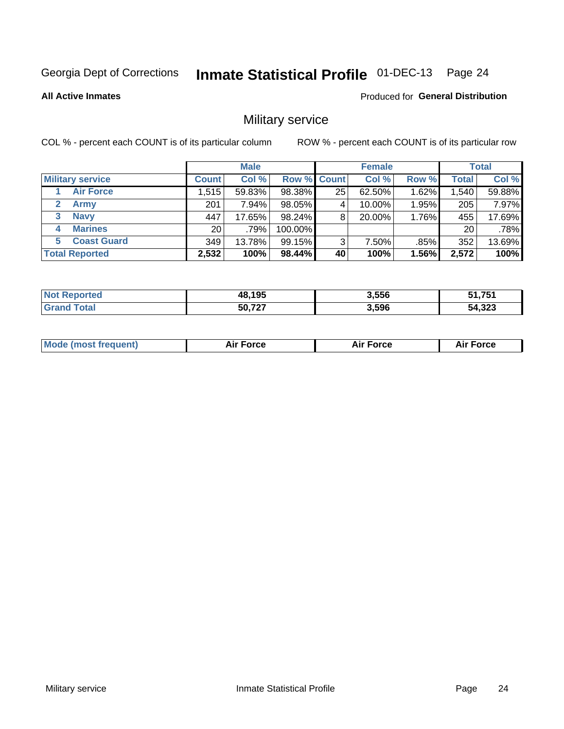Georgia Dept of Corrections **Inmate Statistical Profile** 01-DEC-13

**All Active Inmates**

Produced for **General Distribution**

## Military service

COL % - percent each COUNT is of its particular column ROW % - percent each COUNT is of its particular row

| | Male | | | Female | | | Total | |
|---|---|---|---|---|---|---|---|---|
| **Military service** | **Count** | **Col %** | **Row %** | **Count** | **Col %** | **Row %** | **Total** | **Col %** |
| 1 **Air Force** | 1,515 | 59.83% | 98.38% | 25 | 62.50% | 1.62% | 1,540 | 59.88% |
| 2 **Army** | 201 | 7.94% | 98.05% | 4 | 10.00% | 1.95% | 205 | 7.97% |
| 3 **Navy** | 447 | 17.65% | 98.24% | 8 | 20.00% | 1.76% | 455 | 17.69% |
| 4 **Marines** | 20 | .79% | 100.00% | | | | 20 | .78% |
| 5 **Coast Guard** | 349 | 13.78% | 99.15% | 3 | 7.50% | .85% | 352 | 13.69% |
| **Total Reported** | **2,532** | **100%** | **98.44%** | **40** | **100%** | **1.56%** | **2,572** | **100%** |

| | Male | Female | Total |
|---|---|---|---|
| **Not Reported** | **48,195** | **3,556** | **51,751** |
| **Grand Total** | **50,727** | **3,596** | **54,323** |

| | Male | Female | Total |
|---|---|---|---|
| **Mode (most frequent)** | **Air Force** | **Air Force** | **Air Force** |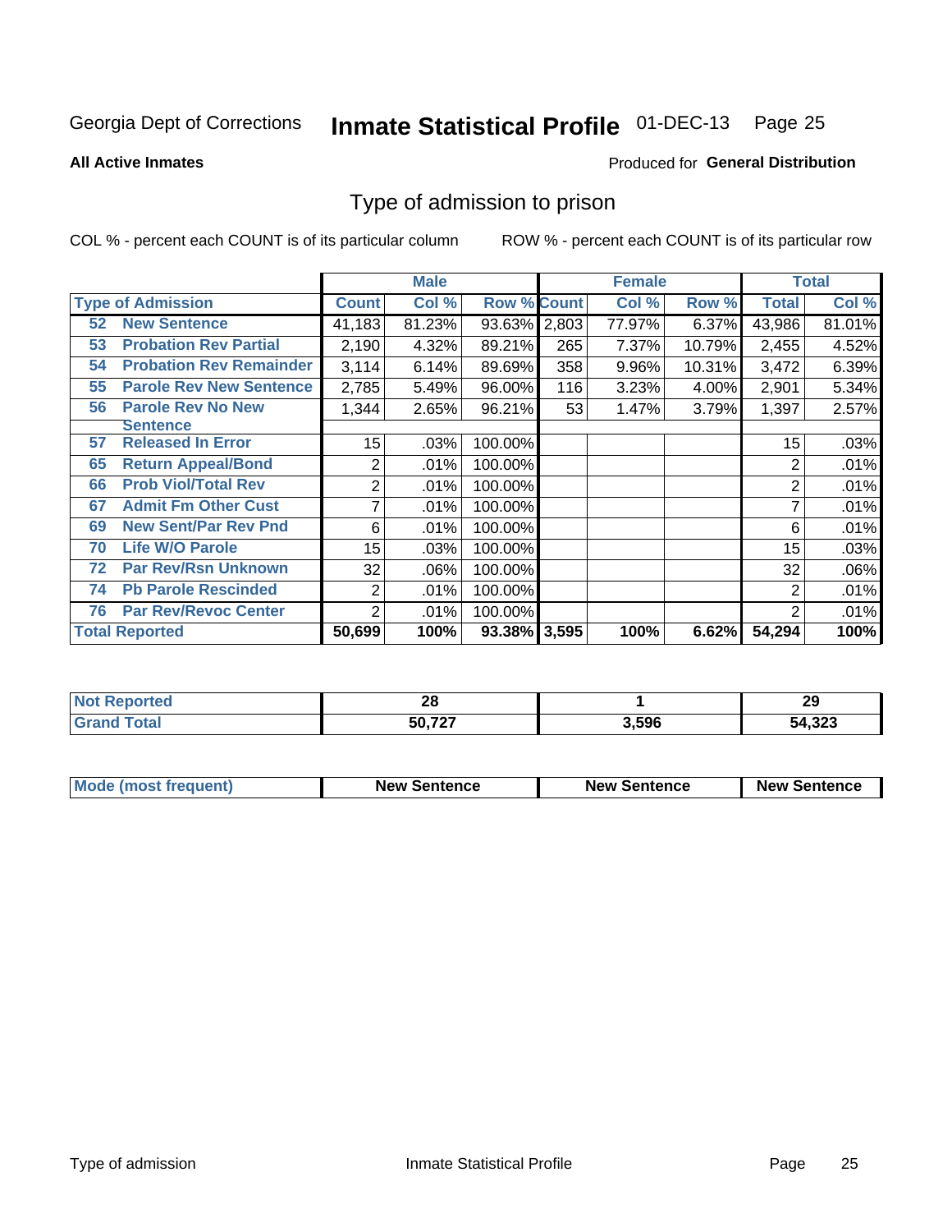Georgia Dept of Corrections **Inmate Statistical Profile** 01-DEC-13

**All Active Inmates**

Produced for **General Distribution**

## Type of admission to prison

COL % - percent each COUNT is of its particular column

ROW % - percent each COUNT is of its particular row

| | | Male | | | Female | | | Total | |
|---|---|---|---|---|---|---|---|---|---|
| **Type of Admission** | | **Count** | **Col %** | **Row %** | **Count** | **Col %** | **Row %** | **Total** | **Col %** |
| 52 | New Sentence | 41,183 | 81.23% | 93.63% | 2,803 | 77.97% | 6.37% | 43,986 | 81.01% |
| 53 | Probation Rev Partial | 2,190 | 4.32% | 89.21% | 265 | 7.37% | 10.79% | 2,455 | 4.52% |
| 54 | Probation Rev Remainder | 3,114 | 6.14% | 89.69% | 358 | 9.96% | 10.31% | 3,472 | 6.39% |
| 55 | Parole Rev New Sentence | 2,785 | 5.49% | 96.00% | 116 | 3.23% | 4.00% | 2,901 | 5.34% |
| 56 | Parole Rev No New Sentence | 1,344 | 2.65% | 96.21% | 53 | 1.47% | 3.79% | 1,397 | 2.57% |
| 57 | Released In Error | 15 | .03% | 100.00% | | | | 15 | .03% |
| 65 | Return Appeal/Bond | 2 | .01% | 100.00% | | | | 2 | .01% |
| 66 | Prob Viol/Total Rev | 2 | .01% | 100.00% | | | | 2 | .01% |
| 67 | Admit Fm Other Cust | 7 | .01% | 100.00% | | | | 7 | .01% |
| 69 | New Sent/Par Rev Pnd | 6 | .01% | 100.00% | | | | 6 | .01% |
| 70 | Life W/O Parole | 15 | .03% | 100.00% | | | | 15 | .03% |
| 72 | Par Rev/Rsn Unknown | 32 | .06% | 100.00% | | | | 32 | .06% |
| 74 | Pb Parole Rescinded | 2 | .01% | 100.00% | | | | 2 | .01% |
| 76 | Par Rev/Revoc Center | 2 | .01% | 100.00% | | | | 2 | .01% |
| **Total Reported** | | **50,699** | **100%** | **93.38%** | **3,595** | **100%** | **6.62%** | **54,294** | **100%** |

| | Male | Female | Total |
|---|---|---|---|
| **Not Reported** | **28** | **1** | **29** |
| **Grand Total** | **50,727** | **3,596** | **54,323** |

| | Male | Female | Total |
|---|---|---|---|
| **Mode (most frequent)** | **New Sentence** | **New Sentence** | **New Sentence** |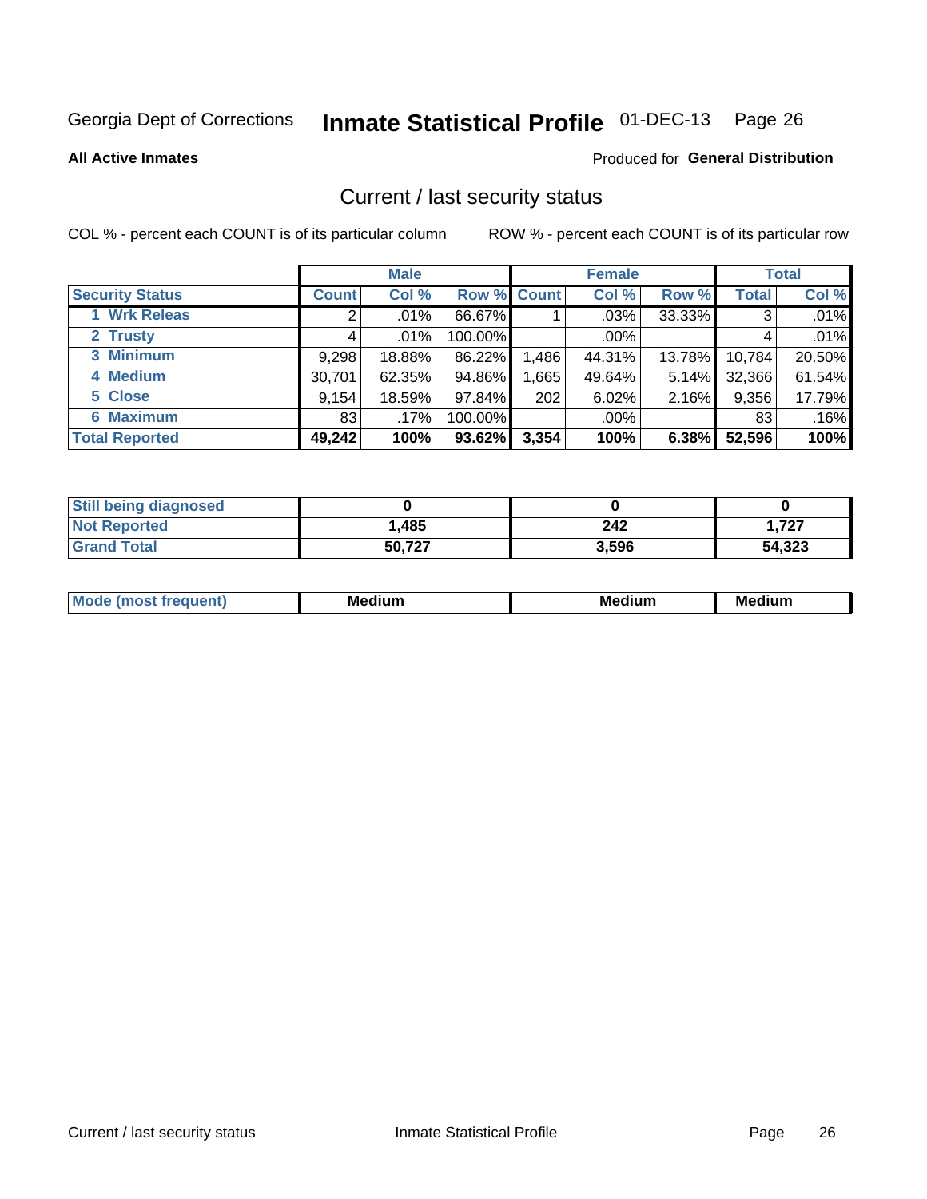Georgia Dept of Corrections **Inmate Statistical Profile** 01-DEC-13 Page 26

**All Active Inmates**

Produced for **General Distribution**

## Current / last security status

COL % - percent each COUNT is of its particular column

ROW % - percent each COUNT is of its particular row

| | Male | | | Female | | | Total | |
|---|---|---|---|---|---|---|---|---|
| **Security Status** | **Count** | **Col %** | **Row %** | **Count** | **Col %** | **Row %** | **Total** | **Col %** |
| 1 Wrk Releas | 2 | .01% | 66.67% | 1 | .03% | 33.33% | 3 | .01% |
| 2 Trusty | 4 | .01% | 100.00% | | .00% | | 4 | .01% |
| 3 Minimum | 9,298 | 18.88% | 86.22% | 1,486 | 44.31% | 13.78% | 10,784 | 20.50% |
| 4 Medium | 30,701 | 62.35% | 94.86% | 1,665 | 49.64% | 5.14% | 32,366 | 61.54% |
| 5 Close | 9,154 | 18.59% | 97.84% | 202 | 6.02% | 2.16% | 9,356 | 17.79% |
| 6 Maximum | 83 | .17% | 100.00% | | .00% | | 83 | .16% |
| **Total Reported** | **49,242** | **100%** | **93.62%** | **3,354** | **100%** | **6.38%** | **52,596** | **100%** |

| | Male | Female | Total |
|---|---|---|---|
| Still being diagnosed | 0 | 0 | 0 |
| Not Reported | 1,485 | 242 | 1,727 |
| Grand Total | 50,727 | 3,596 | 54,323 |

| | Male | Female | Total |
|---|---|---|---|
| Mode (most frequent) | Medium | Medium | Medium |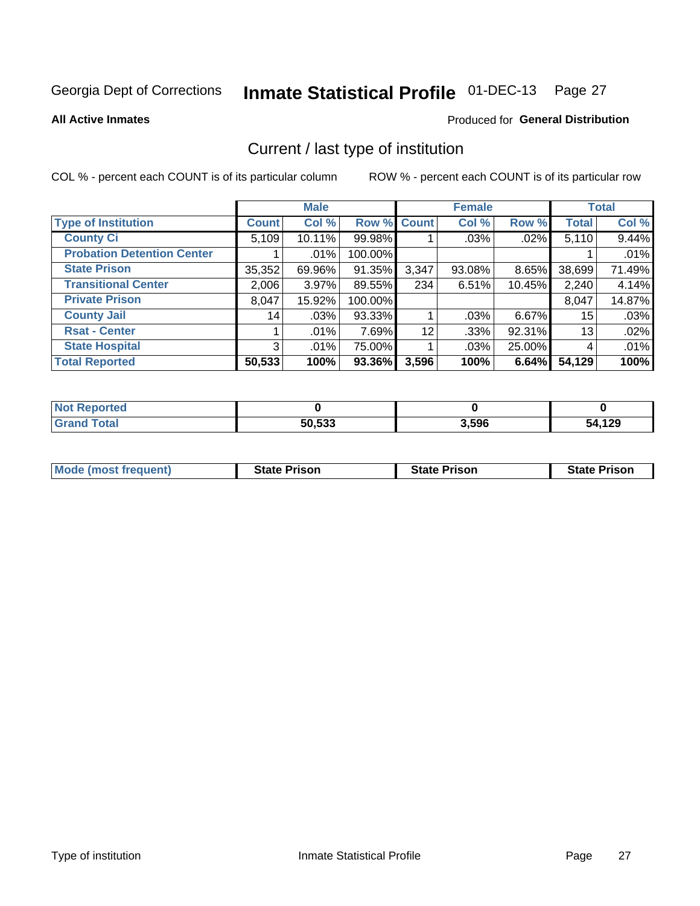Georgia Dept of Corrections **Inmate Statistical Profile** 01-DEC-13

**All Active Inmates**

Produced for **General Distribution**

## Current / last type of institution

COL % - percent each COUNT is of its particular column

ROW % - percent each COUNT is of its particular row

| | Male | | | Female | | | Total | |
|---|---|---|---|---|---|---|---|---|
| **Type of Institution** | **Count** | **Col %** | **Row %** | **Count** | **Col %** | **Row %** | **Total** | **Col %** |
| **County Ci** | 5,109 | 10.11% | 99.98% | 1 | .03% | .02% | 5,110 | 9.44% |
| **Probation Detention Center** | 1 | .01% | 100.00% | | | | 1 | .01% |
| **State Prison** | 35,352 | 69.96% | 91.35% | 3,347 | 93.08% | 8.65% | 38,699 | 71.49% |
| **Transitional Center** | 2,006 | 3.97% | 89.55% | 234 | 6.51% | 10.45% | 2,240 | 4.14% |
| **Private Prison** | 8,047 | 15.92% | 100.00% | | | | 8,047 | 14.87% |
| **County Jail** | 14 | .03% | 93.33% | 1 | .03% | 6.67% | 15 | .03% |
| **Rsat - Center** | 1 | .01% | 7.69% | 12 | .33% | 92.31% | 13 | .02% |
| **State Hospital** | 3 | .01% | 75.00% | 1 | .03% | 25.00% | 4 | .01% |
| **Total Reported** | **50,533** | **100%** | **93.36%** | **3,596** | **100%** | **6.64%** | **54,129** | **100%** |

| | Male | Female | Total |
|---|---|---|---|
| **Not Reported** | **0** | **0** | **0** |
| **Grand Total** | **50,533** | **3,596** | **54,129** |

| | Male | Female | Total |
|---|---|---|---|
| **Mode (most frequent)** | **State Prison** | **State Prison** | **State Prison** |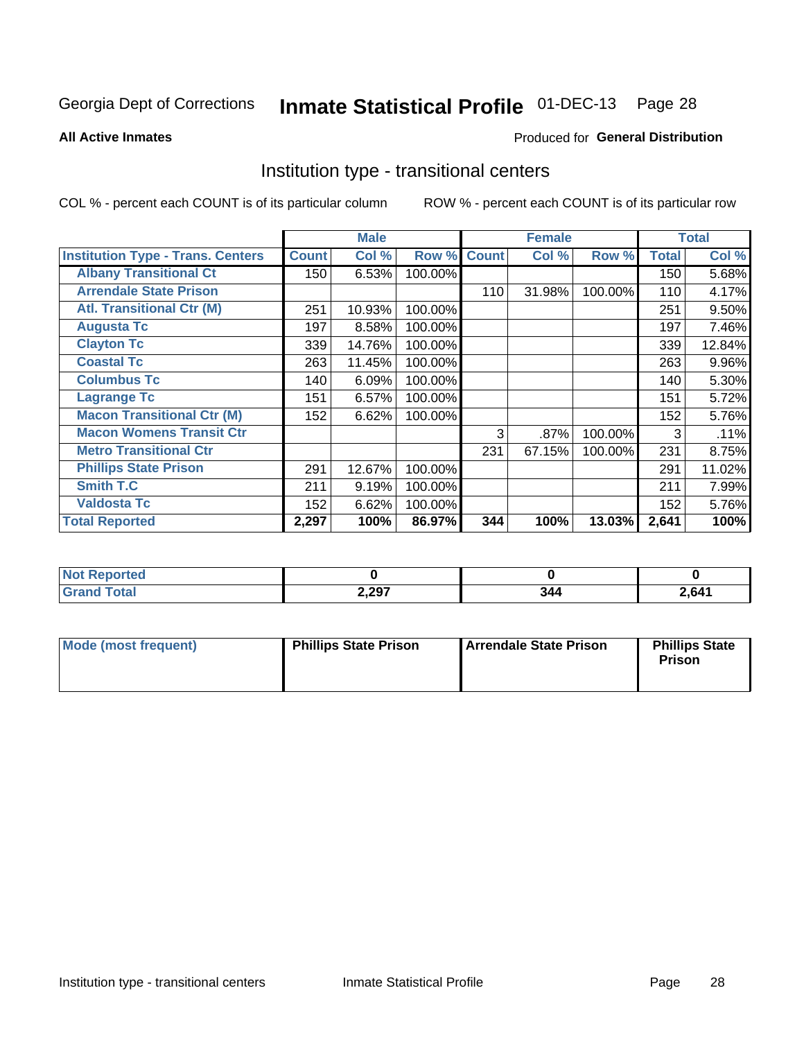Georgia Dept of Corrections **Inmate Statistical Profile** 01-DEC-13

**All Active Inmates**

Produced for **General Distribution**

## Institution type - transitional centers

COL % - percent each COUNT is of its particular column  ROW % - percent each COUNT is of its particular row

| | Male | | | Female | | | Total | |
|---|---|---|---|---|---|---|---|---|
| **Institution Type - Trans. Centers** | **Count** | **Col %** | **Row %** | **Count** | **Col %** | **Row %** | **Total** | **Col %** |
| Albany Transitional Ct | 150 | 6.53% | 100.00% | | | | 150 | 5.68% |
| Arrendale State Prison | | | | 110 | 31.98% | 100.00% | 110 | 4.17% |
| Atl. Transitional Ctr (M) | 251 | 10.93% | 100.00% | | | | 251 | 9.50% |
| Augusta Tc | 197 | 8.58% | 100.00% | | | | 197 | 7.46% |
| Clayton Tc | 339 | 14.76% | 100.00% | | | | 339 | 12.84% |
| Coastal Tc | 263 | 11.45% | 100.00% | | | | 263 | 9.96% |
| Columbus Tc | 140 | 6.09% | 100.00% | | | | 140 | 5.30% |
| Lagrange Tc | 151 | 6.57% | 100.00% | | | | 151 | 5.72% |
| Macon Transitional Ctr (M) | 152 | 6.62% | 100.00% | | | | 152 | 5.76% |
| Macon Womens Transit Ctr | | | | 3 | .87% | 100.00% | 3 | .11% |
| Metro Transitional Ctr | | | | 231 | 67.15% | 100.00% | 231 | 8.75% |
| Phillips State Prison | 291 | 12.67% | 100.00% | | | | 291 | 11.02% |
| Smith T.C | 211 | 9.19% | 100.00% | | | | 211 | 7.99% |
| Valdosta Tc | 152 | 6.62% | 100.00% | | | | 152 | 5.76% |
| **Total Reported** | **2,297** | **100%** | **86.97%** | **344** | **100%** | **13.03%** | **2,641** | **100%** |

| | Male | Female | Total |
|---|---|---|---|
| Not Reported | 0 | 0 | 0 |
| Grand Total | 2,297 | 344 | 2,641 |

| | Male | Female | Total |
|---|---|---|---|
| Mode (most frequent) | Phillips State Prison | Arrendale State Prison | Phillips State Prison |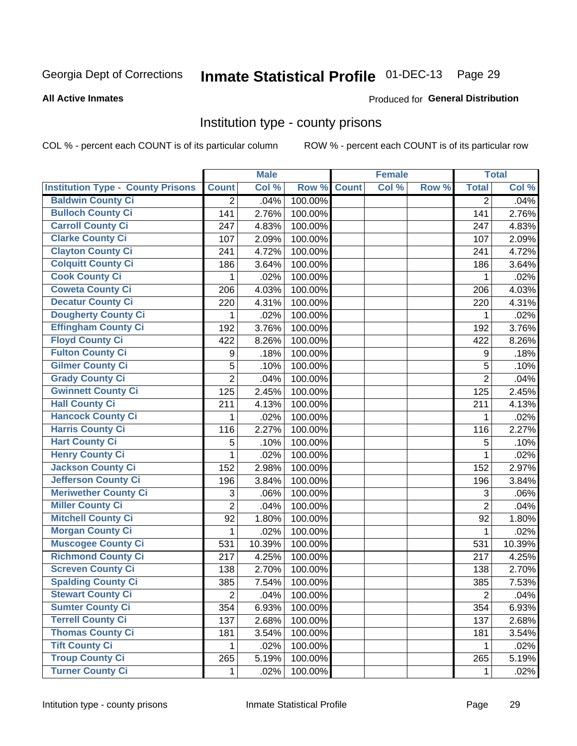Georgia Dept of Corrections **Inmate Statistical Profile** 01-DEC-13

**All Active Inmates**

Produced for **General Distribution**

## Institution type - county prisons

COL % - percent each COUNT is of its particular column

ROW % - percent each COUNT is of its particular row

| | Male | | | Female | | | Total | |
|---|---|---|---|---|---|---|---|---|
| **Institution Type - County Prisons** | **Count** | **Col %** | **Row %** | **Count** | **Col %** | **Row %** | **Total** | **Col %** |
| Baldwin County Ci | 2 | .04% | 100.00% | | | | 2 | .04% |
| Bulloch County Ci | 141 | 2.76% | 100.00% | | | | 141 | 2.76% |
| Carroll County Ci | 247 | 4.83% | 100.00% | | | | 247 | 4.83% |
| Clarke County Ci | 107 | 2.09% | 100.00% | | | | 107 | 2.09% |
| Clayton County Ci | 241 | 4.72% | 100.00% | | | | 241 | 4.72% |
| Colquitt County Ci | 186 | 3.64% | 100.00% | | | | 186 | 3.64% |
| Cook County Ci | 1 | .02% | 100.00% | | | | 1 | .02% |
| Coweta County Ci | 206 | 4.03% | 100.00% | | | | 206 | 4.03% |
| Decatur County Ci | 220 | 4.31% | 100.00% | | | | 220 | 4.31% |
| Dougherty County Ci | 1 | .02% | 100.00% | | | | 1 | .02% |
| Effingham County Ci | 192 | 3.76% | 100.00% | | | | 192 | 3.76% |
| Floyd County Ci | 422 | 8.26% | 100.00% | | | | 422 | 8.26% |
| Fulton County Ci | 9 | .18% | 100.00% | | | | 9 | .18% |
| Gilmer County Ci | 5 | .10% | 100.00% | | | | 5 | .10% |
| Grady County Ci | 2 | .04% | 100.00% | | | | 2 | .04% |
| Gwinnett County Ci | 125 | 2.45% | 100.00% | | | | 125 | 2.45% |
| Hall County Ci | 211 | 4.13% | 100.00% | | | | 211 | 4.13% |
| Hancock County Ci | 1 | .02% | 100.00% | | | | 1 | .02% |
| Harris County Ci | 116 | 2.27% | 100.00% | | | | 116 | 2.27% |
| Hart County Ci | 5 | .10% | 100.00% | | | | 5 | .10% |
| Henry County Ci | 1 | .02% | 100.00% | | | | 1 | .02% |
| Jackson County Ci | 152 | 2.98% | 100.00% | | | | 152 | 2.97% |
| Jefferson County Ci | 196 | 3.84% | 100.00% | | | | 196 | 3.84% |
| Meriwether County Ci | 3 | .06% | 100.00% | | | | 3 | .06% |
| Miller County Ci | 2 | .04% | 100.00% | | | | 2 | .04% |
| Mitchell County Ci | 92 | 1.80% | 100.00% | | | | 92 | 1.80% |
| Morgan County Ci | 1 | .02% | 100.00% | | | | 1 | .02% |
| Muscogee County Ci | 531 | 10.39% | 100.00% | | | | 531 | 10.39% |
| Richmond County Ci | 217 | 4.25% | 100.00% | | | | 217 | 4.25% |
| Screven County Ci | 138 | 2.70% | 100.00% | | | | 138 | 2.70% |
| Spalding County Ci | 385 | 7.54% | 100.00% | | | | 385 | 7.53% |
| Stewart County Ci | 2 | .04% | 100.00% | | | | 2 | .04% |
| Sumter County Ci | 354 | 6.93% | 100.00% | | | | 354 | 6.93% |
| Terrell County Ci | 137 | 2.68% | 100.00% | | | | 137 | 2.68% |
| Thomas County Ci | 181 | 3.54% | 100.00% | | | | 181 | 3.54% |
| Tift County Ci | 1 | .02% | 100.00% | | | | 1 | .02% |
| Troup County Ci | 265 | 5.19% | 100.00% | | | | 265 | 5.19% |
| Turner County Ci | 1 | .02% | 100.00% | | | | 1 | .02% |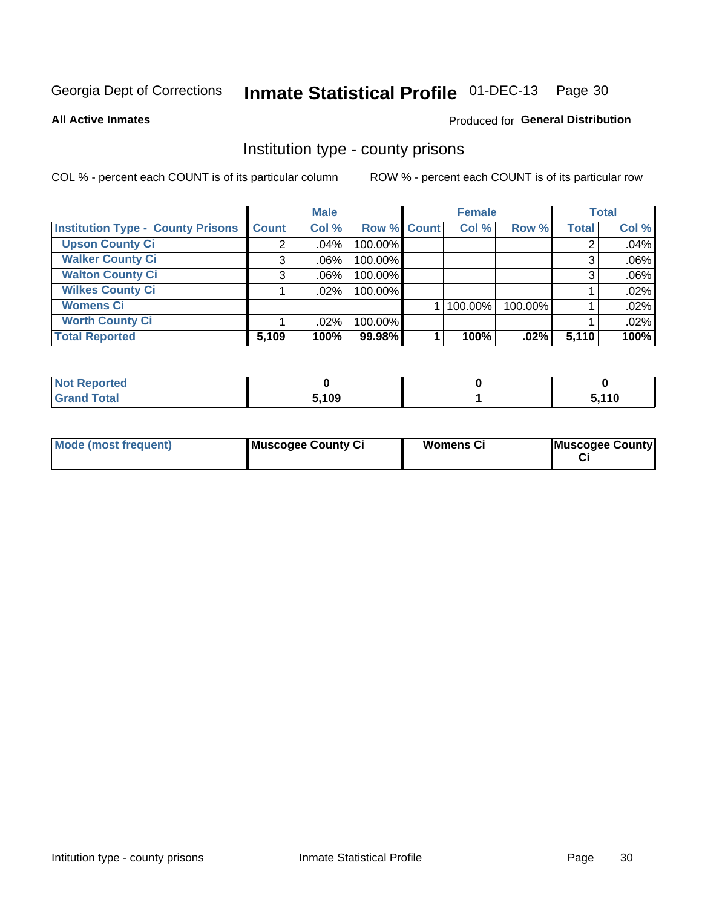Georgia Dept of Corrections **Inmate Statistical Profile** 01-DEC-13 Page 30

**All Active Inmates**

Produced for **General Distribution**

## Institution type - county prisons

COL % - percent each COUNT is of its particular column

ROW % - percent each COUNT is of its particular row

| | Male | | | Female | | | Total | |
|---|---|---|---|---|---|---|---|---|
| **Institution Type - County Prisons** | **Count** | **Col %** | **Row %** | **Count** | **Col %** | **Row %** | **Total** | **Col %** |
| **Upson County Ci** | 2 | .04% | 100.00% | | | | 2 | .04% |
| **Walker County Ci** | 3 | .06% | 100.00% | | | | 3 | .06% |
| **Walton County Ci** | 3 | .06% | 100.00% | | | | 3 | .06% |
| **Wilkes County Ci** | 1 | .02% | 100.00% | | | | 1 | .02% |
| **Womens Ci** | | | | 1 | 100.00% | 100.00% | 1 | .02% |
| **Worth County Ci** | 1 | .02% | 100.00% | | | | 1 | .02% |
| **Total Reported** | **5,109** | **100%** | **99.98%** | **1** | **100%** | **.02%** | **5,110** | **100%** |

| | Male | Female | Total |
|---|---|---|---|
| **Not Reported** | **0** | **0** | **0** |
| **Grand Total** | **5,109** | **1** | **5,110** |

| | Male | Female | Total |
|---|---|---|---|
| **Mode (most frequent)** | **Muscogee County Ci** | **Womens Ci** | **Muscogee County Ci** |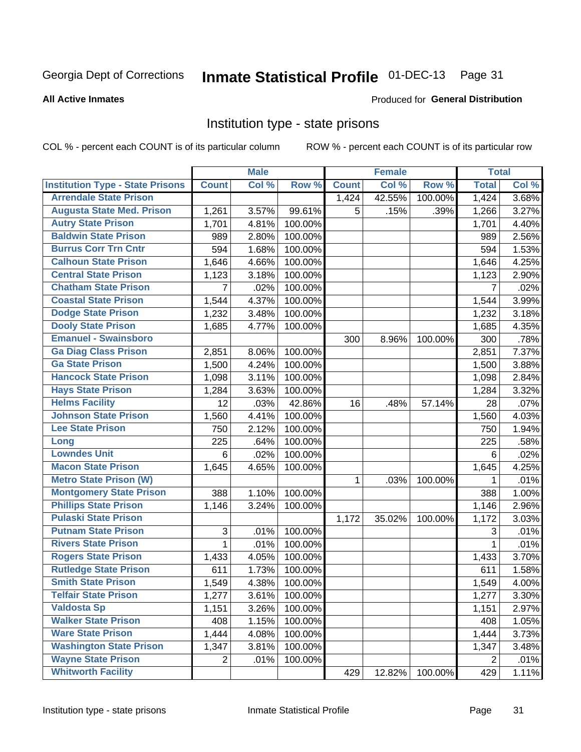Georgia Dept of Corrections **Inmate Statistical Profile** 01-DEC-13

**All Active Inmates**

Produced for **General Distribution**

## Institution type - state prisons

COL % - percent each COUNT is of its particular column    ROW % - percent each COUNT is of its particular row

| | Male | | | Female | | | Total | |
|---|---|---|---|---|---|---|---|---|
| **Institution Type - State Prisons** | **Count** | **Col %** | **Row %** | **Count** | **Col %** | **Row %** | **Total** | **Col %** |
| Arrendale State Prison | | | | 1,424 | 42.55% | 100.00% | 1,424 | 3.68% |
| Augusta State Med. Prison | 1,261 | 3.57% | 99.61% | 5 | .15% | .39% | 1,266 | 3.27% |
| Autry State Prison | 1,701 | 4.81% | 100.00% | | | | 1,701 | 4.40% |
| Baldwin State Prison | 989 | 2.80% | 100.00% | | | | 989 | 2.56% |
| Burrus Corr Trn Cntr | 594 | 1.68% | 100.00% | | | | 594 | 1.53% |
| Calhoun State Prison | 1,646 | 4.66% | 100.00% | | | | 1,646 | 4.25% |
| Central State Prison | 1,123 | 3.18% | 100.00% | | | | 1,123 | 2.90% |
| Chatham State Prison | 7 | .02% | 100.00% | | | | 7 | .02% |
| Coastal State Prison | 1,544 | 4.37% | 100.00% | | | | 1,544 | 3.99% |
| Dodge State Prison | 1,232 | 3.48% | 100.00% | | | | 1,232 | 3.18% |
| Dooly State Prison | 1,685 | 4.77% | 100.00% | | | | 1,685 | 4.35% |
| Emanuel - Swainsboro | | | | 300 | 8.96% | 100.00% | 300 | .78% |
| Ga Diag Class Prison | 2,851 | 8.06% | 100.00% | | | | 2,851 | 7.37% |
| Ga State Prison | 1,500 | 4.24% | 100.00% | | | | 1,500 | 3.88% |
| Hancock State Prison | 1,098 | 3.11% | 100.00% | | | | 1,098 | 2.84% |
| Hays State Prison | 1,284 | 3.63% | 100.00% | | | | 1,284 | 3.32% |
| Helms Facility | 12 | .03% | 42.86% | 16 | .48% | 57.14% | 28 | .07% |
| Johnson State Prison | 1,560 | 4.41% | 100.00% | | | | 1,560 | 4.03% |
| Lee State Prison | 750 | 2.12% | 100.00% | | | | 750 | 1.94% |
| Long | 225 | .64% | 100.00% | | | | 225 | .58% |
| Lowndes Unit | 6 | .02% | 100.00% | | | | 6 | .02% |
| Macon State Prison | 1,645 | 4.65% | 100.00% | | | | 1,645 | 4.25% |
| Metro State Prison (W) | | | | 1 | .03% | 100.00% | 1 | .01% |
| Montgomery State Prison | 388 | 1.10% | 100.00% | | | | 388 | 1.00% |
| Phillips State Prison | 1,146 | 3.24% | 100.00% | | | | 1,146 | 2.96% |
| Pulaski State Prison | | | | 1,172 | 35.02% | 100.00% | 1,172 | 3.03% |
| Putnam State Prison | 3 | .01% | 100.00% | | | | 3 | .01% |
| Rivers State Prison | 1 | .01% | 100.00% | | | | 1 | .01% |
| Rogers State Prison | 1,433 | 4.05% | 100.00% | | | | 1,433 | 3.70% |
| Rutledge State Prison | 611 | 1.73% | 100.00% | | | | 611 | 1.58% |
| Smith State Prison | 1,549 | 4.38% | 100.00% | | | | 1,549 | 4.00% |
| Telfair State Prison | 1,277 | 3.61% | 100.00% | | | | 1,277 | 3.30% |
| Valdosta Sp | 1,151 | 3.26% | 100.00% | | | | 1,151 | 2.97% |
| Walker State Prison | 408 | 1.15% | 100.00% | | | | 408 | 1.05% |
| Ware State Prison | 1,444 | 4.08% | 100.00% | | | | 1,444 | 3.73% |
| Washington State Prison | 1,347 | 3.81% | 100.00% | | | | 1,347 | 3.48% |
| Wayne State Prison | 2 | .01% | 100.00% | | | | 2 | .01% |
| Whitworth Facility | | | | 429 | 12.82% | 100.00% | 429 | 1.11% |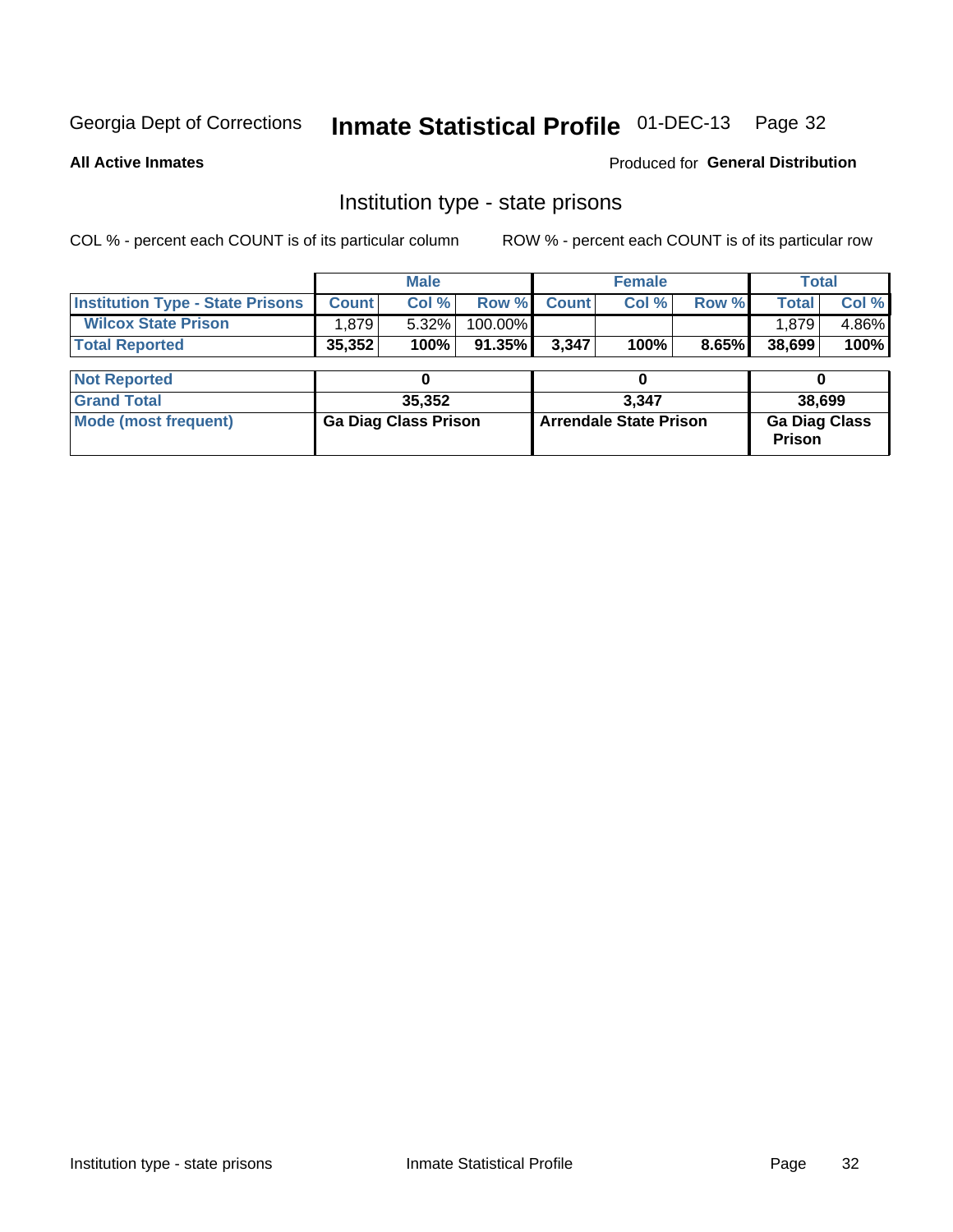Georgia Dept of Corrections **Inmate Statistical Profile** 01-DEC-13

**All Active Inmates**

Produced for **General Distribution**

## Institution type - state prisons

COL % - percent each COUNT is of its particular column    ROW % - percent each COUNT is of its particular row

| | Male | | | Female | | | Total | |
|---|---|---|---|---|---|---|---|---|
| **Institution Type - State Prisons** | **Count** | **Col %** | **Row %** | **Count** | **Col %** | **Row %** | **Total** | **Col %** |
| **Wilcox State Prison** | 1,879 | 5.32% | 100.00% | | | | 1,879 | 4.86% |
| **Total Reported** | **35,352** | **100%** | **91.35%** | **3,347** | **100%** | **8.65%** | **38,699** | **100%** |

| | Male | Female | Total |
|---|---|---|---|
| **Not Reported** | **0** | **0** | **0** |
| **Grand Total** | **35,352** | **3,347** | **38,699** |
| **Mode (most frequent)** | **Ga Diag Class Prison** | **Arrendale State Prison** | **Ga Diag Class Prison** |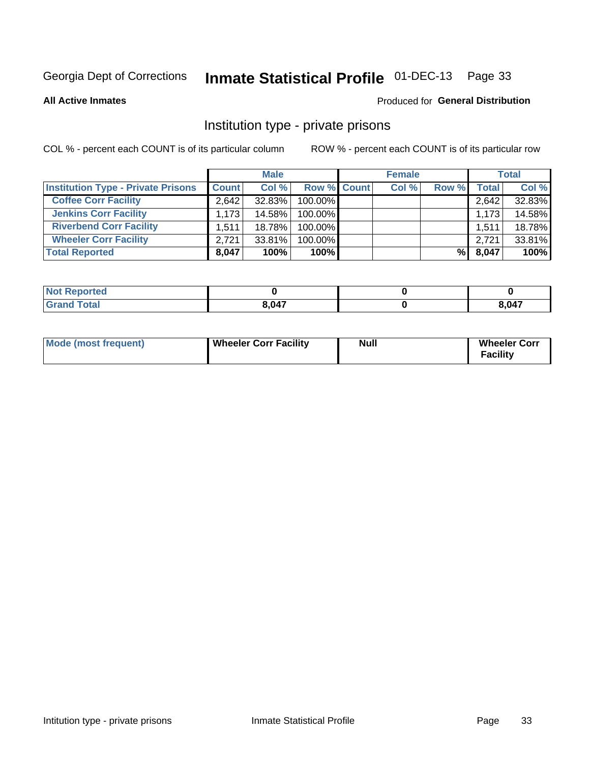Georgia Dept of Corrections **Inmate Statistical Profile** 01-DEC-13

**All Active Inmates**

Produced for **General Distribution**

## Institution type - private prisons

COL % - percent each COUNT is of its particular column

ROW % - percent each COUNT is of its particular row

| | Male | | | Female | | | Total | |
|---|---|---|---|---|---|---|---|---|
| **Institution Type - Private Prisons** | **Count** | **Col %** | **Row %** | **Count** | **Col %** | **Row %** | **Total** | **Col %** |
| **Coffee Corr Facility** | 2,642 | 32.83% | 100.00% | | | | 2,642 | 32.83% |
| **Jenkins Corr Facility** | 1,173 | 14.58% | 100.00% | | | | 1,173 | 14.58% |
| **Riverbend Corr Facility** | 1,511 | 18.78% | 100.00% | | | | 1,511 | 18.78% |
| **Wheeler Corr Facility** | 2,721 | 33.81% | 100.00% | | | | 2,721 | 33.81% |
| **Total Reported** | **8,047** | **100%** | **100%** | | | **%** | **8,047** | **100%** |

| | Male | Female | Total |
|---|---|---|---|
| **Not Reported** | **0** | **0** | **0** |
| **Grand Total** | **8,047** | **0** | **8,047** |

| | Male | Female | Total |
|---|---|---|---|
| **Mode (most frequent)** | **Wheeler Corr Facility** | **Null** | **Wheeler Corr Facility** |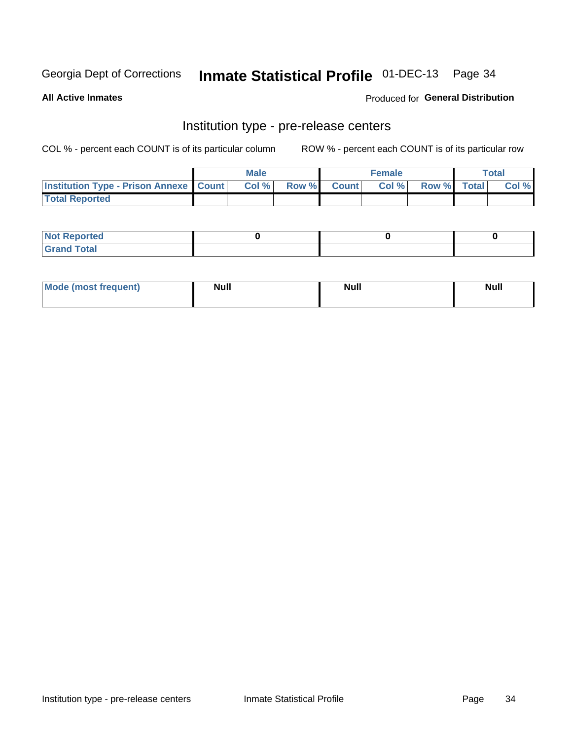Georgia Dept of Corrections **Inmate Statistical Profile** 01-DEC-13 Page 34

**All Active Inmates**

Produced for **General Distribution**

## Institution type - pre-release centers

COL % - percent each COUNT is of its particular column

ROW % - percent each COUNT is of its particular row

| | Male | | | Female | | | Total | |
|---|---|---|---|---|---|---|---|---|
| **Institution Type - Prison Annexe** | **Count** | **Col %** | **Row %** | **Count** | **Col %** | **Row %** | **Total** | **Col %** |
| **Total Reported** | | | | | | | | |

| | Male | Female | Total |
|---|---|---|---|
| **Not Reported** | 0 | 0 | 0 |
| **Grand Total** | | | |

| | Male | Female | Total |
|---|---|---|---|
| **Mode (most frequent)** | Null | Null | Null |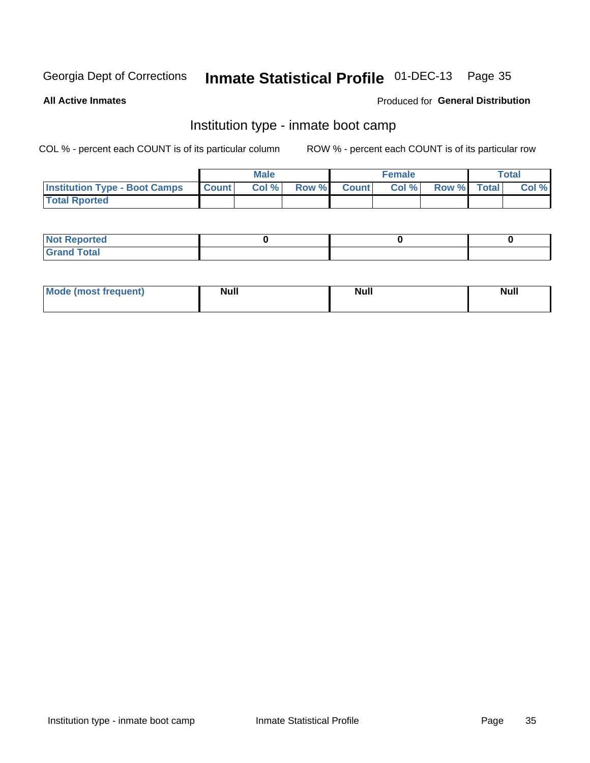Georgia Dept of Corrections **Inmate Statistical Profile** 01-DEC-13

**All Active Inmates**

Produced for **General Distribution**

## Institution type - inmate boot camp

COL % - percent each COUNT is of its particular column

ROW % - percent each COUNT is of its particular row

| | Male | | | Female | | | Total | |
|---|---|---|---|---|---|---|---|---|
| **Institution Type - Boot Camps** | **Count** | **Col %** | **Row %** | **Count** | **Col %** | **Row %** | **Total** | **Col %** |
| **Total Rported** | | | | | | | | |

| | Male | Female | Total |
|---|---|---|---|
| **Not Reported** | 0 | 0 | 0 |
| **Grand Total** | | | |

| | Male | Female | Total |
|---|---|---|---|
| **Mode (most frequent)** | **Null** | **Null** | **Null** |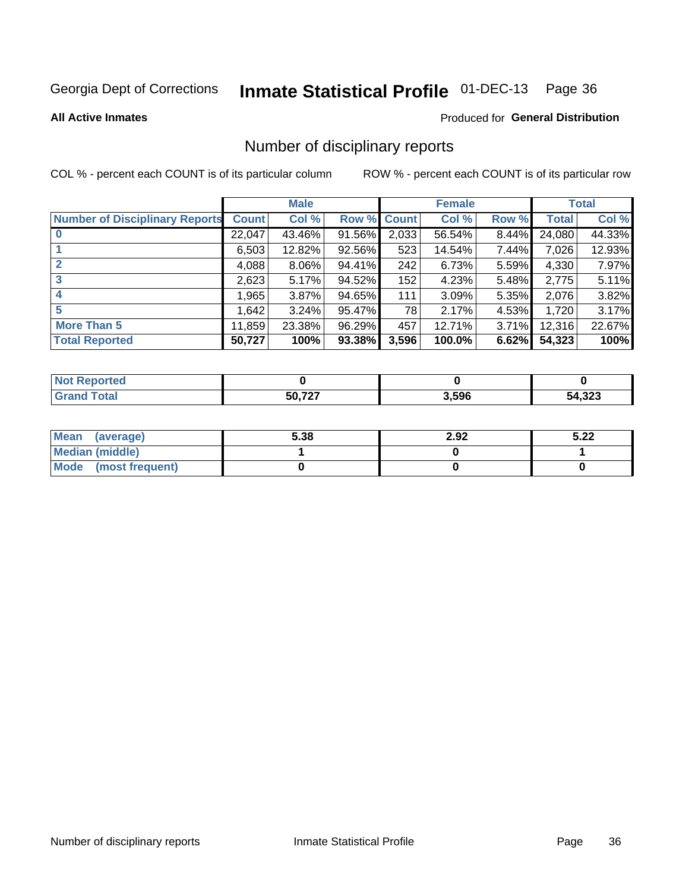Georgia Dept of Corrections **Inmate Statistical Profile** 01-DEC-13

**All Active Inmates**

Produced for **General Distribution**

## Number of disciplinary reports

COL % - percent each COUNT is of its particular column     ROW % - percent each COUNT is of its particular row

| | Male | | | Female | | | Total | |
|---|---|---|---|---|---|---|---|---|
| **Number of Disciplinary Reports** | **Count** | **Col %** | **Row %** | **Count** | **Col %** | **Row %** | **Total** | **Col %** |
| **0** | 22,047 | 43.46% | 91.56% | 2,033 | 56.54% | 8.44% | 24,080 | 44.33% |
| **1** | 6,503 | 12.82% | 92.56% | 523 | 14.54% | 7.44% | 7,026 | 12.93% |
| **2** | 4,088 | 8.06% | 94.41% | 242 | 6.73% | 5.59% | 4,330 | 7.97% |
| **3** | 2,623 | 5.17% | 94.52% | 152 | 4.23% | 5.48% | 2,775 | 5.11% |
| **4** | 1,965 | 3.87% | 94.65% | 111 | 3.09% | 5.35% | 2,076 | 3.82% |
| **5** | 1,642 | 3.24% | 95.47% | 78 | 2.17% | 4.53% | 1,720 | 3.17% |
| **More Than 5** | 11,859 | 23.38% | 96.29% | 457 | 12.71% | 3.71% | 12,316 | 22.67% |
| **Total Reported** | **50,727** | **100%** | **93.38%** | **3,596** | **100.0%** | **6.62%** | **54,323** | **100%** |

| | Male | Female | Total |
|---|---|---|---|
| **Not Reported** | **0** | **0** | **0** |
| **Grand Total** | **50,727** | **3,596** | **54,323** |

| | Male | Female | Total |
|---|---|---|---|
| **Mean (average)** | **5.38** | **2.92** | **5.22** |
| **Median (middle)** | **1** | **0** | **1** |
| **Mode (most frequent)** | **0** | **0** | **0** |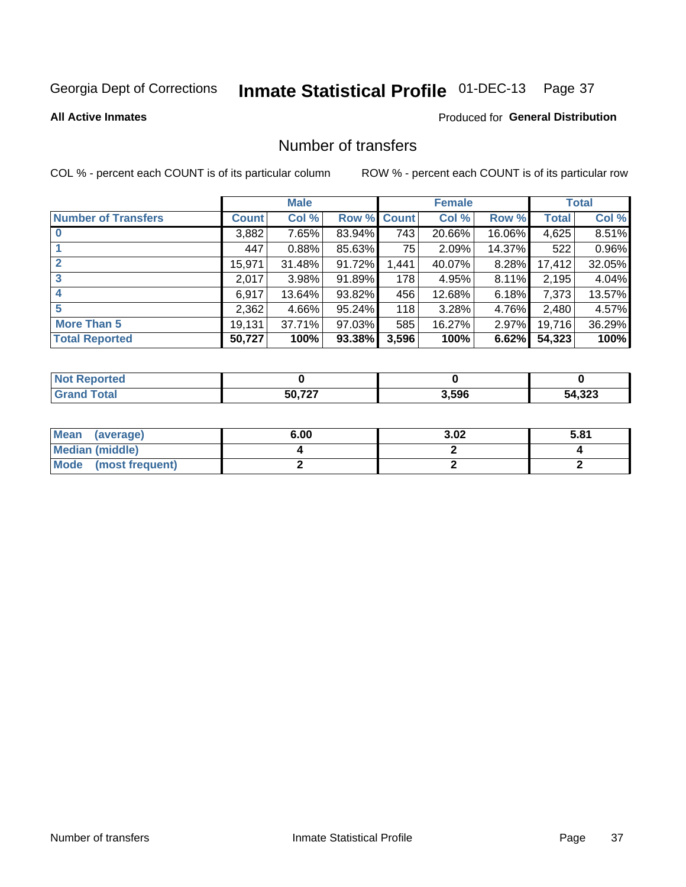Georgia Dept of Corrections **Inmate Statistical Profile** 01-DEC-13

**All Active Inmates**

Produced for **General Distribution**

## Number of transfers

COL % - percent each COUNT is of its particular column  ROW % - percent each COUNT is of its particular row

| | Male | | | Female | | | Total | |
|---|---|---|---|---|---|---|---|---|
| Number of Transfers | Count | Col % | Row % | Count | Col % | Row % | Total | Col % |
| 0 | 3,882 | 7.65% | 83.94% | 743 | 20.66% | 16.06% | 4,625 | 8.51% |
| 1 | 447 | 0.88% | 85.63% | 75 | 2.09% | 14.37% | 522 | 0.96% |
| 2 | 15,971 | 31.48% | 91.72% | 1,441 | 40.07% | 8.28% | 17,412 | 32.05% |
| 3 | 2,017 | 3.98% | 91.89% | 178 | 4.95% | 8.11% | 2,195 | 4.04% |
| 4 | 6,917 | 13.64% | 93.82% | 456 | 12.68% | 6.18% | 7,373 | 13.57% |
| 5 | 2,362 | 4.66% | 95.24% | 118 | 3.28% | 4.76% | 2,480 | 4.57% |
| More Than 5 | 19,131 | 37.71% | 97.03% | 585 | 16.27% | 2.97% | 19,716 | 36.29% |
| **Total Reported** | **50,727** | **100%** | **93.38%** | **3,596** | **100%** | **6.62%** | **54,323** | **100%** |

| | Male | Female | Total |
|---|---|---|---|
| Not Reported | 0 | 0 | 0 |
| Grand Total | 50,727 | 3,596 | 54,323 |

| | Male | Female | Total |
|---|---|---|---|
| Mean (average) | 6.00 | 3.02 | 5.81 |
| Median (middle) | 4 | 2 | 4 |
| Mode (most frequent) | 2 | 2 | 2 |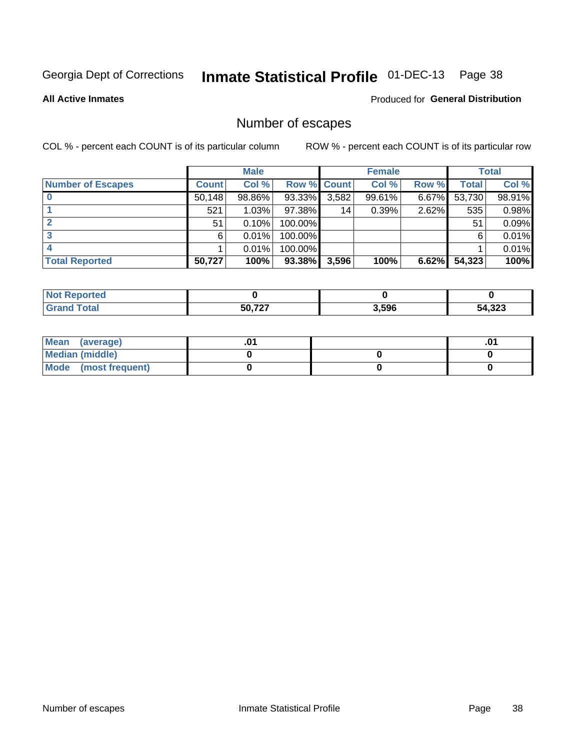Georgia Dept of Corrections **Inmate Statistical Profile** 01-DEC-13

**All Active Inmates** Produced for **General Distribution**

## Number of escapes

COL % - percent each COUNT is of its particular column ROW % - percent each COUNT is of its particular row

| | Male | | | Female | | | Total | |
|---|---|---|---|---|---|---|---|---|
| **Number of Escapes** | **Count** | **Col %** | **Row %** | **Count** | **Col %** | **Row %** | **Total** | **Col %** |
| 0 | 50,148 | 98.86% | 93.33% | 3,582 | 99.61% | 6.67% | 53,730 | 98.91% |
| 1 | 521 | 1.03% | 97.38% | 14 | 0.39% | 2.62% | 535 | 0.98% |
| 2 | 51 | 0.10% | 100.00% | | | | 51 | 0.09% |
| 3 | 6 | 0.01% | 100.00% | | | | 6 | 0.01% |
| 4 | 1 | 0.01% | 100.00% | | | | 1 | 0.01% |
| **Total Reported** | **50,727** | **100%** | **93.38%** | **3,596** | **100%** | **6.62%** | **54,323** | **100%** |

| | Male | Female | Total |
|---|---|---|---|
| **Not Reported** | **0** | **0** | **0** |
| **Grand Total** | **50,727** | **3,596** | **54,323** |

| | Male | Female | Total |
|---|---|---|---|
| **Mean (average)** | **.01** | | **.01** |
| **Median (middle)** | **0** | **0** | **0** |
| **Mode (most frequent)** | **0** | **0** | **0** |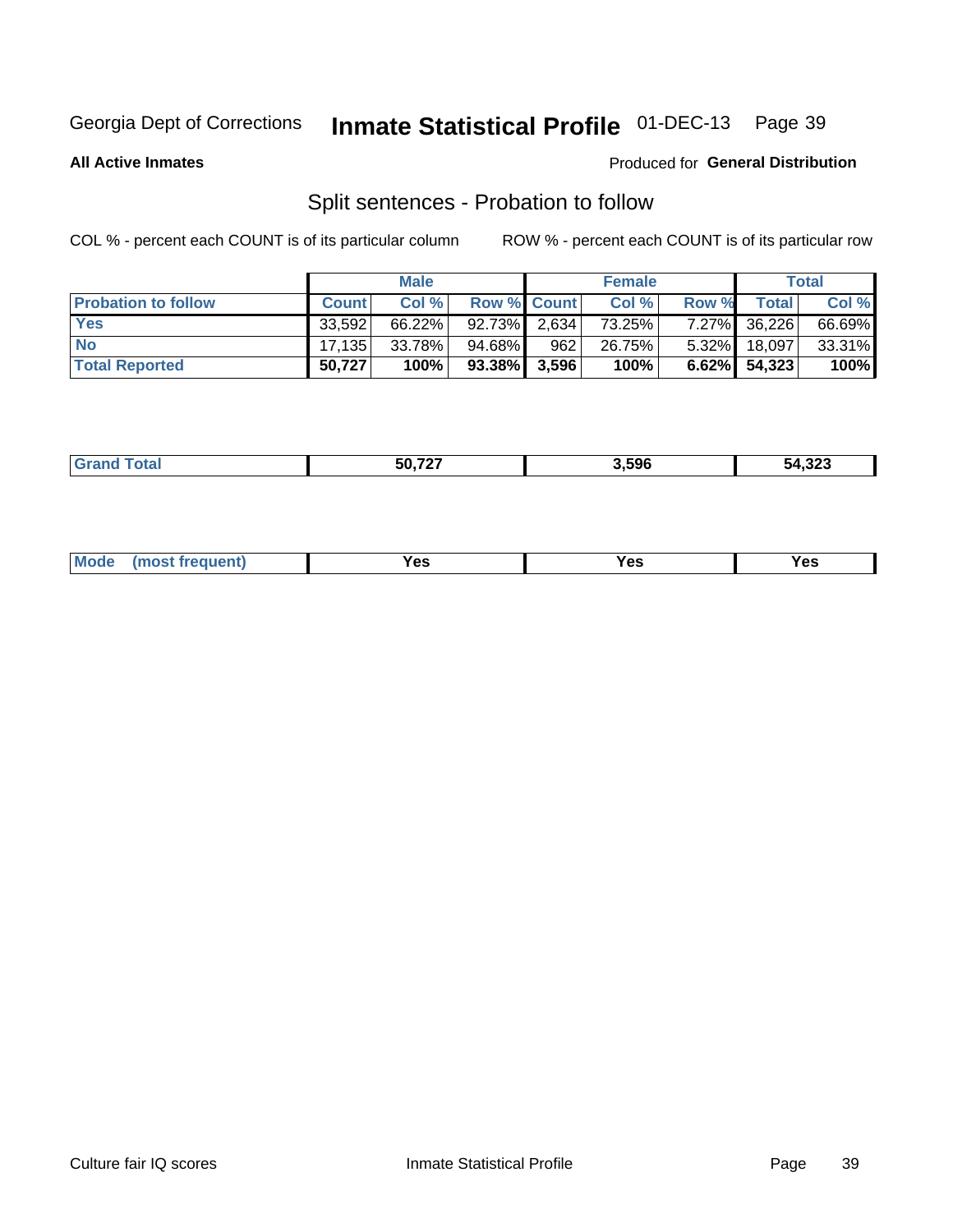Georgia Dept of Corrections **Inmate Statistical Profile** 01-DEC-13

**All Active Inmates** Produced for **General Distribution**

## Split sentences - Probation to follow

COL % - percent each COUNT is of its particular column ROW % - percent each COUNT is of its particular row

| | Male | | | Female | | | Total | |
|---|---|---|---|---|---|---|---|---|
| **Probation to follow** | **Count** | **Col %** | **Row %** | **Count** | **Col %** | **Row %** | **Total** | **Col %** |
| **Yes** | 33,592 | 66.22% | 92.73% | 2,634 | 73.25% | 7.27% | 36,226 | 66.69% |
| **No** | 17,135 | 33.78% | 94.68% | 962 | 26.75% | 5.32% | 18,097 | 33.31% |
| **Total Reported** | **50,727** | **100%** | **93.38%** | **3,596** | **100%** | **6.62%** | **54,323** | **100%** |

| | Male | Female | Total |
|---|---|---|---|
| **Grand Total** | **50,727** | **3,596** | **54,323** |

| | Male | Female | Total |
|---|---|---|---|
| **Mode (most frequent)** | **Yes** | **Yes** | **Yes** |

Culture fair IQ scores Inmate Statistical Profile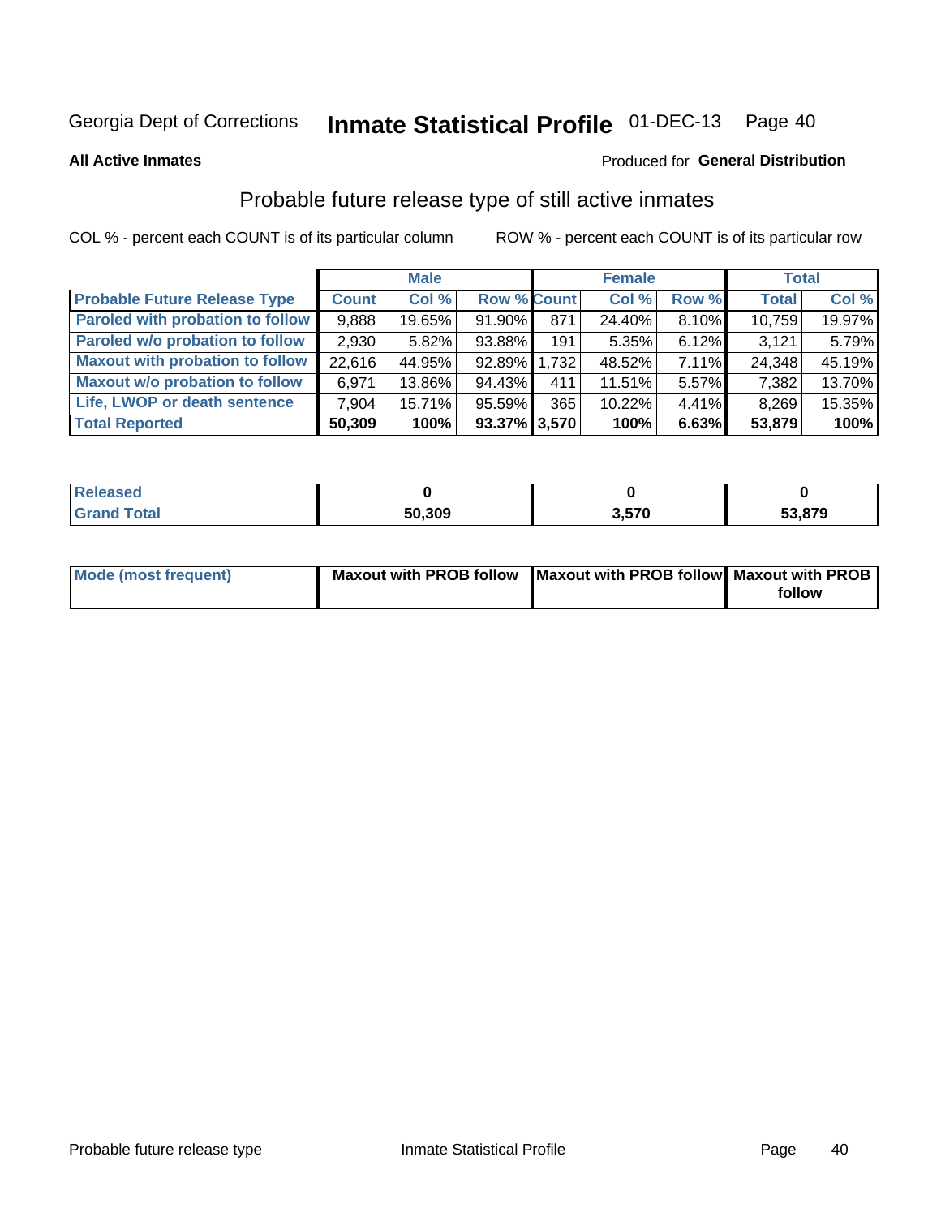Georgia Dept of Corrections **Inmate Statistical Profile** 01-DEC-13

**All Active Inmates**

Produced for **General Distribution**

## Probable future release type of still active inmates

COL % - percent each COUNT is of its particular column     ROW % - percent each COUNT is of its particular row

| | Male | | | Female | | | Total | |
|---|---|---|---|---|---|---|---|---|
| **Probable Future Release Type** | **Count** | **Col %** | **Row %** | **Count** | **Col %** | **Row %** | **Total** | **Col %** |
| Paroled with probation to follow | 9,888 | 19.65% | 91.90% | 871 | 24.40% | 8.10% | 10,759 | 19.97% |
| Paroled w/o probation to follow | 2,930 | 5.82% | 93.88% | 191 | 5.35% | 6.12% | 3,121 | 5.79% |
| Maxout with probation to follow | 22,616 | 44.95% | 92.89% | 1,732 | 48.52% | 7.11% | 24,348 | 45.19% |
| Maxout w/o probation to follow | 6,971 | 13.86% | 94.43% | 411 | 11.51% | 5.57% | 7,382 | 13.70% |
| Life, LWOP or death sentence | 7,904 | 15.71% | 95.59% | 365 | 10.22% | 4.41% | 8,269 | 15.35% |
| **Total Reported** | **50,309** | **100%** | **93.37%** | **3,570** | **100%** | **6.63%** | **53,879** | **100%** |

| | Male | Female | Total |
|---|---|---|---|
| Released | **0** | **0** | **0** |
| Grand Total | **50,309** | **3,570** | **53,879** |

| | Male | Female | Total |
|---|---|---|---|
| Mode (most frequent) | **Maxout with PROB follow** | **Maxout with PROB follow** | **Maxout with PROB follow** |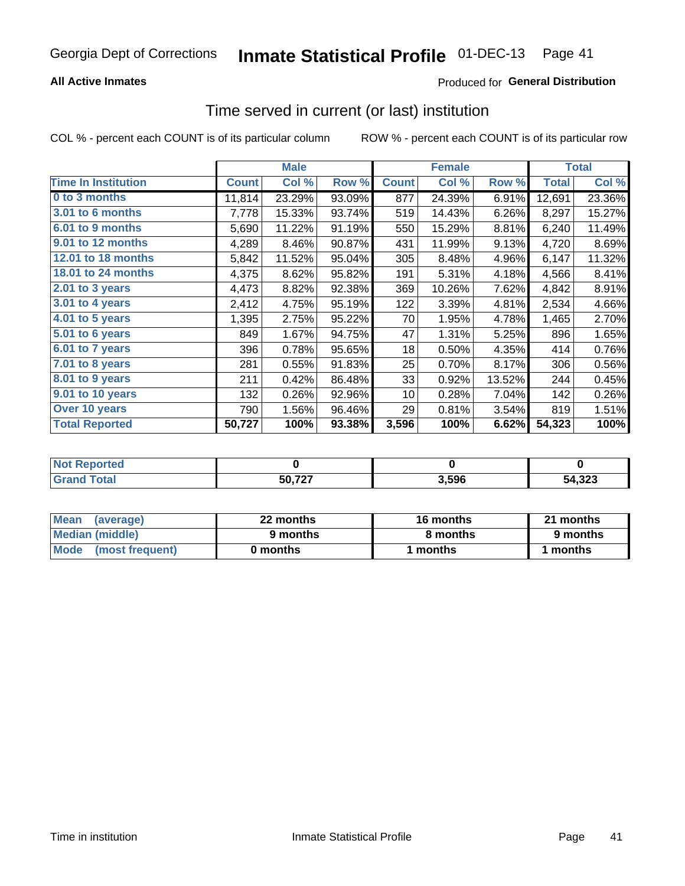Georgia Dept of Corrections **Inmate Statistical Profile** 01-DEC-13

**All Active Inmates**

Produced for **General Distribution**

## Time served in current (or last) institution

COL % - percent each COUNT is of its particular column

ROW % - percent each COUNT is of its particular row

| | Male | | | Female | | | Total | |
|---|---|---|---|---|---|---|---|---|
| Time In Institution | Count | Col % | Row % | Count | Col % | Row % | Total | Col % |
| 0 to 3 months | 11,814 | 23.29% | 93.09% | 877 | 24.39% | 6.91% | 12,691 | 23.36% |
| 3.01 to 6 months | 7,778 | 15.33% | 93.74% | 519 | 14.43% | 6.26% | 8,297 | 15.27% |
| 6.01 to 9 months | 5,690 | 11.22% | 91.19% | 550 | 15.29% | 8.81% | 6,240 | 11.49% |
| 9.01 to 12 months | 4,289 | 8.46% | 90.87% | 431 | 11.99% | 9.13% | 4,720 | 8.69% |
| 12.01 to 18 months | 5,842 | 11.52% | 95.04% | 305 | 8.48% | 4.96% | 6,147 | 11.32% |
| 18.01 to 24 months | 4,375 | 8.62% | 95.82% | 191 | 5.31% | 4.18% | 4,566 | 8.41% |
| 2.01 to 3 years | 4,473 | 8.82% | 92.38% | 369 | 10.26% | 7.62% | 4,842 | 8.91% |
| 3.01 to 4 years | 2,412 | 4.75% | 95.19% | 122 | 3.39% | 4.81% | 2,534 | 4.66% |
| 4.01 to 5 years | 1,395 | 2.75% | 95.22% | 70 | 1.95% | 4.78% | 1,465 | 2.70% |
| 5.01 to 6 years | 849 | 1.67% | 94.75% | 47 | 1.31% | 5.25% | 896 | 1.65% |
| 6.01 to 7 years | 396 | 0.78% | 95.65% | 18 | 0.50% | 4.35% | 414 | 0.76% |
| 7.01 to 8 years | 281 | 0.55% | 91.83% | 25 | 0.70% | 8.17% | 306 | 0.56% |
| 8.01 to 9 years | 211 | 0.42% | 86.48% | 33 | 0.92% | 13.52% | 244 | 0.45% |
| 9.01 to 10 years | 132 | 0.26% | 92.96% | 10 | 0.28% | 7.04% | 142 | 0.26% |
| Over 10 years | 790 | 1.56% | 96.46% | 29 | 0.81% | 3.54% | 819 | 1.51% |
| **Total Reported** | **50,727** | **100%** | **93.38%** | **3,596** | **100%** | **6.62%** | **54,323** | **100%** |

| | Male | Female | Total |
|---|---|---|---|
| Not Reported | **0** | **0** | **0** |
| Grand Total | **50,727** | **3,596** | **54,323** |

| | Male | Female | Total |
|---|---|---|---|
| Mean (average) | **22 months** | **16 months** | **21 months** |
| Median (middle) | **9 months** | **8 months** | **9 months** |
| Mode (most frequent) | **0 months** | **1 months** | **1 months** |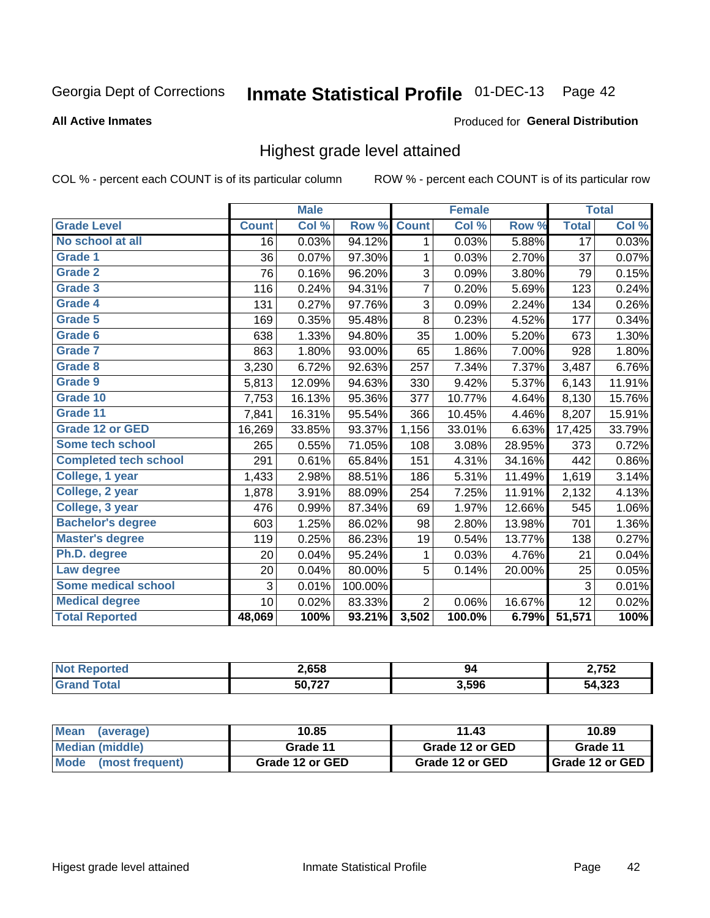Georgia Dept of Corrections **Inmate Statistical Profile** 01-DEC-13

**All Active Inmates**

Produced for **General Distribution**

## Highest grade level attained

COL % - percent each COUNT is of its particular column     ROW % - percent each COUNT is of its particular row

| | Male | | | Female | | | Total | |
|---|---|---|---|---|---|---|---|---|
| Grade Level | Count | Col % | Row % | Count | Col % | Row % | Total | Col % |
| No school at all | 16 | 0.03% | 94.12% | 1 | 0.03% | 5.88% | 17 | 0.03% |
| Grade 1 | 36 | 0.07% | 97.30% | 1 | 0.03% | 2.70% | 37 | 0.07% |
| Grade 2 | 76 | 0.16% | 96.20% | 3 | 0.09% | 3.80% | 79 | 0.15% |
| Grade 3 | 116 | 0.24% | 94.31% | 7 | 0.20% | 5.69% | 123 | 0.24% |
| Grade 4 | 131 | 0.27% | 97.76% | 3 | 0.09% | 2.24% | 134 | 0.26% |
| Grade 5 | 169 | 0.35% | 95.48% | 8 | 0.23% | 4.52% | 177 | 0.34% |
| Grade 6 | 638 | 1.33% | 94.80% | 35 | 1.00% | 5.20% | 673 | 1.30% |
| Grade 7 | 863 | 1.80% | 93.00% | 65 | 1.86% | 7.00% | 928 | 1.80% |
| Grade 8 | 3,230 | 6.72% | 92.63% | 257 | 7.34% | 7.37% | 3,487 | 6.76% |
| Grade 9 | 5,813 | 12.09% | 94.63% | 330 | 9.42% | 5.37% | 6,143 | 11.91% |
| Grade 10 | 7,753 | 16.13% | 95.36% | 377 | 10.77% | 4.64% | 8,130 | 15.76% |
| Grade 11 | 7,841 | 16.31% | 95.54% | 366 | 10.45% | 4.46% | 8,207 | 15.91% |
| Grade 12 or GED | 16,269 | 33.85% | 93.37% | 1,156 | 33.01% | 6.63% | 17,425 | 33.79% |
| Some tech school | 265 | 0.55% | 71.05% | 108 | 3.08% | 28.95% | 373 | 0.72% |
| Completed tech school | 291 | 0.61% | 65.84% | 151 | 4.31% | 34.16% | 442 | 0.86% |
| College, 1 year | 1,433 | 2.98% | 88.51% | 186 | 5.31% | 11.49% | 1,619 | 3.14% |
| College, 2 year | 1,878 | 3.91% | 88.09% | 254 | 7.25% | 11.91% | 2,132 | 4.13% |
| College, 3 year | 476 | 0.99% | 87.34% | 69 | 1.97% | 12.66% | 545 | 1.06% |
| Bachelor's degree | 603 | 1.25% | 86.02% | 98 | 2.80% | 13.98% | 701 | 1.36% |
| Master's degree | 119 | 0.25% | 86.23% | 19 | 0.54% | 13.77% | 138 | 0.27% |
| Ph.D. degree | 20 | 0.04% | 95.24% | 1 | 0.03% | 4.76% | 21 | 0.04% |
| Law degree | 20 | 0.04% | 80.00% | 5 | 0.14% | 20.00% | 25 | 0.05% |
| Some medical school | 3 | 0.01% | 100.00% | | | | 3 | 0.01% |
| Medical degree | 10 | 0.02% | 83.33% | 2 | 0.06% | 16.67% | 12 | 0.02% |
| **Total Reported** | **48,069** | **100%** | **93.21%** | **3,502** | **100.0%** | **6.79%** | **51,571** | **100%** |

| | Male | Female | Total |
|---|---|---|---|
| Not Reported | **2,658** | **94** | **2,752** |
| Grand Total | **50,727** | **3,596** | **54,323** |

| | Male | Female | Total |
|---|---|---|---|
| Mean (average) | **10.85** | **11.43** | **10.89** |
| Median (middle) | **Grade 11** | **Grade 12 or GED** | **Grade 11** |
| Mode (most frequent) | **Grade 12 or GED** | **Grade 12 or GED** | **Grade 12 or GED** |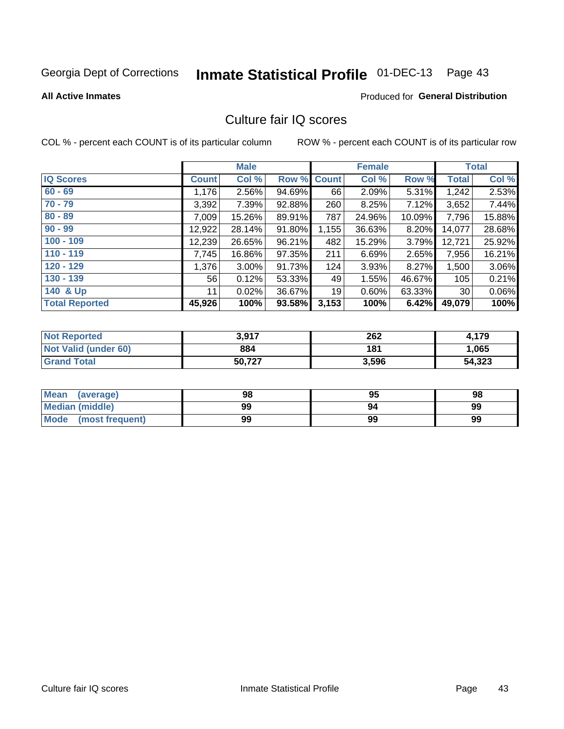Georgia Dept of Corrections **Inmate Statistical Profile** 01-DEC-13

**All Active Inmates**

Produced for **General Distribution**

## Culture fair IQ scores

COL % - percent each COUNT is of its particular column ROW % - percent each COUNT is of its particular row

| | Male | | | Female | | | Total | |
|---|---|---|---|---|---|---|---|---|
| **IQ Scores** | **Count** | **Col %** | **Row %** | **Count** | **Col %** | **Row %** | **Total** | **Col %** |
| **60 - 69** | 1,176 | 2.56% | 94.69% | 66 | 2.09% | 5.31% | 1,242 | 2.53% |
| **70 - 79** | 3,392 | 7.39% | 92.88% | 260 | 8.25% | 7.12% | 3,652 | 7.44% |
| **80 - 89** | 7,009 | 15.26% | 89.91% | 787 | 24.96% | 10.09% | 7,796 | 15.88% |
| **90 - 99** | 12,922 | 28.14% | 91.80% | 1,155 | 36.63% | 8.20% | 14,077 | 28.68% |
| **100 - 109** | 12,239 | 26.65% | 96.21% | 482 | 15.29% | 3.79% | 12,721 | 25.92% |
| **110 - 119** | 7,745 | 16.86% | 97.35% | 211 | 6.69% | 2.65% | 7,956 | 16.21% |
| **120 - 129** | 1,376 | 3.00% | 91.73% | 124 | 3.93% | 8.27% | 1,500 | 3.06% |
| **130 - 139** | 56 | 0.12% | 53.33% | 49 | 1.55% | 46.67% | 105 | 0.21% |
| **140 & Up** | 11 | 0.02% | 36.67% | 19 | 0.60% | 63.33% | 30 | 0.06% |
| **Total Reported** | **45,926** | **100%** | **93.58%** | **3,153** | **100%** | **6.42%** | **49,079** | **100%** |

| | Male | Female | Total |
|---|---|---|---|
| **Not Reported** | **3,917** | **262** | **4,179** |
| **Not Valid (under 60)** | **884** | **181** | **1,065** |
| **Grand Total** | **50,727** | **3,596** | **54,323** |

| | Male | Female | Total |
|---|---|---|---|
| **Mean (average)** | **98** | **95** | **98** |
| **Median (middle)** | **99** | **94** | **99** |
| **Mode (most frequent)** | **99** | **99** | **99** |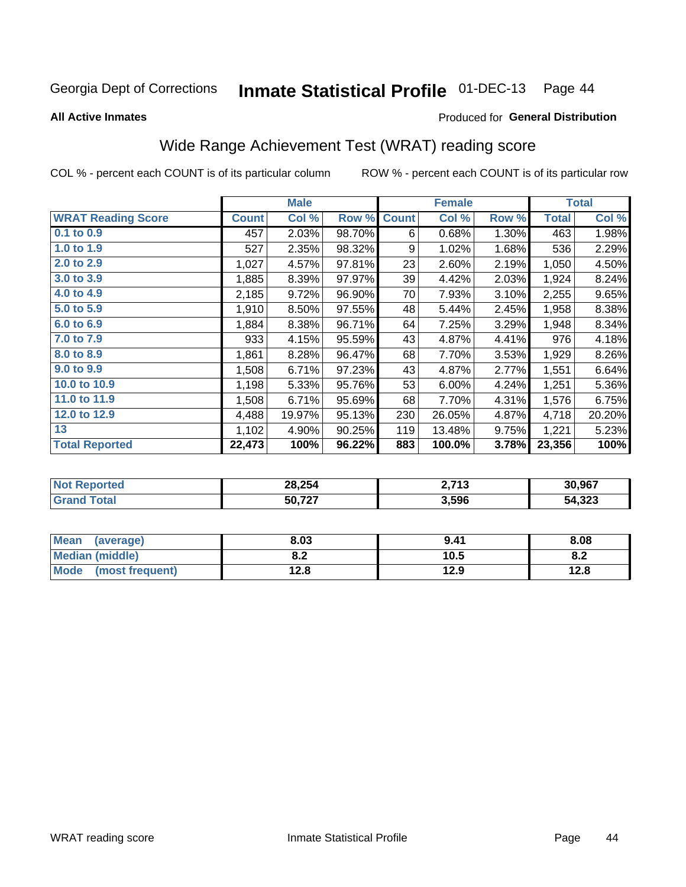Georgia Dept of Corrections **Inmate Statistical Profile** 01-DEC-13

**All Active Inmates** Produced for **General Distribution**

## Wide Range Achievement Test (WRAT) reading score

COL % - percent each COUNT is of its particular column ROW % - percent each COUNT is of its particular row

| | Male | | | Female | | | Total | |
|---|---|---|---|---|---|---|---|---|
| **WRAT Reading Score** | **Count** | **Col %** | **Row %** | **Count** | **Col %** | **Row %** | **Total** | **Col %** |
| 0.1 to 0.9 | 457 | 2.03% | 98.70% | 6 | 0.68% | 1.30% | 463 | 1.98% |
| 1.0 to 1.9 | 527 | 2.35% | 98.32% | 9 | 1.02% | 1.68% | 536 | 2.29% |
| 2.0 to 2.9 | 1,027 | 4.57% | 97.81% | 23 | 2.60% | 2.19% | 1,050 | 4.50% |
| 3.0 to 3.9 | 1,885 | 8.39% | 97.97% | 39 | 4.42% | 2.03% | 1,924 | 8.24% |
| 4.0 to 4.9 | 2,185 | 9.72% | 96.90% | 70 | 7.93% | 3.10% | 2,255 | 9.65% |
| 5.0 to 5.9 | 1,910 | 8.50% | 97.55% | 48 | 5.44% | 2.45% | 1,958 | 8.38% |
| 6.0 to 6.9 | 1,884 | 8.38% | 96.71% | 64 | 7.25% | 3.29% | 1,948 | 8.34% |
| 7.0 to 7.9 | 933 | 4.15% | 95.59% | 43 | 4.87% | 4.41% | 976 | 4.18% |
| 8.0 to 8.9 | 1,861 | 8.28% | 96.47% | 68 | 7.70% | 3.53% | 1,929 | 8.26% |
| 9.0 to 9.9 | 1,508 | 6.71% | 97.23% | 43 | 4.87% | 2.77% | 1,551 | 6.64% |
| 10.0 to 10.9 | 1,198 | 5.33% | 95.76% | 53 | 6.00% | 4.24% | 1,251 | 5.36% |
| 11.0 to 11.9 | 1,508 | 6.71% | 95.69% | 68 | 7.70% | 4.31% | 1,576 | 6.75% |
| 12.0 to 12.9 | 4,488 | 19.97% | 95.13% | 230 | 26.05% | 4.87% | 4,718 | 20.20% |
| 13 | 1,102 | 4.90% | 90.25% | 119 | 13.48% | 9.75% | 1,221 | 5.23% |
| **Total Reported** | **22,473** | **100%** | **96.22%** | **883** | **100.0%** | **3.78%** | **23,356** | **100%** |

| | Male | Female | Total |
|---|---|---|---|
| Not Reported | 28,254 | 2,713 | 30,967 |
| Grand Total | 50,727 | 3,596 | 54,323 |

| | Male | Female | Total |
|---|---|---|---|
| Mean (average) | 8.03 | 9.41 | 8.08 |
| Median (middle) | 8.2 | 10.5 | 8.2 |
| Mode (most frequent) | 12.8 | 12.9 | 12.8 |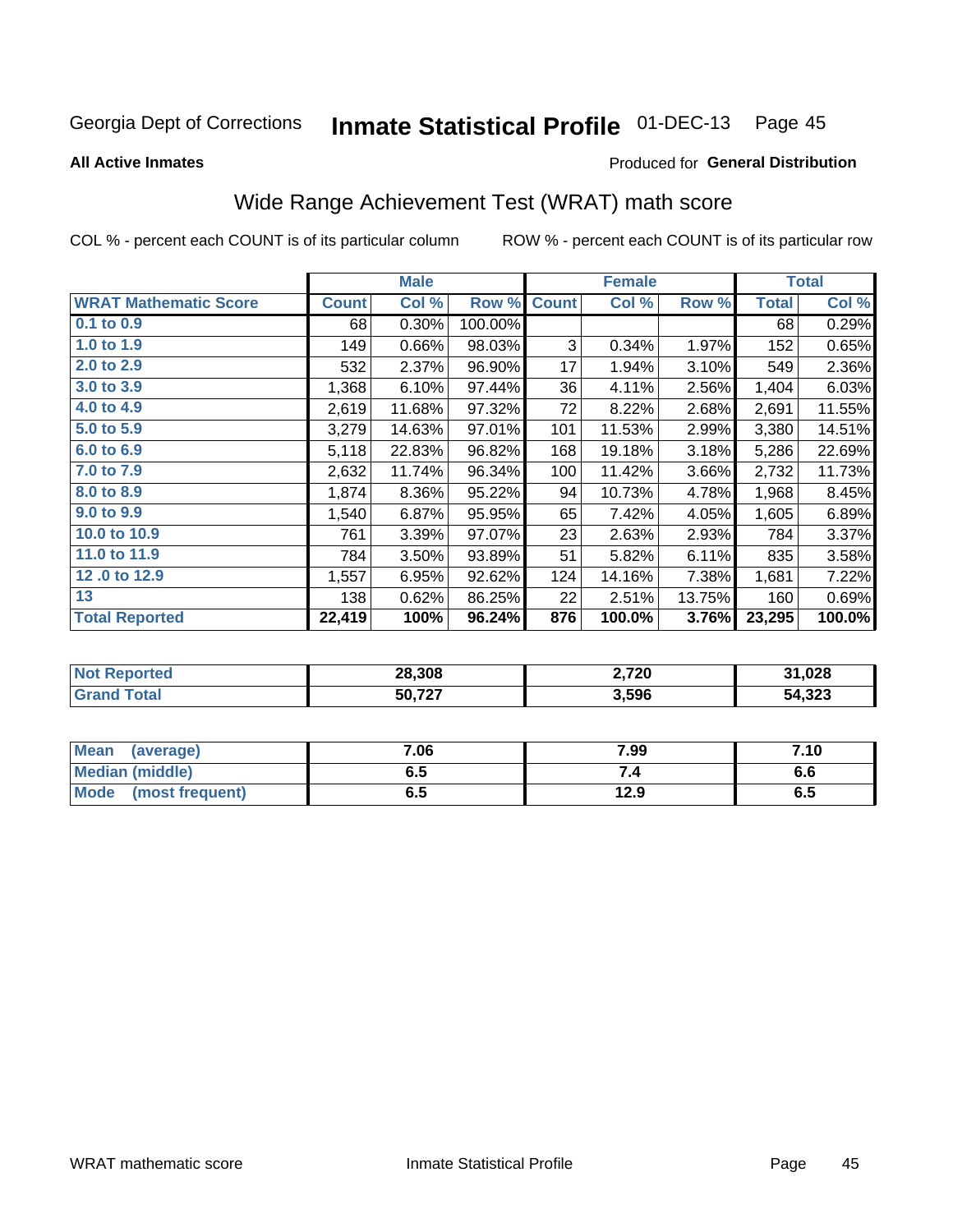Georgia Dept of Corrections **Inmate Statistical Profile** 01-DEC-13

**All Active Inmates**

Produced for **General Distribution**

## Wide Range Achievement Test (WRAT) math score

COL % - percent each COUNT is of its particular column ROW % - percent each COUNT is of its particular row

| | Male | | | Female | | | Total | |
|---|---|---|---|---|---|---|---|---|
| **WRAT Mathematic Score** | **Count** | **Col %** | **Row %** | **Count** | **Col %** | **Row %** | **Total** | **Col %** |
| 0.1 to 0.9 | 68 | 0.30% | 100.00% | | | | 68 | 0.29% |
| 1.0 to 1.9 | 149 | 0.66% | 98.03% | 3 | 0.34% | 1.97% | 152 | 0.65% |
| 2.0 to 2.9 | 532 | 2.37% | 96.90% | 17 | 1.94% | 3.10% | 549 | 2.36% |
| 3.0 to 3.9 | 1,368 | 6.10% | 97.44% | 36 | 4.11% | 2.56% | 1,404 | 6.03% |
| 4.0 to 4.9 | 2,619 | 11.68% | 97.32% | 72 | 8.22% | 2.68% | 2,691 | 11.55% |
| 5.0 to 5.9 | 3,279 | 14.63% | 97.01% | 101 | 11.53% | 2.99% | 3,380 | 14.51% |
| 6.0 to 6.9 | 5,118 | 22.83% | 96.82% | 168 | 19.18% | 3.18% | 5,286 | 22.69% |
| 7.0 to 7.9 | 2,632 | 11.74% | 96.34% | 100 | 11.42% | 3.66% | 2,732 | 11.73% |
| 8.0 to 8.9 | 1,874 | 8.36% | 95.22% | 94 | 10.73% | 4.78% | 1,968 | 8.45% |
| 9.0 to 9.9 | 1,540 | 6.87% | 95.95% | 65 | 7.42% | 4.05% | 1,605 | 6.89% |
| 10.0 to 10.9 | 761 | 3.39% | 97.07% | 23 | 2.63% | 2.93% | 784 | 3.37% |
| 11.0 to 11.9 | 784 | 3.50% | 93.89% | 51 | 5.82% | 6.11% | 835 | 3.58% |
| 12 .0 to 12.9 | 1,557 | 6.95% | 92.62% | 124 | 14.16% | 7.38% | 1,681 | 7.22% |
| 13 | 138 | 0.62% | 86.25% | 22 | 2.51% | 13.75% | 160 | 0.69% |
| **Total Reported** | **22,419** | **100%** | **96.24%** | **876** | **100.0%** | **3.76%** | **23,295** | **100.0%** |

| | Male | Female | Total |
|---|---|---|---|
| **Not Reported** | **28,308** | **2,720** | **31,028** |
| **Grand Total** | **50,727** | **3,596** | **54,323** |

| | Male | Female | Total |
|---|---|---|---|
| **Mean (average)** | **7.06** | **7.99** | **7.10** |
| **Median (middle)** | **6.5** | **7.4** | **6.6** |
| **Mode (most frequent)** | **6.5** | **12.9** | **6.5** |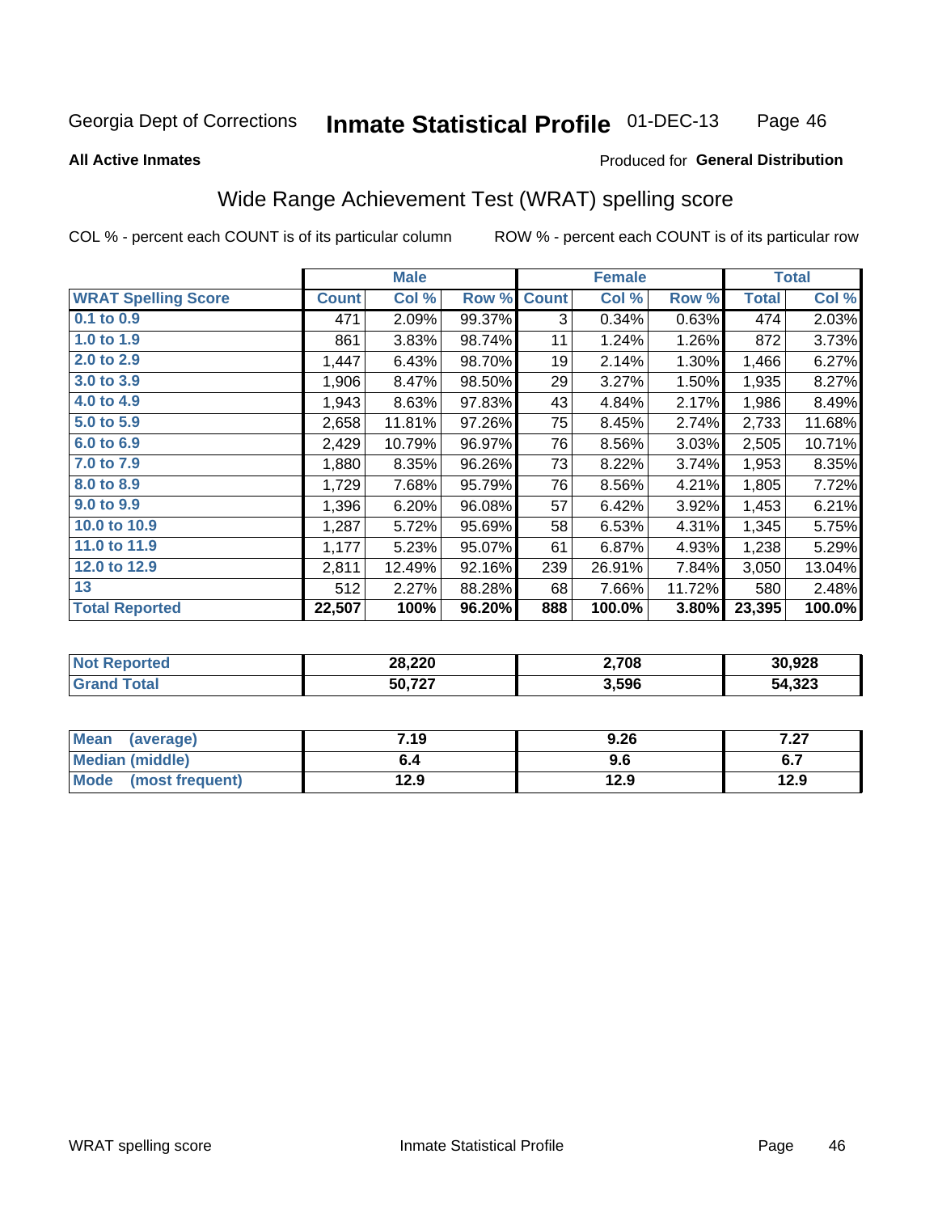Georgia Dept of Corrections **Inmate Statistical Profile** 01-DEC-13

**All Active Inmates**

Produced for **General Distribution**

## Wide Range Achievement Test (WRAT) spelling score

COL % - percent each COUNT is of its particular column ROW % - percent each COUNT is of its particular row

| | Male | | | Female | | | Total | |
|---|---|---|---|---|---|---|---|---|
| **WRAT Spelling Score** | **Count** | **Col %** | **Row %** | **Count** | **Col %** | **Row %** | **Total** | **Col %** |
| 0.1 to 0.9 | 471 | 2.09% | 99.37% | 3 | 0.34% | 0.63% | 474 | 2.03% |
| 1.0 to 1.9 | 861 | 3.83% | 98.74% | 11 | 1.24% | 1.26% | 872 | 3.73% |
| 2.0 to 2.9 | 1,447 | 6.43% | 98.70% | 19 | 2.14% | 1.30% | 1,466 | 6.27% |
| 3.0 to 3.9 | 1,906 | 8.47% | 98.50% | 29 | 3.27% | 1.50% | 1,935 | 8.27% |
| 4.0 to 4.9 | 1,943 | 8.63% | 97.83% | 43 | 4.84% | 2.17% | 1,986 | 8.49% |
| 5.0 to 5.9 | 2,658 | 11.81% | 97.26% | 75 | 8.45% | 2.74% | 2,733 | 11.68% |
| 6.0 to 6.9 | 2,429 | 10.79% | 96.97% | 76 | 8.56% | 3.03% | 2,505 | 10.71% |
| 7.0 to 7.9 | 1,880 | 8.35% | 96.26% | 73 | 8.22% | 3.74% | 1,953 | 8.35% |
| 8.0 to 8.9 | 1,729 | 7.68% | 95.79% | 76 | 8.56% | 4.21% | 1,805 | 7.72% |
| 9.0 to 9.9 | 1,396 | 6.20% | 96.08% | 57 | 6.42% | 3.92% | 1,453 | 6.21% |
| 10.0 to 10.9 | 1,287 | 5.72% | 95.69% | 58 | 6.53% | 4.31% | 1,345 | 5.75% |
| 11.0 to 11.9 | 1,177 | 5.23% | 95.07% | 61 | 6.87% | 4.93% | 1,238 | 5.29% |
| 12.0 to 12.9 | 2,811 | 12.49% | 92.16% | 239 | 26.91% | 7.84% | 3,050 | 13.04% |
| 13 | 512 | 2.27% | 88.28% | 68 | 7.66% | 11.72% | 580 | 2.48% |
| **Total Reported** | **22,507** | **100%** | **96.20%** | **888** | **100.0%** | **3.80%** | **23,395** | **100.0%** |

| | Male | Female | Total |
|---|---|---|---|
| **Not Reported** | **28,220** | **2,708** | **30,928** |
| **Grand Total** | **50,727** | **3,596** | **54,323** |

| | Male | Female | Total |
|---|---|---|---|
| **Mean (average)** | **7.19** | **9.26** | **7.27** |
| **Median (middle)** | **6.4** | **9.6** | **6.7** |
| **Mode (most frequent)** | **12.9** | **12.9** | **12.9** |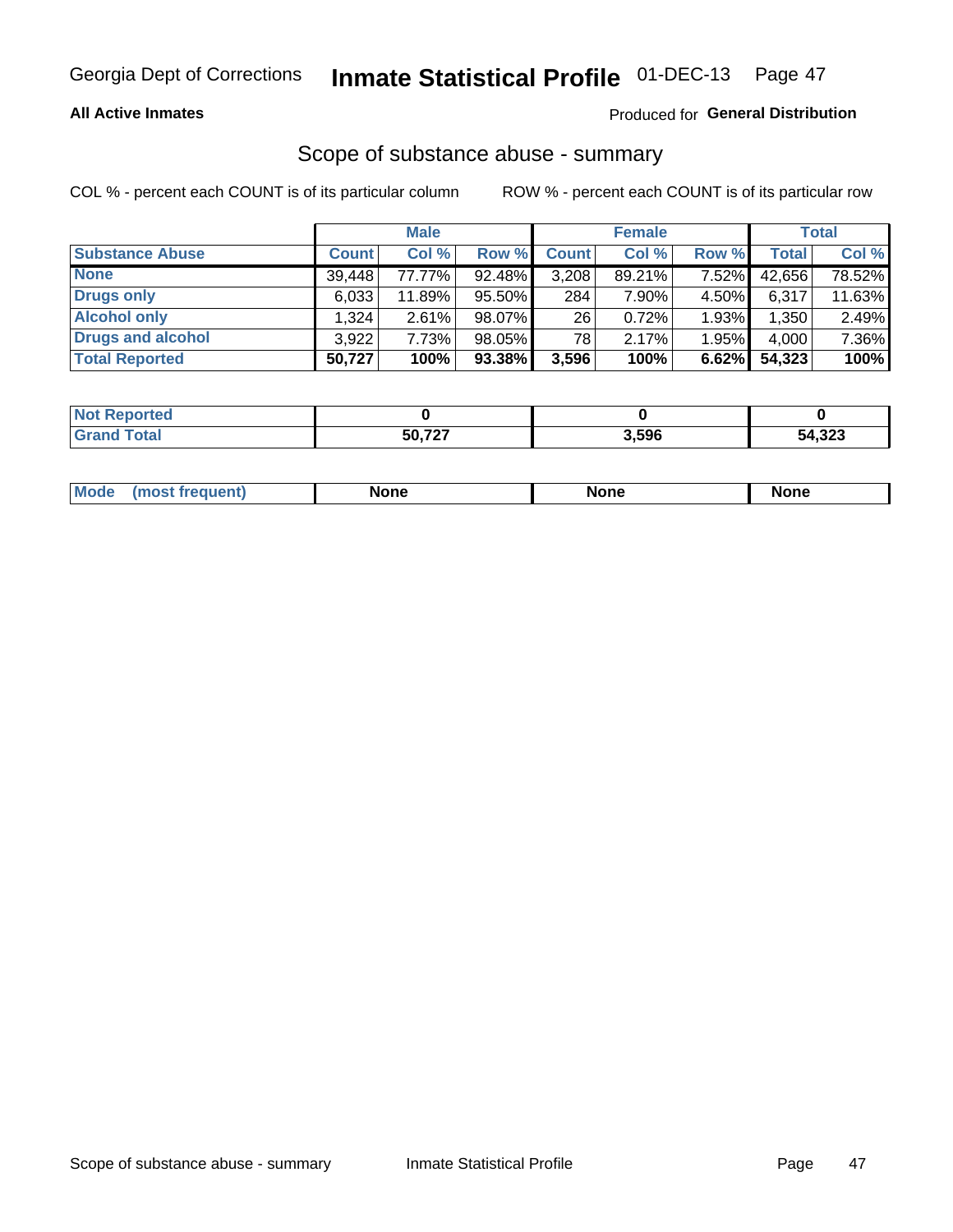## All Active Inmates

Produced for **General Distribution**

### Scope of substance abuse - summary

COL % - percent each COUNT is of its particular column

ROW % - percent each COUNT is of its particular row

| | Male | | | Female | | | Total | |
|---|---|---|---|---|---|---|---|---|
| **Substance Abuse** | **Count** | **Col %** | **Row %** | **Count** | **Col %** | **Row %** | **Total** | **Col %** |
| **None** | 39,448 | 77.77% | 92.48% | 3,208 | 89.21% | 7.52% | 42,656 | 78.52% |
| **Drugs only** | 6,033 | 11.89% | 95.50% | 284 | 7.90% | 4.50% | 6,317 | 11.63% |
| **Alcohol only** | 1,324 | 2.61% | 98.07% | 26 | 0.72% | 1.93% | 1,350 | 2.49% |
| **Drugs and alcohol** | 3,922 | 7.73% | 98.05% | 78 | 2.17% | 1.95% | 4,000 | 7.36% |
| **Total Reported** | **50,727** | **100%** | **93.38%** | **3,596** | **100%** | **6.62%** | **54,323** | **100%** |

| | Male | Female | Total |
|---|---|---|---|
| **Not Reported** | **0** | **0** | **0** |
| **Grand Total** | **50,727** | **3,596** | **54,323** |

| | Male | Female | Total |
|---|---|---|---|
| **Mode (most frequent)** | **None** | **None** | **None** |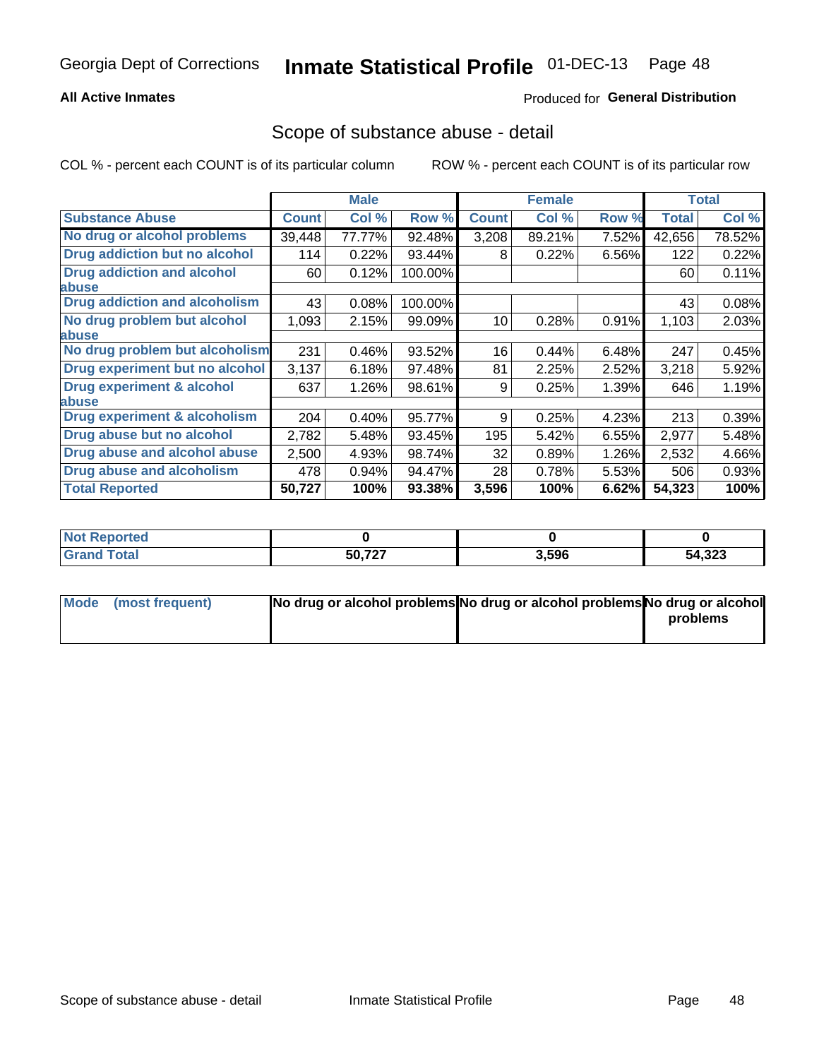Georgia Dept of Corrections **Inmate Statistical Profile** 01-DEC-13

**All Active Inmates**

Produced for **General Distribution**

## Scope of substance abuse - detail

COL % - percent each COUNT is of its particular column     ROW % - percent each COUNT is of its particular row

| | Male | | | Female | | | Total | |
|---|---|---|---|---|---|---|---|---|
| **Substance Abuse** | **Count** | **Col %** | **Row %** | **Count** | **Col %** | **Row %** | **Total** | **Col %** |
| No drug or alcohol problems | 39,448 | 77.77% | 92.48% | 3,208 | 89.21% | 7.52% | 42,656 | 78.52% |
| Drug addiction but no alcohol | 114 | 0.22% | 93.44% | 8 | 0.22% | 6.56% | 122 | 0.22% |
| Drug addiction and alcohol abuse | 60 | 0.12% | 100.00% | | | | 60 | 0.11% |
| Drug addiction and alcoholism | 43 | 0.08% | 100.00% | | | | 43 | 0.08% |
| No drug problem but alcohol abuse | 1,093 | 2.15% | 99.09% | 10 | 0.28% | 0.91% | 1,103 | 2.03% |
| No drug problem but alcoholism | 231 | 0.46% | 93.52% | 16 | 0.44% | 6.48% | 247 | 0.45% |
| Drug experiment but no alcohol | 3,137 | 6.18% | 97.48% | 81 | 2.25% | 2.52% | 3,218 | 5.92% |
| Drug experiment & alcohol abuse | 637 | 1.26% | 98.61% | 9 | 0.25% | 1.39% | 646 | 1.19% |
| Drug experiment & alcoholism | 204 | 0.40% | 95.77% | 9 | 0.25% | 4.23% | 213 | 0.39% |
| Drug abuse but no alcohol | 2,782 | 5.48% | 93.45% | 195 | 5.42% | 6.55% | 2,977 | 5.48% |
| Drug abuse and alcohol abuse | 2,500 | 4.93% | 98.74% | 32 | 0.89% | 1.26% | 2,532 | 4.66% |
| Drug abuse and alcoholism | 478 | 0.94% | 94.47% | 28 | 0.78% | 5.53% | 506 | 0.93% |
| **Total Reported** | **50,727** | **100%** | **93.38%** | **3,596** | **100%** | **6.62%** | **54,323** | **100%** |

| | Male | Female | Total |
|---|---|---|---|
| Not Reported | **0** | **0** | **0** |
| Grand Total | **50,727** | **3,596** | **54,323** |

| | Male | Female | Total |
|---|---|---|---|
| Mode (most frequent) | **No drug or alcohol problems** | **No drug or alcohol problems** | **No drug or alcohol problems** |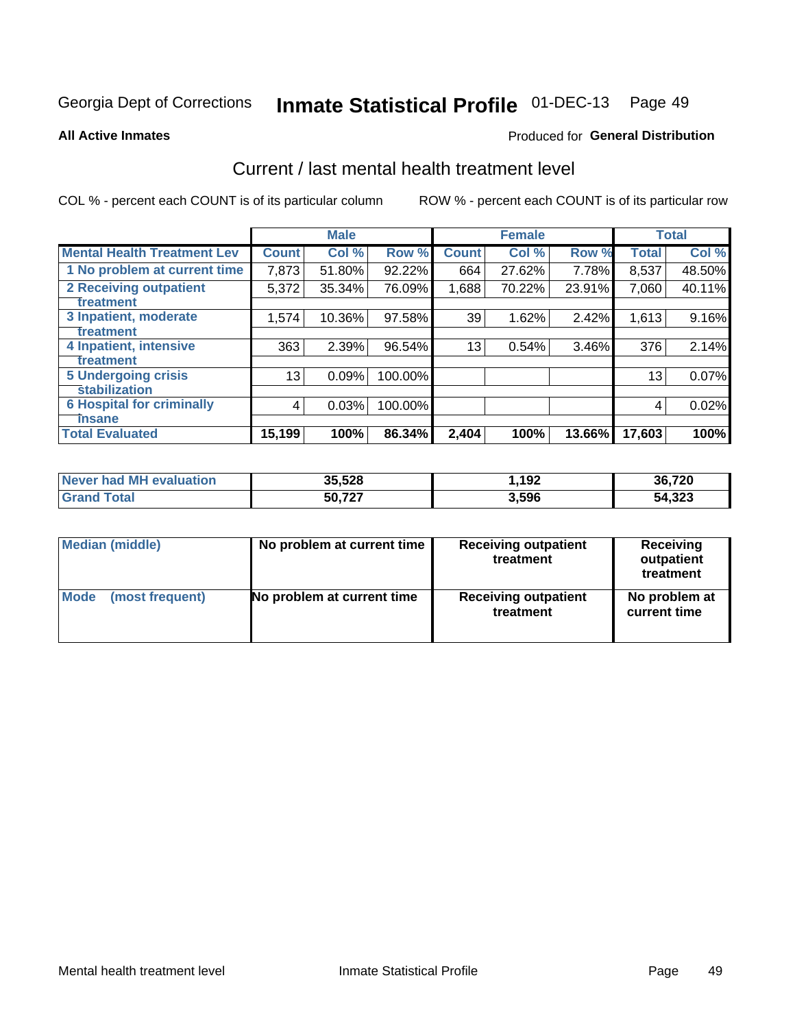Georgia Dept of Corrections **Inmate Statistical Profile** 01-DEC-13 Page 49

**All Active Inmates**

Produced for **General Distribution**

## Current / last mental health treatment level

COL % - percent each COUNT is of its particular column ROW % - percent each COUNT is of its particular row

| | Male | | | Female | | | Total | |
|---|---|---|---|---|---|---|---|---|
| **Mental Health Treatment Lev** | **Count** | **Col %** | **Row %** | **Count** | **Col %** | **Row %** | **Total** | **Col %** |
| 1 No problem at current time | 7,873 | 51.80% | 92.22% | 664 | 27.62% | 7.78% | 8,537 | 48.50% |
| 2 Receiving outpatient treatment | 5,372 | 35.34% | 76.09% | 1,688 | 70.22% | 23.91% | 7,060 | 40.11% |
| 3 Inpatient, moderate treatment | 1,574 | 10.36% | 97.58% | 39 | 1.62% | 2.42% | 1,613 | 9.16% |
| 4 Inpatient, intensive treatment | 363 | 2.39% | 96.54% | 13 | 0.54% | 3.46% | 376 | 2.14% |
| 5 Undergoing crisis stabilization | 13 | 0.09% | 100.00% | | | | 13 | 0.07% |
| 6 Hospital for criminally insane | 4 | 0.03% | 100.00% | | | | 4 | 0.02% |
| **Total Evaluated** | **15,199** | **100%** | **86.34%** | **2,404** | **100%** | **13.66%** | **17,603** | **100%** |

| | Male | Female | Total |
|---|---|---|---|
| **Never had MH evaluation** | **35,528** | **1,192** | **36,720** |
| **Grand Total** | **50,727** | **3,596** | **54,323** |

| | Male | Female | Total |
|---|---|---|---|
| **Median (middle)** | **No problem at current time** | **Receiving outpatient treatment** | **Receiving outpatient treatment** |
| **Mode (most frequent)** | **No problem at current time** | **Receiving outpatient treatment** | **No problem at current time** |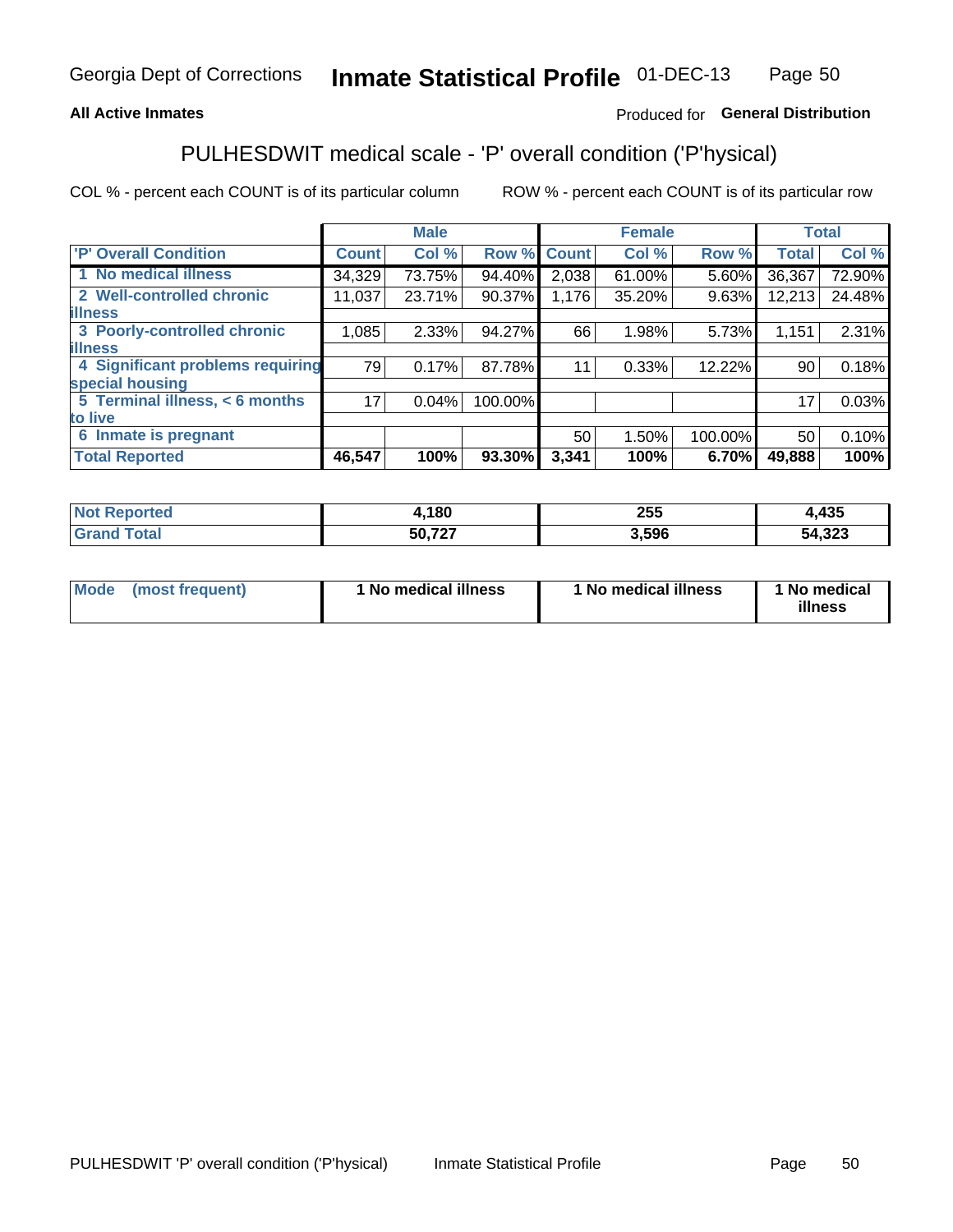Georgia Dept of Corrections **Inmate Statistical Profile** 01-DEC-13

**All Active Inmates**

Produced for **General Distribution**

## PULHESDWIT medical scale - 'P' overall condition ('P'hysical)

COL % - percent each COUNT is of its particular column

ROW % - percent each COUNT is of its particular row

| | Male | | | Female | | | Total | |
|---|---|---|---|---|---|---|---|---|
| 'P' Overall Condition | Count | Col % | Row % | Count | Col % | Row % | Total | Col % |
| 1 No medical illness | 34,329 | 73.75% | 94.40% | 2,038 | 61.00% | 5.60% | 36,367 | 72.90% |
| 2 Well-controlled chronic illness | 11,037 | 23.71% | 90.37% | 1,176 | 35.20% | 9.63% | 12,213 | 24.48% |
| 3 Poorly-controlled chronic illness | 1,085 | 2.33% | 94.27% | 66 | 1.98% | 5.73% | 1,151 | 2.31% |
| 4 Significant problems requiring special housing | 79 | 0.17% | 87.78% | 11 | 0.33% | 12.22% | 90 | 0.18% |
| 5 Terminal illness, < 6 months to live | 17 | 0.04% | 100.00% | | | | 17 | 0.03% |
| 6 Inmate is pregnant | | | | 50 | 1.50% | 100.00% | 50 | 0.10% |
| **Total Reported** | **46,547** | **100%** | **93.30%** | **3,341** | **100%** | **6.70%** | **49,888** | **100%** |

| | Male | Female | Total |
|---|---|---|---|
| Not Reported | 4,180 | 255 | 4,435 |
| Grand Total | 50,727 | 3,596 | 54,323 |

| | Male | Female | Total |
|---|---|---|---|
| Mode (most frequent) | 1 No medical illness | 1 No medical illness | 1 No medical illness |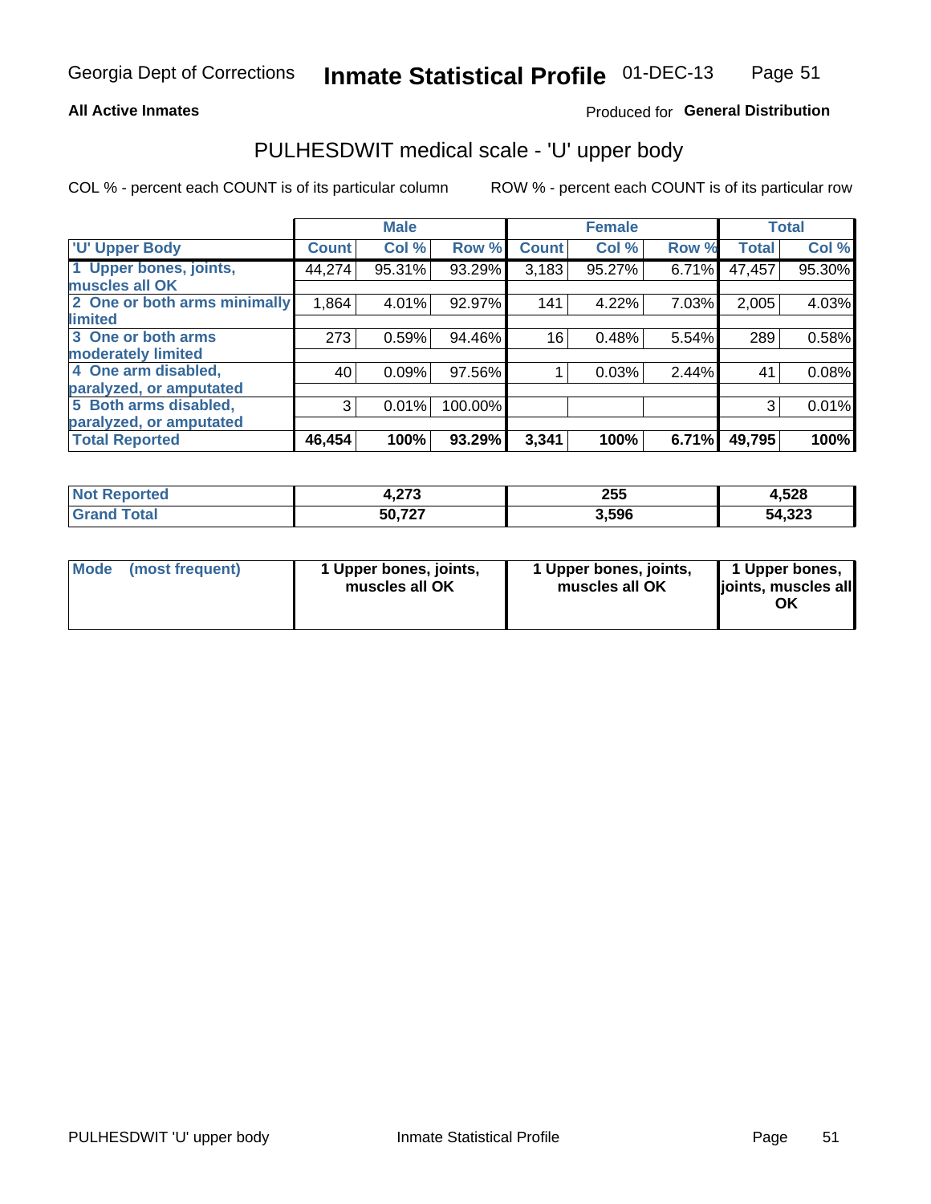Georgia Dept of Corrections **Inmate Statistical Profile** 01-DEC-13

**All Active Inmates**

Produced for **General Distribution**

## PULHESDWIT medical scale - 'U' upper body

COL % - percent each COUNT is of its particular column

ROW % - percent each COUNT is of its particular row

| | Male | | | Female | | | Total | |
|---|---|---|---|---|---|---|---|---|
| **'U' Upper Body** | **Count** | **Col %** | **Row %** | **Count** | **Col %** | **Row %** | **Total** | **Col %** |
| 1 Upper bones, joints, muscles all OK | 44,274 | 95.31% | 93.29% | 3,183 | 95.27% | 6.71% | 47,457 | 95.30% |
| 2 One or both arms minimally limited | 1,864 | 4.01% | 92.97% | 141 | 4.22% | 7.03% | 2,005 | 4.03% |
| 3 One or both arms moderately limited | 273 | 0.59% | 94.46% | 16 | 0.48% | 5.54% | 289 | 0.58% |
| 4 One arm disabled, paralyzed, or amputated | 40 | 0.09% | 97.56% | 1 | 0.03% | 2.44% | 41 | 0.08% |
| 5 Both arms disabled, paralyzed, or amputated | 3 | 0.01% | 100.00% | | | | 3 | 0.01% |
| **Total Reported** | **46,454** | **100%** | **93.29%** | **3,341** | **100%** | **6.71%** | **49,795** | **100%** |

| | Male | Female | Total |
|---|---|---|---|
| **Not Reported** | **4,273** | **255** | **4,528** |
| **Grand Total** | **50,727** | **3,596** | **54,323** |

| | Male | Female | Total |
|---|---|---|---|
| **Mode (most frequent)** | **1 Upper bones, joints, muscles all OK** | **1 Upper bones, joints, muscles all OK** | **1 Upper bones, joints, muscles all OK** |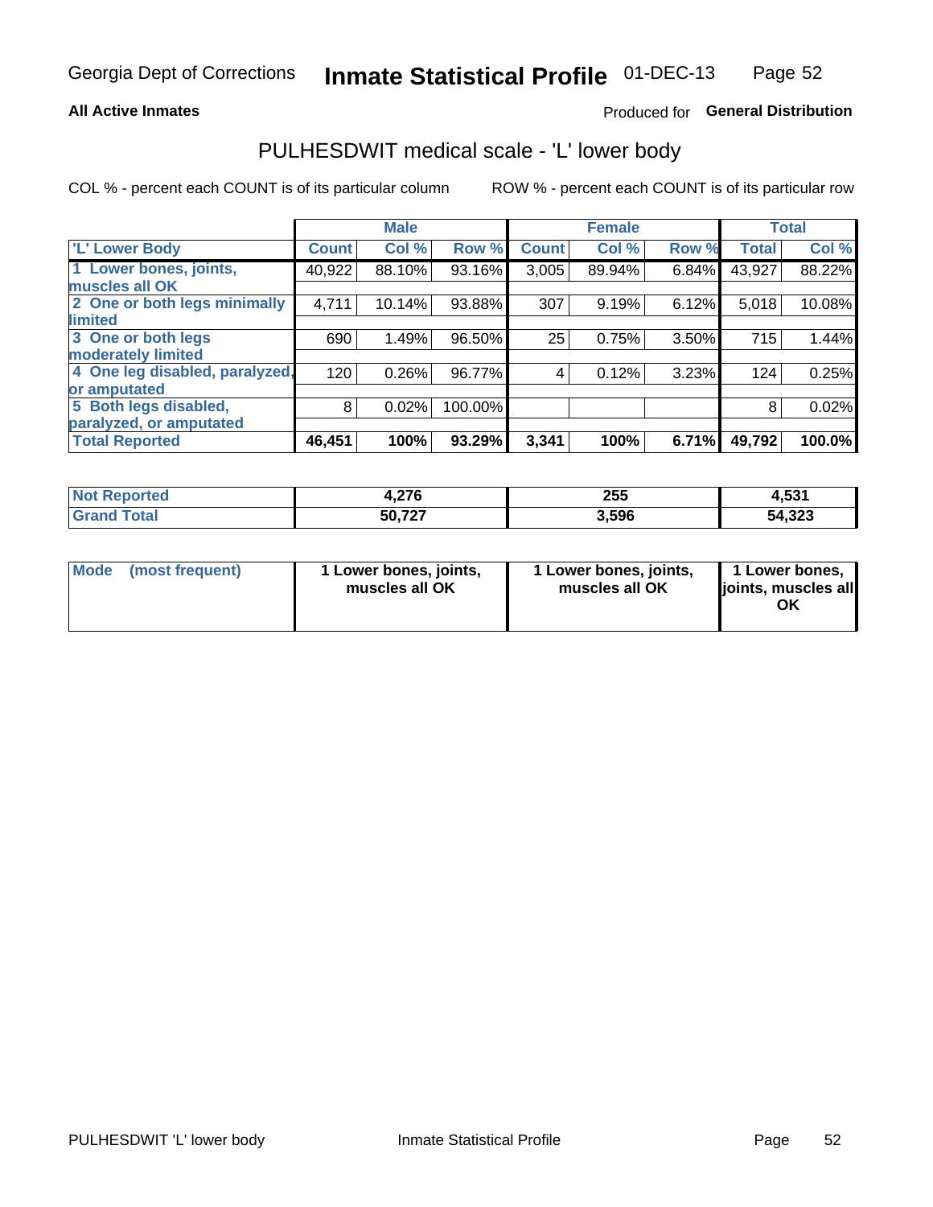Georgia Dept of Corrections **Inmate Statistical Profile** 01-DEC-13

**All Active Inmates**

Produced for **General Distribution**

## PULHESDWIT medical scale - 'L' lower body

COL % - percent each COUNT is of its particular column

ROW % - percent each COUNT is of its particular row

| | Male | | | Female | | | Total | |
|---|---|---|---|---|---|---|---|---|
| **'L' Lower Body** | **Count** | **Col %** | **Row %** | **Count** | **Col %** | **Row %** | **Total** | **Col %** |
| **1 Lower bones, joints, muscles all OK** | 40,922 | 88.10% | 93.16% | 3,005 | 89.94% | 6.84% | 43,927 | 88.22% |
| **2 One or both legs minimally limited** | 4,711 | 10.14% | 93.88% | 307 | 9.19% | 6.12% | 5,018 | 10.08% |
| **3 One or both legs moderately limited** | 690 | 1.49% | 96.50% | 25 | 0.75% | 3.50% | 715 | 1.44% |
| **4 One leg disabled, paralyzed, or amputated** | 120 | 0.26% | 96.77% | 4 | 0.12% | 3.23% | 124 | 0.25% |
| **5 Both legs disabled, paralyzed, or amputated** | 8 | 0.02% | 100.00% | | | | 8 | 0.02% |
| **Total Reported** | **46,451** | **100%** | **93.29%** | **3,341** | **100%** | **6.71%** | **49,792** | **100.0%** |

| | Male | Female | Total |
|---|---|---|---|
| **Not Reported** | **4,276** | **255** | **4,531** |
| **Grand Total** | **50,727** | **3,596** | **54,323** |

| | Male | Female | Total |
|---|---|---|---|
| **Mode (most frequent)** | **1 Lower bones, joints, muscles all OK** | **1 Lower bones, joints, muscles all OK** | **1 Lower bones, joints, muscles all OK** |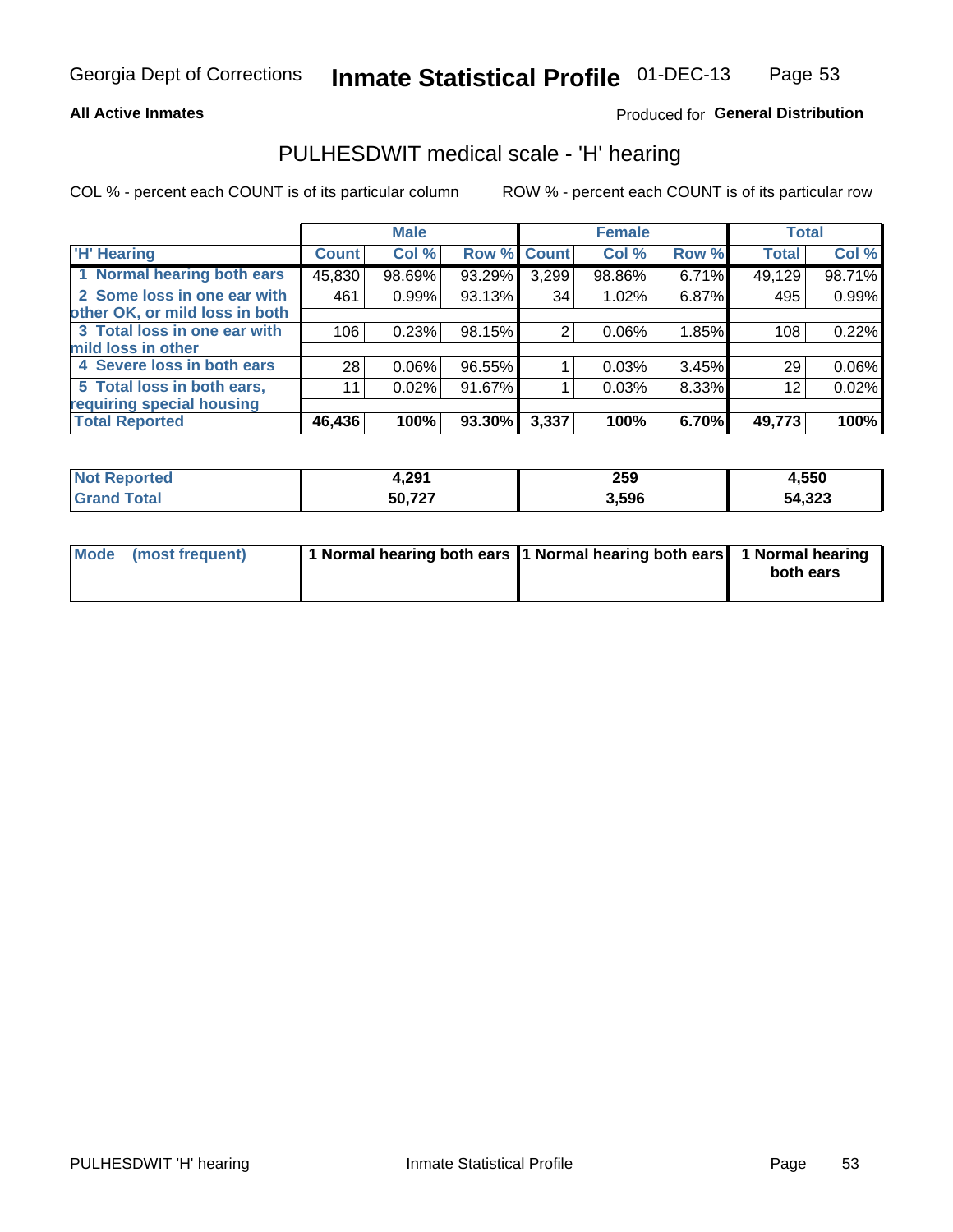Georgia Dept of Corrections **Inmate Statistical Profile** 01-DEC-13

**All Active Inmates**

Produced for **General Distribution**

## PULHESDWIT medical scale - 'H' hearing

COL % - percent each COUNT is of its particular column     ROW % - percent each COUNT is of its particular row

| | Male | | | Female | | | Total | |
|---|---|---|---|---|---|---|---|---|
| **'H' Hearing** | **Count** | **Col %** | **Row %** | **Count** | **Col %** | **Row %** | **Total** | **Col %** |
| 1 Normal hearing both ears | 45,830 | 98.69% | 93.29% | 3,299 | 98.86% | 6.71% | 49,129 | 98.71% |
| 2 Some loss in one ear with other OK, or mild loss in both | 461 | 0.99% | 93.13% | 34 | 1.02% | 6.87% | 495 | 0.99% |
| 3 Total loss in one ear with mild loss in other | 106 | 0.23% | 98.15% | 2 | 0.06% | 1.85% | 108 | 0.22% |
| 4 Severe loss in both ears | 28 | 0.06% | 96.55% | 1 | 0.03% | 3.45% | 29 | 0.06% |
| 5 Total loss in both ears, requiring special housing | 11 | 0.02% | 91.67% | 1 | 0.03% | 8.33% | 12 | 0.02% |
| **Total Reported** | **46,436** | **100%** | **93.30%** | **3,337** | **100%** | **6.70%** | **49,773** | **100%** |

| | Male | Female | Total |
|---|---|---|---|
| **Not Reported** | **4,291** | **259** | **4,550** |
| **Grand Total** | **50,727** | **3,596** | **54,323** |

| | Male | Female | Total |
|---|---|---|---|
| **Mode (most frequent)** | **1 Normal hearing both ears** | **1 Normal hearing both ears** | **1 Normal hearing both ears** |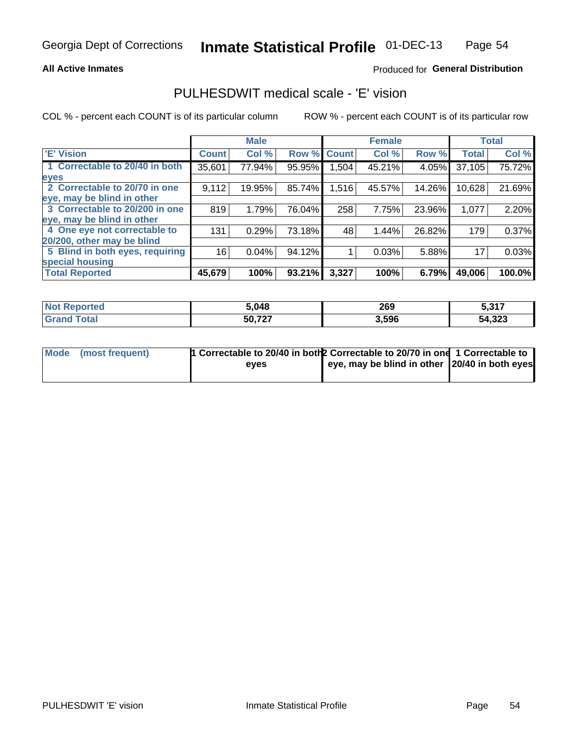Georgia Dept of Corrections **Inmate Statistical Profile** 01-DEC-13

**All Active Inmates**

Produced for **General Distribution**

## PULHESDWIT medical scale - 'E' vision

COL % - percent each COUNT is of its particular column

ROW % - percent each COUNT is of its particular row

| | Male | | | Female | | | Total | |
|---|---|---|---|---|---|---|---|---|
| 'E' Vision | Count | Col % | Row % | Count | Col % | Row % | Total | Col % |
| 1 Correctable to 20/40 in both eyes | 35,601 | 77.94% | 95.95% | 1,504 | 45.21% | 4.05% | 37,105 | 75.72% |
| 2 Correctable to 20/70 in one eye, may be blind in other | 9,112 | 19.95% | 85.74% | 1,516 | 45.57% | 14.26% | 10,628 | 21.69% |
| 3 Correctable to 20/200 in one eye, may be blind in other | 819 | 1.79% | 76.04% | 258 | 7.75% | 23.96% | 1,077 | 2.20% |
| 4 One eye not correctable to 20/200, other may be blind | 131 | 0.29% | 73.18% | 48 | 1.44% | 26.82% | 179 | 0.37% |
| 5 Blind in both eyes, requiring special housing | 16 | 0.04% | 94.12% | 1 | 0.03% | 5.88% | 17 | 0.03% |
| **Total Reported** | **45,679** | **100%** | **93.21%** | **3,327** | **100%** | **6.79%** | **49,006** | **100.0%** |

| | Male | Female | Total |
|---|---|---|---|
| **Not Reported** | **5,048** | **269** | **5,317** |
| **Grand Total** | **50,727** | **3,596** | **54,323** |

| | Male | Female | Total |
|---|---|---|---|
| **Mode (most frequent)** | **1 Correctable to 20/40 in both eyes** | **2 Correctable to 20/70 in one eye, may be blind in other** | **1 Correctable to 20/40 in both eyes** |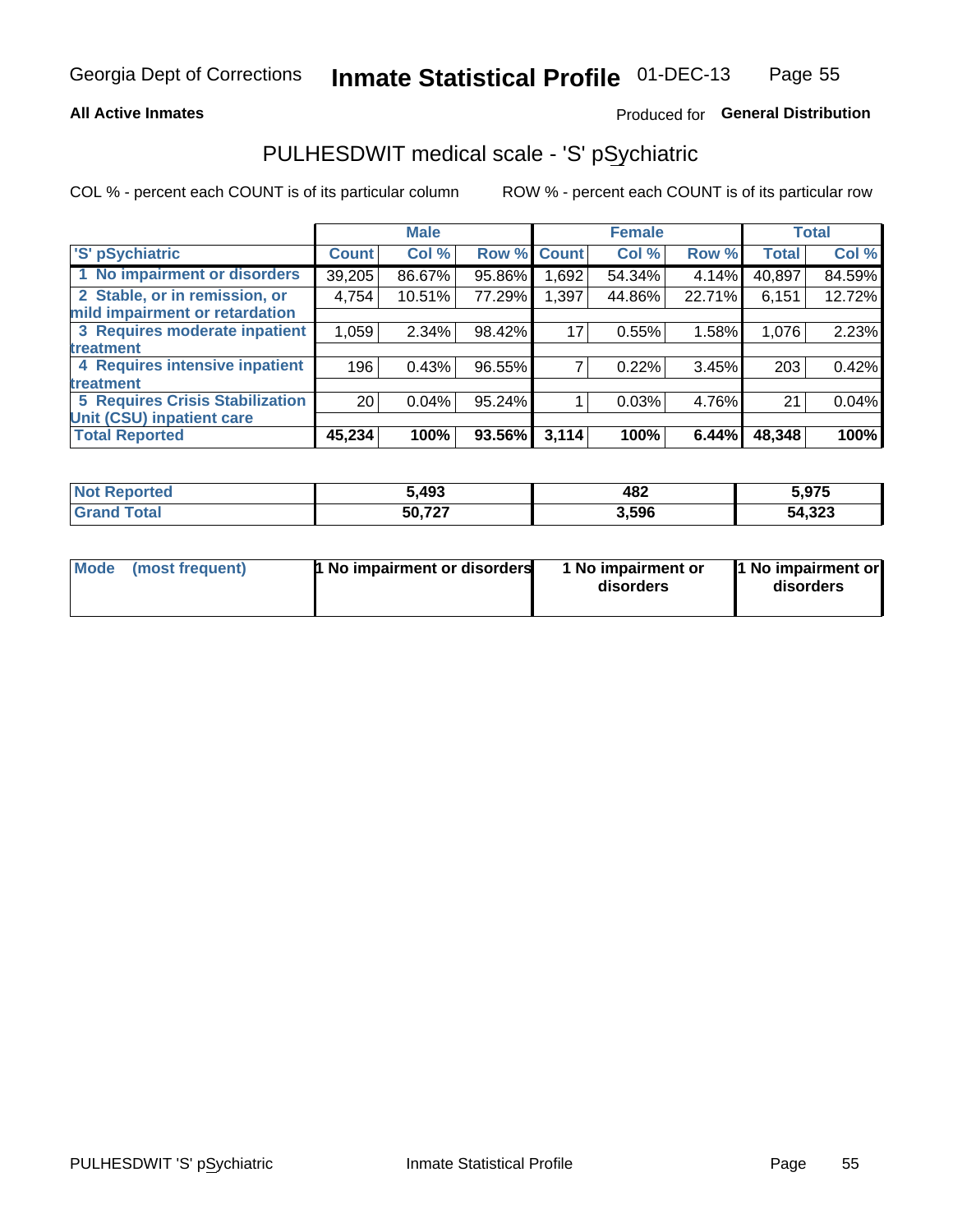Georgia Dept of Corrections **Inmate Statistical Profile** 01-DEC-13

**All Active Inmates**

Produced for **General Distribution**

## PULHESDWIT medical scale - 'S' pSychiatric

COL % - percent each COUNT is of its particular column

ROW % - percent each COUNT is of its particular row

| | Male | | | Female | | | Total | |
|---|---|---|---|---|---|---|---|---|
| 'S' pSychiatric | Count | Col % | Row % | Count | Col % | Row % | Total | Col % |
| 1 No impairment or disorders | 39,205 | 86.67% | 95.86% | 1,692 | 54.34% | 4.14% | 40,897 | 84.59% |
| 2 Stable, or in remission, or mild impairment or retardation | 4,754 | 10.51% | 77.29% | 1,397 | 44.86% | 22.71% | 6,151 | 12.72% |
| 3 Requires moderate inpatient treatment | 1,059 | 2.34% | 98.42% | 17 | 0.55% | 1.58% | 1,076 | 2.23% |
| 4 Requires intensive inpatient treatment | 196 | 0.43% | 96.55% | 7 | 0.22% | 3.45% | 203 | 0.42% |
| 5 Requires Crisis Stabilization Unit (CSU) inpatient care | 20 | 0.04% | 95.24% | 1 | 0.03% | 4.76% | 21 | 0.04% |
| **Total Reported** | **45,234** | **100%** | **93.56%** | **3,114** | **100%** | **6.44%** | **48,348** | **100%** |

| | Male | Female | Total |
|---|---|---|---|
| Not Reported | 5,493 | 482 | 5,975 |
| Grand Total | 50,727 | 3,596 | 54,323 |

| | Male | Female | Total |
|---|---|---|---|
| Mode (most frequent) | 1 No impairment or disorders | 1 No impairment or disorders | 1 No impairment or disorders |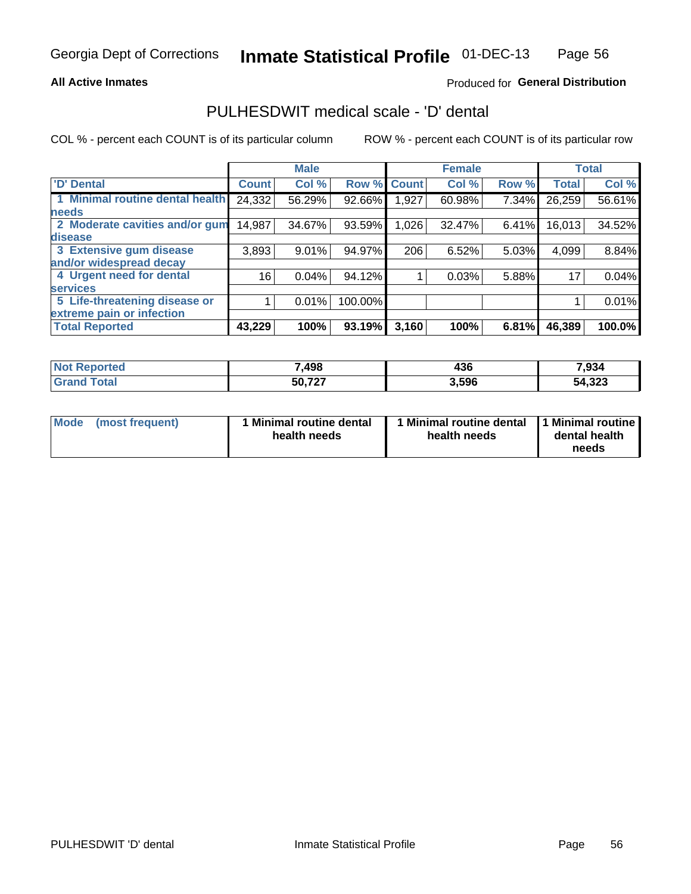Georgia Dept of Corrections **Inmate Statistical Profile** 01-DEC-13

**All Active Inmates**

Produced for **General Distribution**

## PULHESDWIT medical scale - 'D' dental

COL % - percent each COUNT is of its particular column     ROW % - percent each COUNT is of its particular row

| 'D' Dental | Male | | | Female | | | Total | |
|---|---|---|---|---|---|---|---|---|
| | Count | Col % | Row % | Count | Col % | Row % | Total | Col % |
| 1 Minimal routine dental health needs | 24,332 | 56.29% | 92.66% | 1,927 | 60.98% | 7.34% | 26,259 | 56.61% |
| 2 Moderate cavities and/or gum disease | 14,987 | 34.67% | 93.59% | 1,026 | 32.47% | 6.41% | 16,013 | 34.52% |
| 3 Extensive gum disease and/or widespread decay | 3,893 | 9.01% | 94.97% | 206 | 6.52% | 5.03% | 4,099 | 8.84% |
| 4 Urgent need for dental services | 16 | 0.04% | 94.12% | 1 | 0.03% | 5.88% | 17 | 0.04% |
| 5 Life-threatening disease or extreme pain or infection | 1 | 0.01% | 100.00% | | | | 1 | 0.01% |
| **Total Reported** | **43,229** | **100%** | **93.19%** | **3,160** | **100%** | **6.81%** | **46,389** | **100.0%** |

| | Male | Female | Total |
|---|---|---|---|
| **Not Reported** | **7,498** | **436** | **7,934** |
| **Grand Total** | **50,727** | **3,596** | **54,323** |

| | Male | Female | Total |
|---|---|---|---|
| **Mode (most frequent)** | **1 Minimal routine dental health needs** | **1 Minimal routine dental health needs** | **1 Minimal routine dental health needs** |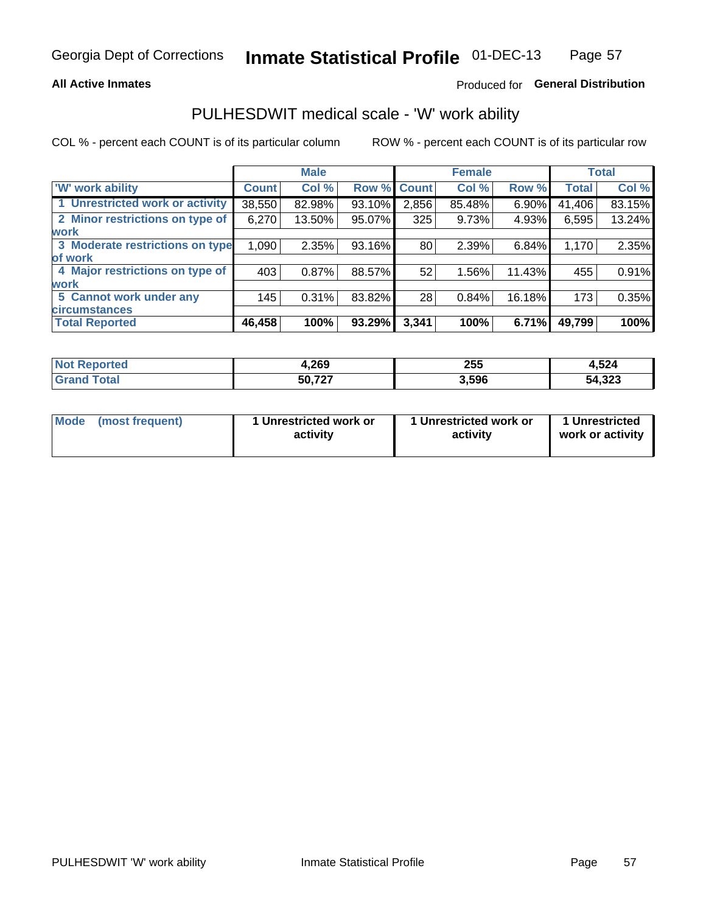Georgia Dept of Corrections **Inmate Statistical Profile** 01-DEC-13

**All Active Inmates**

Produced for **General Distribution**

## PULHESDWIT medical scale - 'W' work ability

COL % - percent each COUNT is of its particular column

ROW % - percent each COUNT is of its particular row

| | Male | | | Female | | | Total | |
|---|---|---|---|---|---|---|---|---|
| 'W' work ability | Count | Col % | Row % | Count | Col % | Row % | Total | Col % |
| 1 Unrestricted work or activity | 38,550 | 82.98% | 93.10% | 2,856 | 85.48% | 6.90% | 41,406 | 83.15% |
| 2 Minor restrictions on type of work | 6,270 | 13.50% | 95.07% | 325 | 9.73% | 4.93% | 6,595 | 13.24% |
| 3 Moderate restrictions on type of work | 1,090 | 2.35% | 93.16% | 80 | 2.39% | 6.84% | 1,170 | 2.35% |
| 4 Major restrictions on type of work | 403 | 0.87% | 88.57% | 52 | 1.56% | 11.43% | 455 | 0.91% |
| 5 Cannot work under any circumstances | 145 | 0.31% | 83.82% | 28 | 0.84% | 16.18% | 173 | 0.35% |
| **Total Reported** | **46,458** | **100%** | **93.29%** | **3,341** | **100%** | **6.71%** | **49,799** | **100%** |

| | Male | Female | Total |
|---|---|---|---|
| Not Reported | 4,269 | 255 | 4,524 |
| Grand Total | 50,727 | 3,596 | 54,323 |

| | Male | Female | Total |
|---|---|---|---|
| Mode (most frequent) | 1 Unrestricted work or activity | 1 Unrestricted work or activity | 1 Unrestricted work or activity |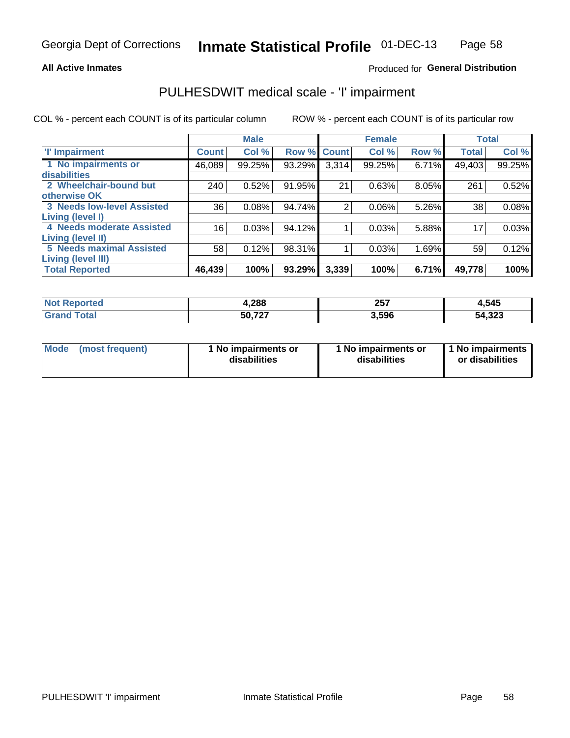**Georgia Dept of Corrections** — **Inmate Statistical Profile** 01-DEC-13

**All Active Inmates** — Produced for **General Distribution**

## PULHESDWIT medical scale - 'I' impairment

COL % - percent each COUNT is of its particular column     ROW % - percent each COUNT is of its particular row

| 'I' Impairment | Male | | | Female | | | Total | |
|---|---|---|---|---|---|---|---|---|
| | Count | Col % | Row % | Count | Col % | Row % | Total | Col % |
| 1 No impairments or disabilities | 46,089 | 99.25% | 93.29% | 3,314 | 99.25% | 6.71% | 49,403 | 99.25% |
| 2 Wheelchair-bound but otherwise OK | 240 | 0.52% | 91.95% | 21 | 0.63% | 8.05% | 261 | 0.52% |
| 3 Needs low-level Assisted Living (level I) | 36 | 0.08% | 94.74% | 2 | 0.06% | 5.26% | 38 | 0.08% |
| 4 Needs moderate Assisted Living (level II) | 16 | 0.03% | 94.12% | 1 | 0.03% | 5.88% | 17 | 0.03% |
| 5 Needs maximal Assisted Living (level III) | 58 | 0.12% | 98.31% | 1 | 0.03% | 1.69% | 59 | 0.12% |
| **Total Reported** | **46,439** | **100%** | **93.29%** | **3,339** | **100%** | **6.71%** | **49,778** | **100%** |

| | Male | Female | Total |
|---|---|---|---|
| **Not Reported** | **4,288** | **257** | **4,545** |
| **Grand Total** | **50,727** | **3,596** | **54,323** |

| | Male | Female | Total |
|---|---|---|---|
| **Mode (most frequent)** | **1 No impairments or disabilities** | **1 No impairments or disabilities** | **1 No impairments or disabilities** |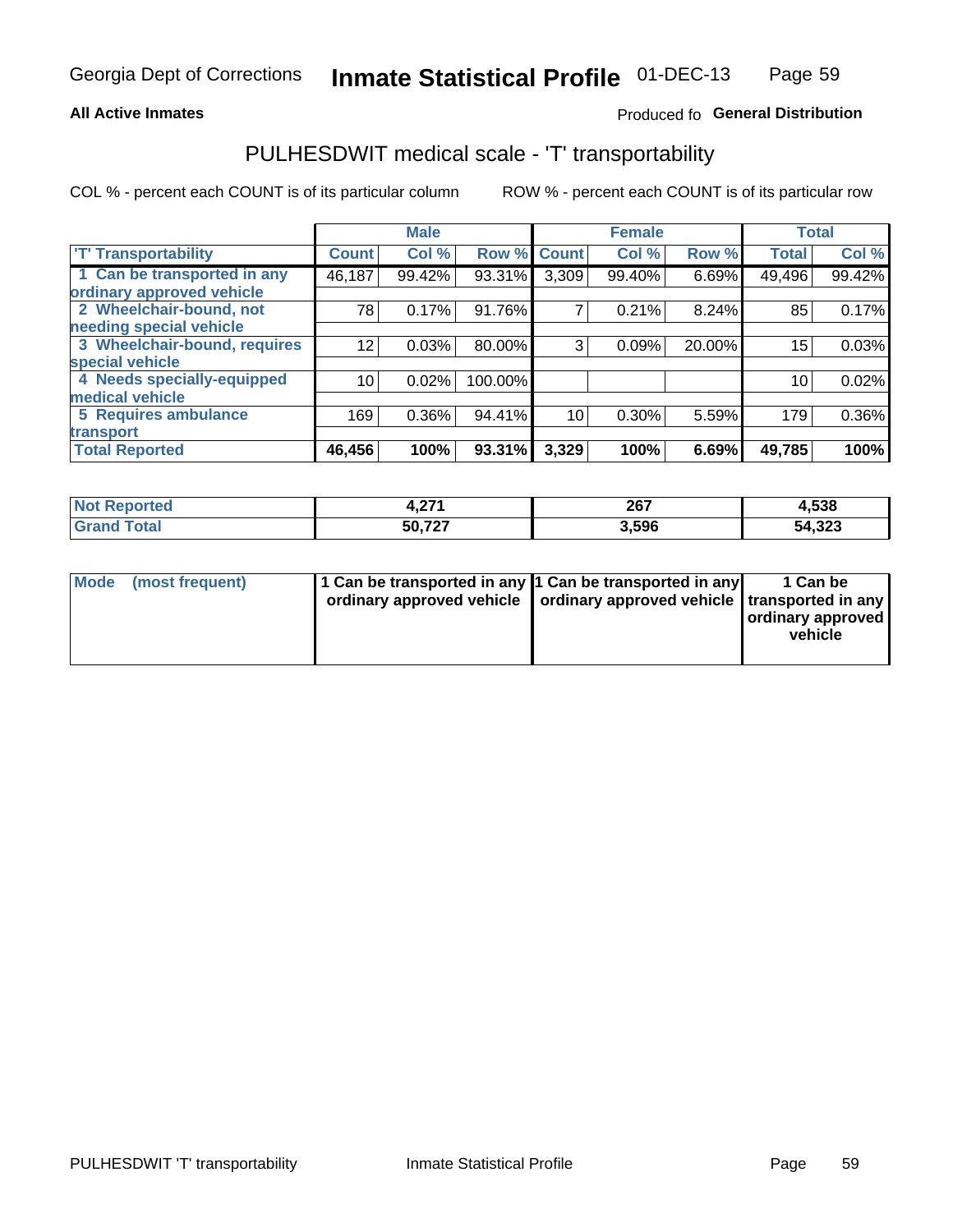Georgia Dept of Corrections **Inmate Statistical Profile** 01-DEC-13

**All Active Inmates**

Produced fo **General Distribution**

## PULHESDWIT medical scale - 'T' transportability

COL % - percent each COUNT is of its particular column

ROW % - percent each COUNT is of its particular row

| | Male | | | Female | | | Total | |
|---|---|---|---|---|---|---|---|---|
| 'T' Transportability | Count | Col % | Row % | Count | Col % | Row % | Total | Col % |
| 1 Can be transported in any ordinary approved vehicle | 46,187 | 99.42% | 93.31% | 3,309 | 99.40% | 6.69% | 49,496 | 99.42% |
| 2 Wheelchair-bound, not needing special vehicle | 78 | 0.17% | 91.76% | 7 | 0.21% | 8.24% | 85 | 0.17% |
| 3 Wheelchair-bound, requires special vehicle | 12 | 0.03% | 80.00% | 3 | 0.09% | 20.00% | 15 | 0.03% |
| 4 Needs specially-equipped medical vehicle | 10 | 0.02% | 100.00% | | | | 10 | 0.02% |
| 5 Requires ambulance transport | 169 | 0.36% | 94.41% | 10 | 0.30% | 5.59% | 179 | 0.36% |
| **Total Reported** | **46,456** | **100%** | **93.31%** | **3,329** | **100%** | **6.69%** | **49,785** | **100%** |

| | Male | Female | Total |
|---|---|---|---|
| **Not Reported** | **4,271** | **267** | **4,538** |
| **Grand Total** | **50,727** | **3,596** | **54,323** |

| | Male | Female | Total |
|---|---|---|---|
| **Mode (most frequent)** | **1 Can be transported in any ordinary approved vehicle** | **1 Can be transported in any ordinary approved vehicle** | **1 Can be transported in any ordinary approved vehicle** |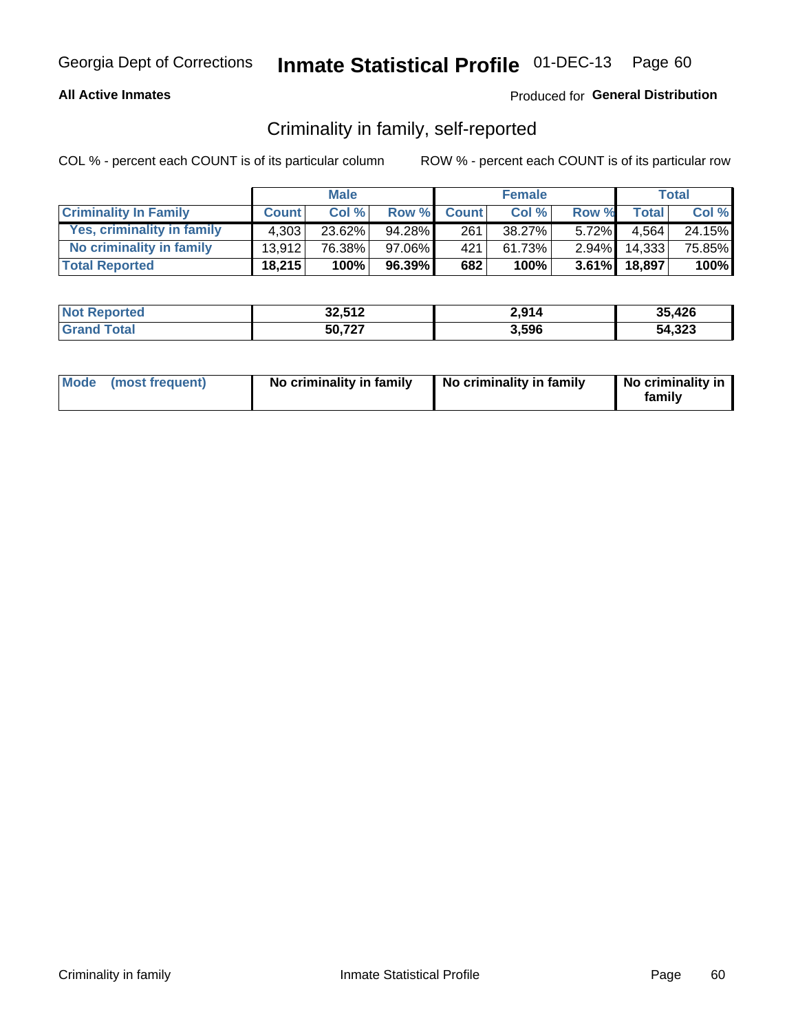Georgia Dept of Corrections **Inmate Statistical Profile** 01-DEC-13

**All Active Inmates**

Produced for **General Distribution**

## Criminality in family, self-reported

COL % - percent each COUNT is of its particular column ROW % - percent each COUNT is of its particular row

| | Male | | | Female | | | Total | |
|---|---|---|---|---|---|---|---|---|
| **Criminality In Family** | **Count** | **Col %** | **Row %** | **Count** | **Col %** | **Row %** | **Total** | **Col %** |
| Yes, criminality in family | 4,303 | 23.62% | 94.28% | 261 | 38.27% | 5.72% | 4,564 | 24.15% |
| No criminality in family | 13,912 | 76.38% | 97.06% | 421 | 61.73% | 2.94% | 14,333 | 75.85% |
| **Total Reported** | **18,215** | **100%** | **96.39%** | **682** | **100%** | **3.61%** | **18,897** | **100%** |

| | Male | Female | Total |
|---|---|---|---|
| **Not Reported** | **32,512** | **2,914** | **35,426** |
| **Grand Total** | **50,727** | **3,596** | **54,323** |

| | Male | Female | Total |
|---|---|---|---|
| **Mode (most frequent)** | **No criminality in family** | **No criminality in family** | **No criminality in family** |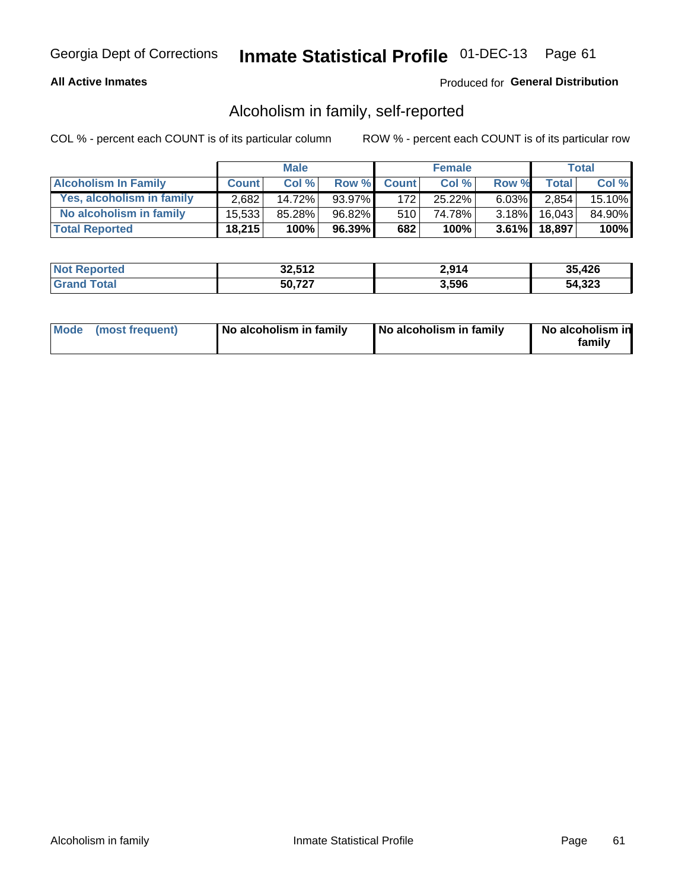Georgia Dept of Corrections **Inmate Statistical Profile** 01-DEC-13

**All Active Inmates**

Produced for **General Distribution**

## Alcoholism in family, self-reported

COL % - percent each COUNT is of its particular column

ROW % - percent each COUNT is of its particular row

| | Male | | | Female | | | Total | |
|---|---|---|---|---|---|---|---|---|
| **Alcoholism In Family** | **Count** | **Col %** | **Row %** | **Count** | **Col %** | **Row %** | **Total** | **Col %** |
| **Yes, alcoholism in family** | 2,682 | 14.72% | 93.97% | 172 | 25.22% | 6.03% | 2,854 | 15.10% |
| **No alcoholism in family** | 15,533 | 85.28% | 96.82% | 510 | 74.78% | 3.18% | 16,043 | 84.90% |
| **Total Reported** | **18,215** | **100%** | **96.39%** | **682** | **100%** | **3.61%** | **18,897** | **100%** |

| | Male | Female | Total |
|---|---|---|---|
| **Not Reported** | **32,512** | **2,914** | **35,426** |
| **Grand Total** | **50,727** | **3,596** | **54,323** |

| | Male | Female | Total |
|---|---|---|---|
| **Mode (most frequent)** | **No alcoholism in family** | **No alcoholism in family** | **No alcoholism in family** |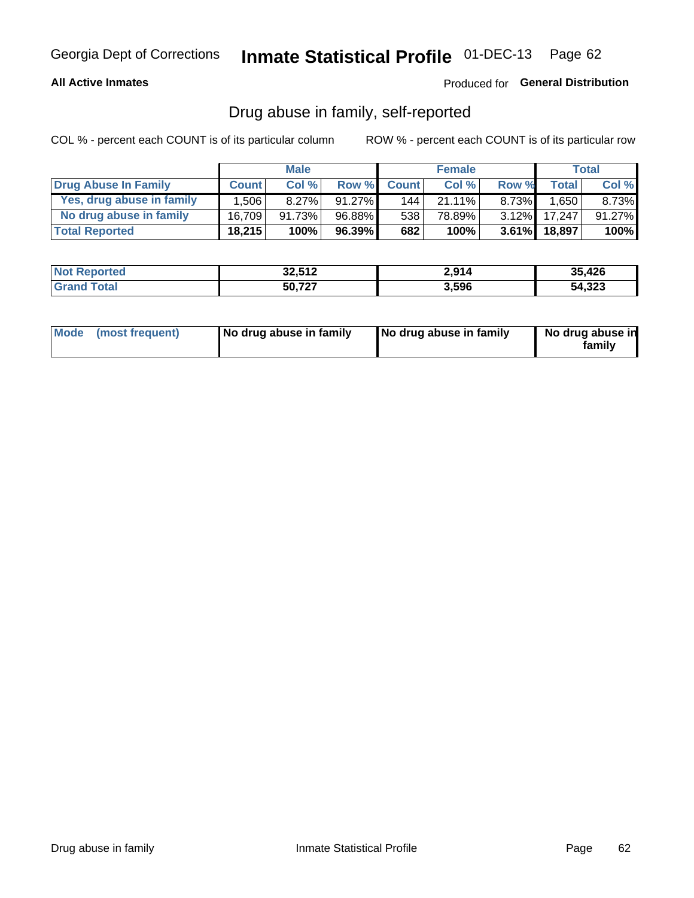Georgia Dept of Corrections **Inmate Statistical Profile** 01-DEC-13

**All Active Inmates**

Produced for **General Distribution**

## Drug abuse in family, self-reported

COL % - percent each COUNT is of its particular column

ROW % - percent each COUNT is of its particular row

| | Male | | | Female | | | Total | |
|---|---|---|---|---|---|---|---|---|
| **Drug Abuse In Family** | **Count** | **Col %** | **Row %** | **Count** | **Col %** | **Row %** | **Total** | **Col %** |
| **Yes, drug abuse in family** | 1,506 | 8.27% | 91.27% | 144 | 21.11% | 8.73% | 1,650 | 8.73% |
| **No drug abuse in family** | 16,709 | 91.73% | 96.88% | 538 | 78.89% | 3.12% | 17,247 | 91.27% |
| **Total Reported** | **18,215** | **100%** | **96.39%** | **682** | **100%** | **3.61%** | **18,897** | **100%** |

| | Male | Female | Total |
|---|---|---|---|
| **Not Reported** | **32,512** | **2,914** | **35,426** |
| **Grand Total** | **50,727** | **3,596** | **54,323** |

| | Male | Female | Total |
|---|---|---|---|
| **Mode (most frequent)** | **No drug abuse in family** | **No drug abuse in family** | **No drug abuse in family** |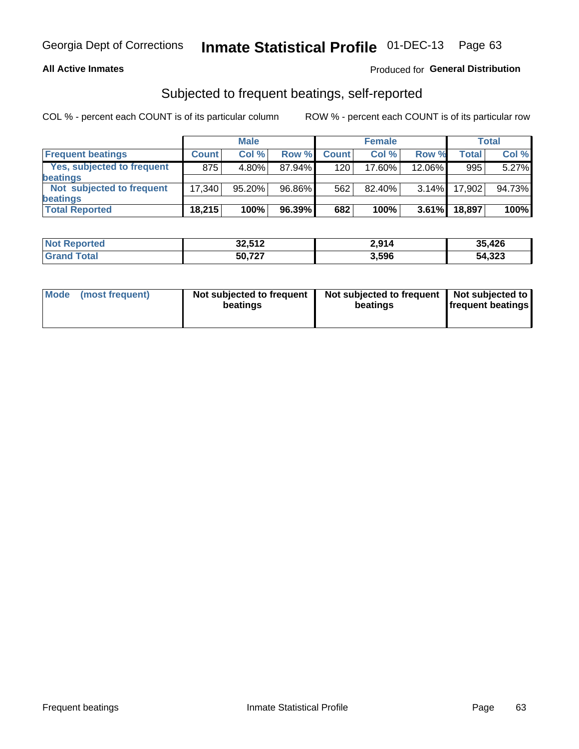Georgia Dept of Corrections **Inmate Statistical Profile** 01-DEC-13

**All Active Inmates**

Produced for **General Distribution**

## Subjected to frequent beatings, self-reported

COL % - percent each COUNT is of its particular column

ROW % - percent each COUNT is of its particular row

| | Male | | | Female | | | Total | |
|---|---|---|---|---|---|---|---|---|
| **Frequent beatings** | **Count** | **Col %** | **Row %** | **Count** | **Col %** | **Row %** | **Total** | **Col %** |
| **Yes, subjected to frequent beatings** | 875 | 4.80% | 87.94% | 120 | 17.60% | 12.06% | 995 | 5.27% |
| **Not subjected to frequent beatings** | 17,340 | 95.20% | 96.86% | 562 | 82.40% | 3.14% | 17,902 | 94.73% |
| **Total Reported** | **18,215** | **100%** | **96.39%** | **682** | **100%** | **3.61%** | **18,897** | **100%** |

| | Male | Female | Total |
|---|---|---|---|
| **Not Reported** | **32,512** | **2,914** | **35,426** |
| **Grand Total** | **50,727** | **3,596** | **54,323** |

| **Mode (most frequent)** | **Not subjected to frequent beatings** | **Not subjected to frequent beatings** | **Not subjected to frequent beatings** |
|---|---|---|---|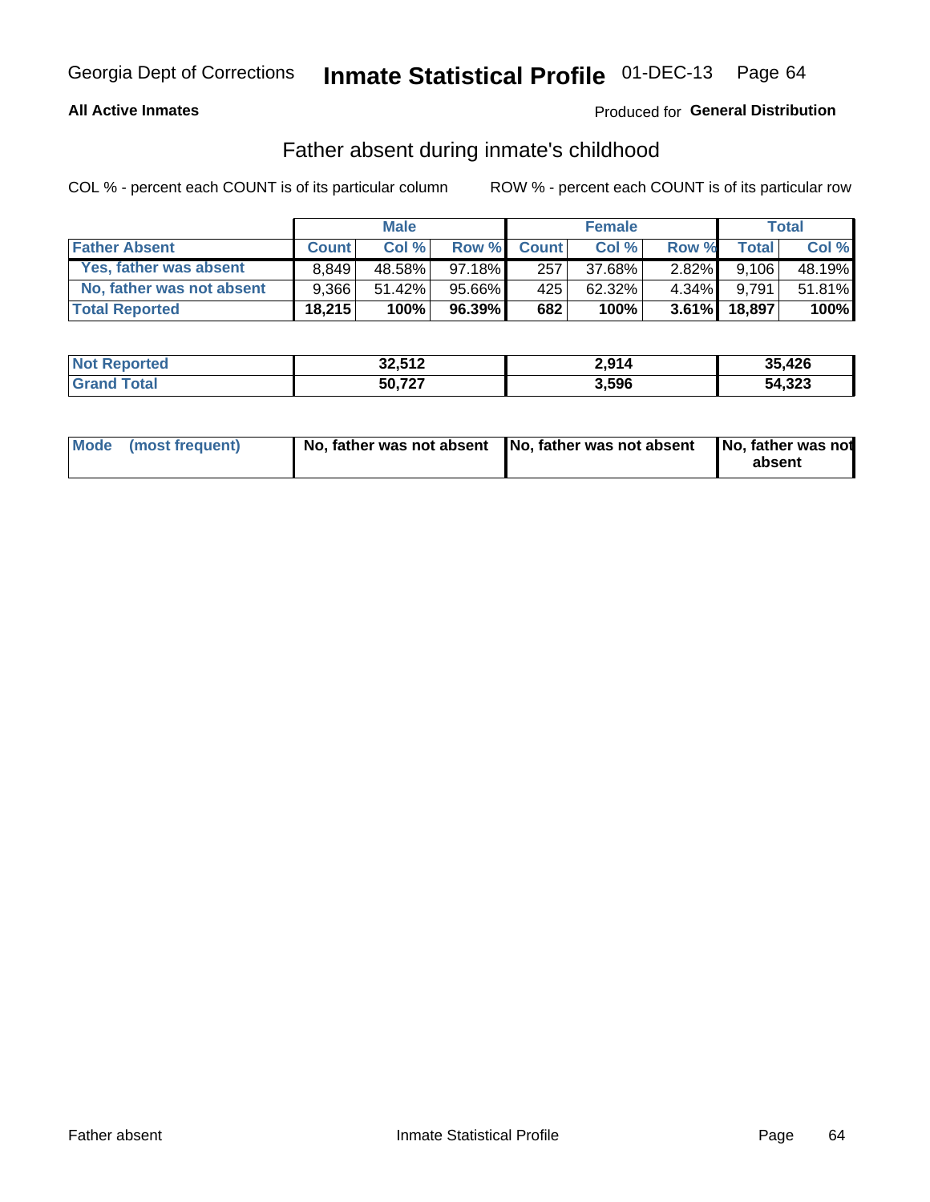Georgia Dept of Corrections **Inmate Statistical Profile** 01-DEC-13

**All Active Inmates**

Produced for **General Distribution**

## Father absent during inmate's childhood

COL % - percent each COUNT is of its particular column

ROW % - percent each COUNT is of its particular row

| | Male | | | Female | | | Total | |
|---|---|---|---|---|---|---|---|---|
| **Father Absent** | **Count** | **Col %** | **Row %** | **Count** | **Col %** | **Row %** | **Total** | **Col %** |
| Yes, father was absent | 8,849 | 48.58% | 97.18% | 257 | 37.68% | 2.82% | 9,106 | 48.19% |
| No, father was not absent | 9,366 | 51.42% | 95.66% | 425 | 62.32% | 4.34% | 9,791 | 51.81% |
| **Total Reported** | **18,215** | **100%** | **96.39%** | **682** | **100%** | **3.61%** | **18,897** | **100%** |

| | Male | Female | Total |
|---|---|---|---|
| **Not Reported** | **32,512** | **2,914** | **35,426** |
| **Grand Total** | **50,727** | **3,596** | **54,323** |

| | Male | Female | Total |
|---|---|---|---|
| **Mode (most frequent)** | **No, father was not absent** | **No, father was not absent** | **No, father was not absent** |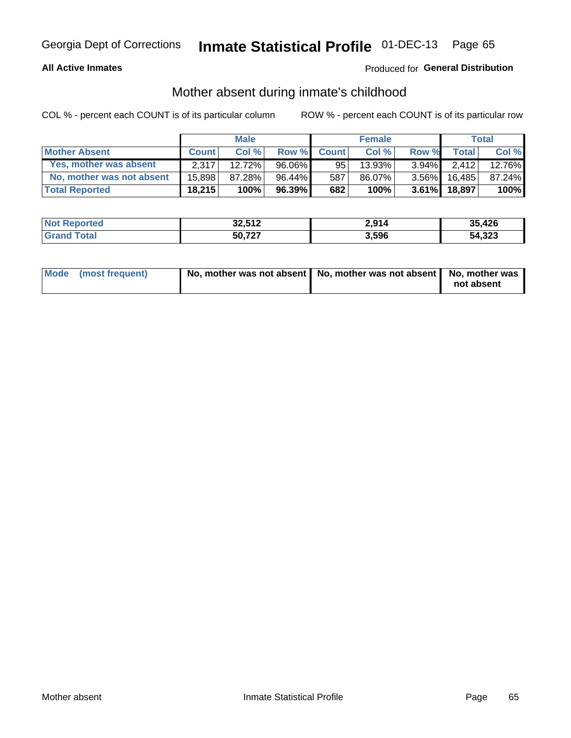Georgia Dept of Corrections **Inmate Statistical Profile** 01-DEC-13

**All Active Inmates**

Produced for **General Distribution**

## Mother absent during inmate's childhood

COL % - percent each COUNT is of its particular column

ROW % - percent each COUNT is of its particular row

| | Male | | | Female | | | Total | |
|---|---|---|---|---|---|---|---|---|
| **Mother Absent** | **Count** | **Col %** | **Row %** | **Count** | **Col %** | **Row %** | **Total** | **Col %** |
| Yes, mother was absent | 2,317 | 12.72% | 96.06% | 95 | 13.93% | 3.94% | 2,412 | 12.76% |
| No, mother was not absent | 15,898 | 87.28% | 96.44% | 587 | 86.07% | 3.56% | 16,485 | 87.24% |
| **Total Reported** | **18,215** | **100%** | **96.39%** | **682** | **100%** | **3.61%** | **18,897** | **100%** |

| | Male | Female | Total |
|---|---|---|---|
| **Not Reported** | **32,512** | **2,914** | **35,426** |
| **Grand Total** | **50,727** | **3,596** | **54,323** |

| | Male | Female | Total |
|---|---|---|---|
| **Mode (most frequent)** | **No, mother was not absent** | **No, mother was not absent** | **No, mother was not absent** |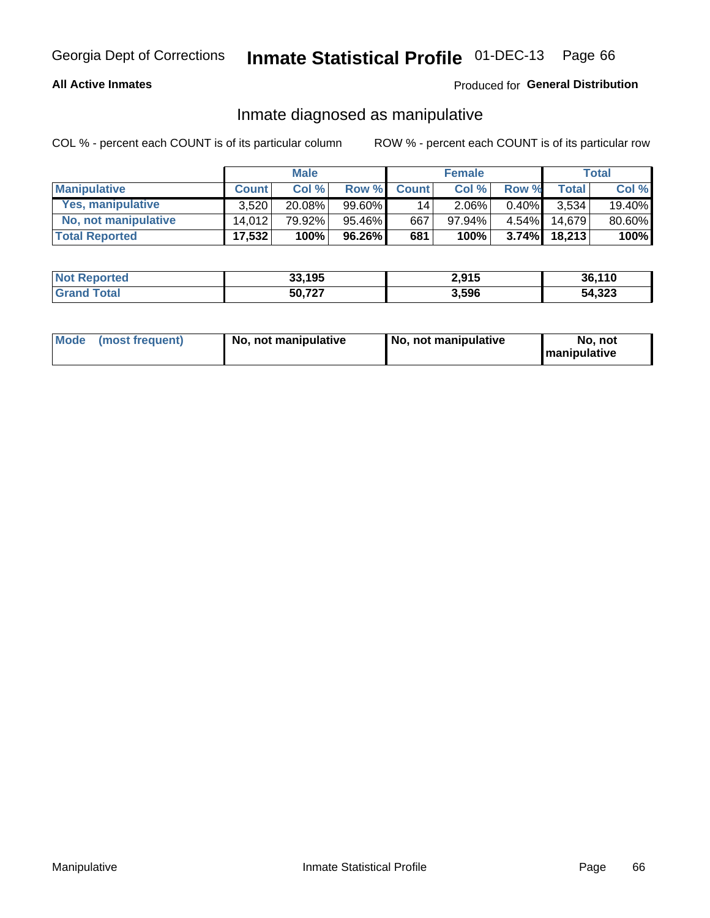Georgia Dept of Corrections **Inmate Statistical Profile** 01-DEC-13

**All Active Inmates**

Produced for **General Distribution**

## Inmate diagnosed as manipulative

COL % - percent each COUNT is of its particular column

ROW % - percent each COUNT is of its particular row

| | Male | | | Female | | | Total | |
|---|---|---|---|---|---|---|---|---|
| **Manipulative** | **Count** | **Col %** | **Row %** | **Count** | **Col %** | **Row %** | **Total** | **Col %** |
| **Yes, manipulative** | 3,520 | 20.08% | 99.60% | 14 | 2.06% | 0.40% | 3,534 | 19.40% |
| **No, not manipulative** | 14,012 | 79.92% | 95.46% | 667 | 97.94% | 4.54% | 14,679 | 80.60% |
| **Total Reported** | **17,532** | **100%** | **96.26%** | **681** | **100%** | **3.74%** | **18,213** | **100%** |

| | Male | Female | Total |
|---|---|---|---|
| **Not Reported** | **33,195** | **2,915** | **36,110** |
| **Grand Total** | **50,727** | **3,596** | **54,323** |

| | Male | Female | Total |
|---|---|---|---|
| **Mode (most frequent)** | **No, not manipulative** | **No, not manipulative** | **No, not manipulative** |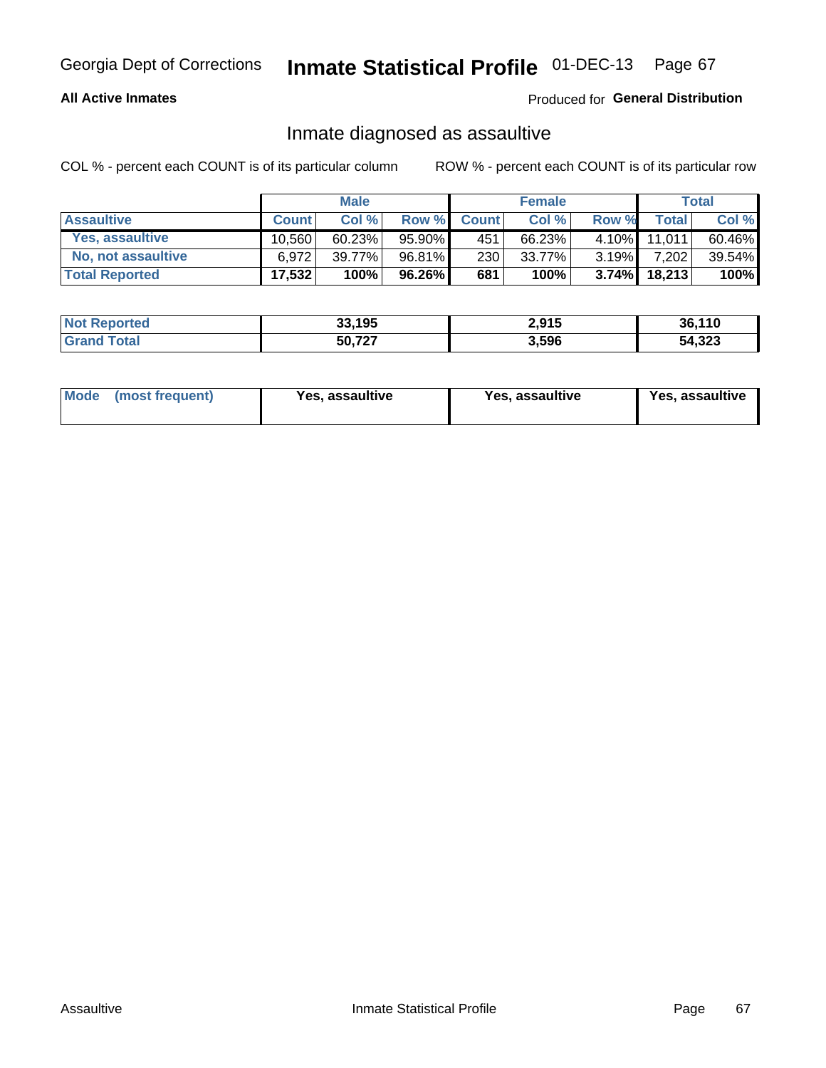Georgia Dept of Corrections **Inmate Statistical Profile** 01-DEC-13

**All Active Inmates**

Produced for **General Distribution**

## Inmate diagnosed as assaultive

COL % - percent each COUNT is of its particular column

ROW % - percent each COUNT is of its particular row

| | Male | | | Female | | | Total | |
|---|---|---|---|---|---|---|---|---|
| **Assaultive** | **Count** | **Col %** | **Row %** | **Count** | **Col %** | **Row %** | **Total** | **Col %** |
| Yes, assaultive | 10,560 | 60.23% | 95.90% | 451 | 66.23% | 4.10% | 11,011 | 60.46% |
| No, not assaultive | 6,972 | 39.77% | 96.81% | 230 | 33.77% | 3.19% | 7,202 | 39.54% |
| **Total Reported** | **17,532** | **100%** | **96.26%** | **681** | **100%** | **3.74%** | **18,213** | **100%** |

| | Male | Female | Total |
|---|---|---|---|
| **Not Reported** | **33,195** | **2,915** | **36,110** |
| **Grand Total** | **50,727** | **3,596** | **54,323** |

| | Male | Female | Total |
|---|---|---|---|
| **Mode (most frequent)** | **Yes, assaultive** | **Yes, assaultive** | **Yes, assaultive** |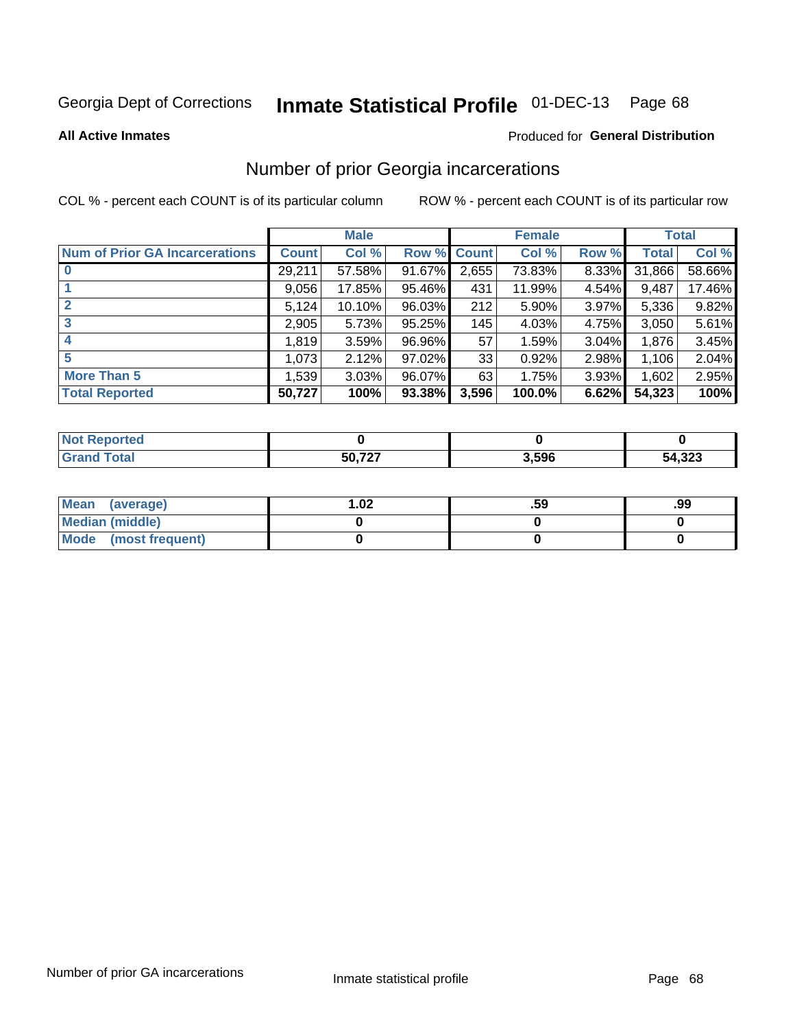Georgia Dept of Corrections **Inmate Statistical Profile** 01-DEC-13

**All Active Inmates**

Produced for **General Distribution**

## Number of prior Georgia incarcerations

COL % - percent each COUNT is of its particular column

ROW % - percent each COUNT is of its particular row

| | Male | | | Female | | | Total | |
|---|---|---|---|---|---|---|---|---|
| **Num of Prior GA Incarcerations** | **Count** | **Col %** | **Row %** | **Count** | **Col %** | **Row %** | **Total** | **Col %** |
| **0** | 29,211 | 57.58% | 91.67% | 2,655 | 73.83% | 8.33% | 31,866 | 58.66% |
| **1** | 9,056 | 17.85% | 95.46% | 431 | 11.99% | 4.54% | 9,487 | 17.46% |
| **2** | 5,124 | 10.10% | 96.03% | 212 | 5.90% | 3.97% | 5,336 | 9.82% |
| **3** | 2,905 | 5.73% | 95.25% | 145 | 4.03% | 4.75% | 3,050 | 5.61% |
| **4** | 1,819 | 3.59% | 96.96% | 57 | 1.59% | 3.04% | 1,876 | 3.45% |
| **5** | 1,073 | 2.12% | 97.02% | 33 | 0.92% | 2.98% | 1,106 | 2.04% |
| **More Than 5** | 1,539 | 3.03% | 96.07% | 63 | 1.75% | 3.93% | 1,602 | 2.95% |
| **Total Reported** | **50,727** | **100%** | **93.38%** | **3,596** | **100.0%** | **6.62%** | **54,323** | **100%** |

| | Male | Female | Total |
|---|---|---|---|
| **Not Reported** | **0** | **0** | **0** |
| **Grand Total** | **50,727** | **3,596** | **54,323** |

| | Male | Female | Total |
|---|---|---|---|
| **Mean (average)** | **1.02** | **.59** | **.99** |
| **Median (middle)** | **0** | **0** | **0** |
| **Mode (most frequent)** | **0** | **0** | **0** |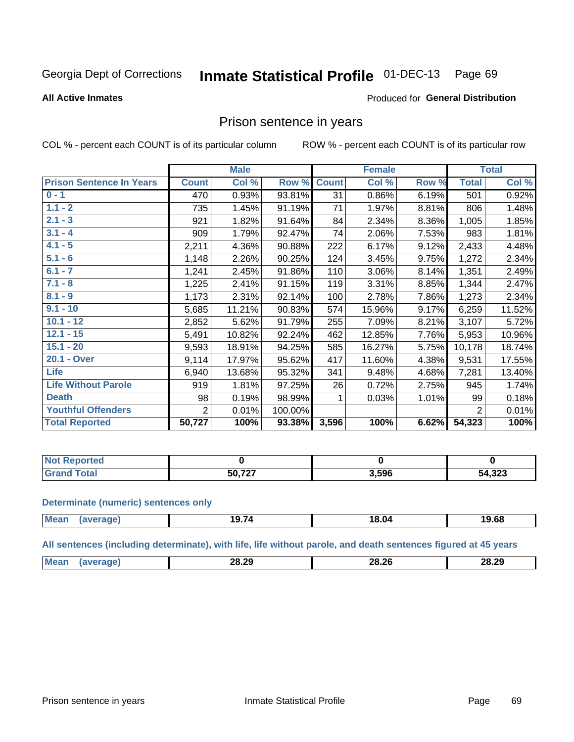Georgia Dept of Corrections **Inmate Statistical Profile** 01-DEC-13

**All Active Inmates**

Produced for **General Distribution**

## Prison sentence in years

COL % - percent each COUNT is of its particular column

ROW % - percent each COUNT is of its particular row

| | Male | | | Female | | | Total | |
|---|---|---|---|---|---|---|---|---|
| **Prison Sentence In Years** | **Count** | **Col %** | **Row %** | **Count** | **Col %** | **Row %** | **Total** | **Col %** |
| 0 - 1 | 470 | 0.93% | 93.81% | 31 | 0.86% | 6.19% | 501 | 0.92% |
| 1.1 - 2 | 735 | 1.45% | 91.19% | 71 | 1.97% | 8.81% | 806 | 1.48% |
| 2.1 - 3 | 921 | 1.82% | 91.64% | 84 | 2.34% | 8.36% | 1,005 | 1.85% |
| 3.1 - 4 | 909 | 1.79% | 92.47% | 74 | 2.06% | 7.53% | 983 | 1.81% |
| 4.1 - 5 | 2,211 | 4.36% | 90.88% | 222 | 6.17% | 9.12% | 2,433 | 4.48% |
| 5.1 - 6 | 1,148 | 2.26% | 90.25% | 124 | 3.45% | 9.75% | 1,272 | 2.34% |
| 6.1 - 7 | 1,241 | 2.45% | 91.86% | 110 | 3.06% | 8.14% | 1,351 | 2.49% |
| 7.1 - 8 | 1,225 | 2.41% | 91.15% | 119 | 3.31% | 8.85% | 1,344 | 2.47% |
| 8.1 - 9 | 1,173 | 2.31% | 92.14% | 100 | 2.78% | 7.86% | 1,273 | 2.34% |
| 9.1 - 10 | 5,685 | 11.21% | 90.83% | 574 | 15.96% | 9.17% | 6,259 | 11.52% |
| 10.1 - 12 | 2,852 | 5.62% | 91.79% | 255 | 7.09% | 8.21% | 3,107 | 5.72% |
| 12.1 - 15 | 5,491 | 10.82% | 92.24% | 462 | 12.85% | 7.76% | 5,953 | 10.96% |
| 15.1 - 20 | 9,593 | 18.91% | 94.25% | 585 | 16.27% | 5.75% | 10,178 | 18.74% |
| 20.1 - Over | 9,114 | 17.97% | 95.62% | 417 | 11.60% | 4.38% | 9,531 | 17.55% |
| Life | 6,940 | 13.68% | 95.32% | 341 | 9.48% | 4.68% | 7,281 | 13.40% |
| Life Without Parole | 919 | 1.81% | 97.25% | 26 | 0.72% | 2.75% | 945 | 1.74% |
| Death | 98 | 0.19% | 98.99% | 1 | 0.03% | 1.01% | 99 | 0.18% |
| Youthful Offenders | 2 | 0.01% | 100.00% | | | | 2 | 0.01% |
| **Total Reported** | **50,727** | **100%** | **93.38%** | **3,596** | **100%** | **6.62%** | **54,323** | **100%** |

| | Male | Female | Total |
|---|---|---|---|
| Not Reported | 0 | 0 | 0 |
| Grand Total | 50,727 | 3,596 | 54,323 |

**Determinate (numeric) sentences only**

| | Male | Female | Total |
|---|---|---|---|
| Mean (average) | 19.74 | 18.04 | 19.68 |

**All sentences (including determinate), with life, life without parole, and death sentences figured at 45 years**

| | Male | Female | Total |
|---|---|---|---|
| Mean (average) | 28.29 | 28.26 | 28.29 |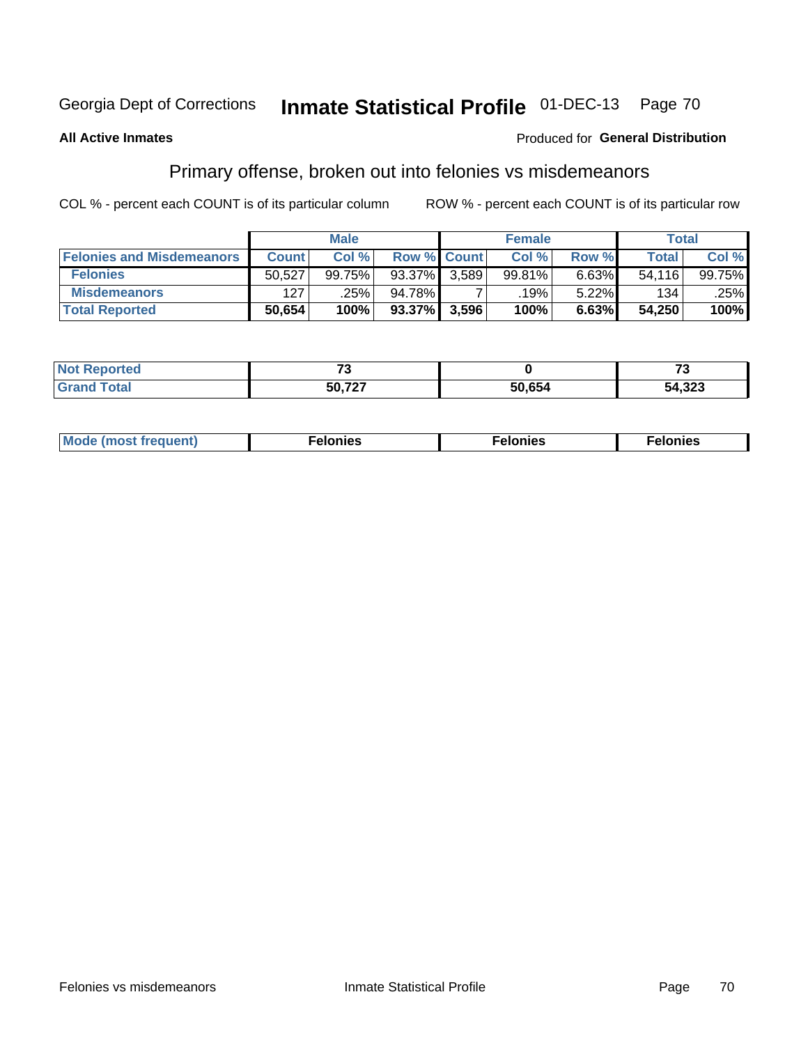Georgia Dept of Corrections **Inmate Statistical Profile** 01-DEC-13

**All Active Inmates**

Produced for **General Distribution**

## Primary offense, broken out into felonies vs misdemeanors

COL % - percent each COUNT is of its particular column ROW % - percent each COUNT is of its particular row

| | Male | | | Female | | | Total | |
|---|---|---|---|---|---|---|---|---|
| **Felonies and Misdemeanors** | **Count** | **Col %** | **Row %** | **Count** | **Col %** | **Row %** | **Total** | **Col %** |
| **Felonies** | 50,527 | 99.75% | 93.37% | 3,589 | 99.81% | 6.63% | 54,116 | 99.75% |
| **Misdemeanors** | 127 | .25% | 94.78% | 7 | .19% | 5.22% | 134 | .25% |
| **Total Reported** | **50,654** | **100%** | **93.37%** | **3,596** | **100%** | **6.63%** | **54,250** | **100%** |

| | Male | Female | Total |
|---|---|---|---|
| **Not Reported** | **73** | **0** | **73** |
| **Grand Total** | **50,727** | **50,654** | **54,323** |

| | Male | Female | Total |
|---|---|---|---|
| **Mode (most frequent)** | **Felonies** | **Felonies** | **Felonies** |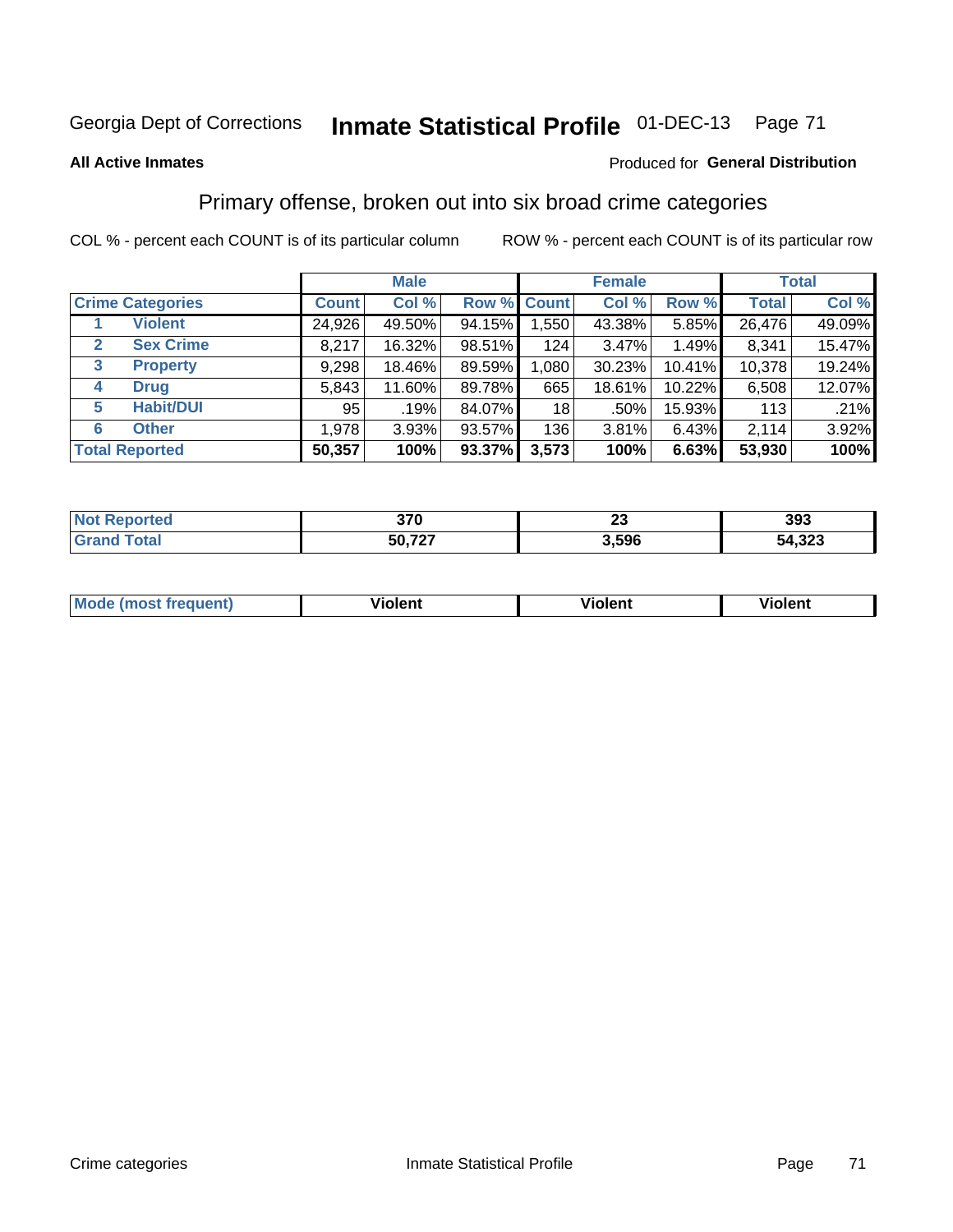Georgia Dept of Corrections **Inmate Statistical Profile** 01-DEC-13

**All Active Inmates**

Produced for **General Distribution**

## Primary offense, broken out into six broad crime categories

COL % - percent each COUNT is of its particular column ROW % - percent each COUNT is of its particular row

| | | Male | | | Female | | | Total | |
|---|---|---|---|---|---|---|---|---|---|
| **Crime Categories** | | **Count** | **Col %** | **Row %** | **Count** | **Col %** | **Row %** | **Total** | **Col %** |
| 1 | Violent | 24,926 | 49.50% | 94.15% | 1,550 | 43.38% | 5.85% | 26,476 | 49.09% |
| 2 | Sex Crime | 8,217 | 16.32% | 98.51% | 124 | 3.47% | 1.49% | 8,341 | 15.47% |
| 3 | Property | 9,298 | 18.46% | 89.59% | 1,080 | 30.23% | 10.41% | 10,378 | 19.24% |
| 4 | Drug | 5,843 | 11.60% | 89.78% | 665 | 18.61% | 10.22% | 6,508 | 12.07% |
| 5 | Habit/DUI | 95 | .19% | 84.07% | 18 | .50% | 15.93% | 113 | .21% |
| 6 | Other | 1,978 | 3.93% | 93.57% | 136 | 3.81% | 6.43% | 2,114 | 3.92% |
| **Total Reported** | | **50,357** | **100%** | **93.37%** | **3,573** | **100%** | **6.63%** | **53,930** | **100%** |

| | Male | Female | Total |
|---|---|---|---|
| **Not Reported** | **370** | **23** | **393** |
| **Grand Total** | **50,727** | **3,596** | **54,323** |

| | Male | Female | Total |
|---|---|---|---|
| **Mode (most frequent)** | **Violent** | **Violent** | **Violent** |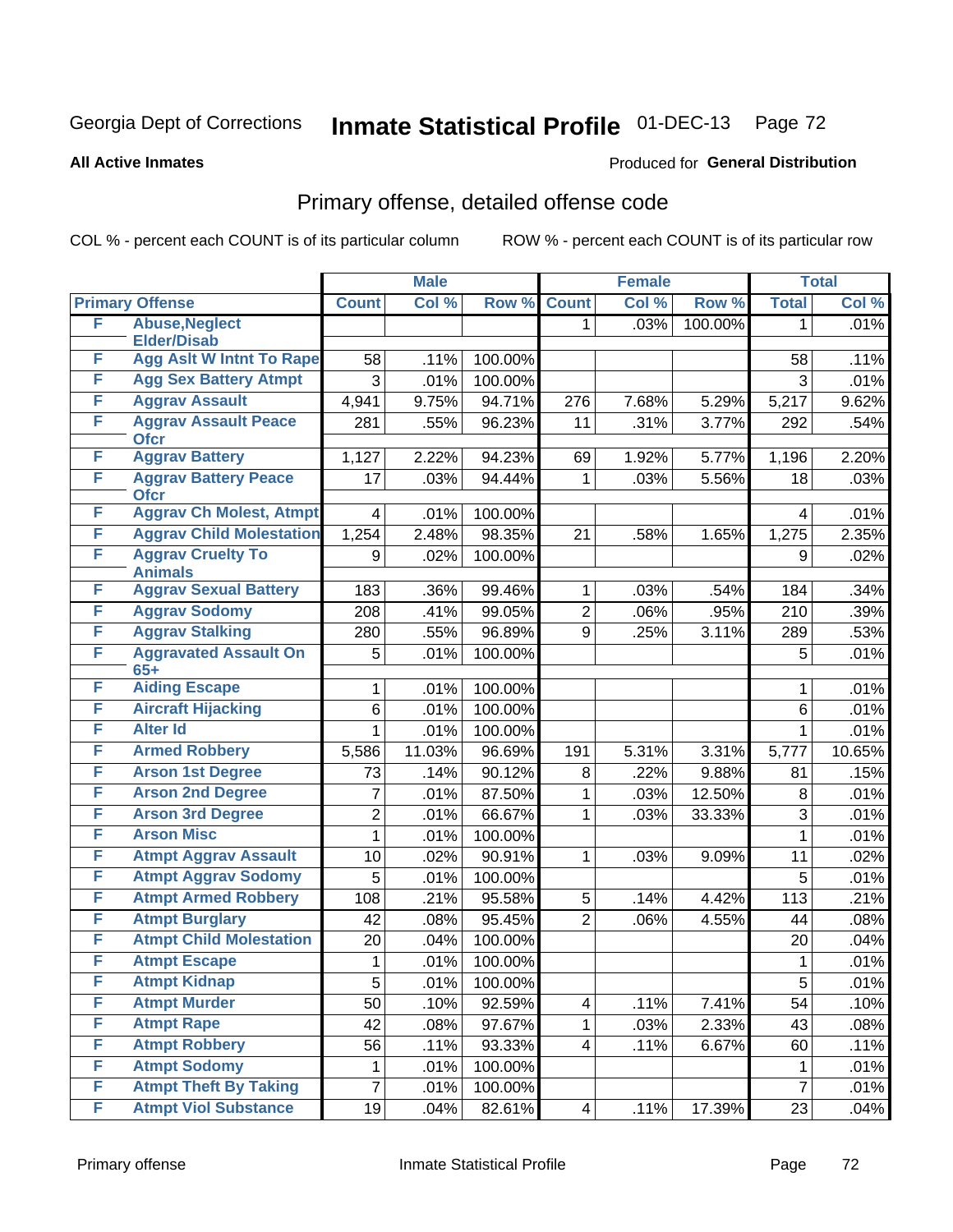Georgia Dept of Corrections **Inmate Statistical Profile** 01-DEC-13

**All Active Inmates**

Produced for **General Distribution**

## Primary offense, detailed offense code

COL % - percent each COUNT is of its particular column

ROW % - percent each COUNT is of its particular row

| | | Male | | | Female | | | Total | |
|---|---|---|---|---|---|---|---|---|---|
| Primary Offense | | Count | Col % | Row % | Count | Col % | Row % | Total | Col % |
| F | Abuse,Neglect Elder/Disab | | | | 1 | .03% | 100.00% | 1 | .01% |
| F | Agg Aslt W Intnt To Rape | 58 | .11% | 100.00% | | | | 58 | .11% |
| F | Agg Sex Battery Atmpt | 3 | .01% | 100.00% | | | | 3 | .01% |
| F | Aggrav Assault | 4,941 | 9.75% | 94.71% | 276 | 7.68% | 5.29% | 5,217 | 9.62% |
| F | Aggrav Assault Peace Ofcr | 281 | .55% | 96.23% | 11 | .31% | 3.77% | 292 | .54% |
| F | Aggrav Battery | 1,127 | 2.22% | 94.23% | 69 | 1.92% | 5.77% | 1,196 | 2.20% |
| F | Aggrav Battery Peace Ofcr | 17 | .03% | 94.44% | 1 | .03% | 5.56% | 18 | .03% |
| F | Aggrav Ch Molest, Atmpt | 4 | .01% | 100.00% | | | | 4 | .01% |
| F | Aggrav Child Molestation | 1,254 | 2.48% | 98.35% | 21 | .58% | 1.65% | 1,275 | 2.35% |
| F | Aggrav Cruelty To Animals | 9 | .02% | 100.00% | | | | 9 | .02% |
| F | Aggrav Sexual Battery | 183 | .36% | 99.46% | 1 | .03% | .54% | 184 | .34% |
| F | Aggrav Sodomy | 208 | .41% | 99.05% | 2 | .06% | .95% | 210 | .39% |
| F | Aggrav Stalking | 280 | .55% | 96.89% | 9 | .25% | 3.11% | 289 | .53% |
| F | Aggravated Assault On 65+ | 5 | .01% | 100.00% | | | | 5 | .01% |
| F | Aiding Escape | 1 | .01% | 100.00% | | | | 1 | .01% |
| F | Aircraft Hijacking | 6 | .01% | 100.00% | | | | 6 | .01% |
| F | Alter Id | 1 | .01% | 100.00% | | | | 1 | .01% |
| F | Armed Robbery | 5,586 | 11.03% | 96.69% | 191 | 5.31% | 3.31% | 5,777 | 10.65% |
| F | Arson 1st Degree | 73 | .14% | 90.12% | 8 | .22% | 9.88% | 81 | .15% |
| F | Arson 2nd Degree | 7 | .01% | 87.50% | 1 | .03% | 12.50% | 8 | .01% |
| F | Arson 3rd Degree | 2 | .01% | 66.67% | 1 | .03% | 33.33% | 3 | .01% |
| F | Arson Misc | 1 | .01% | 100.00% | | | | 1 | .01% |
| F | Atmpt Aggrav Assault | 10 | .02% | 90.91% | 1 | .03% | 9.09% | 11 | .02% |
| F | Atmpt Aggrav Sodomy | 5 | .01% | 100.00% | | | | 5 | .01% |
| F | Atmpt Armed Robbery | 108 | .21% | 95.58% | 5 | .14% | 4.42% | 113 | .21% |
| F | Atmpt Burglary | 42 | .08% | 95.45% | 2 | .06% | 4.55% | 44 | .08% |
| F | Atmpt Child Molestation | 20 | .04% | 100.00% | | | | 20 | .04% |
| F | Atmpt Escape | 1 | .01% | 100.00% | | | | 1 | .01% |
| F | Atmpt Kidnap | 5 | .01% | 100.00% | | | | 5 | .01% |
| F | Atmpt Murder | 50 | .10% | 92.59% | 4 | .11% | 7.41% | 54 | .10% |
| F | Atmpt Rape | 42 | .08% | 97.67% | 1 | .03% | 2.33% | 43 | .08% |
| F | Atmpt Robbery | 56 | .11% | 93.33% | 4 | .11% | 6.67% | 60 | .11% |
| F | Atmpt Sodomy | 1 | .01% | 100.00% | | | | 1 | .01% |
| F | Atmpt Theft By Taking | 7 | .01% | 100.00% | | | | 7 | .01% |
| F | Atmpt Viol Substance | 19 | .04% | 82.61% | 4 | .11% | 17.39% | 23 | .04% |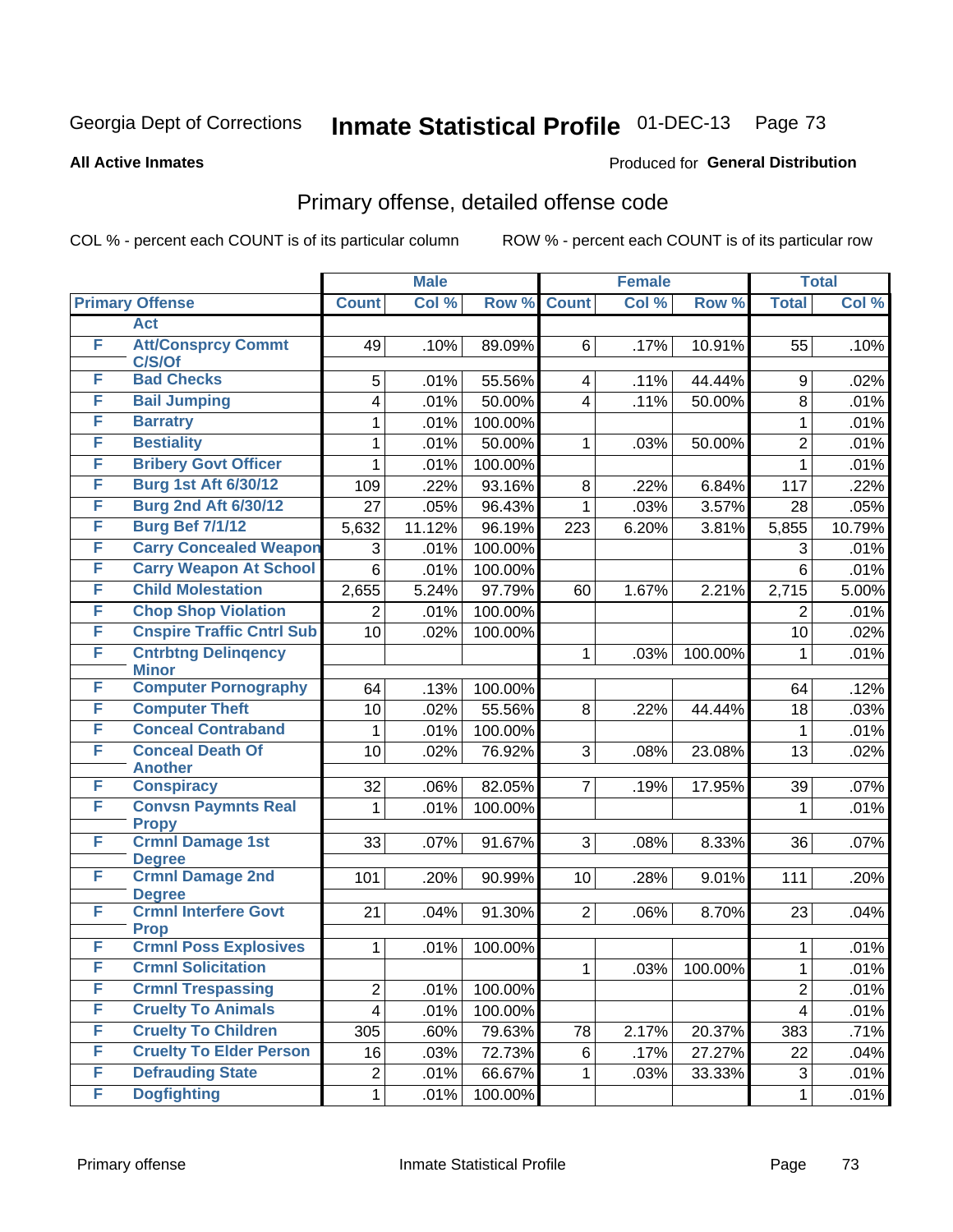Georgia Dept of Corrections **Inmate Statistical Profile** 01-DEC-13

**All Active Inmates** Produced for **General Distribution**

## Primary offense, detailed offense code

COL % - percent each COUNT is of its particular column ROW % - percent each COUNT is of its particular row

| Primary Offense | | Male | | | Female | | | Total | |
|---|---|---|---|---|---|---|---|---|---|
| | | Count | Col % | Row % | Count | Col % | Row % | Total | Col % |
| | Act | | | | | | | | |
| F | Att/Consprcy Commt C/S/Of | 49 | .10% | 89.09% | 6 | .17% | 10.91% | 55 | .10% |
| F | Bad Checks | 5 | .01% | 55.56% | 4 | .11% | 44.44% | 9 | .02% |
| F | Bail Jumping | 4 | .01% | 50.00% | 4 | .11% | 50.00% | 8 | .01% |
| F | Barratry | 1 | .01% | 100.00% | | | | 1 | .01% |
| F | Bestiality | 1 | .01% | 50.00% | 1 | .03% | 50.00% | 2 | .01% |
| F | Bribery Govt Officer | 1 | .01% | 100.00% | | | | 1 | .01% |
| F | Burg 1st Aft 6/30/12 | 109 | .22% | 93.16% | 8 | .22% | 6.84% | 117 | .22% |
| F | Burg 2nd Aft 6/30/12 | 27 | .05% | 96.43% | 1 | .03% | 3.57% | 28 | .05% |
| F | Burg Bef 7/1/12 | 5,632 | 11.12% | 96.19% | 223 | 6.20% | 3.81% | 5,855 | 10.79% |
| F | Carry Concealed Weapon | 3 | .01% | 100.00% | | | | 3 | .01% |
| F | Carry Weapon At School | 6 | .01% | 100.00% | | | | 6 | .01% |
| F | Child Molestation | 2,655 | 5.24% | 97.79% | 60 | 1.67% | 2.21% | 2,715 | 5.00% |
| F | Chop Shop Violation | 2 | .01% | 100.00% | | | | 2 | .01% |
| F | Cnspire Traffic Cntrl Sub | 10 | .02% | 100.00% | | | | 10 | .02% |
| F | Cntrbtng Delinqency Minor | | | | 1 | .03% | 100.00% | 1 | .01% |
| F | Computer Pornography | 64 | .13% | 100.00% | | | | 64 | .12% |
| F | Computer Theft | 10 | .02% | 55.56% | 8 | .22% | 44.44% | 18 | .03% |
| F | Conceal Contraband | 1 | .01% | 100.00% | | | | 1 | .01% |
| F | Conceal Death Of Another | 10 | .02% | 76.92% | 3 | .08% | 23.08% | 13 | .02% |
| F | Conspiracy | 32 | .06% | 82.05% | 7 | .19% | 17.95% | 39 | .07% |
| F | Convsn Paymnts Real Propy | 1 | .01% | 100.00% | | | | 1 | .01% |
| F | Crmnl Damage 1st Degree | 33 | .07% | 91.67% | 3 | .08% | 8.33% | 36 | .07% |
| F | Crmnl Damage 2nd Degree | 101 | .20% | 90.99% | 10 | .28% | 9.01% | 111 | .20% |
| F | Crmnl Interfere Govt Prop | 21 | .04% | 91.30% | 2 | .06% | 8.70% | 23 | .04% |
| F | Crmnl Poss Explosives | 1 | .01% | 100.00% | | | | 1 | .01% |
| F | Crmnl Solicitation | | | | 1 | .03% | 100.00% | 1 | .01% |
| F | Crmnl Trespassing | 2 | .01% | 100.00% | | | | 2 | .01% |
| F | Cruelty To Animals | 4 | .01% | 100.00% | | | | 4 | .01% |
| F | Cruelty To Children | 305 | .60% | 79.63% | 78 | 2.17% | 20.37% | 383 | .71% |
| F | Cruelty To Elder Person | 16 | .03% | 72.73% | 6 | .17% | 27.27% | 22 | .04% |
| F | Defrauding State | 2 | .01% | 66.67% | 1 | .03% | 33.33% | 3 | .01% |
| F | Dogfighting | 1 | .01% | 100.00% | | | | 1 | .01% |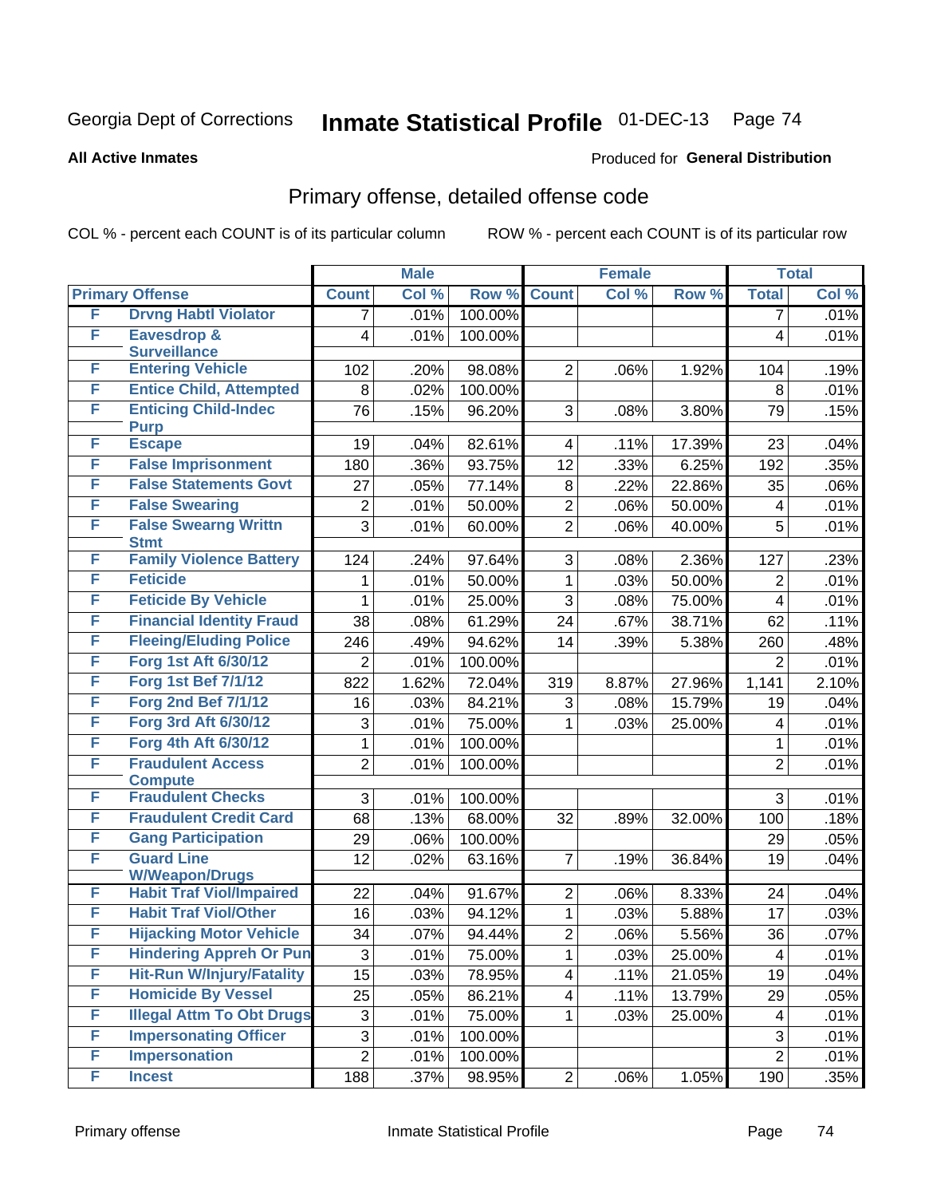Georgia Dept of Corrections **Inmate Statistical Profile** 01-DEC-13 Page 74

**All Active Inmates**

Produced for **General Distribution**

## Primary offense, detailed offense code

COL % - percent each COUNT is of its particular column        ROW % - percent each COUNT is of its particular row

| Primary Offense | | Male | | | Female | | | Total | |
|---|---|---|---|---|---|---|---|---|---|
| | | Count | Col % | Row % | Count | Col % | Row % | Total | Col % |
| F | Drvng Habtl Violator | 7 | .01% | 100.00% | | | | 7 | .01% |
| F | Eavesdrop & Surveillance | 4 | .01% | 100.00% | | | | 4 | .01% |
| F | Entering Vehicle | 102 | .20% | 98.08% | 2 | .06% | 1.92% | 104 | .19% |
| F | Entice Child, Attempted | 8 | .02% | 100.00% | | | | 8 | .01% |
| F | Enticing Child-Indec Purp | 76 | .15% | 96.20% | 3 | .08% | 3.80% | 79 | .15% |
| F | Escape | 19 | .04% | 82.61% | 4 | .11% | 17.39% | 23 | .04% |
| F | False Imprisonment | 180 | .36% | 93.75% | 12 | .33% | 6.25% | 192 | .35% |
| F | False Statements Govt | 27 | .05% | 77.14% | 8 | .22% | 22.86% | 35 | .06% |
| F | False Swearing | 2 | .01% | 50.00% | 2 | .06% | 50.00% | 4 | .01% |
| F | False Swearng Writtn Stmt | 3 | .01% | 60.00% | 2 | .06% | 40.00% | 5 | .01% |
| F | Family Violence Battery | 124 | .24% | 97.64% | 3 | .08% | 2.36% | 127 | .23% |
| F | Feticide | 1 | .01% | 50.00% | 1 | .03% | 50.00% | 2 | .01% |
| F | Feticide By Vehicle | 1 | .01% | 25.00% | 3 | .08% | 75.00% | 4 | .01% |
| F | Financial Identity Fraud | 38 | .08% | 61.29% | 24 | .67% | 38.71% | 62 | .11% |
| F | Fleeing/Eluding Police | 246 | .49% | 94.62% | 14 | .39% | 5.38% | 260 | .48% |
| F | Forg 1st Aft 6/30/12 | 2 | .01% | 100.00% | | | | 2 | .01% |
| F | Forg 1st Bef 7/1/12 | 822 | 1.62% | 72.04% | 319 | 8.87% | 27.96% | 1,141 | 2.10% |
| F | Forg 2nd Bef 7/1/12 | 16 | .03% | 84.21% | 3 | .08% | 15.79% | 19 | .04% |
| F | Forg 3rd Aft 6/30/12 | 3 | .01% | 75.00% | 1 | .03% | 25.00% | 4 | .01% |
| F | Forg 4th Aft 6/30/12 | 1 | .01% | 100.00% | | | | 1 | .01% |
| F | Fraudulent Access Compute | 2 | .01% | 100.00% | | | | 2 | .01% |
| F | Fraudulent Checks | 3 | .01% | 100.00% | | | | 3 | .01% |
| F | Fraudulent Credit Card | 68 | .13% | 68.00% | 32 | .89% | 32.00% | 100 | .18% |
| F | Gang Participation | 29 | .06% | 100.00% | | | | 29 | .05% |
| F | Guard Line W/Weapon/Drugs | 12 | .02% | 63.16% | 7 | .19% | 36.84% | 19 | .04% |
| F | Habit Traf Viol/Impaired | 22 | .04% | 91.67% | 2 | .06% | 8.33% | 24 | .04% |
| F | Habit Traf Viol/Other | 16 | .03% | 94.12% | 1 | .03% | 5.88% | 17 | .03% |
| F | Hijacking Motor Vehicle | 34 | .07% | 94.44% | 2 | .06% | 5.56% | 36 | .07% |
| F | Hindering Appreh Or Pun | 3 | .01% | 75.00% | 1 | .03% | 25.00% | 4 | .01% |
| F | Hit-Run W/Injury/Fatality | 15 | .03% | 78.95% | 4 | .11% | 21.05% | 19 | .04% |
| F | Homicide By Vessel | 25 | .05% | 86.21% | 4 | .11% | 13.79% | 29 | .05% |
| F | Illegal Attm To Obt Drugs | 3 | .01% | 75.00% | 1 | .03% | 25.00% | 4 | .01% |
| F | Impersonating Officer | 3 | .01% | 100.00% | | | | 3 | .01% |
| F | Impersonation | 2 | .01% | 100.00% | | | | 2 | .01% |
| F | Incest | 188 | .37% | 98.95% | 2 | .06% | 1.05% | 190 | .35% |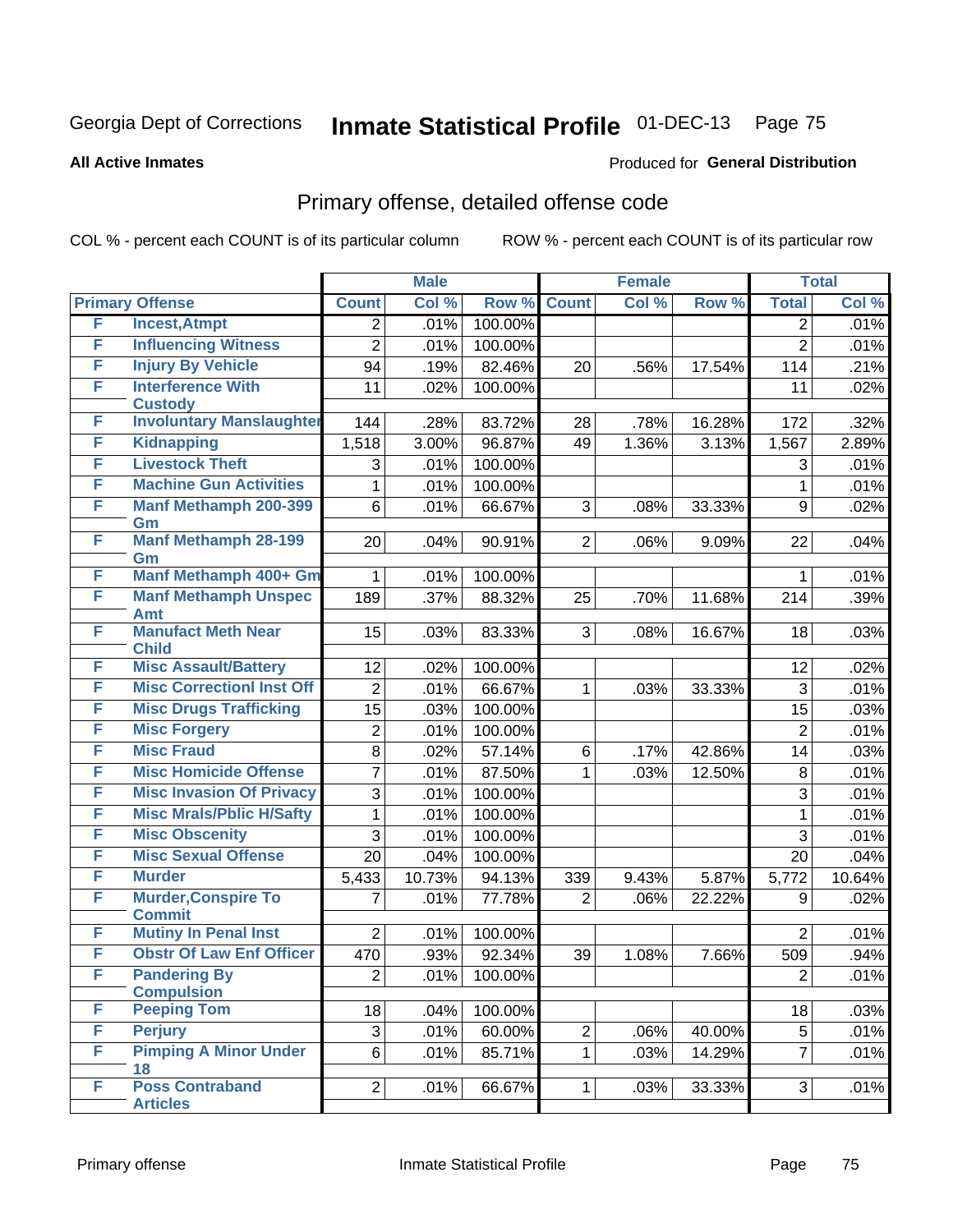Georgia Dept of Corrections **Inmate Statistical Profile** 01-DEC-13

**All Active Inmates**

Produced for **General Distribution**

## Primary offense, detailed offense code

COL % - percent each COUNT is of its particular column

ROW % - percent each COUNT is of its particular row

| Primary Offense | | Male | | | Female | | | Total | |
|---|---|---|---|---|---|---|---|---|---|
| | | Count | Col % | Row % | Count | Col % | Row % | Total | Col % |
| F | Incest,Atmpt | 2 | .01% | 100.00% | | | | 2 | .01% |
| F | Influencing Witness | 2 | .01% | 100.00% | | | | 2 | .01% |
| F | Injury By Vehicle | 94 | .19% | 82.46% | 20 | .56% | 17.54% | 114 | .21% |
| F | Interference With Custody | 11 | .02% | 100.00% | | | | 11 | .02% |
| F | Involuntary Manslaughter | 144 | .28% | 83.72% | 28 | .78% | 16.28% | 172 | .32% |
| F | Kidnapping | 1,518 | 3.00% | 96.87% | 49 | 1.36% | 3.13% | 1,567 | 2.89% |
| F | Livestock Theft | 3 | .01% | 100.00% | | | | 3 | .01% |
| F | Machine Gun Activities | 1 | .01% | 100.00% | | | | 1 | .01% |
| F | Manf Methamph 200-399 Gm | 6 | .01% | 66.67% | 3 | .08% | 33.33% | 9 | .02% |
| F | Manf Methamph 28-199 Gm | 20 | .04% | 90.91% | 2 | .06% | 9.09% | 22 | .04% |
| F | Manf Methamph 400+ Gm | 1 | .01% | 100.00% | | | | 1 | .01% |
| F | Manf Methamph Unspec Amt | 189 | .37% | 88.32% | 25 | .70% | 11.68% | 214 | .39% |
| F | Manufact Meth Near Child | 15 | .03% | 83.33% | 3 | .08% | 16.67% | 18 | .03% |
| F | Misc Assault/Battery | 12 | .02% | 100.00% | | | | 12 | .02% |
| F | Misc Correctionl Inst Off | 2 | .01% | 66.67% | 1 | .03% | 33.33% | 3 | .01% |
| F | Misc Drugs Trafficking | 15 | .03% | 100.00% | | | | 15 | .03% |
| F | Misc Forgery | 2 | .01% | 100.00% | | | | 2 | .01% |
| F | Misc Fraud | 8 | .02% | 57.14% | 6 | .17% | 42.86% | 14 | .03% |
| F | Misc Homicide Offense | 7 | .01% | 87.50% | 1 | .03% | 12.50% | 8 | .01% |
| F | Misc Invasion Of Privacy | 3 | .01% | 100.00% | | | | 3 | .01% |
| F | Misc Mrals/Pblic H/Safty | 1 | .01% | 100.00% | | | | 1 | .01% |
| F | Misc Obscenity | 3 | .01% | 100.00% | | | | 3 | .01% |
| F | Misc Sexual Offense | 20 | .04% | 100.00% | | | | 20 | .04% |
| F | Murder | 5,433 | 10.73% | 94.13% | 339 | 9.43% | 5.87% | 5,772 | 10.64% |
| F | Murder,Conspire To Commit | 7 | .01% | 77.78% | 2 | .06% | 22.22% | 9 | .02% |
| F | Mutiny In Penal Inst | 2 | .01% | 100.00% | | | | 2 | .01% |
| F | Obstr Of Law Enf Officer | 470 | .93% | 92.34% | 39 | 1.08% | 7.66% | 509 | .94% |
| F | Pandering By Compulsion | 2 | .01% | 100.00% | | | | 2 | .01% |
| F | Peeping Tom | 18 | .04% | 100.00% | | | | 18 | .03% |
| F | Perjury | 3 | .01% | 60.00% | 2 | .06% | 40.00% | 5 | .01% |
| F | Pimping A Minor Under 18 | 6 | .01% | 85.71% | 1 | .03% | 14.29% | 7 | .01% |
| F | Poss Contraband Articles | 2 | .01% | 66.67% | 1 | .03% | 33.33% | 3 | .01% |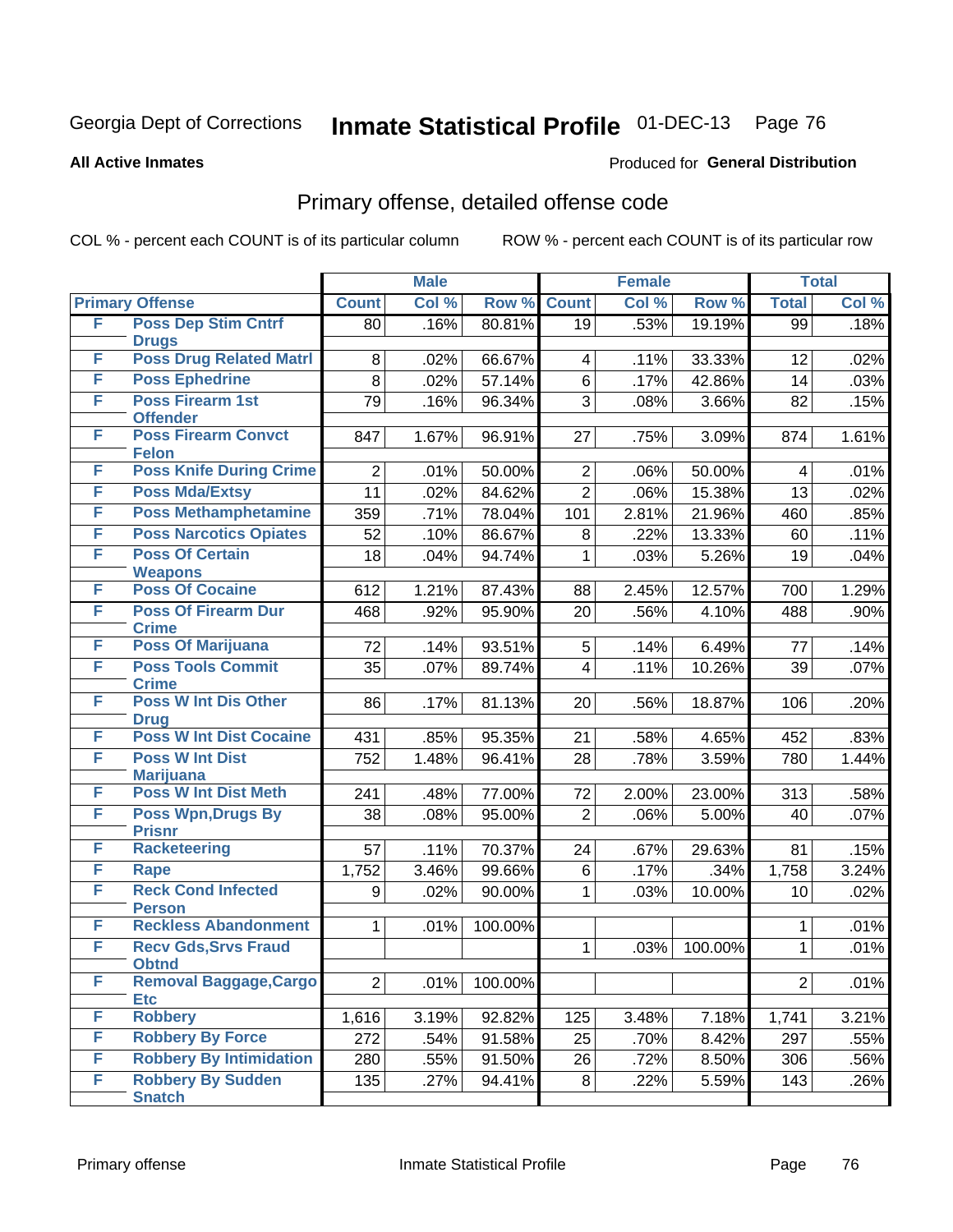Georgia Dept of Corrections **Inmate Statistical Profile** 01-DEC-13

**All Active Inmates**

Produced for **General Distribution**

## Primary offense, detailed offense code

COL % - percent each COUNT is of its particular column ROW % - percent each COUNT is of its particular row

| Primary Offense | | Male | | | Female | | | Total | |
|---|---|---|---|---|---|---|---|---|---|
| | | Count | Col % | Row % | Count | Col % | Row % | Total | Col % |
| F | Poss Dep Stim Cntrf Drugs | 80 | .16% | 80.81% | 19 | .53% | 19.19% | 99 | .18% |
| F | Poss Drug Related Matrl | 8 | .02% | 66.67% | 4 | .11% | 33.33% | 12 | .02% |
| F | Poss Ephedrine | 8 | .02% | 57.14% | 6 | .17% | 42.86% | 14 | .03% |
| F | Poss Firearm 1st Offender | 79 | .16% | 96.34% | 3 | .08% | 3.66% | 82 | .15% |
| F | Poss Firearm Convct Felon | 847 | 1.67% | 96.91% | 27 | .75% | 3.09% | 874 | 1.61% |
| F | Poss Knife During Crime | 2 | .01% | 50.00% | 2 | .06% | 50.00% | 4 | .01% |
| F | Poss Mda/Extsy | 11 | .02% | 84.62% | 2 | .06% | 15.38% | 13 | .02% |
| F | Poss Methamphetamine | 359 | .71% | 78.04% | 101 | 2.81% | 21.96% | 460 | .85% |
| F | Poss Narcotics Opiates | 52 | .10% | 86.67% | 8 | .22% | 13.33% | 60 | .11% |
| F | Poss Of Certain Weapons | 18 | .04% | 94.74% | 1 | .03% | 5.26% | 19 | .04% |
| F | Poss Of Cocaine | 612 | 1.21% | 87.43% | 88 | 2.45% | 12.57% | 700 | 1.29% |
| F | Poss Of Firearm Dur Crime | 468 | .92% | 95.90% | 20 | .56% | 4.10% | 488 | .90% |
| F | Poss Of Marijuana | 72 | .14% | 93.51% | 5 | .14% | 6.49% | 77 | .14% |
| F | Poss Tools Commit Crime | 35 | .07% | 89.74% | 4 | .11% | 10.26% | 39 | .07% |
| F | Poss W Int Dis Other Drug | 86 | .17% | 81.13% | 20 | .56% | 18.87% | 106 | .20% |
| F | Poss W Int Dist Cocaine | 431 | .85% | 95.35% | 21 | .58% | 4.65% | 452 | .83% |
| F | Poss W Int Dist Marijuana | 752 | 1.48% | 96.41% | 28 | .78% | 3.59% | 780 | 1.44% |
| F | Poss W Int Dist Meth | 241 | .48% | 77.00% | 72 | 2.00% | 23.00% | 313 | .58% |
| F | Poss Wpn,Drugs By Prisnr | 38 | .08% | 95.00% | 2 | .06% | 5.00% | 40 | .07% |
| F | Racketeering | 57 | .11% | 70.37% | 24 | .67% | 29.63% | 81 | .15% |
| F | Rape | 1,752 | 3.46% | 99.66% | 6 | .17% | .34% | 1,758 | 3.24% |
| F | Reck Cond Infected Person | 9 | .02% | 90.00% | 1 | .03% | 10.00% | 10 | .02% |
| F | Reckless Abandonment | 1 | .01% | 100.00% | | | | 1 | .01% |
| F | Recv Gds,Srvs Fraud Obtnd | | | | 1 | .03% | 100.00% | 1 | .01% |
| F | Removal Baggage,Cargo Etc | 2 | .01% | 100.00% | | | | 2 | .01% |
| F | Robbery | 1,616 | 3.19% | 92.82% | 125 | 3.48% | 7.18% | 1,741 | 3.21% |
| F | Robbery By Force | 272 | .54% | 91.58% | 25 | .70% | 8.42% | 297 | .55% |
| F | Robbery By Intimidation | 280 | .55% | 91.50% | 26 | .72% | 8.50% | 306 | .56% |
| F | Robbery By Sudden Snatch | 135 | .27% | 94.41% | 8 | .22% | 5.59% | 143 | .26% |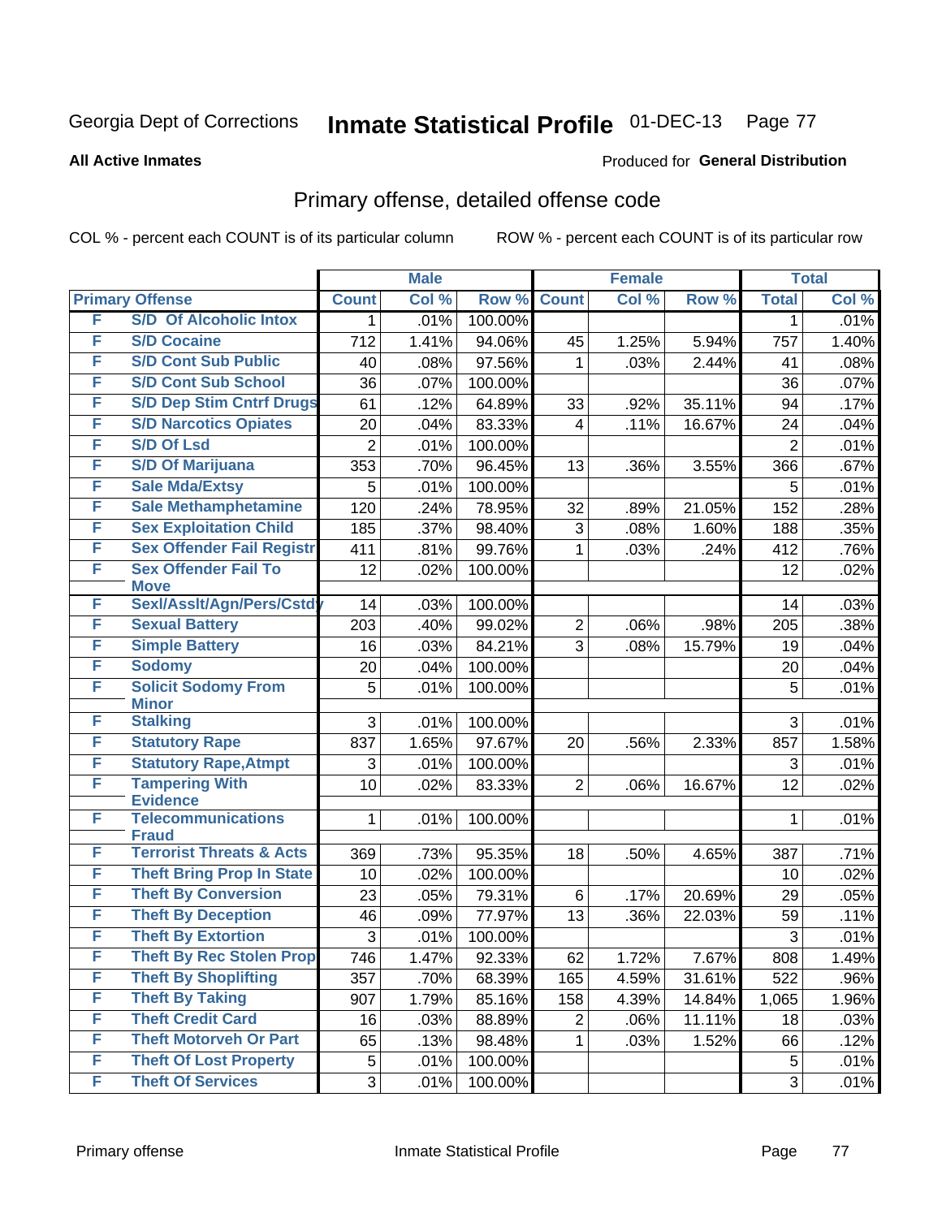Georgia Dept of Corrections **Inmate Statistical Profile** 01-DEC-13

**All Active Inmates**

Produced for **General Distribution**

## Primary offense, detailed offense code

COL % - percent each COUNT is of its particular column

ROW % - percent each COUNT is of its particular row

| Primary Offense | | Male | | | Female | | | Total | |
|---|---|---|---|---|---|---|---|---|---|
| | | Count | Col % | Row % | Count | Col % | Row % | Total | Col % |
| F | S/D Of Alcoholic Intox | 1 | .01% | 100.00% | | | | 1 | .01% |
| F | S/D Cocaine | 712 | 1.41% | 94.06% | 45 | 1.25% | 5.94% | 757 | 1.40% |
| F | S/D Cont Sub Public | 40 | .08% | 97.56% | 1 | .03% | 2.44% | 41 | .08% |
| F | S/D Cont Sub School | 36 | .07% | 100.00% | | | | 36 | .07% |
| F | S/D Dep Stim Cntrf Drugs | 61 | .12% | 64.89% | 33 | .92% | 35.11% | 94 | .17% |
| F | S/D Narcotics Opiates | 20 | .04% | 83.33% | 4 | .11% | 16.67% | 24 | .04% |
| F | S/D Of Lsd | 2 | .01% | 100.00% | | | | 2 | .01% |
| F | S/D Of Marijuana | 353 | .70% | 96.45% | 13 | .36% | 3.55% | 366 | .67% |
| F | Sale Mda/Extsy | 5 | .01% | 100.00% | | | | 5 | .01% |
| F | Sale Methamphetamine | 120 | .24% | 78.95% | 32 | .89% | 21.05% | 152 | .28% |
| F | Sex Exploitation Child | 185 | .37% | 98.40% | 3 | .08% | 1.60% | 188 | .35% |
| F | Sex Offender Fail Registr | 411 | .81% | 99.76% | 1 | .03% | .24% | 412 | .76% |
| F | Sex Offender Fail To Move | 12 | .02% | 100.00% | | | | 12 | .02% |
| F | Sexl/Asslt/Agn/Pers/Cstdy | 14 | .03% | 100.00% | | | | 14 | .03% |
| F | Sexual Battery | 203 | .40% | 99.02% | 2 | .06% | .98% | 205 | .38% |
| F | Simple Battery | 16 | .03% | 84.21% | 3 | .08% | 15.79% | 19 | .04% |
| F | Sodomy | 20 | .04% | 100.00% | | | | 20 | .04% |
| F | Solicit Sodomy From Minor | 5 | .01% | 100.00% | | | | 5 | .01% |
| F | Stalking | 3 | .01% | 100.00% | | | | 3 | .01% |
| F | Statutory Rape | 837 | 1.65% | 97.67% | 20 | .56% | 2.33% | 857 | 1.58% |
| F | Statutory Rape,Atmpt | 3 | .01% | 100.00% | | | | 3 | .01% |
| F | Tampering With Evidence | 10 | .02% | 83.33% | 2 | .06% | 16.67% | 12 | .02% |
| F | Telecommunications Fraud | 1 | .01% | 100.00% | | | | 1 | .01% |
| F | Terrorist Threats & Acts | 369 | .73% | 95.35% | 18 | .50% | 4.65% | 387 | .71% |
| F | Theft Bring Prop In State | 10 | .02% | 100.00% | | | | 10 | .02% |
| F | Theft By Conversion | 23 | .05% | 79.31% | 6 | .17% | 20.69% | 29 | .05% |
| F | Theft By Deception | 46 | .09% | 77.97% | 13 | .36% | 22.03% | 59 | .11% |
| F | Theft By Extortion | 3 | .01% | 100.00% | | | | 3 | .01% |
| F | Theft By Rec Stolen Prop | 746 | 1.47% | 92.33% | 62 | 1.72% | 7.67% | 808 | 1.49% |
| F | Theft By Shoplifting | 357 | .70% | 68.39% | 165 | 4.59% | 31.61% | 522 | .96% |
| F | Theft By Taking | 907 | 1.79% | 85.16% | 158 | 4.39% | 14.84% | 1,065 | 1.96% |
| F | Theft Credit Card | 16 | .03% | 88.89% | 2 | .06% | 11.11% | 18 | .03% |
| F | Theft Motorveh Or Part | 65 | .13% | 98.48% | 1 | .03% | 1.52% | 66 | .12% |
| F | Theft Of Lost Property | 5 | .01% | 100.00% | | | | 5 | .01% |
| F | Theft Of Services | 3 | .01% | 100.00% | | | | 3 | .01% |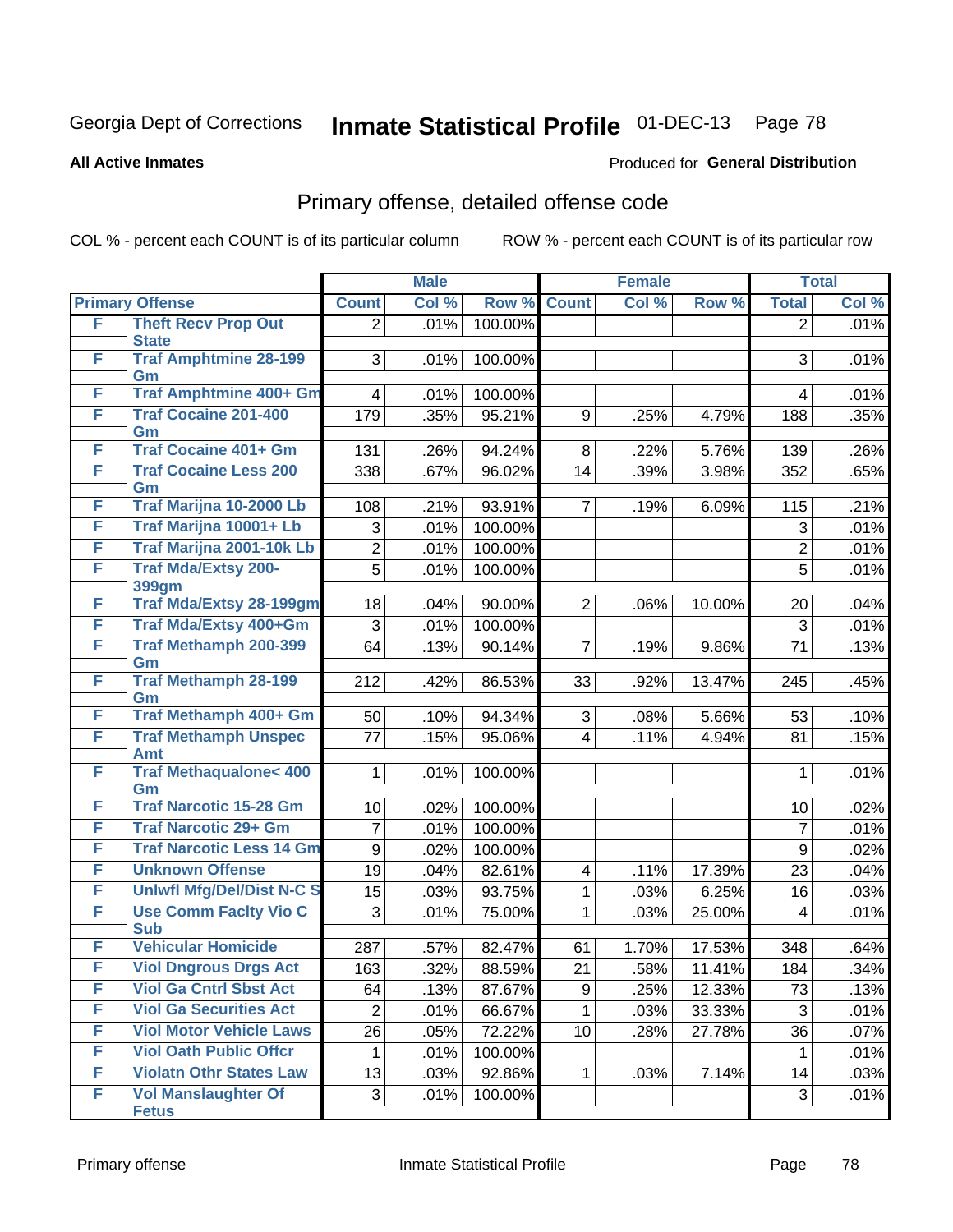Georgia Dept of Corrections **Inmate Statistical Profile** 01-DEC-13

**All Active Inmates**

Produced for **General Distribution**

## Primary offense, detailed offense code

COL % - percent each COUNT is of its particular column ROW % - percent each COUNT is of its particular row

| Primary Offense | | Male | | | Female | | | Total | |
|---|---|---|---|---|---|---|---|---|---|
| | | Count | Col % | Row % | Count | Col % | Row % | Total | Col % |
| F | Theft Recv Prop Out State | 2 | .01% | 100.00% | | | | 2 | .01% |
| F | Traf Amphtmine 28-199 Gm | 3 | .01% | 100.00% | | | | 3 | .01% |
| F | Traf Amphtmine 400+ Gm | 4 | .01% | 100.00% | | | | 4 | .01% |
| F | Traf Cocaine 201-400 Gm | 179 | .35% | 95.21% | 9 | .25% | 4.79% | 188 | .35% |
| F | Traf Cocaine 401+ Gm | 131 | .26% | 94.24% | 8 | .22% | 5.76% | 139 | .26% |
| F | Traf Cocaine Less 200 Gm | 338 | .67% | 96.02% | 14 | .39% | 3.98% | 352 | .65% |
| F | Traf Marijna 10-2000 Lb | 108 | .21% | 93.91% | 7 | .19% | 6.09% | 115 | .21% |
| F | Traf Marijna 10001+ Lb | 3 | .01% | 100.00% | | | | 3 | .01% |
| F | Traf Marijna 2001-10k Lb | 2 | .01% | 100.00% | | | | 2 | .01% |
| F | Traf Mda/Extsy 200-399gm | 5 | .01% | 100.00% | | | | 5 | .01% |
| F | Traf Mda/Extsy 28-199gm | 18 | .04% | 90.00% | 2 | .06% | 10.00% | 20 | .04% |
| F | Traf Mda/Extsy 400+Gm | 3 | .01% | 100.00% | | | | 3 | .01% |
| F | Traf Methamph 200-399 Gm | 64 | .13% | 90.14% | 7 | .19% | 9.86% | 71 | .13% |
| F | Traf Methamph 28-199 Gm | 212 | .42% | 86.53% | 33 | .92% | 13.47% | 245 | .45% |
| F | Traf Methamph 400+ Gm | 50 | .10% | 94.34% | 3 | .08% | 5.66% | 53 | .10% |
| F | Traf Methamph Unspec Amt | 77 | .15% | 95.06% | 4 | .11% | 4.94% | 81 | .15% |
| F | Traf Methaqualone< 400 Gm | 1 | .01% | 100.00% | | | | 1 | .01% |
| F | Traf Narcotic 15-28 Gm | 10 | .02% | 100.00% | | | | 10 | .02% |
| F | Traf Narcotic 29+ Gm | 7 | .01% | 100.00% | | | | 7 | .01% |
| F | Traf Narcotic Less 14 Gm | 9 | .02% | 100.00% | | | | 9 | .02% |
| F | Unknown Offense | 19 | .04% | 82.61% | 4 | .11% | 17.39% | 23 | .04% |
| F | Unlwfl Mfg/Del/Dist N-C S | 15 | .03% | 93.75% | 1 | .03% | 6.25% | 16 | .03% |
| F | Use Comm Faclty Vio C Sub | 3 | .01% | 75.00% | 1 | .03% | 25.00% | 4 | .01% |
| F | Vehicular Homicide | 287 | .57% | 82.47% | 61 | 1.70% | 17.53% | 348 | .64% |
| F | Viol Dngrous Drgs Act | 163 | .32% | 88.59% | 21 | .58% | 11.41% | 184 | .34% |
| F | Viol Ga Cntrl Sbst Act | 64 | .13% | 87.67% | 9 | .25% | 12.33% | 73 | .13% |
| F | Viol Ga Securities Act | 2 | .01% | 66.67% | 1 | .03% | 33.33% | 3 | .01% |
| F | Viol Motor Vehicle Laws | 26 | .05% | 72.22% | 10 | .28% | 27.78% | 36 | .07% |
| F | Viol Oath Public Offcr | 1 | .01% | 100.00% | | | | 1 | .01% |
| F | Violatn Othr States Law | 13 | .03% | 92.86% | 1 | .03% | 7.14% | 14 | .03% |
| F | Vol Manslaughter Of Fetus | 3 | .01% | 100.00% | | | | 3 | .01% |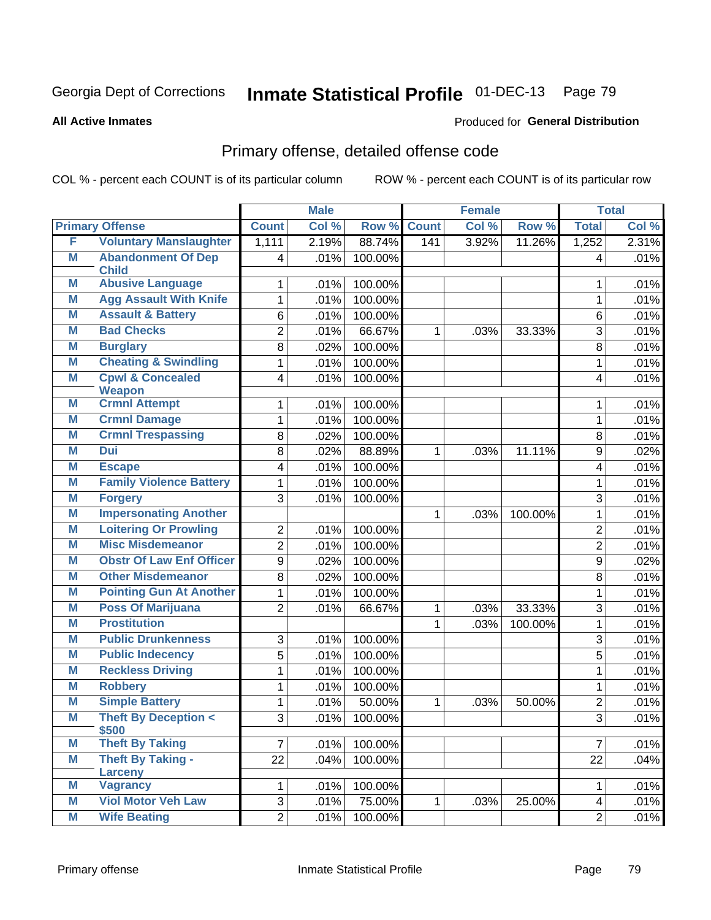Georgia Dept of Corrections **Inmate Statistical Profile** 01-DEC-13

**All Active Inmates**

Produced for **General Distribution**

## Primary offense, detailed offense code

COL % - percent each COUNT is of its particular column ROW % - percent each COUNT is of its particular row

| Primary Offense | | Male | | | Female | | | Total | |
|---|---|---|---|---|---|---|---|---|---|
| | | Count | Col % | Row % | Count | Col % | Row % | Total | Col % |
| F | Voluntary Manslaughter | 1,111 | 2.19% | 88.74% | 141 | 3.92% | 11.26% | 1,252 | 2.31% |
| M | Abandonment Of Dep Child | 4 | .01% | 100.00% | | | | 4 | .01% |
| M | Abusive Language | 1 | .01% | 100.00% | | | | 1 | .01% |
| M | Agg Assault With Knife | 1 | .01% | 100.00% | | | | 1 | .01% |
| M | Assault & Battery | 6 | .01% | 100.00% | | | | 6 | .01% |
| M | Bad Checks | 2 | .01% | 66.67% | 1 | .03% | 33.33% | 3 | .01% |
| M | Burglary | 8 | .02% | 100.00% | | | | 8 | .01% |
| M | Cheating & Swindling | 1 | .01% | 100.00% | | | | 1 | .01% |
| M | Cpwl & Concealed Weapon | 4 | .01% | 100.00% | | | | 4 | .01% |
| M | Crmnl Attempt | 1 | .01% | 100.00% | | | | 1 | .01% |
| M | Crmnl Damage | 1 | .01% | 100.00% | | | | 1 | .01% |
| M | Crmnl Trespassing | 8 | .02% | 100.00% | | | | 8 | .01% |
| M | Dui | 8 | .02% | 88.89% | 1 | .03% | 11.11% | 9 | .02% |
| M | Escape | 4 | .01% | 100.00% | | | | 4 | .01% |
| M | Family Violence Battery | 1 | .01% | 100.00% | | | | 1 | .01% |
| M | Forgery | 3 | .01% | 100.00% | | | | 3 | .01% |
| M | Impersonating Another | | | | 1 | .03% | 100.00% | 1 | .01% |
| M | Loitering Or Prowling | 2 | .01% | 100.00% | | | | 2 | .01% |
| M | Misc Misdemeanor | 2 | .01% | 100.00% | | | | 2 | .01% |
| M | Obstr Of Law Enf Officer | 9 | .02% | 100.00% | | | | 9 | .02% |
| M | Other Misdemeanor | 8 | .02% | 100.00% | | | | 8 | .01% |
| M | Pointing Gun At Another | 1 | .01% | 100.00% | | | | 1 | .01% |
| M | Poss Of Marijuana | 2 | .01% | 66.67% | 1 | .03% | 33.33% | 3 | .01% |
| M | Prostitution | | | | 1 | .03% | 100.00% | 1 | .01% |
| M | Public Drunkenness | 3 | .01% | 100.00% | | | | 3 | .01% |
| M | Public Indecency | 5 | .01% | 100.00% | | | | 5 | .01% |
| M | Reckless Driving | 1 | .01% | 100.00% | | | | 1 | .01% |
| M | Robbery | 1 | .01% | 100.00% | | | | 1 | .01% |
| M | Simple Battery | 1 | .01% | 50.00% | 1 | .03% | 50.00% | 2 | .01% |
| M | Theft By Deception < $500 | 3 | .01% | 100.00% | | | | 3 | .01% |
| M | Theft By Taking | 7 | .01% | 100.00% | | | | 7 | .01% |
| M | Theft By Taking - Larceny | 22 | .04% | 100.00% | | | | 22 | .04% |
| M | Vagrancy | 1 | .01% | 100.00% | | | | 1 | .01% |
| M | Viol Motor Veh Law | 3 | .01% | 75.00% | 1 | .03% | 25.00% | 4 | .01% |
| M | Wife Beating | 2 | .01% | 100.00% | | | | 2 | .01% |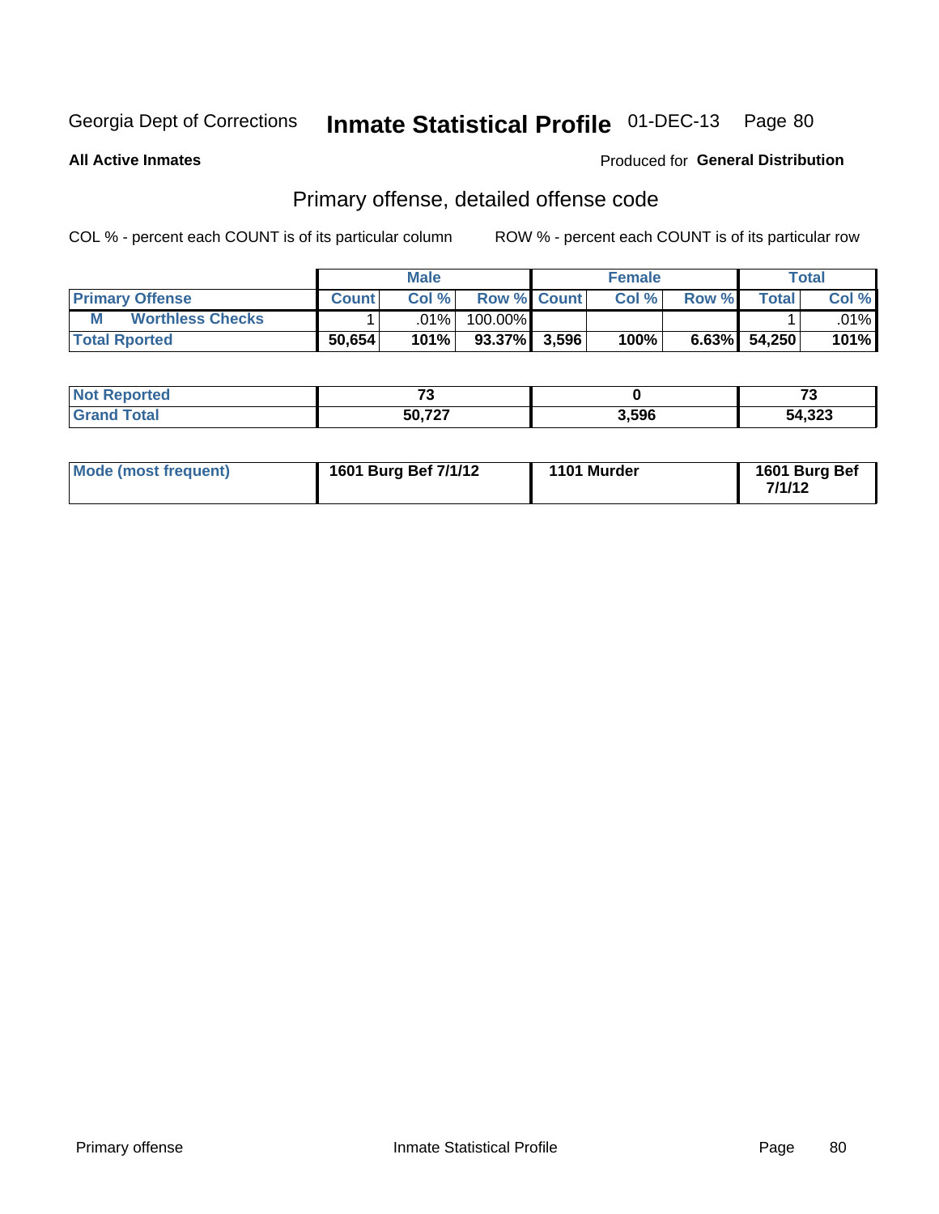Georgia Dept of Corrections **Inmate Statistical Profile** 01-DEC-13

**All Active Inmates**

Produced for **General Distribution**

## Primary offense, detailed offense code

COL % - percent each COUNT is of its particular column

ROW % - percent each COUNT is of its particular row

| | Male | | | Female | | | Total | |
|---|---|---|---|---|---|---|---|---|
| **Primary Offense** | **Count** | **Col %** | **Row %** | **Count** | **Col %** | **Row %** | **Total** | **Col %** |
| **M Worthless Checks** | 1 | .01% | 100.00% | | | | 1 | .01% |
| **Total Rported** | **50,654** | **101%** | **93.37%** | **3,596** | **100%** | **6.63%** | **54,250** | **101%** |

| | Male | Female | Total |
|---|---|---|---|
| **Not Reported** | **73** | **0** | **73** |
| **Grand Total** | **50,727** | **3,596** | **54,323** |

| | Male | Female | Total |
|---|---|---|---|
| **Mode (most frequent)** | **1601 Burg Bef 7/1/12** | **1101 Murder** | **1601 Burg Bef 7/1/12** |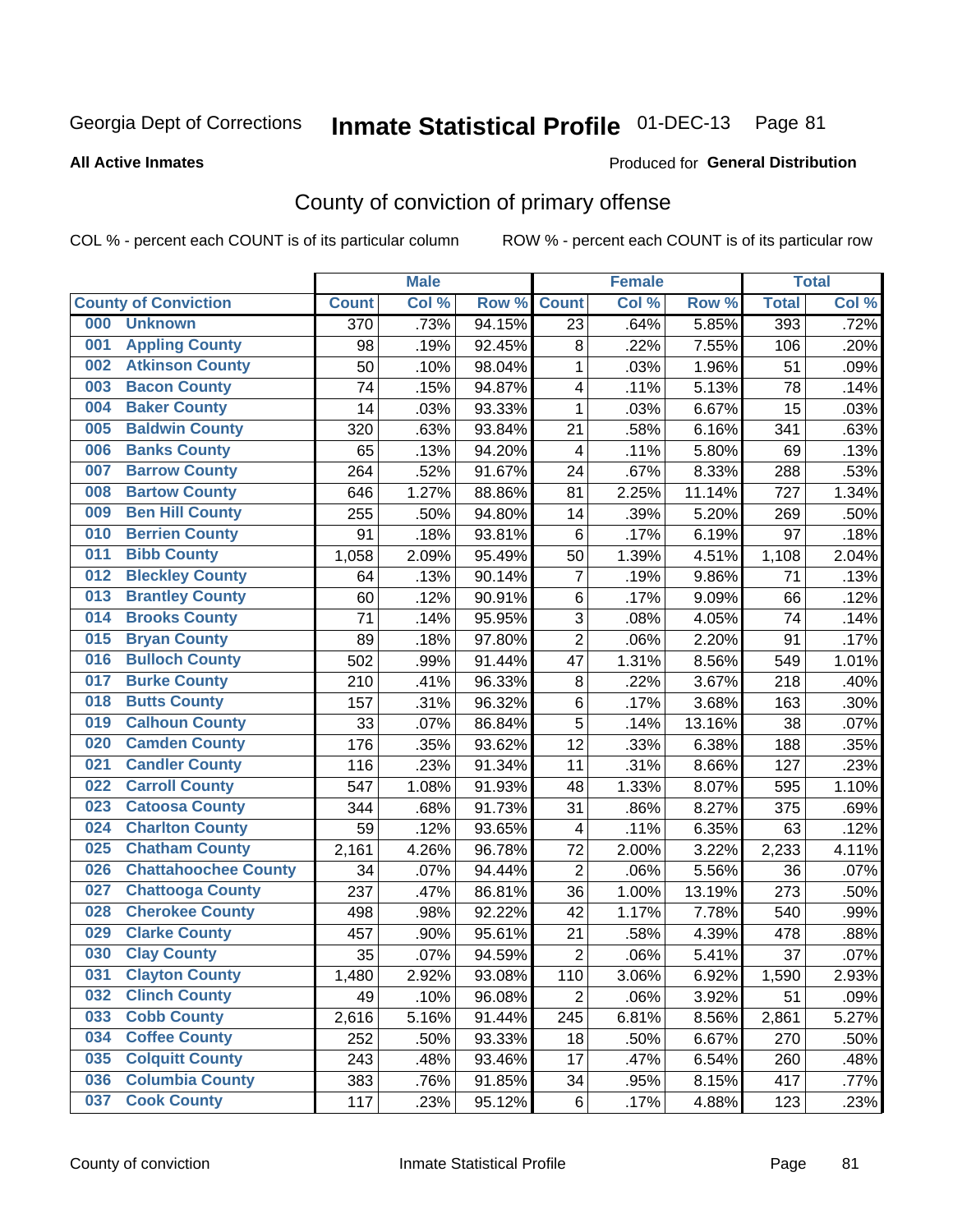Georgia Dept of Corrections

# Inmate Statistical Profile 01-DEC-13

**All Active Inmates**

Produced for **General Distribution**

## County of conviction of primary offense

COL % - percent each COUNT is of its particular column

ROW % - percent each COUNT is of its particular row

| County of Conviction | Male | | | Female | | | Total | |
|---|---|---|---|---|---|---|---|---|
| | Count | Col % | Row % | Count | Col % | Row % | Total | Col % |
| 000 Unknown | 370 | .73% | 94.15% | 23 | .64% | 5.85% | 393 | .72% |
| 001 Appling County | 98 | .19% | 92.45% | 8 | .22% | 7.55% | 106 | .20% |
| 002 Atkinson County | 50 | .10% | 98.04% | 1 | .03% | 1.96% | 51 | .09% |
| 003 Bacon County | 74 | .15% | 94.87% | 4 | .11% | 5.13% | 78 | .14% |
| 004 Baker County | 14 | .03% | 93.33% | 1 | .03% | 6.67% | 15 | .03% |
| 005 Baldwin County | 320 | .63% | 93.84% | 21 | .58% | 6.16% | 341 | .63% |
| 006 Banks County | 65 | .13% | 94.20% | 4 | .11% | 5.80% | 69 | .13% |
| 007 Barrow County | 264 | .52% | 91.67% | 24 | .67% | 8.33% | 288 | .53% |
| 008 Bartow County | 646 | 1.27% | 88.86% | 81 | 2.25% | 11.14% | 727 | 1.34% |
| 009 Ben Hill County | 255 | .50% | 94.80% | 14 | .39% | 5.20% | 269 | .50% |
| 010 Berrien County | 91 | .18% | 93.81% | 6 | .17% | 6.19% | 97 | .18% |
| 011 Bibb County | 1,058 | 2.09% | 95.49% | 50 | 1.39% | 4.51% | 1,108 | 2.04% |
| 012 Bleckley County | 64 | .13% | 90.14% | 7 | .19% | 9.86% | 71 | .13% |
| 013 Brantley County | 60 | .12% | 90.91% | 6 | .17% | 9.09% | 66 | .12% |
| 014 Brooks County | 71 | .14% | 95.95% | 3 | .08% | 4.05% | 74 | .14% |
| 015 Bryan County | 89 | .18% | 97.80% | 2 | .06% | 2.20% | 91 | .17% |
| 016 Bulloch County | 502 | .99% | 91.44% | 47 | 1.31% | 8.56% | 549 | 1.01% |
| 017 Burke County | 210 | .41% | 96.33% | 8 | .22% | 3.67% | 218 | .40% |
| 018 Butts County | 157 | .31% | 96.32% | 6 | .17% | 3.68% | 163 | .30% |
| 019 Calhoun County | 33 | .07% | 86.84% | 5 | .14% | 13.16% | 38 | .07% |
| 020 Camden County | 176 | .35% | 93.62% | 12 | .33% | 6.38% | 188 | .35% |
| 021 Candler County | 116 | .23% | 91.34% | 11 | .31% | 8.66% | 127 | .23% |
| 022 Carroll County | 547 | 1.08% | 91.93% | 48 | 1.33% | 8.07% | 595 | 1.10% |
| 023 Catoosa County | 344 | .68% | 91.73% | 31 | .86% | 8.27% | 375 | .69% |
| 024 Charlton County | 59 | .12% | 93.65% | 4 | .11% | 6.35% | 63 | .12% |
| 025 Chatham County | 2,161 | 4.26% | 96.78% | 72 | 2.00% | 3.22% | 2,233 | 4.11% |
| 026 Chattahoochee County | 34 | .07% | 94.44% | 2 | .06% | 5.56% | 36 | .07% |
| 027 Chattooga County | 237 | .47% | 86.81% | 36 | 1.00% | 13.19% | 273 | .50% |
| 028 Cherokee County | 498 | .98% | 92.22% | 42 | 1.17% | 7.78% | 540 | .99% |
| 029 Clarke County | 457 | .90% | 95.61% | 21 | .58% | 4.39% | 478 | .88% |
| 030 Clay County | 35 | .07% | 94.59% | 2 | .06% | 5.41% | 37 | .07% |
| 031 Clayton County | 1,480 | 2.92% | 93.08% | 110 | 3.06% | 6.92% | 1,590 | 2.93% |
| 032 Clinch County | 49 | .10% | 96.08% | 2 | .06% | 3.92% | 51 | .09% |
| 033 Cobb County | 2,616 | 5.16% | 91.44% | 245 | 6.81% | 8.56% | 2,861 | 5.27% |
| 034 Coffee County | 252 | .50% | 93.33% | 18 | .50% | 6.67% | 270 | .50% |
| 035 Colquitt County | 243 | .48% | 93.46% | 17 | .47% | 6.54% | 260 | .48% |
| 036 Columbia County | 383 | .76% | 91.85% | 34 | .95% | 8.15% | 417 | .77% |
| 037 Cook County | 117 | .23% | 95.12% | 6 | .17% | 4.88% | 123 | .23% |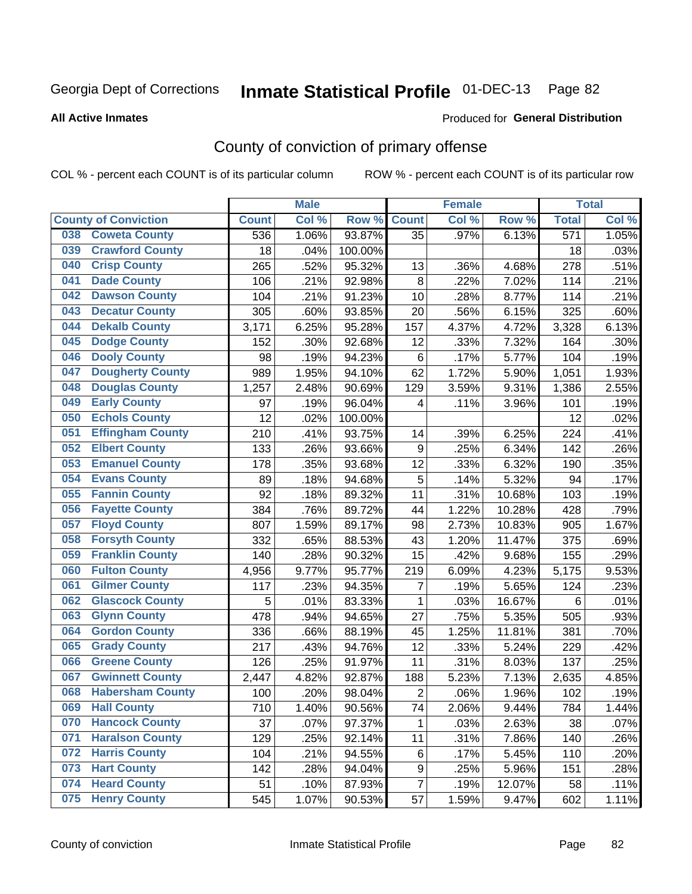Georgia Dept of Corrections **Inmate Statistical Profile** 01-DEC-13 Page 82

**All Active Inmates**

Produced for **General Distribution**

## County of conviction of primary offense

COL % - percent each COUNT is of its particular column ROW % - percent each COUNT is of its particular row

| County of Conviction | Male | | | Female | | | Total | |
|---|---|---|---|---|---|---|---|---|
| | Count | Col % | Row % | Count | Col % | Row % | Total | Col % |
| 038 Coweta County | 536 | 1.06% | 93.87% | 35 | .97% | 6.13% | 571 | 1.05% |
| 039 Crawford County | 18 | .04% | 100.00% | | | | 18 | .03% |
| 040 Crisp County | 265 | .52% | 95.32% | 13 | .36% | 4.68% | 278 | .51% |
| 041 Dade County | 106 | .21% | 92.98% | 8 | .22% | 7.02% | 114 | .21% |
| 042 Dawson County | 104 | .21% | 91.23% | 10 | .28% | 8.77% | 114 | .21% |
| 043 Decatur County | 305 | .60% | 93.85% | 20 | .56% | 6.15% | 325 | .60% |
| 044 Dekalb County | 3,171 | 6.25% | 95.28% | 157 | 4.37% | 4.72% | 3,328 | 6.13% |
| 045 Dodge County | 152 | .30% | 92.68% | 12 | .33% | 7.32% | 164 | .30% |
| 046 Dooly County | 98 | .19% | 94.23% | 6 | .17% | 5.77% | 104 | .19% |
| 047 Dougherty County | 989 | 1.95% | 94.10% | 62 | 1.72% | 5.90% | 1,051 | 1.93% |
| 048 Douglas County | 1,257 | 2.48% | 90.69% | 129 | 3.59% | 9.31% | 1,386 | 2.55% |
| 049 Early County | 97 | .19% | 96.04% | 4 | .11% | 3.96% | 101 | .19% |
| 050 Echols County | 12 | .02% | 100.00% | | | | 12 | .02% |
| 051 Effingham County | 210 | .41% | 93.75% | 14 | .39% | 6.25% | 224 | .41% |
| 052 Elbert County | 133 | .26% | 93.66% | 9 | .25% | 6.34% | 142 | .26% |
| 053 Emanuel County | 178 | .35% | 93.68% | 12 | .33% | 6.32% | 190 | .35% |
| 054 Evans County | 89 | .18% | 94.68% | 5 | .14% | 5.32% | 94 | .17% |
| 055 Fannin County | 92 | .18% | 89.32% | 11 | .31% | 10.68% | 103 | .19% |
| 056 Fayette County | 384 | .76% | 89.72% | 44 | 1.22% | 10.28% | 428 | .79% |
| 057 Floyd County | 807 | 1.59% | 89.17% | 98 | 2.73% | 10.83% | 905 | 1.67% |
| 058 Forsyth County | 332 | .65% | 88.53% | 43 | 1.20% | 11.47% | 375 | .69% |
| 059 Franklin County | 140 | .28% | 90.32% | 15 | .42% | 9.68% | 155 | .29% |
| 060 Fulton County | 4,956 | 9.77% | 95.77% | 219 | 6.09% | 4.23% | 5,175 | 9.53% |
| 061 Gilmer County | 117 | .23% | 94.35% | 7 | .19% | 5.65% | 124 | .23% |
| 062 Glascock County | 5 | .01% | 83.33% | 1 | .03% | 16.67% | 6 | .01% |
| 063 Glynn County | 478 | .94% | 94.65% | 27 | .75% | 5.35% | 505 | .93% |
| 064 Gordon County | 336 | .66% | 88.19% | 45 | 1.25% | 11.81% | 381 | .70% |
| 065 Grady County | 217 | .43% | 94.76% | 12 | .33% | 5.24% | 229 | .42% |
| 066 Greene County | 126 | .25% | 91.97% | 11 | .31% | 8.03% | 137 | .25% |
| 067 Gwinnett County | 2,447 | 4.82% | 92.87% | 188 | 5.23% | 7.13% | 2,635 | 4.85% |
| 068 Habersham County | 100 | .20% | 98.04% | 2 | .06% | 1.96% | 102 | .19% |
| 069 Hall County | 710 | 1.40% | 90.56% | 74 | 2.06% | 9.44% | 784 | 1.44% |
| 070 Hancock County | 37 | .07% | 97.37% | 1 | .03% | 2.63% | 38 | .07% |
| 071 Haralson County | 129 | .25% | 92.14% | 11 | .31% | 7.86% | 140 | .26% |
| 072 Harris County | 104 | .21% | 94.55% | 6 | .17% | 5.45% | 110 | .20% |
| 073 Hart County | 142 | .28% | 94.04% | 9 | .25% | 5.96% | 151 | .28% |
| 074 Heard County | 51 | .10% | 87.93% | 7 | .19% | 12.07% | 58 | .11% |
| 075 Henry County | 545 | 1.07% | 90.53% | 57 | 1.59% | 9.47% | 602 | 1.11% |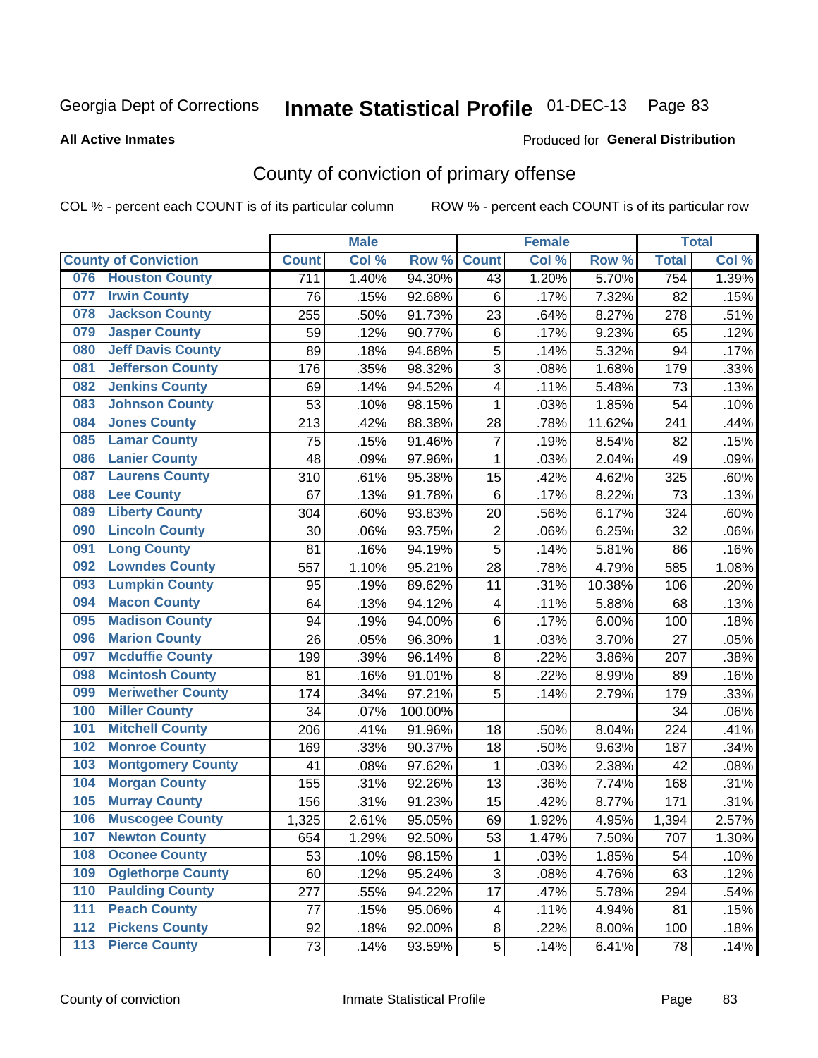Georgia Dept of Corrections **Inmate Statistical Profile** 01-DEC-13

**All Active Inmates**

Produced for **General Distribution**

## County of conviction of primary offense

COL % - percent each COUNT is of its particular column ROW % - percent each COUNT is of its particular row

| County of Conviction | Male | | | Female | | | Total | |
|---|---|---|---|---|---|---|---|---|
| | Count | Col % | Row % | Count | Col % | Row % | Total | Col % |
| 076 Houston County | 711 | 1.40% | 94.30% | 43 | 1.20% | 5.70% | 754 | 1.39% |
| 077 Irwin County | 76 | .15% | 92.68% | 6 | .17% | 7.32% | 82 | .15% |
| 078 Jackson County | 255 | .50% | 91.73% | 23 | .64% | 8.27% | 278 | .51% |
| 079 Jasper County | 59 | .12% | 90.77% | 6 | .17% | 9.23% | 65 | .12% |
| 080 Jeff Davis County | 89 | .18% | 94.68% | 5 | .14% | 5.32% | 94 | .17% |
| 081 Jefferson County | 176 | .35% | 98.32% | 3 | .08% | 1.68% | 179 | .33% |
| 082 Jenkins County | 69 | .14% | 94.52% | 4 | .11% | 5.48% | 73 | .13% |
| 083 Johnson County | 53 | .10% | 98.15% | 1 | .03% | 1.85% | 54 | .10% |
| 084 Jones County | 213 | .42% | 88.38% | 28 | .78% | 11.62% | 241 | .44% |
| 085 Lamar County | 75 | .15% | 91.46% | 7 | .19% | 8.54% | 82 | .15% |
| 086 Lanier County | 48 | .09% | 97.96% | 1 | .03% | 2.04% | 49 | .09% |
| 087 Laurens County | 310 | .61% | 95.38% | 15 | .42% | 4.62% | 325 | .60% |
| 088 Lee County | 67 | .13% | 91.78% | 6 | .17% | 8.22% | 73 | .13% |
| 089 Liberty County | 304 | .60% | 93.83% | 20 | .56% | 6.17% | 324 | .60% |
| 090 Lincoln County | 30 | .06% | 93.75% | 2 | .06% | 6.25% | 32 | .06% |
| 091 Long County | 81 | .16% | 94.19% | 5 | .14% | 5.81% | 86 | .16% |
| 092 Lowndes County | 557 | 1.10% | 95.21% | 28 | .78% | 4.79% | 585 | 1.08% |
| 093 Lumpkin County | 95 | .19% | 89.62% | 11 | .31% | 10.38% | 106 | .20% |
| 094 Macon County | 64 | .13% | 94.12% | 4 | .11% | 5.88% | 68 | .13% |
| 095 Madison County | 94 | .19% | 94.00% | 6 | .17% | 6.00% | 100 | .18% |
| 096 Marion County | 26 | .05% | 96.30% | 1 | .03% | 3.70% | 27 | .05% |
| 097 Mcduffie County | 199 | .39% | 96.14% | 8 | .22% | 3.86% | 207 | .38% |
| 098 Mcintosh County | 81 | .16% | 91.01% | 8 | .22% | 8.99% | 89 | .16% |
| 099 Meriwether County | 174 | .34% | 97.21% | 5 | .14% | 2.79% | 179 | .33% |
| 100 Miller County | 34 | .07% | 100.00% | | | | 34 | .06% |
| 101 Mitchell County | 206 | .41% | 91.96% | 18 | .50% | 8.04% | 224 | .41% |
| 102 Monroe County | 169 | .33% | 90.37% | 18 | .50% | 9.63% | 187 | .34% |
| 103 Montgomery County | 41 | .08% | 97.62% | 1 | .03% | 2.38% | 42 | .08% |
| 104 Morgan County | 155 | .31% | 92.26% | 13 | .36% | 7.74% | 168 | .31% |
| 105 Murray County | 156 | .31% | 91.23% | 15 | .42% | 8.77% | 171 | .31% |
| 106 Muscogee County | 1,325 | 2.61% | 95.05% | 69 | 1.92% | 4.95% | 1,394 | 2.57% |
| 107 Newton County | 654 | 1.29% | 92.50% | 53 | 1.47% | 7.50% | 707 | 1.30% |
| 108 Oconee County | 53 | .10% | 98.15% | 1 | .03% | 1.85% | 54 | .10% |
| 109 Oglethorpe County | 60 | .12% | 95.24% | 3 | .08% | 4.76% | 63 | .12% |
| 110 Paulding County | 277 | .55% | 94.22% | 17 | .47% | 5.78% | 294 | .54% |
| 111 Peach County | 77 | .15% | 95.06% | 4 | .11% | 4.94% | 81 | .15% |
| 112 Pickens County | 92 | .18% | 92.00% | 8 | .22% | 8.00% | 100 | .18% |
| 113 Pierce County | 73 | .14% | 93.59% | 5 | .14% | 6.41% | 78 | .14% |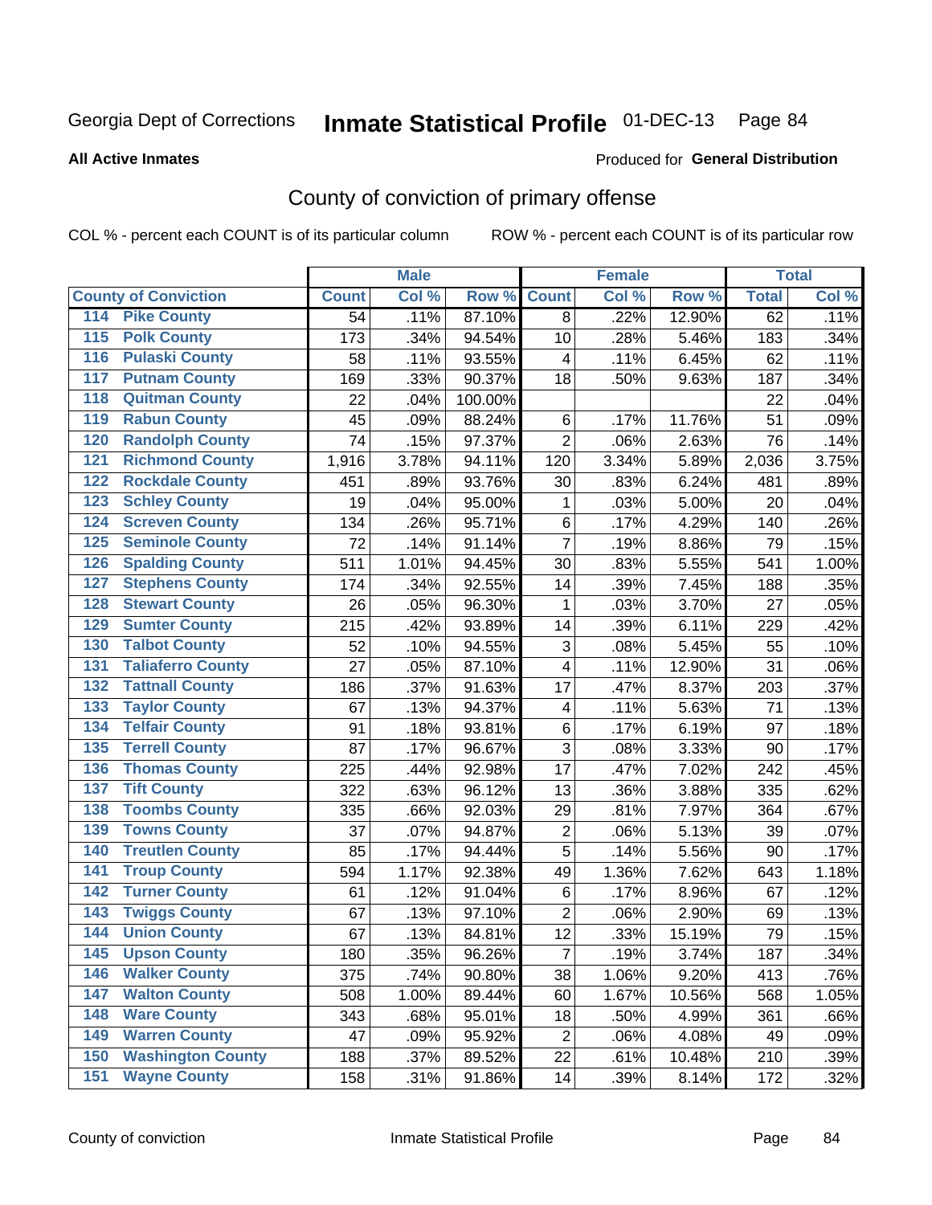Georgia Dept of Corrections **Inmate Statistical Profile** 01-DEC-13

**All Active Inmates**

Produced for **General Distribution**

## County of conviction of primary offense

COL % - percent each COUNT is of its particular column

ROW % - percent each COUNT is of its particular row

| County of Conviction | Male | | | Female | | | Total | |
|---|---|---|---|---|---|---|---|---|
| | Count | Col % | Row % | Count | Col % | Row % | Total | Col % |
| 114 Pike County | 54 | .11% | 87.10% | 8 | .22% | 12.90% | 62 | .11% |
| 115 Polk County | 173 | .34% | 94.54% | 10 | .28% | 5.46% | 183 | .34% |
| 116 Pulaski County | 58 | .11% | 93.55% | 4 | .11% | 6.45% | 62 | .11% |
| 117 Putnam County | 169 | .33% | 90.37% | 18 | .50% | 9.63% | 187 | .34% |
| 118 Quitman County | 22 | .04% | 100.00% | | | | 22 | .04% |
| 119 Rabun County | 45 | .09% | 88.24% | 6 | .17% | 11.76% | 51 | .09% |
| 120 Randolph County | 74 | .15% | 97.37% | 2 | .06% | 2.63% | 76 | .14% |
| 121 Richmond County | 1,916 | 3.78% | 94.11% | 120 | 3.34% | 5.89% | 2,036 | 3.75% |
| 122 Rockdale County | 451 | .89% | 93.76% | 30 | .83% | 6.24% | 481 | .89% |
| 123 Schley County | 19 | .04% | 95.00% | 1 | .03% | 5.00% | 20 | .04% |
| 124 Screven County | 134 | .26% | 95.71% | 6 | .17% | 4.29% | 140 | .26% |
| 125 Seminole County | 72 | .14% | 91.14% | 7 | .19% | 8.86% | 79 | .15% |
| 126 Spalding County | 511 | 1.01% | 94.45% | 30 | .83% | 5.55% | 541 | 1.00% |
| 127 Stephens County | 174 | .34% | 92.55% | 14 | .39% | 7.45% | 188 | .35% |
| 128 Stewart County | 26 | .05% | 96.30% | 1 | .03% | 3.70% | 27 | .05% |
| 129 Sumter County | 215 | .42% | 93.89% | 14 | .39% | 6.11% | 229 | .42% |
| 130 Talbot County | 52 | .10% | 94.55% | 3 | .08% | 5.45% | 55 | .10% |
| 131 Taliaferro County | 27 | .05% | 87.10% | 4 | .11% | 12.90% | 31 | .06% |
| 132 Tattnall County | 186 | .37% | 91.63% | 17 | .47% | 8.37% | 203 | .37% |
| 133 Taylor County | 67 | .13% | 94.37% | 4 | .11% | 5.63% | 71 | .13% |
| 134 Telfair County | 91 | .18% | 93.81% | 6 | .17% | 6.19% | 97 | .18% |
| 135 Terrell County | 87 | .17% | 96.67% | 3 | .08% | 3.33% | 90 | .17% |
| 136 Thomas County | 225 | .44% | 92.98% | 17 | .47% | 7.02% | 242 | .45% |
| 137 Tift County | 322 | .63% | 96.12% | 13 | .36% | 3.88% | 335 | .62% |
| 138 Toombs County | 335 | .66% | 92.03% | 29 | .81% | 7.97% | 364 | .67% |
| 139 Towns County | 37 | .07% | 94.87% | 2 | .06% | 5.13% | 39 | .07% |
| 140 Treutlen County | 85 | .17% | 94.44% | 5 | .14% | 5.56% | 90 | .17% |
| 141 Troup County | 594 | 1.17% | 92.38% | 49 | 1.36% | 7.62% | 643 | 1.18% |
| 142 Turner County | 61 | .12% | 91.04% | 6 | .17% | 8.96% | 67 | .12% |
| 143 Twiggs County | 67 | .13% | 97.10% | 2 | .06% | 2.90% | 69 | .13% |
| 144 Union County | 67 | .13% | 84.81% | 12 | .33% | 15.19% | 79 | .15% |
| 145 Upson County | 180 | .35% | 96.26% | 7 | .19% | 3.74% | 187 | .34% |
| 146 Walker County | 375 | .74% | 90.80% | 38 | 1.06% | 9.20% | 413 | .76% |
| 147 Walton County | 508 | 1.00% | 89.44% | 60 | 1.67% | 10.56% | 568 | 1.05% |
| 148 Ware County | 343 | .68% | 95.01% | 18 | .50% | 4.99% | 361 | .66% |
| 149 Warren County | 47 | .09% | 95.92% | 2 | .06% | 4.08% | 49 | .09% |
| 150 Washington County | 188 | .37% | 89.52% | 22 | .61% | 10.48% | 210 | .39% |
| 151 Wayne County | 158 | .31% | 91.86% | 14 | .39% | 8.14% | 172 | .32% |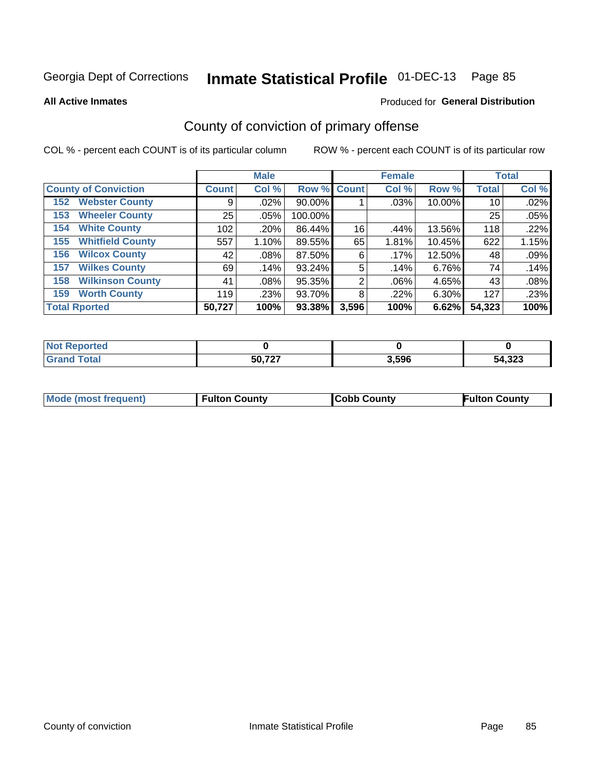Georgia Dept of Corrections **Inmate Statistical Profile** 01-DEC-13

**All Active Inmates**

Produced for **General Distribution**

## County of conviction of primary offense

COL % - percent each COUNT is of its particular column        ROW % - percent each COUNT is of its particular row

| | Male | | | Female | | | Total | |
|---|---|---|---|---|---|---|---|---|
| **County of Conviction** | **Count** | **Col %** | **Row %** | **Count** | **Col %** | **Row %** | **Total** | **Col %** |
| 152 Webster County | 9 | .02% | 90.00% | 1 | .03% | 10.00% | 10 | .02% |
| 153 Wheeler County | 25 | .05% | 100.00% | | | | 25 | .05% |
| 154 White County | 102 | .20% | 86.44% | 16 | .44% | 13.56% | 118 | .22% |
| 155 Whitfield County | 557 | 1.10% | 89.55% | 65 | 1.81% | 10.45% | 622 | 1.15% |
| 156 Wilcox County | 42 | .08% | 87.50% | 6 | .17% | 12.50% | 48 | .09% |
| 157 Wilkes County | 69 | .14% | 93.24% | 5 | .14% | 6.76% | 74 | .14% |
| 158 Wilkinson County | 41 | .08% | 95.35% | 2 | .06% | 4.65% | 43 | .08% |
| 159 Worth County | 119 | .23% | 93.70% | 8 | .22% | 6.30% | 127 | .23% |
| **Total Rported** | **50,727** | **100%** | **93.38%** | **3,596** | **100%** | **6.62%** | **54,323** | **100%** |

| | Male | Female | Total |
|---|---|---|---|
| Not Reported | **0** | **0** | **0** |
| Grand Total | **50,727** | **3,596** | **54,323** |

| | Male | Female | Total |
|---|---|---|---|
| Mode (most frequent) | **Fulton County** | **Cobb County** | **Fulton County** |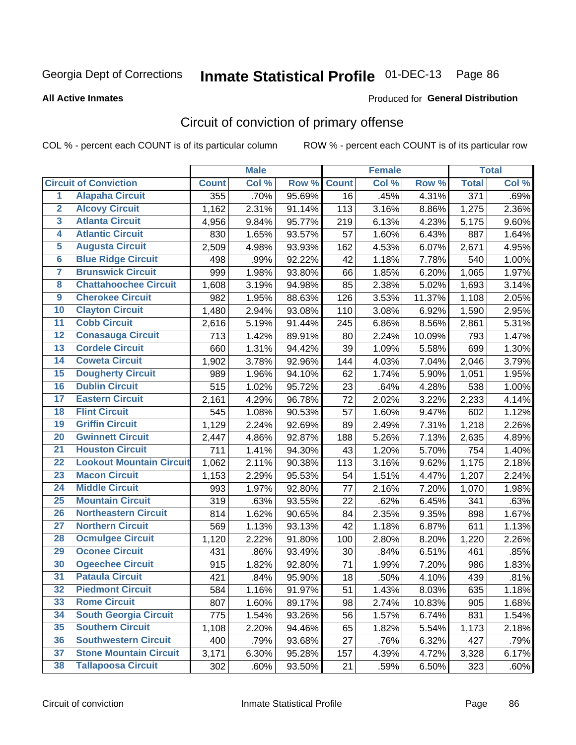Georgia Dept of Corrections **Inmate Statistical Profile** 01-DEC-13

**All Active Inmates**

Produced for **General Distribution**

## Circuit of conviction of primary offense

COL % - percent each COUNT is of its particular column ROW % - percent each COUNT is of its particular row

| Circuit of Conviction | | Male | | | Female | | | Total | |
|---|---|---|---|---|---|---|---|---|---|
| | | Count | Col % | Row % | Count | Col % | Row % | Total | Col % |
| 1 | Alapaha Circuit | 355 | .70% | 95.69% | 16 | .45% | 4.31% | 371 | .69% |
| 2 | Alcovy Circuit | 1,162 | 2.31% | 91.14% | 113 | 3.16% | 8.86% | 1,275 | 2.36% |
| 3 | Atlanta Circuit | 4,956 | 9.84% | 95.77% | 219 | 6.13% | 4.23% | 5,175 | 9.60% |
| 4 | Atlantic Circuit | 830 | 1.65% | 93.57% | 57 | 1.60% | 6.43% | 887 | 1.64% |
| 5 | Augusta Circuit | 2,509 | 4.98% | 93.93% | 162 | 4.53% | 6.07% | 2,671 | 4.95% |
| 6 | Blue Ridge Circuit | 498 | .99% | 92.22% | 42 | 1.18% | 7.78% | 540 | 1.00% |
| 7 | Brunswick Circuit | 999 | 1.98% | 93.80% | 66 | 1.85% | 6.20% | 1,065 | 1.97% |
| 8 | Chattahoochee Circuit | 1,608 | 3.19% | 94.98% | 85 | 2.38% | 5.02% | 1,693 | 3.14% |
| 9 | Cherokee Circuit | 982 | 1.95% | 88.63% | 126 | 3.53% | 11.37% | 1,108 | 2.05% |
| 10 | Clayton Circuit | 1,480 | 2.94% | 93.08% | 110 | 3.08% | 6.92% | 1,590 | 2.95% |
| 11 | Cobb Circuit | 2,616 | 5.19% | 91.44% | 245 | 6.86% | 8.56% | 2,861 | 5.31% |
| 12 | Conasauga Circuit | 713 | 1.42% | 89.91% | 80 | 2.24% | 10.09% | 793 | 1.47% |
| 13 | Cordele Circuit | 660 | 1.31% | 94.42% | 39 | 1.09% | 5.58% | 699 | 1.30% |
| 14 | Coweta Circuit | 1,902 | 3.78% | 92.96% | 144 | 4.03% | 7.04% | 2,046 | 3.79% |
| 15 | Dougherty Circuit | 989 | 1.96% | 94.10% | 62 | 1.74% | 5.90% | 1,051 | 1.95% |
| 16 | Dublin Circuit | 515 | 1.02% | 95.72% | 23 | .64% | 4.28% | 538 | 1.00% |
| 17 | Eastern Circuit | 2,161 | 4.29% | 96.78% | 72 | 2.02% | 3.22% | 2,233 | 4.14% |
| 18 | Flint Circuit | 545 | 1.08% | 90.53% | 57 | 1.60% | 9.47% | 602 | 1.12% |
| 19 | Griffin Circuit | 1,129 | 2.24% | 92.69% | 89 | 2.49% | 7.31% | 1,218 | 2.26% |
| 20 | Gwinnett Circuit | 2,447 | 4.86% | 92.87% | 188 | 5.26% | 7.13% | 2,635 | 4.89% |
| 21 | Houston Circuit | 711 | 1.41% | 94.30% | 43 | 1.20% | 5.70% | 754 | 1.40% |
| 22 | Lookout Mountain Circuit | 1,062 | 2.11% | 90.38% | 113 | 3.16% | 9.62% | 1,175 | 2.18% |
| 23 | Macon Circuit | 1,153 | 2.29% | 95.53% | 54 | 1.51% | 4.47% | 1,207 | 2.24% |
| 24 | Middle Circuit | 993 | 1.97% | 92.80% | 77 | 2.16% | 7.20% | 1,070 | 1.98% |
| 25 | Mountain Circuit | 319 | .63% | 93.55% | 22 | .62% | 6.45% | 341 | .63% |
| 26 | Northeastern Circuit | 814 | 1.62% | 90.65% | 84 | 2.35% | 9.35% | 898 | 1.67% |
| 27 | Northern Circuit | 569 | 1.13% | 93.13% | 42 | 1.18% | 6.87% | 611 | 1.13% |
| 28 | Ocmulgee Circuit | 1,120 | 2.22% | 91.80% | 100 | 2.80% | 8.20% | 1,220 | 2.26% |
| 29 | Oconee Circuit | 431 | .86% | 93.49% | 30 | .84% | 6.51% | 461 | .85% |
| 30 | Ogeechee Circuit | 915 | 1.82% | 92.80% | 71 | 1.99% | 7.20% | 986 | 1.83% |
| 31 | Pataula Circuit | 421 | .84% | 95.90% | 18 | .50% | 4.10% | 439 | .81% |
| 32 | Piedmont Circuit | 584 | 1.16% | 91.97% | 51 | 1.43% | 8.03% | 635 | 1.18% |
| 33 | Rome Circuit | 807 | 1.60% | 89.17% | 98 | 2.74% | 10.83% | 905 | 1.68% |
| 34 | South Georgia Circuit | 775 | 1.54% | 93.26% | 56 | 1.57% | 6.74% | 831 | 1.54% |
| 35 | Southern Circuit | 1,108 | 2.20% | 94.46% | 65 | 1.82% | 5.54% | 1,173 | 2.18% |
| 36 | Southwestern Circuit | 400 | .79% | 93.68% | 27 | .76% | 6.32% | 427 | .79% |
| 37 | Stone Mountain Circuit | 3,171 | 6.30% | 95.28% | 157 | 4.39% | 4.72% | 3,328 | 6.17% |
| 38 | Tallapoosa Circuit | 302 | .60% | 93.50% | 21 | .59% | 6.50% | 323 | .60% |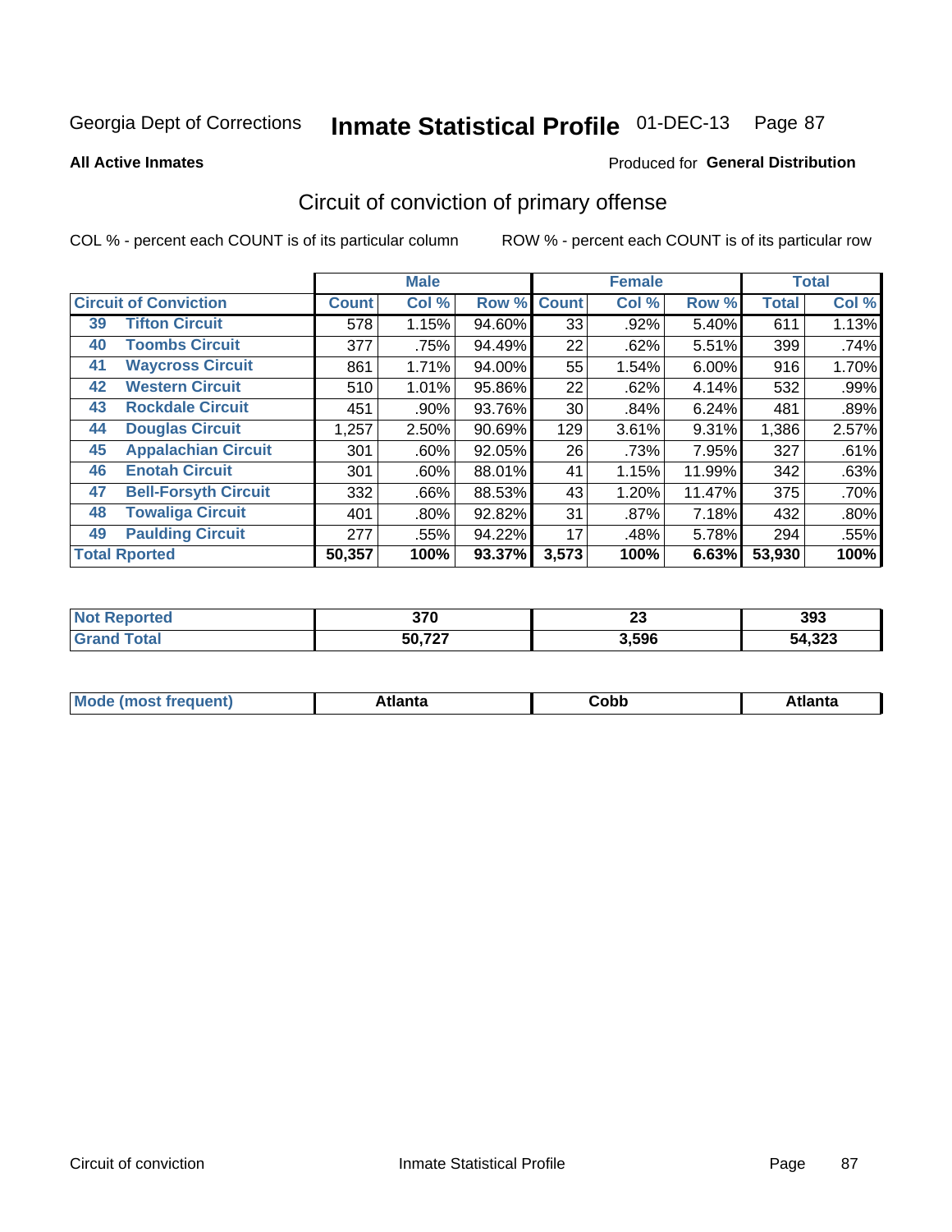Georgia Dept of Corrections **Inmate Statistical Profile** 01-DEC-13

**All Active Inmates**

Produced for **General Distribution**

## Circuit of conviction of primary offense

COL % - percent each COUNT is of its particular column

ROW % - percent each COUNT is of its particular row

| Circuit of Conviction | | Male | | | Female | | | Total | |
|---|---|---|---|---|---|---|---|---|---|
| | | Count | Col % | Row % | Count | Col % | Row % | Total | Col % |
| 39 | Tifton Circuit | 578 | 1.15% | 94.60% | 33 | .92% | 5.40% | 611 | 1.13% |
| 40 | Toombs Circuit | 377 | .75% | 94.49% | 22 | .62% | 5.51% | 399 | .74% |
| 41 | Waycross Circuit | 861 | 1.71% | 94.00% | 55 | 1.54% | 6.00% | 916 | 1.70% |
| 42 | Western Circuit | 510 | 1.01% | 95.86% | 22 | .62% | 4.14% | 532 | .99% |
| 43 | Rockdale Circuit | 451 | .90% | 93.76% | 30 | .84% | 6.24% | 481 | .89% |
| 44 | Douglas Circuit | 1,257 | 2.50% | 90.69% | 129 | 3.61% | 9.31% | 1,386 | 2.57% |
| 45 | Appalachian Circuit | 301 | .60% | 92.05% | 26 | .73% | 7.95% | 327 | .61% |
| 46 | Enotah Circuit | 301 | .60% | 88.01% | 41 | 1.15% | 11.99% | 342 | .63% |
| 47 | Bell-Forsyth Circuit | 332 | .66% | 88.53% | 43 | 1.20% | 11.47% | 375 | .70% |
| 48 | Towaliga Circuit | 401 | .80% | 92.82% | 31 | .87% | 7.18% | 432 | .80% |
| 49 | Paulding Circuit | 277 | .55% | 94.22% | 17 | .48% | 5.78% | 294 | .55% |
| **Total Rported** | | **50,357** | **100%** | **93.37%** | **3,573** | **100%** | **6.63%** | **53,930** | **100%** |

| | Male | Female | Total |
|---|---|---|---|
| Not Reported | 370 | 23 | 393 |
| Grand Total | 50,727 | 3,596 | 54,323 |

| | Male | Female | Total |
|---|---|---|---|
| Mode (most frequent) | Atlanta | Cobb | Atlanta |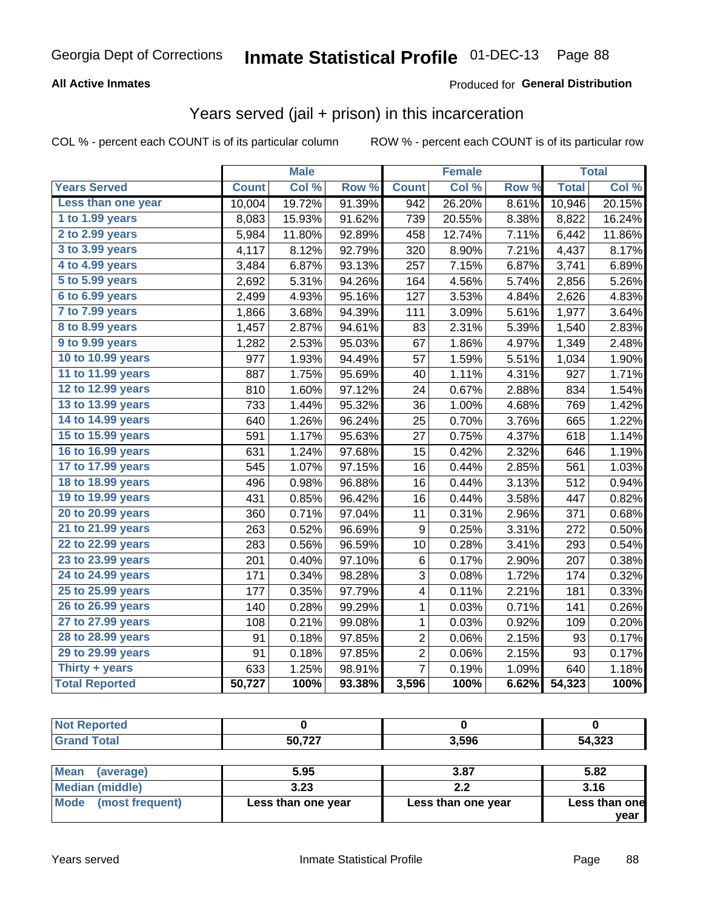Georgia Dept of Corrections **Inmate Statistical Profile** 01-DEC-13

**All Active Inmates**

Produced for **General Distribution**

## Years served (jail + prison) in this incarceration

COL % - percent each COUNT is of its particular column ROW % - percent each COUNT is of its particular row

| | Male | | | Female | | | Total | |
|---|---|---|---|---|---|---|---|---|
| **Years Served** | **Count** | **Col %** | **Row %** | **Count** | **Col %** | **Row %** | **Total** | **Col %** |
| Less than one year | 10,004 | 19.72% | 91.39% | 942 | 26.20% | 8.61% | 10,946 | 20.15% |
| 1 to 1.99 years | 8,083 | 15.93% | 91.62% | 739 | 20.55% | 8.38% | 8,822 | 16.24% |
| 2 to 2.99 years | 5,984 | 11.80% | 92.89% | 458 | 12.74% | 7.11% | 6,442 | 11.86% |
| 3 to 3.99 years | 4,117 | 8.12% | 92.79% | 320 | 8.90% | 7.21% | 4,437 | 8.17% |
| 4 to 4.99 years | 3,484 | 6.87% | 93.13% | 257 | 7.15% | 6.87% | 3,741 | 6.89% |
| 5 to 5.99 years | 2,692 | 5.31% | 94.26% | 164 | 4.56% | 5.74% | 2,856 | 5.26% |
| 6 to 6.99 years | 2,499 | 4.93% | 95.16% | 127 | 3.53% | 4.84% | 2,626 | 4.83% |
| 7 to 7.99 years | 1,866 | 3.68% | 94.39% | 111 | 3.09% | 5.61% | 1,977 | 3.64% |
| 8 to 8.99 years | 1,457 | 2.87% | 94.61% | 83 | 2.31% | 5.39% | 1,540 | 2.83% |
| 9 to 9.99 years | 1,282 | 2.53% | 95.03% | 67 | 1.86% | 4.97% | 1,349 | 2.48% |
| 10 to 10.99 years | 977 | 1.93% | 94.49% | 57 | 1.59% | 5.51% | 1,034 | 1.90% |
| 11 to 11.99 years | 887 | 1.75% | 95.69% | 40 | 1.11% | 4.31% | 927 | 1.71% |
| 12 to 12.99 years | 810 | 1.60% | 97.12% | 24 | 0.67% | 2.88% | 834 | 1.54% |
| 13 to 13.99 years | 733 | 1.44% | 95.32% | 36 | 1.00% | 4.68% | 769 | 1.42% |
| 14 to 14.99 years | 640 | 1.26% | 96.24% | 25 | 0.70% | 3.76% | 665 | 1.22% |
| 15 to 15.99 years | 591 | 1.17% | 95.63% | 27 | 0.75% | 4.37% | 618 | 1.14% |
| 16 to 16.99 years | 631 | 1.24% | 97.68% | 15 | 0.42% | 2.32% | 646 | 1.19% |
| 17 to 17.99 years | 545 | 1.07% | 97.15% | 16 | 0.44% | 2.85% | 561 | 1.03% |
| 18 to 18.99 years | 496 | 0.98% | 96.88% | 16 | 0.44% | 3.13% | 512 | 0.94% |
| 19 to 19.99 years | 431 | 0.85% | 96.42% | 16 | 0.44% | 3.58% | 447 | 0.82% |
| 20 to 20.99 years | 360 | 0.71% | 97.04% | 11 | 0.31% | 2.96% | 371 | 0.68% |
| 21 to 21.99 years | 263 | 0.52% | 96.69% | 9 | 0.25% | 3.31% | 272 | 0.50% |
| 22 to 22.99 years | 283 | 0.56% | 96.59% | 10 | 0.28% | 3.41% | 293 | 0.54% |
| 23 to 23.99 years | 201 | 0.40% | 97.10% | 6 | 0.17% | 2.90% | 207 | 0.38% |
| 24 to 24.99 years | 171 | 0.34% | 98.28% | 3 | 0.08% | 1.72% | 174 | 0.32% |
| 25 to 25.99 years | 177 | 0.35% | 97.79% | 4 | 0.11% | 2.21% | 181 | 0.33% |
| 26 to 26.99 years | 140 | 0.28% | 99.29% | 1 | 0.03% | 0.71% | 141 | 0.26% |
| 27 to 27.99 years | 108 | 0.21% | 99.08% | 1 | 0.03% | 0.92% | 109 | 0.20% |
| 28 to 28.99 years | 91 | 0.18% | 97.85% | 2 | 0.06% | 2.15% | 93 | 0.17% |
| 29 to 29.99 years | 91 | 0.18% | 97.85% | 2 | 0.06% | 2.15% | 93 | 0.17% |
| Thirty + years | 633 | 1.25% | 98.91% | 7 | 0.19% | 1.09% | 640 | 1.18% |
| **Total Reported** | **50,727** | **100%** | **93.38%** | **3,596** | **100%** | **6.62%** | **54,323** | **100%** |

| | Male | Female | Total |
|---|---|---|---|
| Not Reported | **0** | **0** | **0** |
| Grand Total | **50,727** | **3,596** | **54,323** |

| | Male | Female | Total |
|---|---|---|---|
| Mean (average) | **5.95** | **3.87** | **5.82** |
| Median (middle) | **3.23** | **2.2** | **3.16** |
| Mode (most frequent) | **Less than one year** | **Less than one year** | **Less than one year** |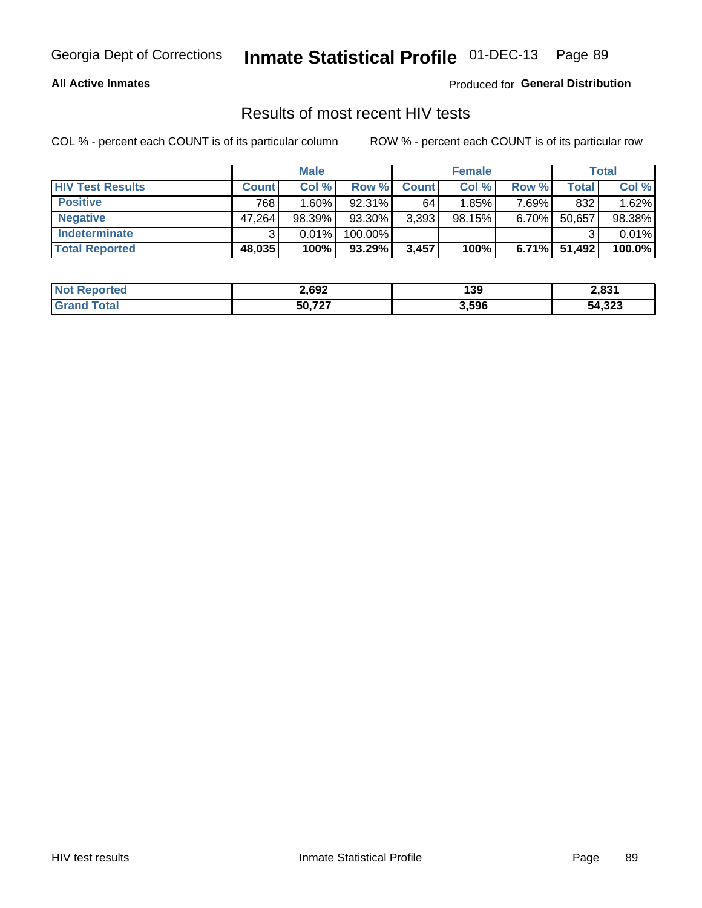Georgia Dept of Corrections **Inmate Statistical Profile** 01-DEC-13

**All Active Inmates**

Produced for **General Distribution**

## Results of most recent HIV tests

COL % - percent each COUNT is of its particular column

ROW % - percent each COUNT is of its particular row

| | Male | | | Female | | | Total | |
|---|---|---|---|---|---|---|---|---|
| **HIV Test Results** | **Count** | **Col %** | **Row %** | **Count** | **Col %** | **Row %** | **Total** | **Col %** |
| **Positive** | 768 | 1.60% | 92.31% | 64 | 1.85% | 7.69% | 832 | 1.62% |
| **Negative** | 47,264 | 98.39% | 93.30% | 3,393 | 98.15% | 6.70% | 50,657 | 98.38% |
| **Indeterminate** | 3 | 0.01% | 100.00% | | | | 3 | 0.01% |
| **Total Reported** | **48,035** | **100%** | **93.29%** | **3,457** | **100%** | **6.71%** | **51,492** | **100.0%** |

| | Male | Female | Total |
|---|---|---|---|
| **Not Reported** | **2,692** | **139** | **2,831** |
| **Grand Total** | **50,727** | **3,596** | **54,323** |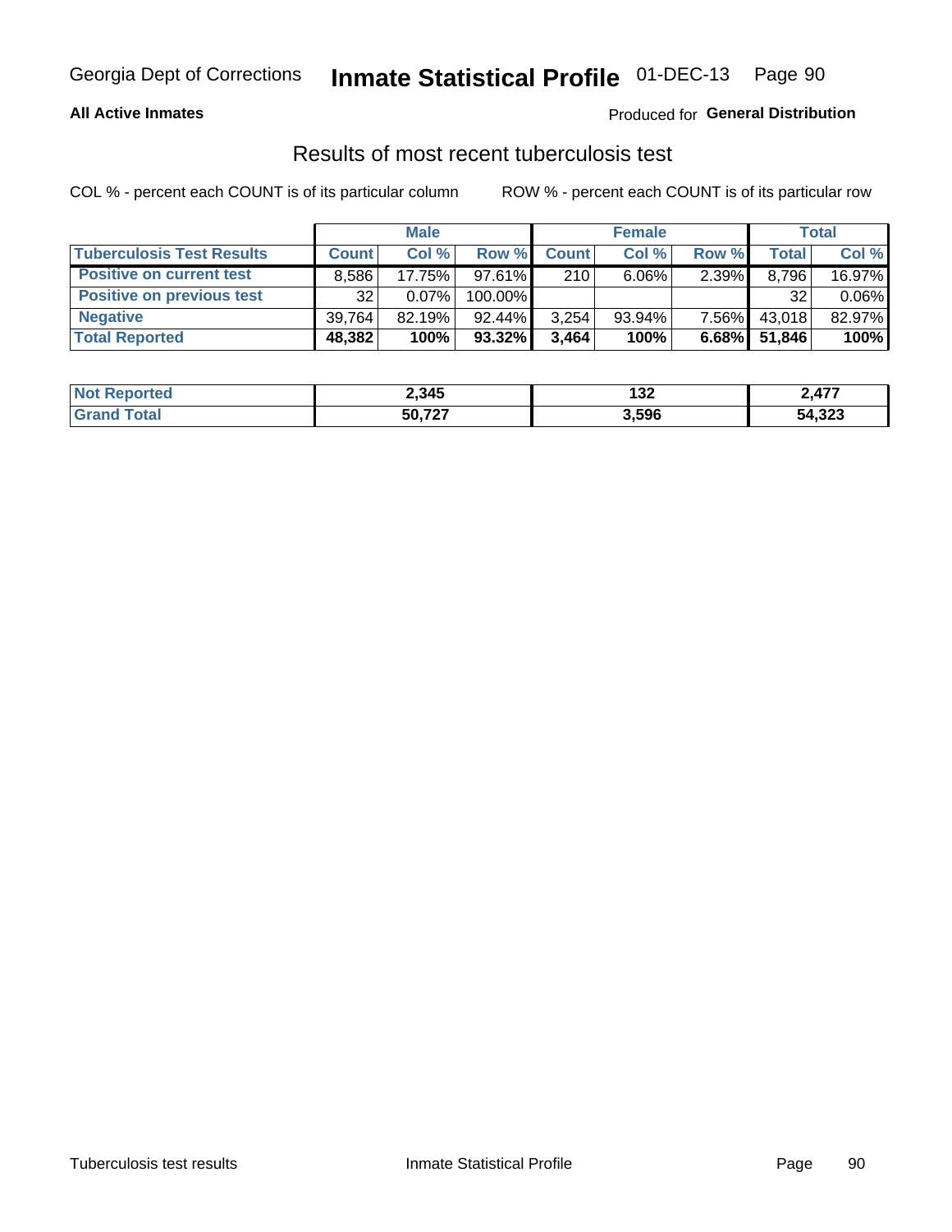Georgia Dept of Corrections **Inmate Statistical Profile** 01-DEC-13

**All Active Inmates**

Produced for **General Distribution**

## Results of most recent tuberculosis test

COL % - percent each COUNT is of its particular column    ROW % - percent each COUNT is of its particular row

| | Male | | | Female | | | Total | |
|---|---|---|---|---|---|---|---|---|
| **Tuberculosis Test Results** | **Count** | **Col %** | **Row %** | **Count** | **Col %** | **Row %** | **Total** | **Col %** |
| **Positive on current test** | 8,586 | 17.75% | 97.61% | 210 | 6.06% | 2.39% | 8,796 | 16.97% |
| **Positive on previous test** | 32 | 0.07% | 100.00% | | | | 32 | 0.06% |
| **Negative** | 39,764 | 82.19% | 92.44% | 3,254 | 93.94% | 7.56% | 43,018 | 82.97% |
| **Total Reported** | **48,382** | **100%** | **93.32%** | **3,464** | **100%** | **6.68%** | **51,846** | **100%** |

| | Male | Female | Total |
|---|---|---|---|
| **Not Reported** | **2,345** | **132** | **2,477** |
| **Grand Total** | **50,727** | **3,596** | **54,323** |

Tuberculosis test results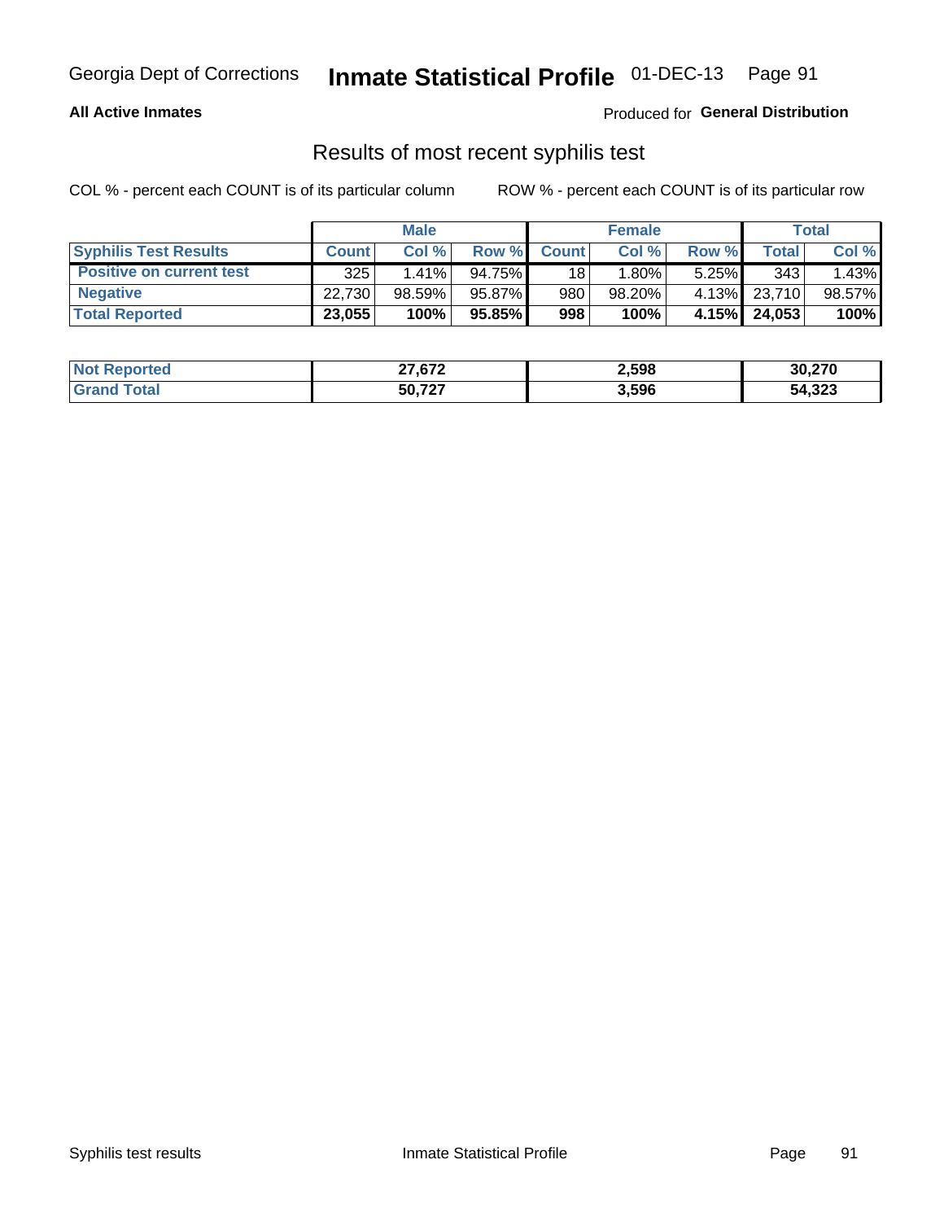**All Active Inmates** Produced for **General Distribution**

## Results of most recent syphilis test

COL % - percent each COUNT is of its particular column ROW % - percent each COUNT is of its particular row

| | Male | | | Female | | | Total | |
|---|---|---|---|---|---|---|---|---|
| **Syphilis Test Results** | **Count** | **Col %** | **Row %** | **Count** | **Col %** | **Row %** | **Total** | **Col %** |
| **Positive on current test** | 325 | 1.41% | 94.75% | 18 | 1.80% | 5.25% | 343 | 1.43% |
| **Negative** | 22,730 | 98.59% | 95.87% | 980 | 98.20% | 4.13% | 23,710 | 98.57% |
| **Total Reported** | **23,055** | **100%** | **95.85%** | **998** | **100%** | **4.15%** | **24,053** | **100%** |

| | Male | Female | Total |
|---|---|---|---|
| **Not Reported** | **27,672** | **2,598** | **30,270** |
| **Grand Total** | **50,727** | **3,596** | **54,323** |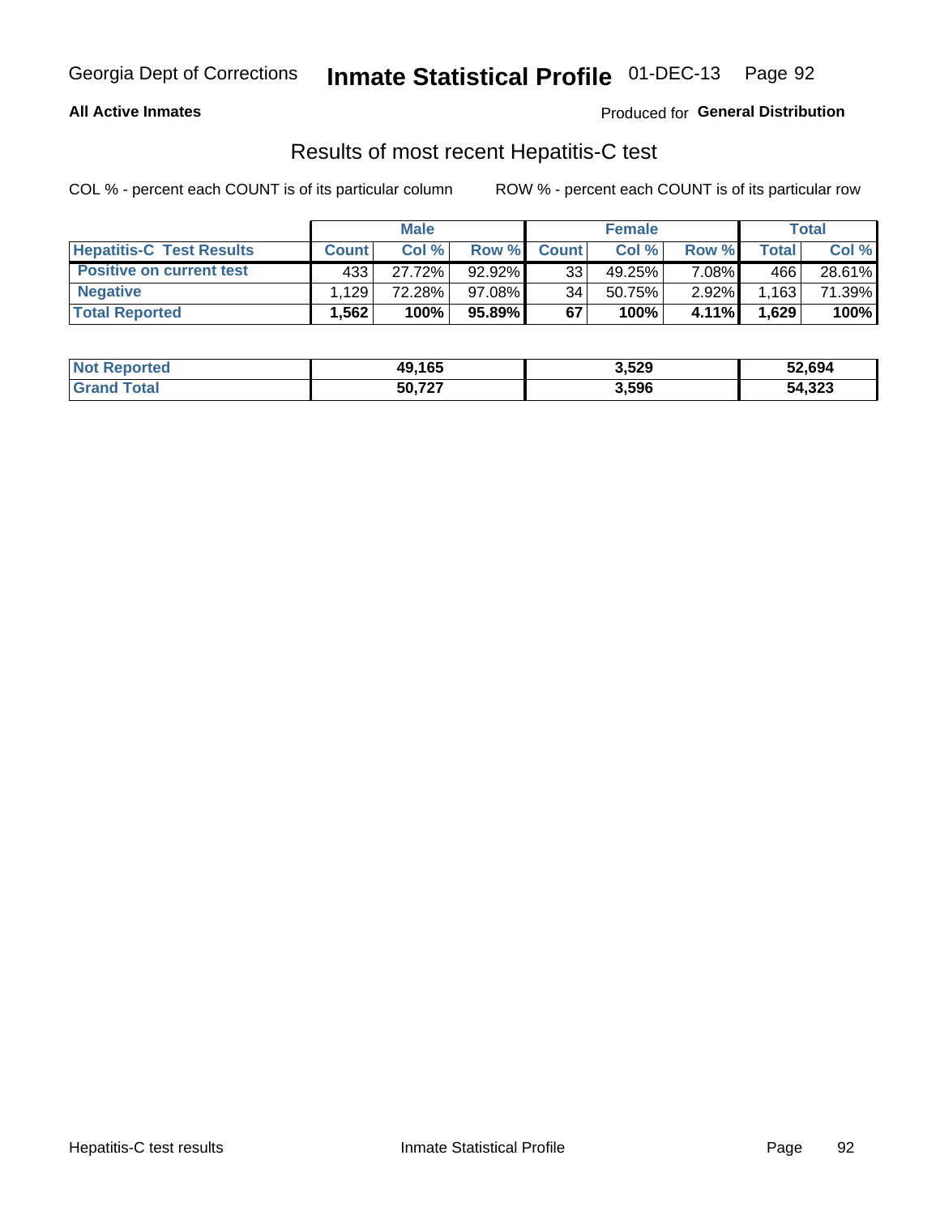Georgia Dept of Corrections **Inmate Statistical Profile** 01-DEC-13

**All Active Inmates**

Produced for **General Distribution**

## Results of most recent Hepatitis-C test

COL % - percent each COUNT is of its particular column

ROW % - percent each COUNT is of its particular row

| | Male | | | Female | | | Total | |
|---|---|---|---|---|---|---|---|---|
| **Hepatitis-C Test Results** | **Count** | **Col %** | **Row %** | **Count** | **Col %** | **Row %** | **Total** | **Col %** |
| **Positive on current test** | 433 | 27.72% | 92.92% | 33 | 49.25% | 7.08% | 466 | 28.61% |
| **Negative** | 1,129 | 72.28% | 97.08% | 34 | 50.75% | 2.92% | 1,163 | 71.39% |
| **Total Reported** | **1,562** | **100%** | **95.89%** | **67** | **100%** | **4.11%** | **1,629** | **100%** |

| | Male | Female | Total |
|---|---|---|---|
| **Not Reported** | **49,165** | **3,529** | **52,694** |
| **Grand Total** | **50,727** | **3,596** | **54,323** |